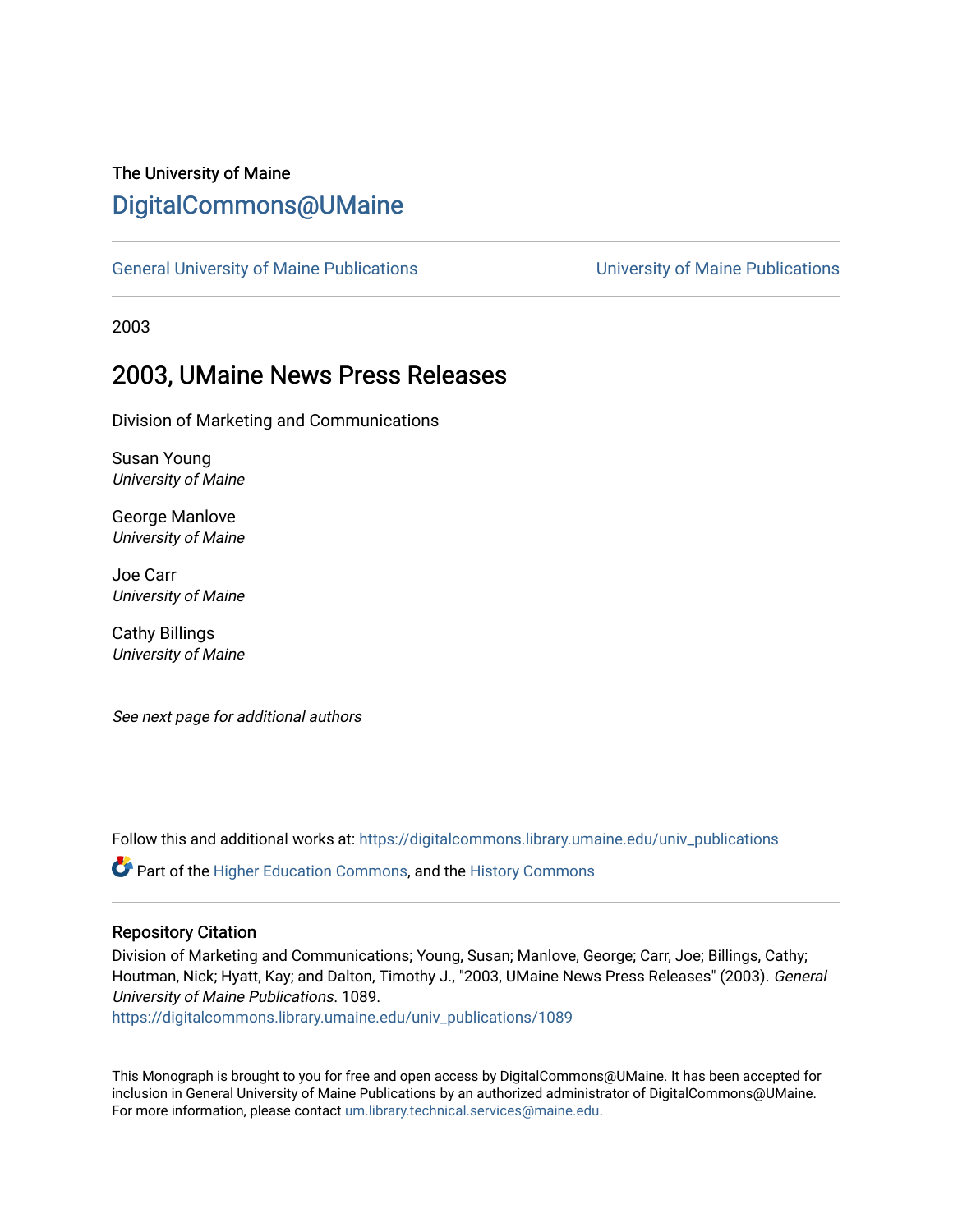The University of Maine

# DigitalCommons@UMaine

General University of Maine Publications | University of Maine Publications

2003

## 2003, UMaine News Press Releases

Division of Marketing and Communications

Susan Young
*University of Maine*

George Manlove
*University of Maine*

Joe Carr
*University of Maine*

Cathy Billings
*University of Maine*

*See next page for additional authors*

Follow this and additional works at: https://digitalcommons.library.umaine.edu/univ_publications

Part of the Higher Education Commons, and the History Commons

### Repository Citation

Division of Marketing and Communications; Young, Susan; Manlove, George; Carr, Joe; Billings, Cathy; Houtman, Nick; Hyatt, Kay; and Dalton, Timothy J., "2003, UMaine News Press Releases" (2003). *General University of Maine Publications*. 1089.
https://digitalcommons.library.umaine.edu/univ_publications/1089

This Monograph is brought to you for free and open access by DigitalCommons@UMaine. It has been accepted for inclusion in General University of Maine Publications by an authorized administrator of DigitalCommons@UMaine. For more information, please contact um.library.technical.services@maine.edu.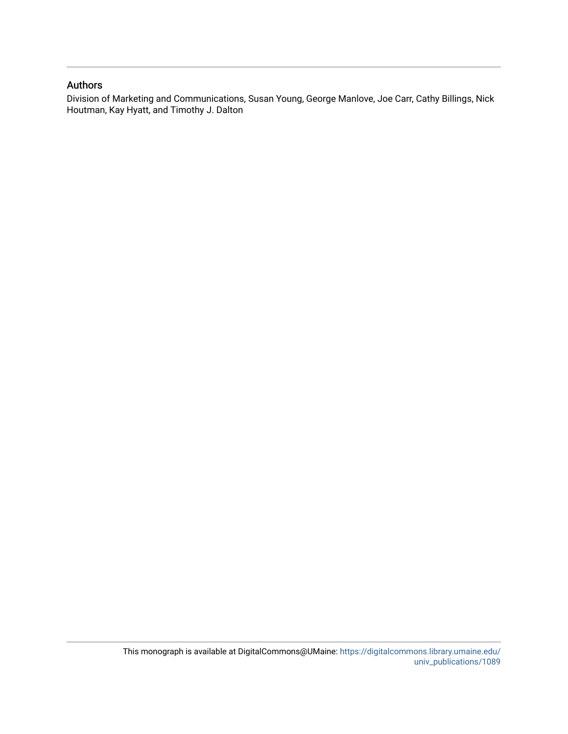## Authors

Division of Marketing and Communications, Susan Young, George Manlove, Joe Carr, Cathy Billings, Nick Houtman, Kay Hyatt, and Timothy J. Dalton

This monograph is available at DigitalCommons@UMaine: https://digitalcommons.library.umaine.edu/univ_publications/1089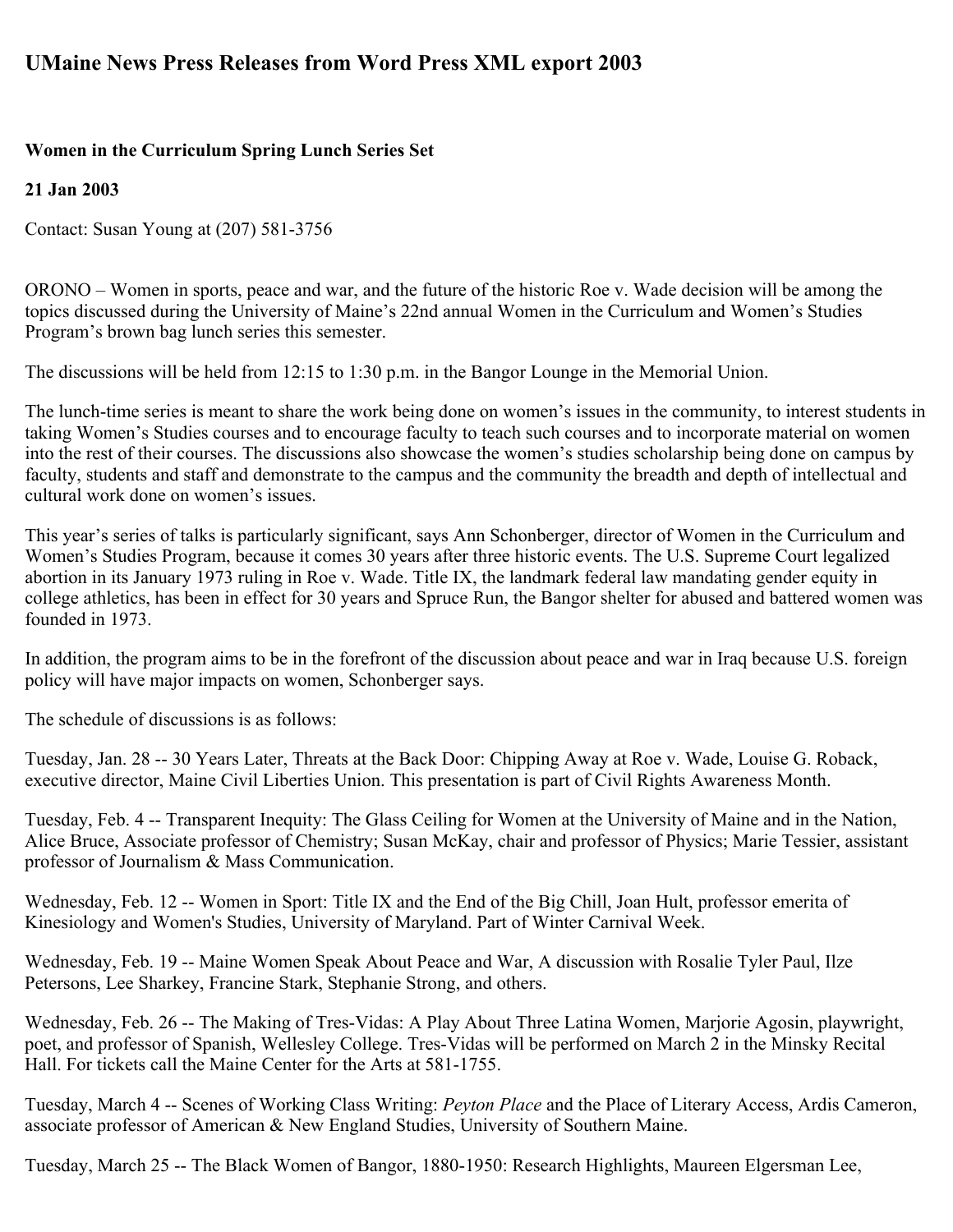## UMaine News Press Releases from Word Press XML export 2003

**Women in the Curriculum Spring Lunch Series Set**

**21 Jan 2003**

Contact: Susan Young at (207) 581-3756

ORONO – Women in sports, peace and war, and the future of the historic Roe v. Wade decision will be among the topics discussed during the University of Maine's 22nd annual Women in the Curriculum and Women's Studies Program's brown bag lunch series this semester.

The discussions will be held from 12:15 to 1:30 p.m. in the Bangor Lounge in the Memorial Union.

The lunch-time series is meant to share the work being done on women's issues in the community, to interest students in taking Women's Studies courses and to encourage faculty to teach such courses and to incorporate material on women into the rest of their courses. The discussions also showcase the women's studies scholarship being done on campus by faculty, students and staff and demonstrate to the campus and the community the breadth and depth of intellectual and cultural work done on women's issues.

This year's series of talks is particularly significant, says Ann Schonberger, director of Women in the Curriculum and Women's Studies Program, because it comes 30 years after three historic events. The U.S. Supreme Court legalized abortion in its January 1973 ruling in Roe v. Wade. Title IX, the landmark federal law mandating gender equity in college athletics, has been in effect for 30 years and Spruce Run, the Bangor shelter for abused and battered women was founded in 1973.

In addition, the program aims to be in the forefront of the discussion about peace and war in Iraq because U.S. foreign policy will have major impacts on women, Schonberger says.

The schedule of discussions is as follows:

Tuesday, Jan. 28 -- 30 Years Later, Threats at the Back Door: Chipping Away at Roe v. Wade, Louise G. Roback, executive director, Maine Civil Liberties Union. This presentation is part of Civil Rights Awareness Month.

Tuesday, Feb. 4 -- Transparent Inequity: The Glass Ceiling for Women at the University of Maine and in the Nation, Alice Bruce, Associate professor of Chemistry; Susan McKay, chair and professor of Physics; Marie Tessier, assistant professor of Journalism & Mass Communication.

Wednesday, Feb. 12 -- Women in Sport: Title IX and the End of the Big Chill, Joan Hult, professor emerita of Kinesiology and Women's Studies, University of Maryland. Part of Winter Carnival Week.

Wednesday, Feb. 19 -- Maine Women Speak About Peace and War, A discussion with Rosalie Tyler Paul, Ilze Petersons, Lee Sharkey, Francine Stark, Stephanie Strong, and others.

Wednesday, Feb. 26 -- The Making of Tres-Vidas: A Play About Three Latina Women, Marjorie Agosin, playwright, poet, and professor of Spanish, Wellesley College. Tres-Vidas will be performed on March 2 in the Minsky Recital Hall. For tickets call the Maine Center for the Arts at 581-1755.

Tuesday, March 4 -- Scenes of Working Class Writing: *Peyton Place* and the Place of Literary Access, Ardis Cameron, associate professor of American & New England Studies, University of Southern Maine.

Tuesday, March 25 -- The Black Women of Bangor, 1880-1950: Research Highlights, Maureen Elgersman Lee,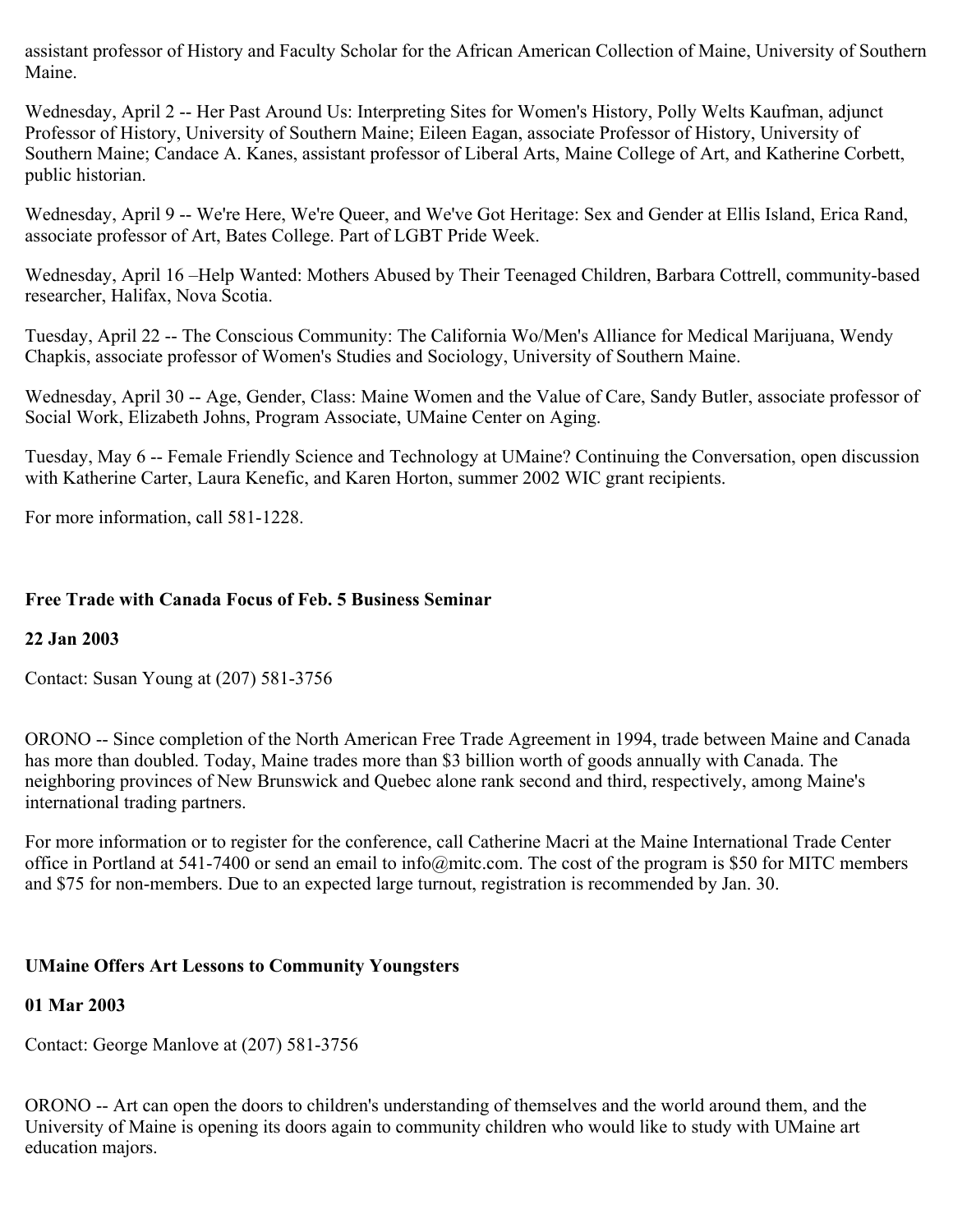assistant professor of History and Faculty Scholar for the African American Collection of Maine, University of Southern Maine.

Wednesday, April 2 -- Her Past Around Us: Interpreting Sites for Women's History, Polly Welts Kaufman, adjunct Professor of History, University of Southern Maine; Eileen Eagan, associate Professor of History, University of Southern Maine; Candace A. Kanes, assistant professor of Liberal Arts, Maine College of Art, and Katherine Corbett, public historian.

Wednesday, April 9 -- We're Here, We're Queer, and We've Got Heritage: Sex and Gender at Ellis Island, Erica Rand, associate professor of Art, Bates College. Part of LGBT Pride Week.

Wednesday, April 16 –Help Wanted: Mothers Abused by Their Teenaged Children, Barbara Cottrell, community-based researcher, Halifax, Nova Scotia.

Tuesday, April 22 -- The Conscious Community: The California Wo/Men's Alliance for Medical Marijuana, Wendy Chapkis, associate professor of Women's Studies and Sociology, University of Southern Maine.

Wednesday, April 30 -- Age, Gender, Class: Maine Women and the Value of Care, Sandy Butler, associate professor of Social Work, Elizabeth Johns, Program Associate, UMaine Center on Aging.

Tuesday, May 6 -- Female Friendly Science and Technology at UMaine? Continuing the Conversation, open discussion with Katherine Carter, Laura Kenefic, and Karen Horton, summer 2002 WIC grant recipients.

For more information, call 581-1228.

**Free Trade with Canada Focus of Feb. 5 Business Seminar**

**22 Jan 2003**

Contact: Susan Young at (207) 581-3756

ORONO -- Since completion of the North American Free Trade Agreement in 1994, trade between Maine and Canada has more than doubled. Today, Maine trades more than $3 billion worth of goods annually with Canada. The neighboring provinces of New Brunswick and Quebec alone rank second and third, respectively, among Maine's international trading partners.

For more information or to register for the conference, call Catherine Macri at the Maine International Trade Center office in Portland at 541-7400 or send an email to info@mitc.com. The cost of the program is $50 for MITC members and $75 for non-members. Due to an expected large turnout, registration is recommended by Jan. 30.

**UMaine Offers Art Lessons to Community Youngsters**

**01 Mar 2003**

Contact: George Manlove at (207) 581-3756

ORONO -- Art can open the doors to children's understanding of themselves and the world around them, and the University of Maine is opening its doors again to community children who would like to study with UMaine art education majors.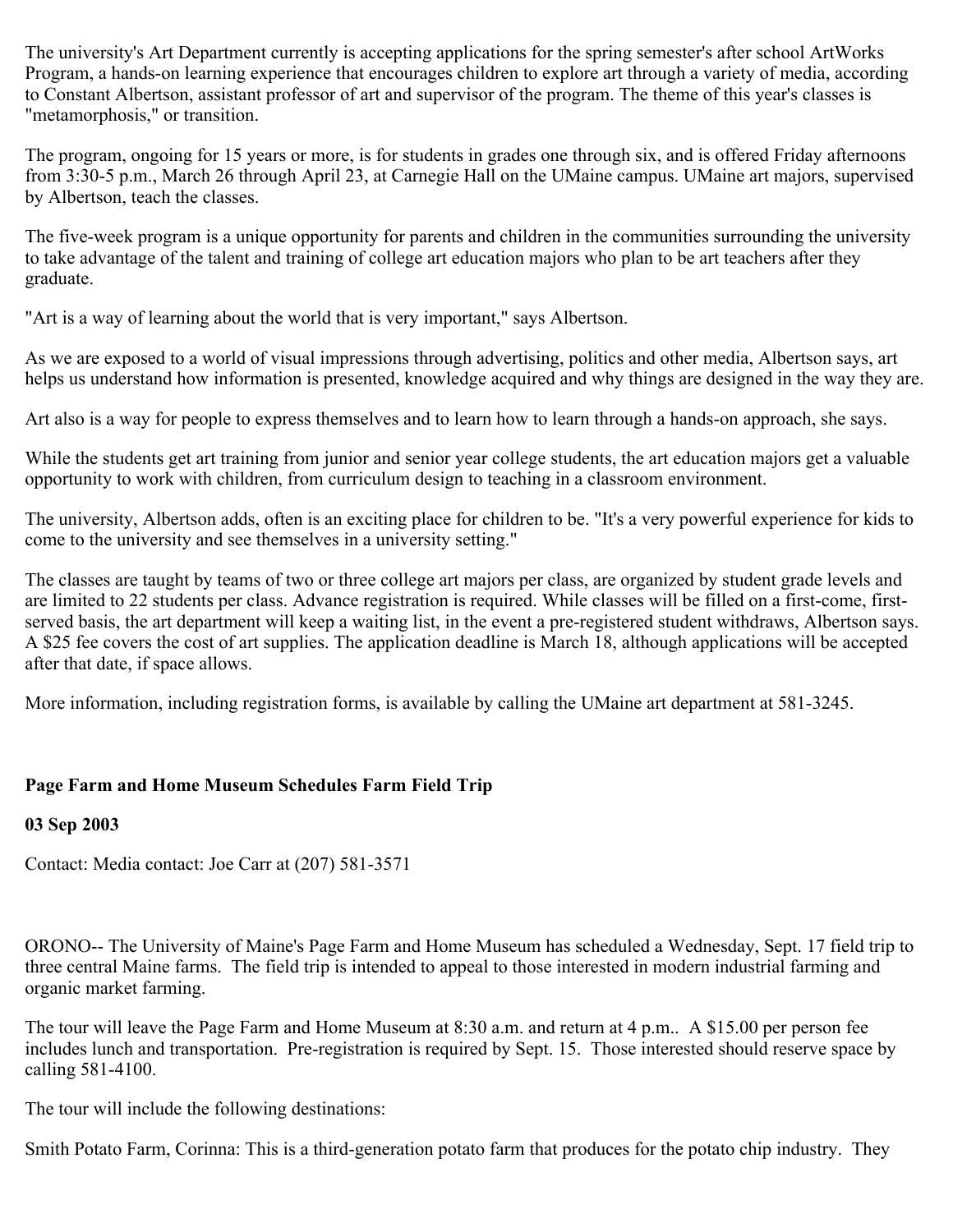The university's Art Department currently is accepting applications for the spring semester's after school ArtWorks Program, a hands-on learning experience that encourages children to explore art through a variety of media, according to Constant Albertson, assistant professor of art and supervisor of the program. The theme of this year's classes is "metamorphosis," or transition.

The program, ongoing for 15 years or more, is for students in grades one through six, and is offered Friday afternoons from 3:30-5 p.m., March 26 through April 23, at Carnegie Hall on the UMaine campus. UMaine art majors, supervised by Albertson, teach the classes.

The five-week program is a unique opportunity for parents and children in the communities surrounding the university to take advantage of the talent and training of college art education majors who plan to be art teachers after they graduate.

"Art is a way of learning about the world that is very important," says Albertson.

As we are exposed to a world of visual impressions through advertising, politics and other media, Albertson says, art helps us understand how information is presented, knowledge acquired and why things are designed in the way they are.

Art also is a way for people to express themselves and to learn how to learn through a hands-on approach, she says.

While the students get art training from junior and senior year college students, the art education majors get a valuable opportunity to work with children, from curriculum design to teaching in a classroom environment.

The university, Albertson adds, often is an exciting place for children to be. "It's a very powerful experience for kids to come to the university and see themselves in a university setting."

The classes are taught by teams of two or three college art majors per class, are organized by student grade levels and are limited to 22 students per class. Advance registration is required. While classes will be filled on a first-come, first-served basis, the art department will keep a waiting list, in the event a pre-registered student withdraws, Albertson says. A $25 fee covers the cost of art supplies. The application deadline is March 18, although applications will be accepted after that date, if space allows.

More information, including registration forms, is available by calling the UMaine art department at 581-3245.

**Page Farm and Home Museum Schedules Farm Field Trip**

**03 Sep 2003**

Contact: Media contact: Joe Carr at (207) 581-3571

ORONO-- The University of Maine's Page Farm and Home Museum has scheduled a Wednesday, Sept. 17 field trip to three central Maine farms. The field trip is intended to appeal to those interested in modern industrial farming and organic market farming.

The tour will leave the Page Farm and Home Museum at 8:30 a.m. and return at 4 p.m.. A $15.00 per person fee includes lunch and transportation. Pre-registration is required by Sept. 15. Those interested should reserve space by calling 581-4100.

The tour will include the following destinations:

Smith Potato Farm, Corinna: This is a third-generation potato farm that produces for the potato chip industry. They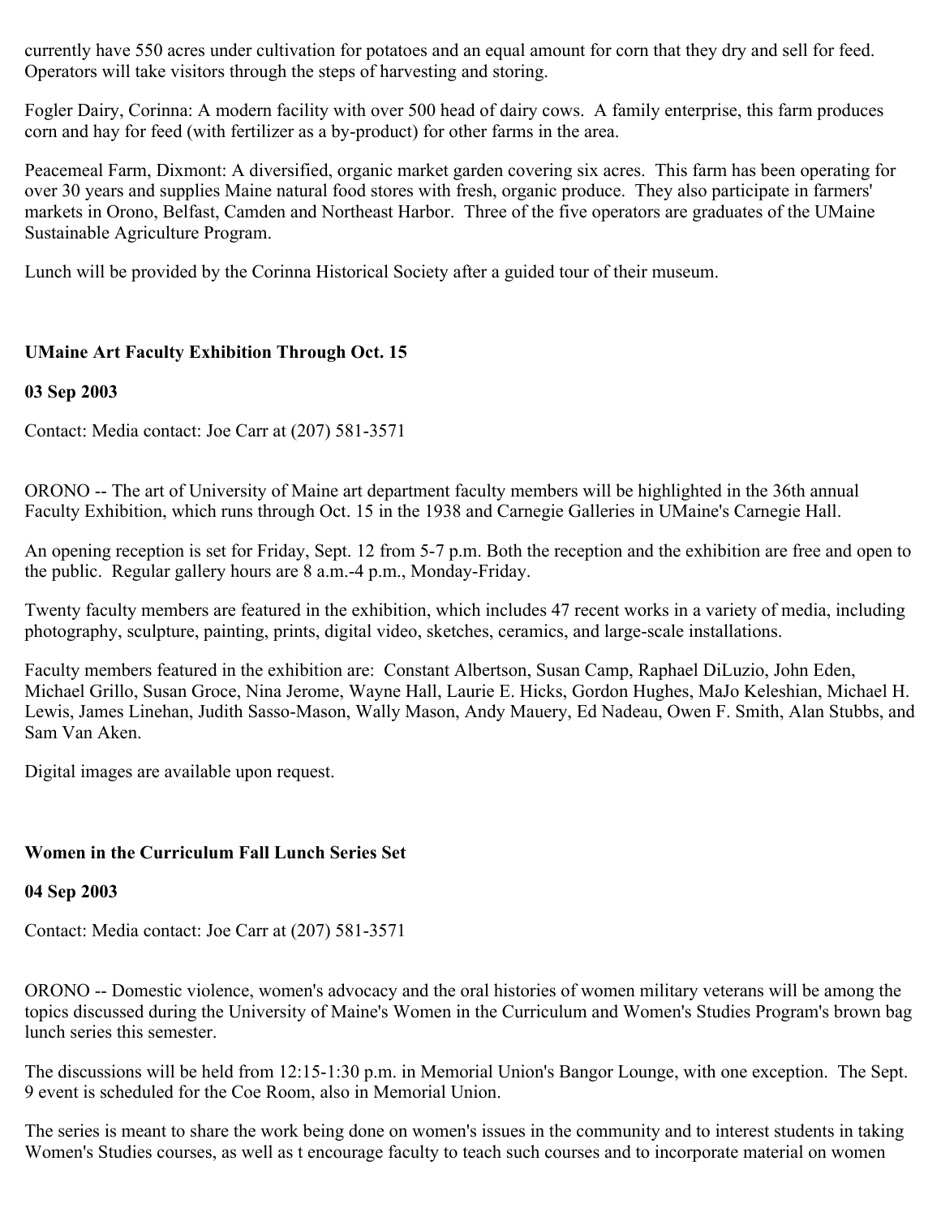currently have 550 acres under cultivation for potatoes and an equal amount for corn that they dry and sell for feed. Operators will take visitors through the steps of harvesting and storing.

Fogler Dairy, Corinna: A modern facility with over 500 head of dairy cows. A family enterprise, this farm produces corn and hay for feed (with fertilizer as a by-product) for other farms in the area.

Peacemeal Farm, Dixmont: A diversified, organic market garden covering six acres. This farm has been operating for over 30 years and supplies Maine natural food stores with fresh, organic produce. They also participate in farmers' markets in Orono, Belfast, Camden and Northeast Harbor. Three of the five operators are graduates of the UMaine Sustainable Agriculture Program.

Lunch will be provided by the Corinna Historical Society after a guided tour of their museum.

**UMaine Art Faculty Exhibition Through Oct. 15**

**03 Sep 2003**

Contact: Media contact: Joe Carr at (207) 581-3571

ORONO -- The art of University of Maine art department faculty members will be highlighted in the 36th annual Faculty Exhibition, which runs through Oct. 15 in the 1938 and Carnegie Galleries in UMaine's Carnegie Hall.

An opening reception is set for Friday, Sept. 12 from 5-7 p.m. Both the reception and the exhibition are free and open to the public. Regular gallery hours are 8 a.m.-4 p.m., Monday-Friday.

Twenty faculty members are featured in the exhibition, which includes 47 recent works in a variety of media, including photography, sculpture, painting, prints, digital video, sketches, ceramics, and large-scale installations.

Faculty members featured in the exhibition are: Constant Albertson, Susan Camp, Raphael DiLuzio, John Eden, Michael Grillo, Susan Groce, Nina Jerome, Wayne Hall, Laurie E. Hicks, Gordon Hughes, MaJo Keleshian, Michael H. Lewis, James Linehan, Judith Sasso-Mason, Wally Mason, Andy Mauery, Ed Nadeau, Owen F. Smith, Alan Stubbs, and Sam Van Aken.

Digital images are available upon request.

**Women in the Curriculum Fall Lunch Series Set**

**04 Sep 2003**

Contact: Media contact: Joe Carr at (207) 581-3571

ORONO -- Domestic violence, women's advocacy and the oral histories of women military veterans will be among the topics discussed during the University of Maine's Women in the Curriculum and Women's Studies Program's brown bag lunch series this semester.

The discussions will be held from 12:15-1:30 p.m. in Memorial Union's Bangor Lounge, with one exception. The Sept. 9 event is scheduled for the Coe Room, also in Memorial Union.

The series is meant to share the work being done on women's issues in the community and to interest students in taking Women's Studies courses, as well as t encourage faculty to teach such courses and to incorporate material on women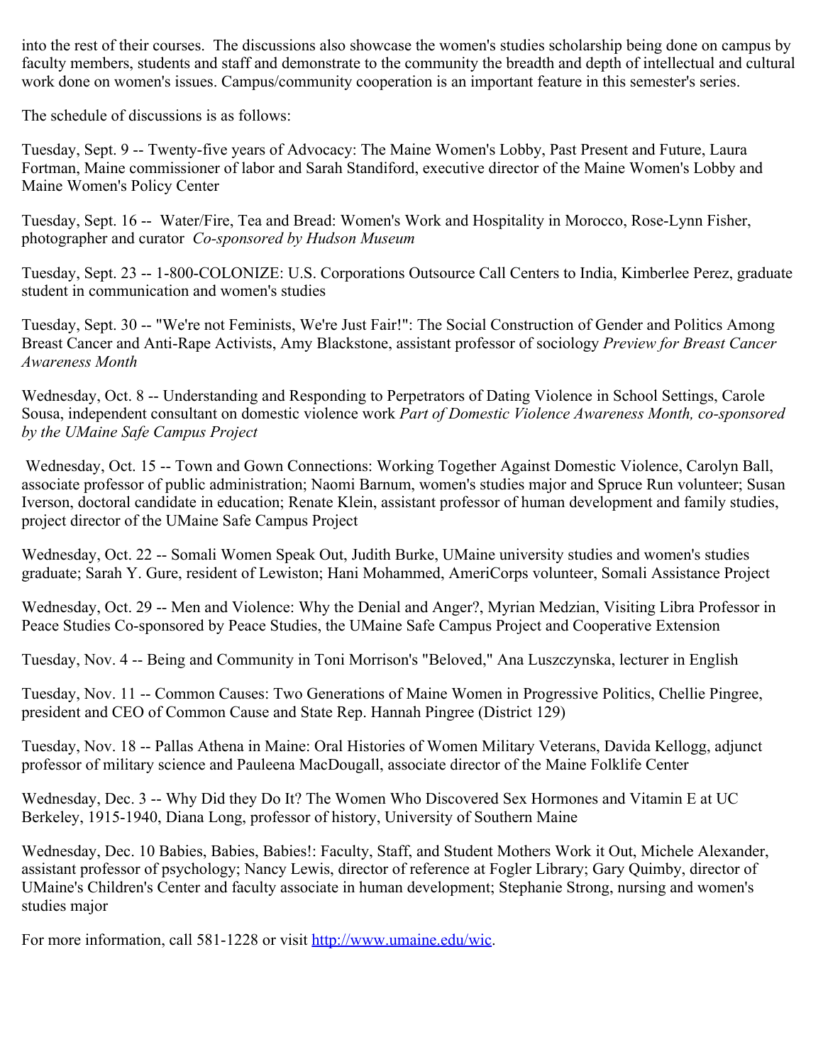into the rest of their courses. The discussions also showcase the women's studies scholarship being done on campus by faculty members, students and staff and demonstrate to the community the breadth and depth of intellectual and cultural work done on women's issues. Campus/community cooperation is an important feature in this semester's series.

The schedule of discussions is as follows:

Tuesday, Sept. 9 -- Twenty-five years of Advocacy: The Maine Women's Lobby, Past Present and Future, Laura Fortman, Maine commissioner of labor and Sarah Standiford, executive director of the Maine Women's Lobby and Maine Women's Policy Center

Tuesday, Sept. 16 -- Water/Fire, Tea and Bread: Women's Work and Hospitality in Morocco, Rose-Lynn Fisher, photographer and curator *Co-sponsored by Hudson Museum*

Tuesday, Sept. 23 -- 1-800-COLONIZE: U.S. Corporations Outsource Call Centers to India, Kimberlee Perez, graduate student in communication and women's studies

Tuesday, Sept. 30 -- "We're not Feminists, We're Just Fair!": The Social Construction of Gender and Politics Among Breast Cancer and Anti-Rape Activists, Amy Blackstone, assistant professor of sociology *Preview for Breast Cancer Awareness Month*

Wednesday, Oct. 8 -- Understanding and Responding to Perpetrators of Dating Violence in School Settings, Carole Sousa, independent consultant on domestic violence work *Part of Domestic Violence Awareness Month, co-sponsored by the UMaine Safe Campus Project*

Wednesday, Oct. 15 -- Town and Gown Connections: Working Together Against Domestic Violence, Carolyn Ball, associate professor of public administration; Naomi Barnum, women's studies major and Spruce Run volunteer; Susan Iverson, doctoral candidate in education; Renate Klein, assistant professor of human development and family studies, project director of the UMaine Safe Campus Project

Wednesday, Oct. 22 -- Somali Women Speak Out, Judith Burke, UMaine university studies and women's studies graduate; Sarah Y. Gure, resident of Lewiston; Hani Mohammed, AmeriCorps volunteer, Somali Assistance Project

Wednesday, Oct. 29 -- Men and Violence: Why the Denial and Anger?, Myrian Medzian, Visiting Libra Professor in Peace Studies Co-sponsored by Peace Studies, the UMaine Safe Campus Project and Cooperative Extension

Tuesday, Nov. 4 -- Being and Community in Toni Morrison's "Beloved," Ana Luszczynska, lecturer in English

Tuesday, Nov. 11 -- Common Causes: Two Generations of Maine Women in Progressive Politics, Chellie Pingree, president and CEO of Common Cause and State Rep. Hannah Pingree (District 129)

Tuesday, Nov. 18 -- Pallas Athena in Maine: Oral Histories of Women Military Veterans, Davida Kellogg, adjunct professor of military science and Pauleena MacDougall, associate director of the Maine Folklife Center

Wednesday, Dec. 3 -- Why Did they Do It? The Women Who Discovered Sex Hormones and Vitamin E at UC Berkeley, 1915-1940, Diana Long, professor of history, University of Southern Maine

Wednesday, Dec. 10 Babies, Babies, Babies!: Faculty, Staff, and Student Mothers Work it Out, Michele Alexander, assistant professor of psychology; Nancy Lewis, director of reference at Fogler Library; Gary Quimby, director of UMaine's Children's Center and faculty associate in human development; Stephanie Strong, nursing and women's studies major

For more information, call 581-1228 or visit [http://www.umaine.edu/wic](http://www.umaine.edu/wic).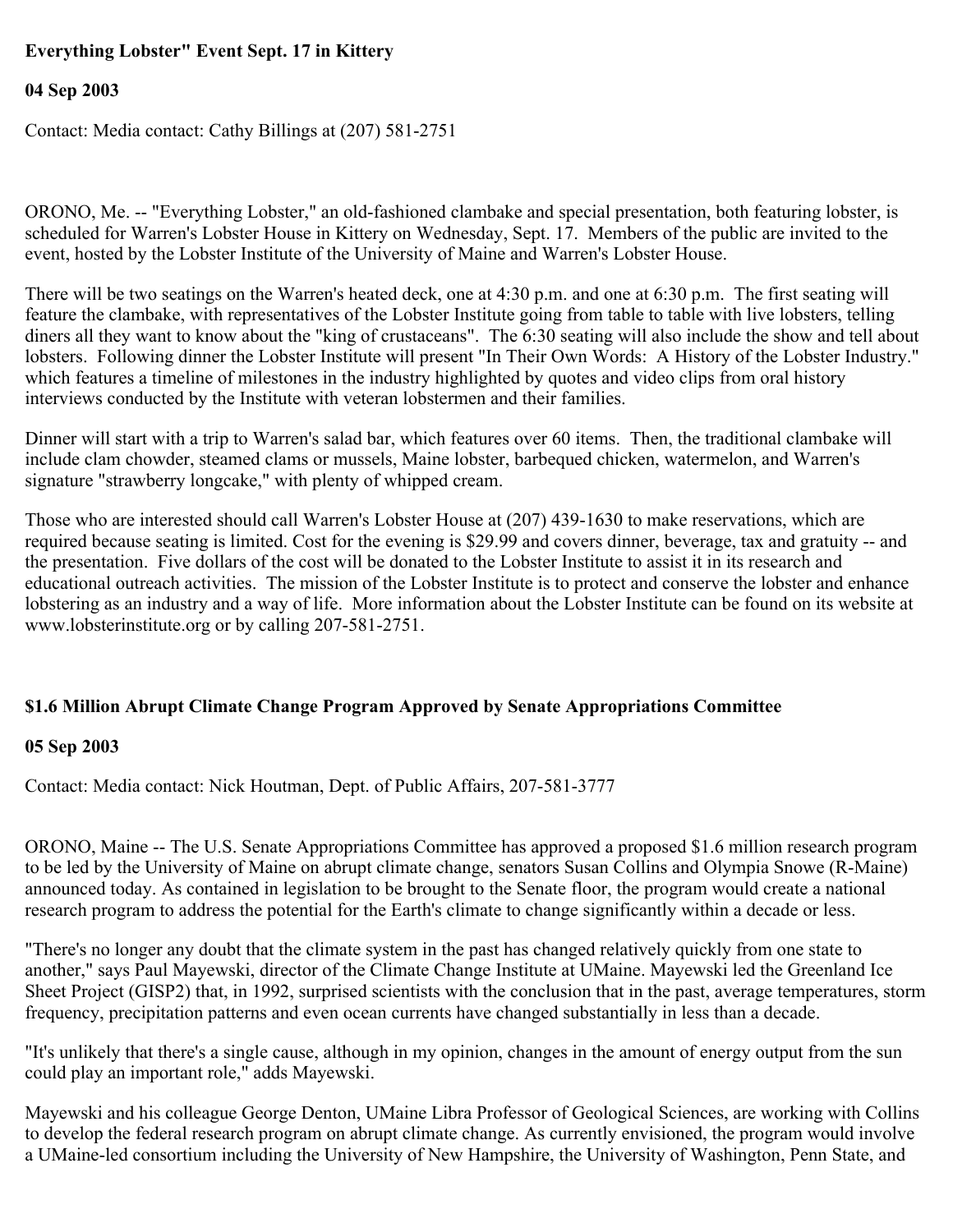**Everything Lobster" Event Sept. 17 in Kittery**

**04 Sep 2003**

Contact: Media contact: Cathy Billings at (207) 581-2751

ORONO, Me. -- "Everything Lobster," an old-fashioned clambake and special presentation, both featuring lobster, is scheduled for Warren's Lobster House in Kittery on Wednesday, Sept. 17. Members of the public are invited to the event, hosted by the Lobster Institute of the University of Maine and Warren's Lobster House.

There will be two seatings on the Warren's heated deck, one at 4:30 p.m. and one at 6:30 p.m. The first seating will feature the clambake, with representatives of the Lobster Institute going from table to table with live lobsters, telling diners all they want to know about the "king of crustaceans". The 6:30 seating will also include the show and tell about lobsters. Following dinner the Lobster Institute will present "In Their Own Words: A History of the Lobster Industry." which features a timeline of milestones in the industry highlighted by quotes and video clips from oral history interviews conducted by the Institute with veteran lobstermen and their families.

Dinner will start with a trip to Warren's salad bar, which features over 60 items. Then, the traditional clambake will include clam chowder, steamed clams or mussels, Maine lobster, barbequed chicken, watermelon, and Warren's signature "strawberry longcake," with plenty of whipped cream.

Those who are interested should call Warren's Lobster House at (207) 439-1630 to make reservations, which are required because seating is limited. Cost for the evening is $29.99 and covers dinner, beverage, tax and gratuity -- and the presentation. Five dollars of the cost will be donated to the Lobster Institute to assist it in its research and educational outreach activities. The mission of the Lobster Institute is to protect and conserve the lobster and enhance lobstering as an industry and a way of life. More information about the Lobster Institute can be found on its website at www.lobsterinstitute.org or by calling 207-581-2751.

**$1.6 Million Abrupt Climate Change Program Approved by Senate Appropriations Committee**

**05 Sep 2003**

Contact: Media contact: Nick Houtman, Dept. of Public Affairs, 207-581-3777

ORONO, Maine -- The U.S. Senate Appropriations Committee has approved a proposed $1.6 million research program to be led by the University of Maine on abrupt climate change, senators Susan Collins and Olympia Snowe (R-Maine) announced today. As contained in legislation to be brought to the Senate floor, the program would create a national research program to address the potential for the Earth's climate to change significantly within a decade or less.

"There's no longer any doubt that the climate system in the past has changed relatively quickly from one state to another," says Paul Mayewski, director of the Climate Change Institute at UMaine. Mayewski led the Greenland Ice Sheet Project (GISP2) that, in 1992, surprised scientists with the conclusion that in the past, average temperatures, storm frequency, precipitation patterns and even ocean currents have changed substantially in less than a decade.

"It's unlikely that there's a single cause, although in my opinion, changes in the amount of energy output from the sun could play an important role," adds Mayewski.

Mayewski and his colleague George Denton, UMaine Libra Professor of Geological Sciences, are working with Collins to develop the federal research program on abrupt climate change. As currently envisioned, the program would involve a UMaine-led consortium including the University of New Hampshire, the University of Washington, Penn State, and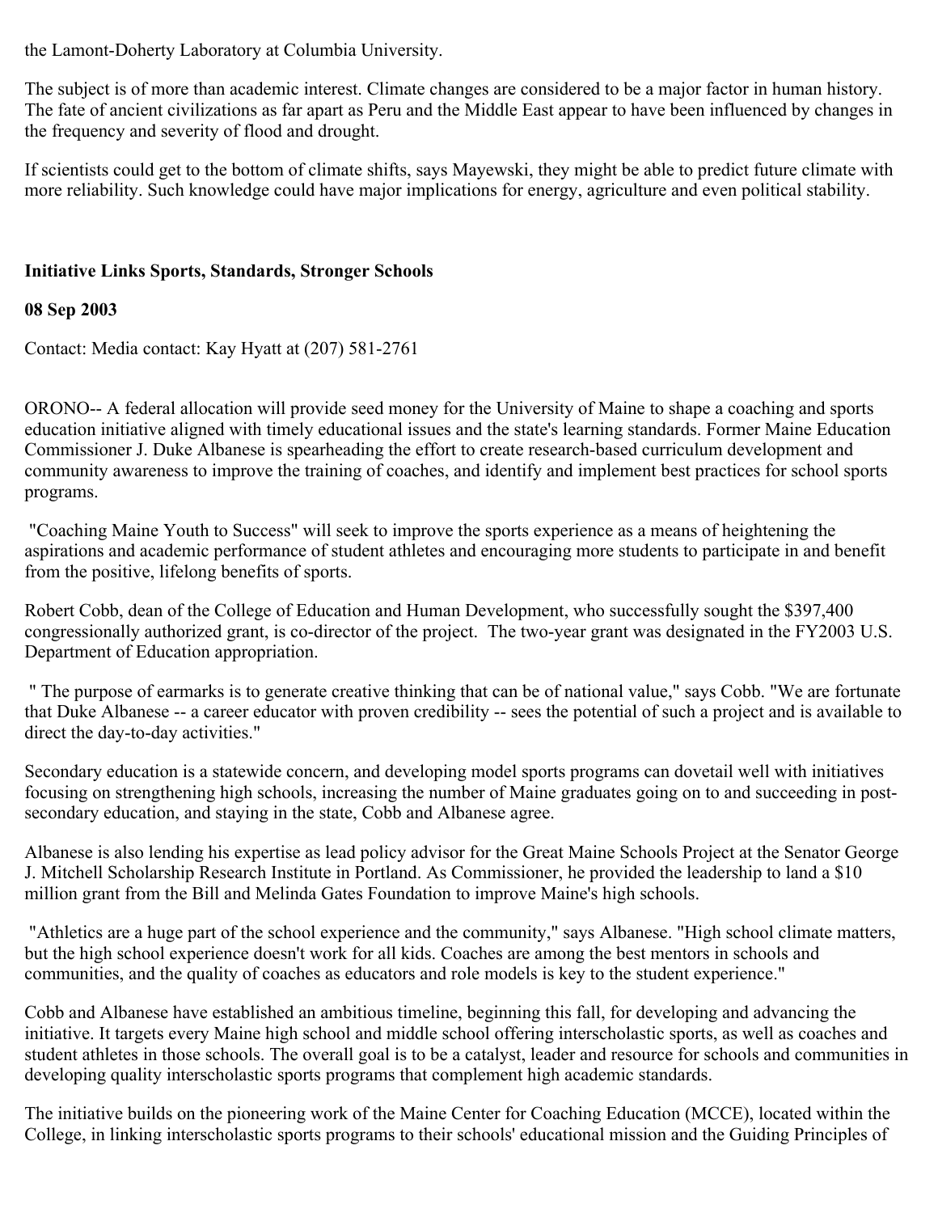the Lamont-Doherty Laboratory at Columbia University.

The subject is of more than academic interest. Climate changes are considered to be a major factor in human history. The fate of ancient civilizations as far apart as Peru and the Middle East appear to have been influenced by changes in the frequency and severity of flood and drought.

If scientists could get to the bottom of climate shifts, says Mayewski, they might be able to predict future climate with more reliability. Such knowledge could have major implications for energy, agriculture and even political stability.

**Initiative Links Sports, Standards, Stronger Schools**

**08 Sep 2003**

Contact: Media contact: Kay Hyatt at (207) 581-2761

ORONO-- A federal allocation will provide seed money for the University of Maine to shape a coaching and sports education initiative aligned with timely educational issues and the state's learning standards. Former Maine Education Commissioner J. Duke Albanese is spearheading the effort to create research-based curriculum development and community awareness to improve the training of coaches, and identify and implement best practices for school sports programs.

"Coaching Maine Youth to Success" will seek to improve the sports experience as a means of heightening the aspirations and academic performance of student athletes and encouraging more students to participate in and benefit from the positive, lifelong benefits of sports.

Robert Cobb, dean of the College of Education and Human Development, who successfully sought the $397,400 congressionally authorized grant, is co-director of the project. The two-year grant was designated in the FY2003 U.S. Department of Education appropriation.

" The purpose of earmarks is to generate creative thinking that can be of national value," says Cobb. "We are fortunate that Duke Albanese -- a career educator with proven credibility -- sees the potential of such a project and is available to direct the day-to-day activities."

Secondary education is a statewide concern, and developing model sports programs can dovetail well with initiatives focusing on strengthening high schools, increasing the number of Maine graduates going on to and succeeding in post-secondary education, and staying in the state, Cobb and Albanese agree.

Albanese is also lending his expertise as lead policy advisor for the Great Maine Schools Project at the Senator George J. Mitchell Scholarship Research Institute in Portland. As Commissioner, he provided the leadership to land a $10 million grant from the Bill and Melinda Gates Foundation to improve Maine's high schools.

"Athletics are a huge part of the school experience and the community," says Albanese. "High school climate matters, but the high school experience doesn't work for all kids. Coaches are among the best mentors in schools and communities, and the quality of coaches as educators and role models is key to the student experience."

Cobb and Albanese have established an ambitious timeline, beginning this fall, for developing and advancing the initiative. It targets every Maine high school and middle school offering interscholastic sports, as well as coaches and student athletes in those schools. The overall goal is to be a catalyst, leader and resource for schools and communities in developing quality interscholastic sports programs that complement high academic standards.

The initiative builds on the pioneering work of the Maine Center for Coaching Education (MCCE), located within the College, in linking interscholastic sports programs to their schools' educational mission and the Guiding Principles of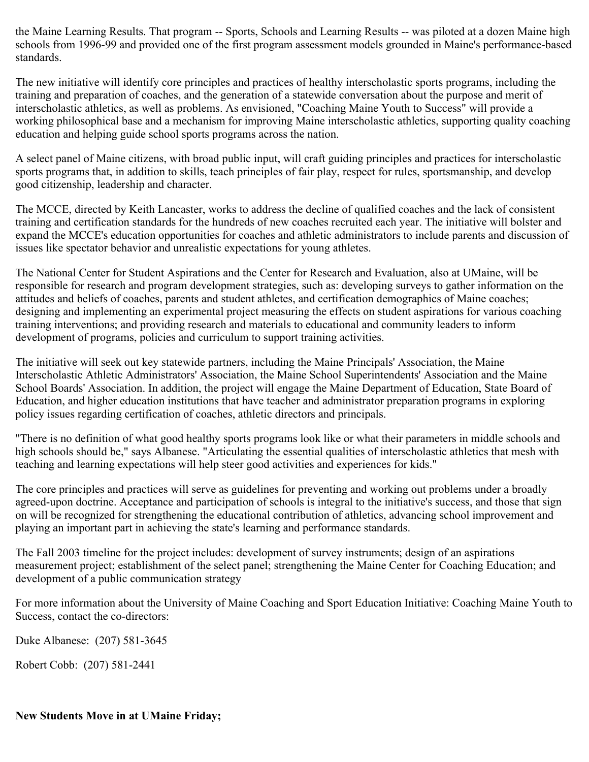the Maine Learning Results. That program -- Sports, Schools and Learning Results -- was piloted at a dozen Maine high schools from 1996-99 and provided one of the first program assessment models grounded in Maine's performance-based standards.

The new initiative will identify core principles and practices of healthy interscholastic sports programs, including the training and preparation of coaches, and the generation of a statewide conversation about the purpose and merit of interscholastic athletics, as well as problems. As envisioned, "Coaching Maine Youth to Success" will provide a working philosophical base and a mechanism for improving Maine interscholastic athletics, supporting quality coaching education and helping guide school sports programs across the nation.

A select panel of Maine citizens, with broad public input, will craft guiding principles and practices for interscholastic sports programs that, in addition to skills, teach principles of fair play, respect for rules, sportsmanship, and develop good citizenship, leadership and character.

The MCCE, directed by Keith Lancaster, works to address the decline of qualified coaches and the lack of consistent training and certification standards for the hundreds of new coaches recruited each year. The initiative will bolster and expand the MCCE's education opportunities for coaches and athletic administrators to include parents and discussion of issues like spectator behavior and unrealistic expectations for young athletes.

The National Center for Student Aspirations and the Center for Research and Evaluation, also at UMaine, will be responsible for research and program development strategies, such as: developing surveys to gather information on the attitudes and beliefs of coaches, parents and student athletes, and certification demographics of Maine coaches; designing and implementing an experimental project measuring the effects on student aspirations for various coaching training interventions; and providing research and materials to educational and community leaders to inform development of programs, policies and curriculum to support training activities.

The initiative will seek out key statewide partners, including the Maine Principals' Association, the Maine Interscholastic Athletic Administrators' Association, the Maine School Superintendents' Association and the Maine School Boards' Association. In addition, the project will engage the Maine Department of Education, State Board of Education, and higher education institutions that have teacher and administrator preparation programs in exploring policy issues regarding certification of coaches, athletic directors and principals.

"There is no definition of what good healthy sports programs look like or what their parameters in middle schools and high schools should be," says Albanese. "Articulating the essential qualities of interscholastic athletics that mesh with teaching and learning expectations will help steer good activities and experiences for kids."

The core principles and practices will serve as guidelines for preventing and working out problems under a broadly agreed-upon doctrine. Acceptance and participation of schools is integral to the initiative's success, and those that sign on will be recognized for strengthening the educational contribution of athletics, advancing school improvement and playing an important part in achieving the state's learning and performance standards.

The Fall 2003 timeline for the project includes: development of survey instruments; design of an aspirations measurement project; establishment of the select panel; strengthening the Maine Center for Coaching Education; and development of a public communication strategy

For more information about the University of Maine Coaching and Sport Education Initiative: Coaching Maine Youth to Success, contact the co-directors:

Duke Albanese: (207) 581-3645

Robert Cobb: (207) 581-2441

**New Students Move in at UMaine Friday;**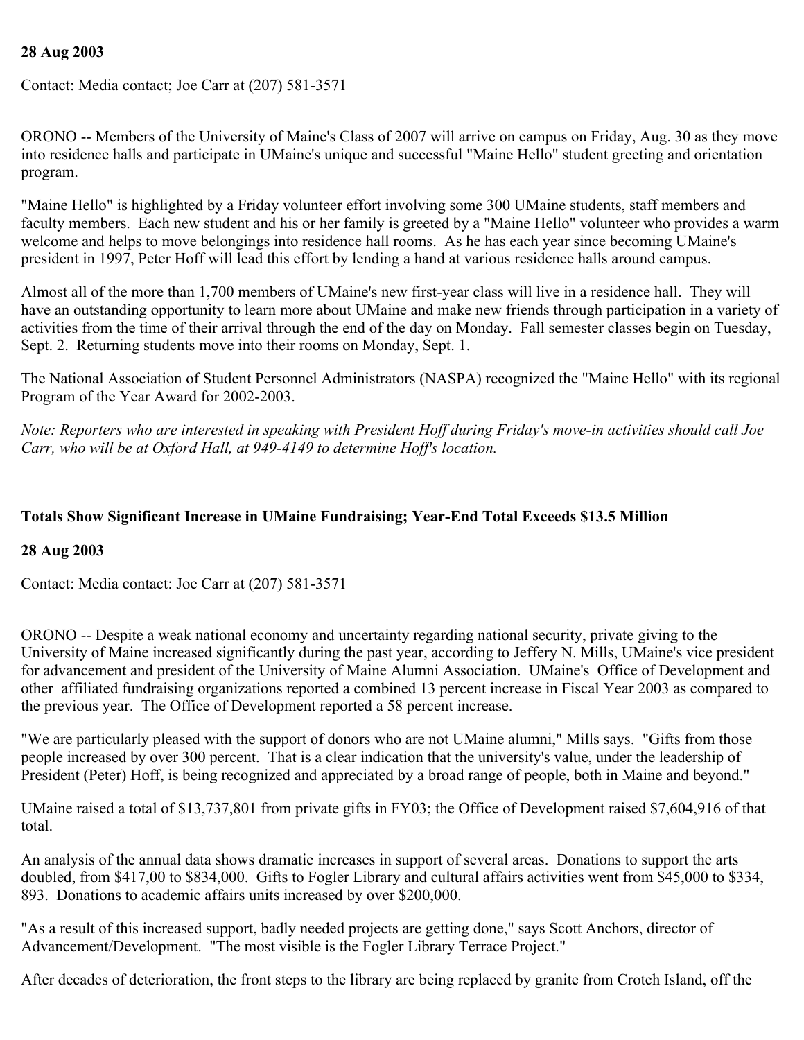**28 Aug 2003**

Contact: Media contact; Joe Carr at (207) 581-3571

ORONO -- Members of the University of Maine's Class of 2007 will arrive on campus on Friday, Aug. 30 as they move into residence halls and participate in UMaine's unique and successful "Maine Hello" student greeting and orientation program.

"Maine Hello" is highlighted by a Friday volunteer effort involving some 300 UMaine students, staff members and faculty members. Each new student and his or her family is greeted by a "Maine Hello" volunteer who provides a warm welcome and helps to move belongings into residence hall rooms. As he has each year since becoming UMaine's president in 1997, Peter Hoff will lead this effort by lending a hand at various residence halls around campus.

Almost all of the more than 1,700 members of UMaine's new first-year class will live in a residence hall. They will have an outstanding opportunity to learn more about UMaine and make new friends through participation in a variety of activities from the time of their arrival through the end of the day on Monday. Fall semester classes begin on Tuesday, Sept. 2. Returning students move into their rooms on Monday, Sept. 1.

The National Association of Student Personnel Administrators (NASPA) recognized the "Maine Hello" with its regional Program of the Year Award for 2002-2003.

*Note: Reporters who are interested in speaking with President Hoff during Friday's move-in activities should call Joe Carr, who will be at Oxford Hall, at 949-4149 to determine Hoff's location.*

**Totals Show Significant Increase in UMaine Fundraising; Year-End Total Exceeds $13.5 Million**

**28 Aug 2003**

Contact: Media contact: Joe Carr at (207) 581-3571

ORONO -- Despite a weak national economy and uncertainty regarding national security, private giving to the University of Maine increased significantly during the past year, according to Jeffery N. Mills, UMaine's vice president for advancement and president of the University of Maine Alumni Association. UMaine's Office of Development and other affiliated fundraising organizations reported a combined 13 percent increase in Fiscal Year 2003 as compared to the previous year. The Office of Development reported a 58 percent increase.

"We are particularly pleased with the support of donors who are not UMaine alumni," Mills says. "Gifts from those people increased by over 300 percent. That is a clear indication that the university's value, under the leadership of President (Peter) Hoff, is being recognized and appreciated by a broad range of people, both in Maine and beyond."

UMaine raised a total of $13,737,801 from private gifts in FY03; the Office of Development raised $7,604,916 of that total.

An analysis of the annual data shows dramatic increases in support of several areas. Donations to support the arts doubled, from $417,00 to $834,000. Gifts to Fogler Library and cultural affairs activities went from $45,000 to $334, 893. Donations to academic affairs units increased by over $200,000.

"As a result of this increased support, badly needed projects are getting done," says Scott Anchors, director of Advancement/Development. "The most visible is the Fogler Library Terrace Project."

After decades of deterioration, the front steps to the library are being replaced by granite from Crotch Island, off the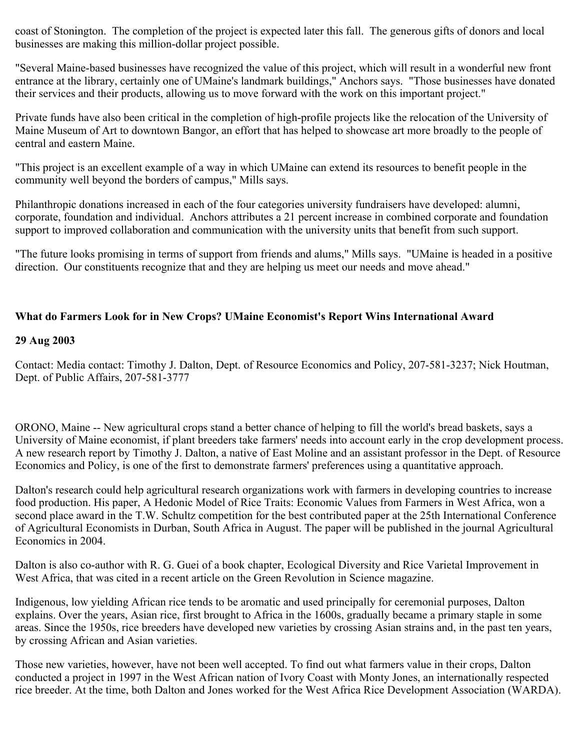coast of Stonington. The completion of the project is expected later this fall. The generous gifts of donors and local businesses are making this million-dollar project possible.

"Several Maine-based businesses have recognized the value of this project, which will result in a wonderful new front entrance at the library, certainly one of UMaine's landmark buildings," Anchors says. "Those businesses have donated their services and their products, allowing us to move forward with the work on this important project."

Private funds have also been critical in the completion of high-profile projects like the relocation of the University of Maine Museum of Art to downtown Bangor, an effort that has helped to showcase art more broadly to the people of central and eastern Maine.

"This project is an excellent example of a way in which UMaine can extend its resources to benefit people in the community well beyond the borders of campus," Mills says.

Philanthropic donations increased in each of the four categories university fundraisers have developed: alumni, corporate, foundation and individual. Anchors attributes a 21 percent increase in combined corporate and foundation support to improved collaboration and communication with the university units that benefit from such support.

"The future looks promising in terms of support from friends and alums," Mills says. "UMaine is headed in a positive direction. Our constituents recognize that and they are helping us meet our needs and move ahead."

**What do Farmers Look for in New Crops? UMaine Economist's Report Wins International Award**

**29 Aug 2003**

Contact: Media contact: Timothy J. Dalton, Dept. of Resource Economics and Policy, 207-581-3237; Nick Houtman, Dept. of Public Affairs, 207-581-3777

ORONO, Maine -- New agricultural crops stand a better chance of helping to fill the world's bread baskets, says a University of Maine economist, if plant breeders take farmers' needs into account early in the crop development process. A new research report by Timothy J. Dalton, a native of East Moline and an assistant professor in the Dept. of Resource Economics and Policy, is one of the first to demonstrate farmers' preferences using a quantitative approach.

Dalton's research could help agricultural research organizations work with farmers in developing countries to increase food production. His paper, A Hedonic Model of Rice Traits: Economic Values from Farmers in West Africa, won a second place award in the T.W. Schultz competition for the best contributed paper at the 25th International Conference of Agricultural Economists in Durban, South Africa in August. The paper will be published in the journal Agricultural Economics in 2004.

Dalton is also co-author with R. G. Guei of a book chapter, Ecological Diversity and Rice Varietal Improvement in West Africa, that was cited in a recent article on the Green Revolution in Science magazine.

Indigenous, low yielding African rice tends to be aromatic and used principally for ceremonial purposes, Dalton explains. Over the years, Asian rice, first brought to Africa in the 1600s, gradually became a primary staple in some areas. Since the 1950s, rice breeders have developed new varieties by crossing Asian strains and, in the past ten years, by crossing African and Asian varieties.

Those new varieties, however, have not been well accepted. To find out what farmers value in their crops, Dalton conducted a project in 1997 in the West African nation of Ivory Coast with Monty Jones, an internationally respected rice breeder. At the time, both Dalton and Jones worked for the West Africa Rice Development Association (WARDA).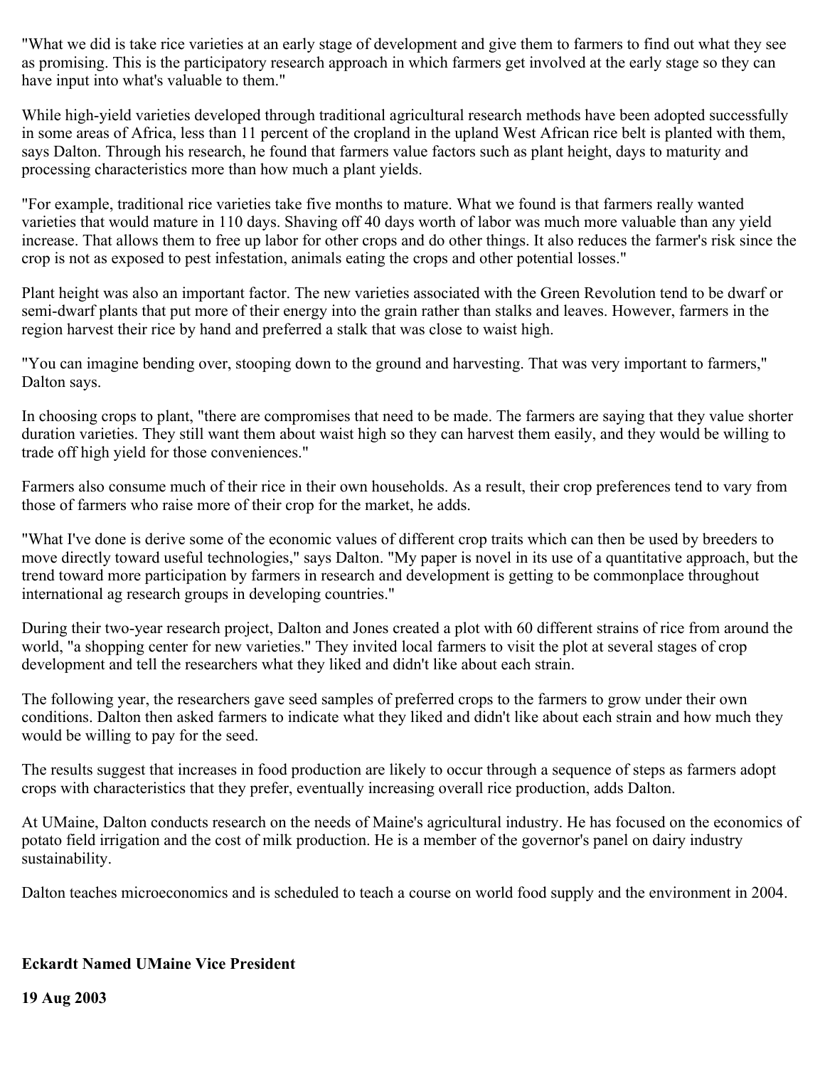"What we did is take rice varieties at an early stage of development and give them to farmers to find out what they see as promising. This is the participatory research approach in which farmers get involved at the early stage so they can have input into what's valuable to them."

While high-yield varieties developed through traditional agricultural research methods have been adopted successfully in some areas of Africa, less than 11 percent of the cropland in the upland West African rice belt is planted with them, says Dalton. Through his research, he found that farmers value factors such as plant height, days to maturity and processing characteristics more than how much a plant yields.

"For example, traditional rice varieties take five months to mature. What we found is that farmers really wanted varieties that would mature in 110 days. Shaving off 40 days worth of labor was much more valuable than any yield increase. That allows them to free up labor for other crops and do other things. It also reduces the farmer's risk since the crop is not as exposed to pest infestation, animals eating the crops and other potential losses."

Plant height was also an important factor. The new varieties associated with the Green Revolution tend to be dwarf or semi-dwarf plants that put more of their energy into the grain rather than stalks and leaves. However, farmers in the region harvest their rice by hand and preferred a stalk that was close to waist high.

"You can imagine bending over, stooping down to the ground and harvesting. That was very important to farmers," Dalton says.

In choosing crops to plant, "there are compromises that need to be made. The farmers are saying that they value shorter duration varieties. They still want them about waist high so they can harvest them easily, and they would be willing to trade off high yield for those conveniences."

Farmers also consume much of their rice in their own households. As a result, their crop preferences tend to vary from those of farmers who raise more of their crop for the market, he adds.

"What I've done is derive some of the economic values of different crop traits which can then be used by breeders to move directly toward useful technologies," says Dalton. "My paper is novel in its use of a quantitative approach, but the trend toward more participation by farmers in research and development is getting to be commonplace throughout international ag research groups in developing countries."

During their two-year research project, Dalton and Jones created a plot with 60 different strains of rice from around the world, "a shopping center for new varieties." They invited local farmers to visit the plot at several stages of crop development and tell the researchers what they liked and didn't like about each strain.

The following year, the researchers gave seed samples of preferred crops to the farmers to grow under their own conditions. Dalton then asked farmers to indicate what they liked and didn't like about each strain and how much they would be willing to pay for the seed.

The results suggest that increases in food production are likely to occur through a sequence of steps as farmers adopt crops with characteristics that they prefer, eventually increasing overall rice production, adds Dalton.

At UMaine, Dalton conducts research on the needs of Maine's agricultural industry. He has focused on the economics of potato field irrigation and the cost of milk production. He is a member of the governor's panel on dairy industry sustainability.

Dalton teaches microeconomics and is scheduled to teach a course on world food supply and the environment in 2004.

**Eckardt Named UMaine Vice President**

**19 Aug 2003**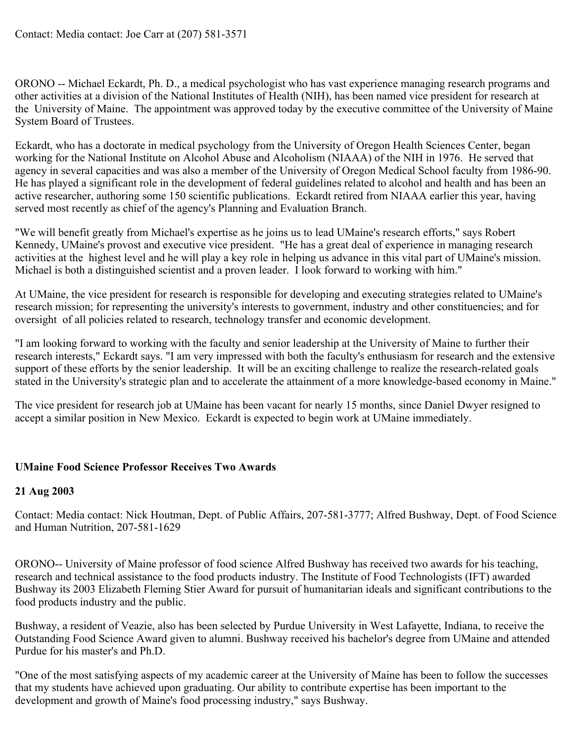Contact: Media contact: Joe Carr at (207) 581-3571

ORONO -- Michael Eckardt, Ph. D., a medical psychologist who has vast experience managing research programs and other activities at a division of the National Institutes of Health (NIH), has been named vice president for research at the University of Maine. The appointment was approved today by the executive committee of the University of Maine System Board of Trustees.

Eckardt, who has a doctorate in medical psychology from the University of Oregon Health Sciences Center, began working for the National Institute on Alcohol Abuse and Alcoholism (NIAAA) of the NIH in 1976. He served that agency in several capacities and was also a member of the University of Oregon Medical School faculty from 1986-90. He has played a significant role in the development of federal guidelines related to alcohol and health and has been an active researcher, authoring some 150 scientific publications. Eckardt retired from NIAAA earlier this year, having served most recently as chief of the agency's Planning and Evaluation Branch.

"We will benefit greatly from Michael's expertise as he joins us to lead UMaine's research efforts," says Robert Kennedy, UMaine's provost and executive vice president. "He has a great deal of experience in managing research activities at the highest level and he will play a key role in helping us advance in this vital part of UMaine's mission. Michael is both a distinguished scientist and a proven leader. I look forward to working with him."

At UMaine, the vice president for research is responsible for developing and executing strategies related to UMaine's research mission; for representing the university's interests to government, industry and other constituencies; and for oversight of all policies related to research, technology transfer and economic development.

"I am looking forward to working with the faculty and senior leadership at the University of Maine to further their research interests," Eckardt says. "I am very impressed with both the faculty's enthusiasm for research and the extensive support of these efforts by the senior leadership. It will be an exciting challenge to realize the research-related goals stated in the University's strategic plan and to accelerate the attainment of a more knowledge-based economy in Maine."

The vice president for research job at UMaine has been vacant for nearly 15 months, since Daniel Dwyer resigned to accept a similar position in New Mexico. Eckardt is expected to begin work at UMaine immediately.

**UMaine Food Science Professor Receives Two Awards**

**21 Aug 2003**

Contact: Media contact: Nick Houtman, Dept. of Public Affairs, 207-581-3777; Alfred Bushway, Dept. of Food Science and Human Nutrition, 207-581-1629

ORONO-- University of Maine professor of food science Alfred Bushway has received two awards for his teaching, research and technical assistance to the food products industry. The Institute of Food Technologists (IFT) awarded Bushway its 2003 Elizabeth Fleming Stier Award for pursuit of humanitarian ideals and significant contributions to the food products industry and the public.

Bushway, a resident of Veazie, also has been selected by Purdue University in West Lafayette, Indiana, to receive the Outstanding Food Science Award given to alumni. Bushway received his bachelor's degree from UMaine and attended Purdue for his master's and Ph.D.

"One of the most satisfying aspects of my academic career at the University of Maine has been to follow the successes that my students have achieved upon graduating. Our ability to contribute expertise has been important to the development and growth of Maine's food processing industry," says Bushway.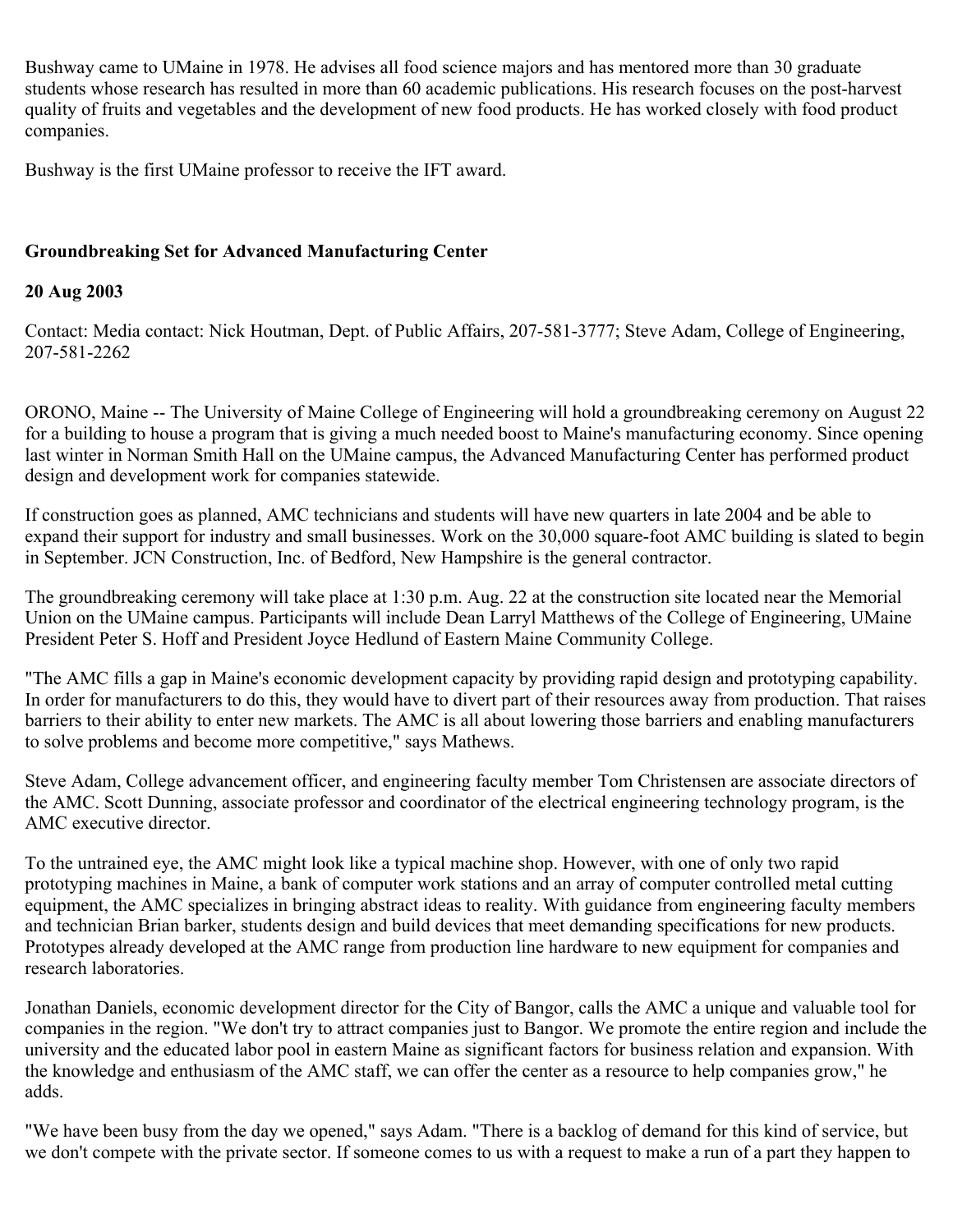Bushway came to UMaine in 1978. He advises all food science majors and has mentored more than 30 graduate students whose research has resulted in more than 60 academic publications. His research focuses on the post-harvest quality of fruits and vegetables and the development of new food products. He has worked closely with food product companies.

Bushway is the first UMaine professor to receive the IFT award.

## Groundbreaking Set for Advanced Manufacturing Center

**20 Aug 2003**

Contact: Media contact: Nick Houtman, Dept. of Public Affairs, 207-581-3777; Steve Adam, College of Engineering, 207-581-2262

ORONO, Maine -- The University of Maine College of Engineering will hold a groundbreaking ceremony on August 22 for a building to house a program that is giving a much needed boost to Maine's manufacturing economy. Since opening last winter in Norman Smith Hall on the UMaine campus, the Advanced Manufacturing Center has performed product design and development work for companies statewide.

If construction goes as planned, AMC technicians and students will have new quarters in late 2004 and be able to expand their support for industry and small businesses. Work on the 30,000 square-foot AMC building is slated to begin in September. JCN Construction, Inc. of Bedford, New Hampshire is the general contractor.

The groundbreaking ceremony will take place at 1:30 p.m. Aug. 22 at the construction site located near the Memorial Union on the UMaine campus. Participants will include Dean Larryl Matthews of the College of Engineering, UMaine President Peter S. Hoff and President Joyce Hedlund of Eastern Maine Community College.

"The AMC fills a gap in Maine's economic development capacity by providing rapid design and prototyping capability. In order for manufacturers to do this, they would have to divert part of their resources away from production. That raises barriers to their ability to enter new markets. The AMC is all about lowering those barriers and enabling manufacturers to solve problems and become more competitive," says Mathews.

Steve Adam, College advancement officer, and engineering faculty member Tom Christensen are associate directors of the AMC. Scott Dunning, associate professor and coordinator of the electrical engineering technology program, is the AMC executive director.

To the untrained eye, the AMC might look like a typical machine shop. However, with one of only two rapid prototyping machines in Maine, a bank of computer work stations and an array of computer controlled metal cutting equipment, the AMC specializes in bringing abstract ideas to reality. With guidance from engineering faculty members and technician Brian barker, students design and build devices that meet demanding specifications for new products. Prototypes already developed at the AMC range from production line hardware to new equipment for companies and research laboratories.

Jonathan Daniels, economic development director for the City of Bangor, calls the AMC a unique and valuable tool for companies in the region. "We don't try to attract companies just to Bangor. We promote the entire region and include the university and the educated labor pool in eastern Maine as significant factors for business relation and expansion. With the knowledge and enthusiasm of the AMC staff, we can offer the center as a resource to help companies grow," he adds.

"We have been busy from the day we opened," says Adam. "There is a backlog of demand for this kind of service, but we don't compete with the private sector. If someone comes to us with a request to make a run of a part they happen to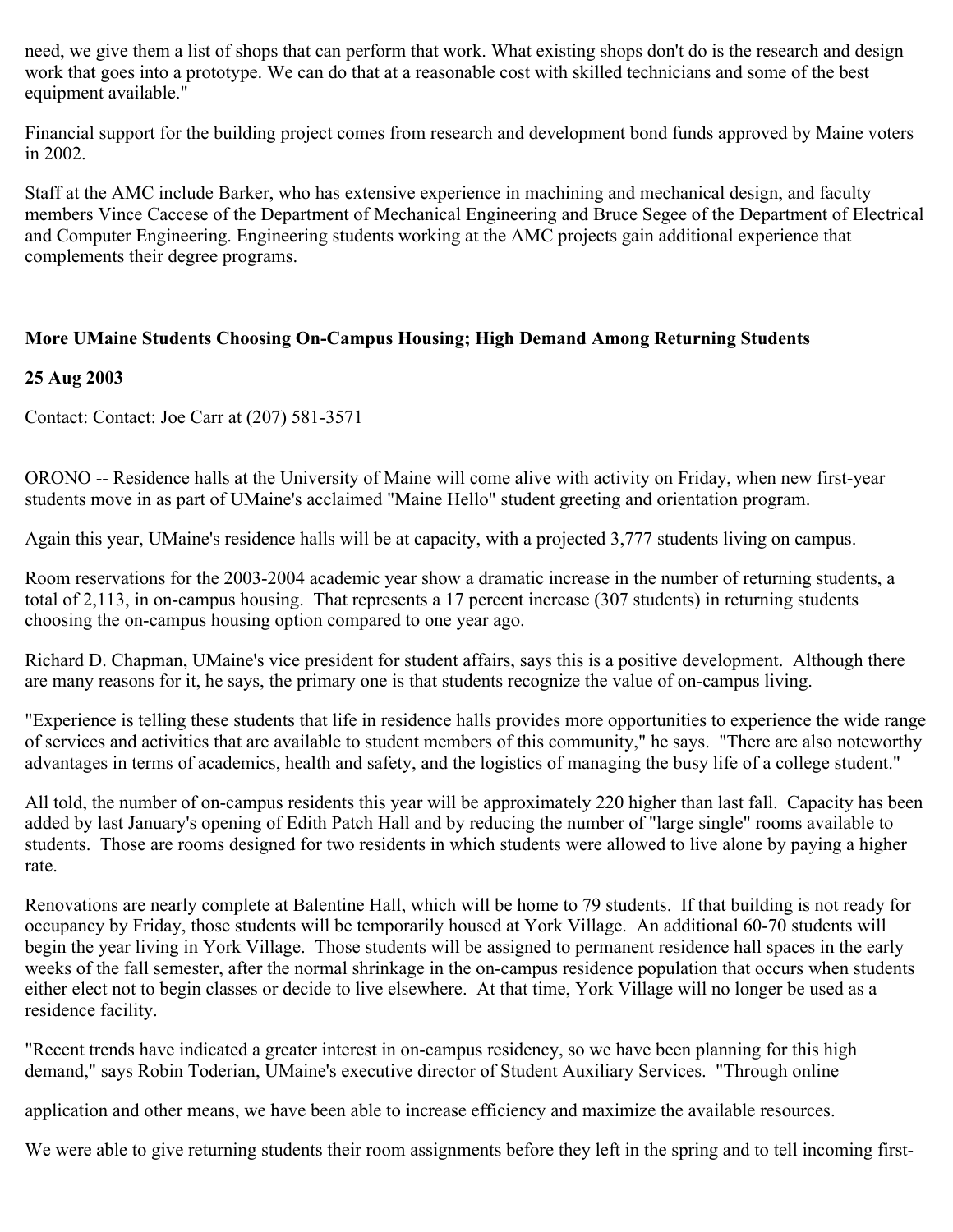need, we give them a list of shops that can perform that work. What existing shops don't do is the research and design work that goes into a prototype. We can do that at a reasonable cost with skilled technicians and some of the best equipment available."

Financial support for the building project comes from research and development bond funds approved by Maine voters in 2002.

Staff at the AMC include Barker, who has extensive experience in machining and mechanical design, and faculty members Vince Caccese of the Department of Mechanical Engineering and Bruce Segee of the Department of Electrical and Computer Engineering. Engineering students working at the AMC projects gain additional experience that complements their degree programs.

**More UMaine Students Choosing On-Campus Housing; High Demand Among Returning Students**

**25 Aug 2003**

Contact: Contact: Joe Carr at (207) 581-3571

ORONO -- Residence halls at the University of Maine will come alive with activity on Friday, when new first-year students move in as part of UMaine's acclaimed "Maine Hello" student greeting and orientation program.

Again this year, UMaine's residence halls will be at capacity, with a projected 3,777 students living on campus.

Room reservations for the 2003-2004 academic year show a dramatic increase in the number of returning students, a total of 2,113, in on-campus housing. That represents a 17 percent increase (307 students) in returning students choosing the on-campus housing option compared to one year ago.

Richard D. Chapman, UMaine's vice president for student affairs, says this is a positive development. Although there are many reasons for it, he says, the primary one is that students recognize the value of on-campus living.

"Experience is telling these students that life in residence halls provides more opportunities to experience the wide range of services and activities that are available to student members of this community," he says. "There are also noteworthy advantages in terms of academics, health and safety, and the logistics of managing the busy life of a college student."

All told, the number of on-campus residents this year will be approximately 220 higher than last fall. Capacity has been added by last January's opening of Edith Patch Hall and by reducing the number of "large single" rooms available to students. Those are rooms designed for two residents in which students were allowed to live alone by paying a higher rate.

Renovations are nearly complete at Balentine Hall, which will be home to 79 students. If that building is not ready for occupancy by Friday, those students will be temporarily housed at York Village. An additional 60-70 students will begin the year living in York Village. Those students will be assigned to permanent residence hall spaces in the early weeks of the fall semester, after the normal shrinkage in the on-campus residence population that occurs when students either elect not to begin classes or decide to live elsewhere. At that time, York Village will no longer be used as a residence facility.

"Recent trends have indicated a greater interest in on-campus residency, so we have been planning for this high demand," says Robin Toderian, UMaine's executive director of Student Auxiliary Services. "Through online

application and other means, we have been able to increase efficiency and maximize the available resources.

We were able to give returning students their room assignments before they left in the spring and to tell incoming first-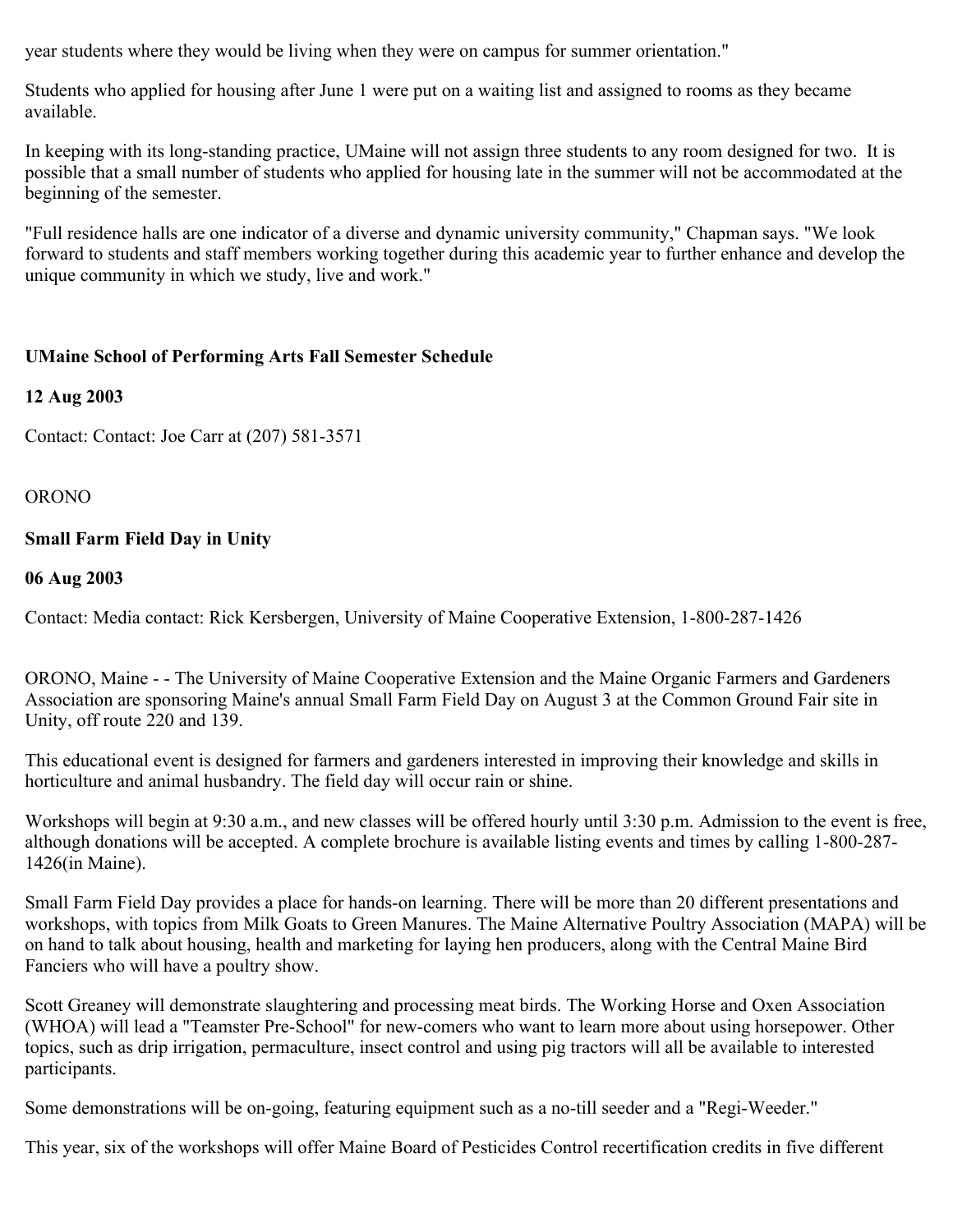year students where they would be living when they were on campus for summer orientation."

Students who applied for housing after June 1 were put on a waiting list and assigned to rooms as they became available.

In keeping with its long-standing practice, UMaine will not assign three students to any room designed for two. It is possible that a small number of students who applied for housing late in the summer will not be accommodated at the beginning of the semester.

"Full residence halls are one indicator of a diverse and dynamic university community," Chapman says. "We look forward to students and staff members working together during this academic year to further enhance and develop the unique community in which we study, live and work."

**UMaine School of Performing Arts Fall Semester Schedule**

**12 Aug 2003**

Contact: Contact: Joe Carr at (207) 581-3571

ORONO

**Small Farm Field Day in Unity**

**06 Aug 2003**

Contact: Media contact: Rick Kersbergen, University of Maine Cooperative Extension, 1-800-287-1426

ORONO, Maine - - The University of Maine Cooperative Extension and the Maine Organic Farmers and Gardeners Association are sponsoring Maine's annual Small Farm Field Day on August 3 at the Common Ground Fair site in Unity, off route 220 and 139.

This educational event is designed for farmers and gardeners interested in improving their knowledge and skills in horticulture and animal husbandry. The field day will occur rain or shine.

Workshops will begin at 9:30 a.m., and new classes will be offered hourly until 3:30 p.m. Admission to the event is free, although donations will be accepted. A complete brochure is available listing events and times by calling 1-800-287-1426(in Maine).

Small Farm Field Day provides a place for hands-on learning. There will be more than 20 different presentations and workshops, with topics from Milk Goats to Green Manures. The Maine Alternative Poultry Association (MAPA) will be on hand to talk about housing, health and marketing for laying hen producers, along with the Central Maine Bird Fanciers who will have a poultry show.

Scott Greaney will demonstrate slaughtering and processing meat birds. The Working Horse and Oxen Association (WHOA) will lead a "Teamster Pre-School" for new-comers who want to learn more about using horsepower. Other topics, such as drip irrigation, permaculture, insect control and using pig tractors will all be available to interested participants.

Some demonstrations will be on-going, featuring equipment such as a no-till seeder and a "Regi-Weeder."

This year, six of the workshops will offer Maine Board of Pesticides Control recertification credits in five different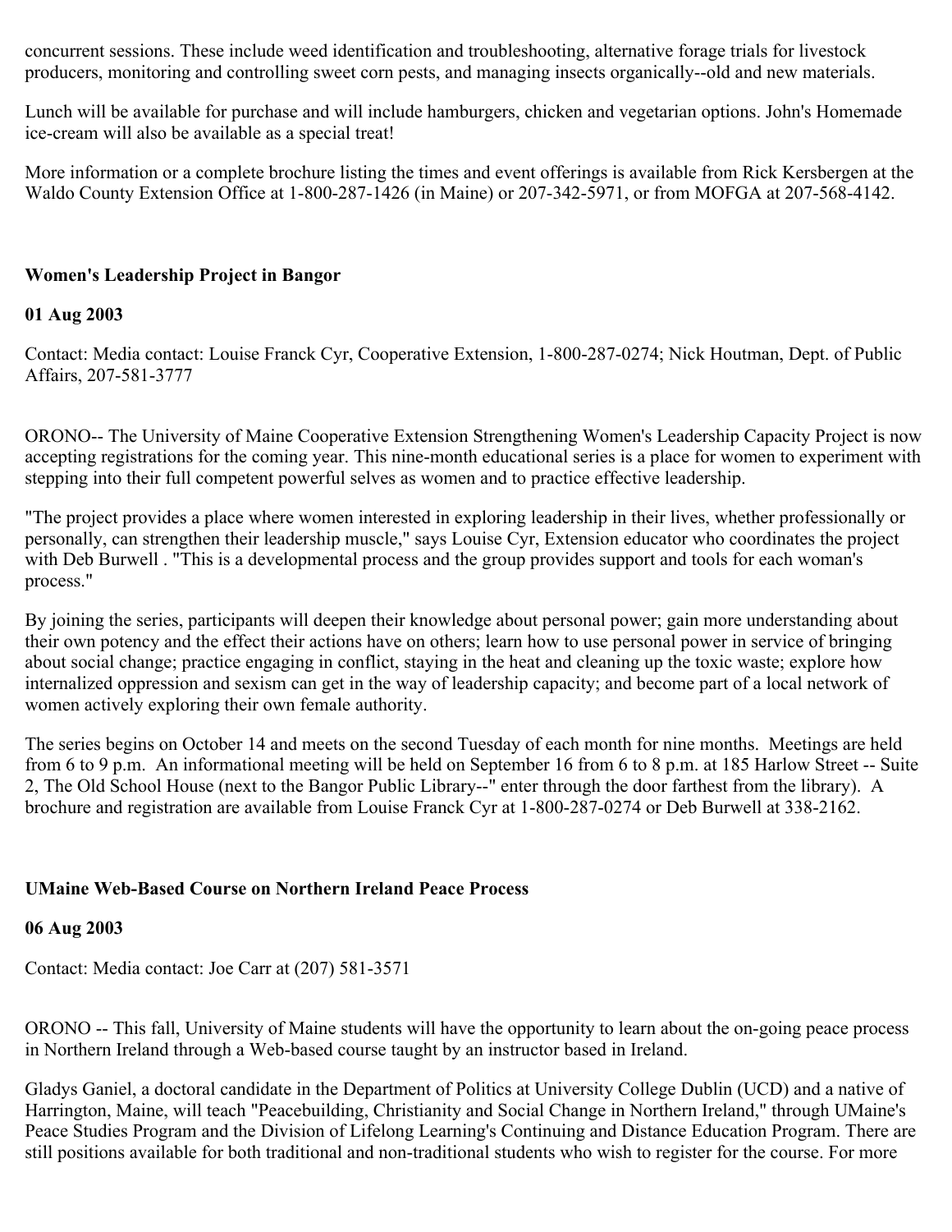concurrent sessions. These include weed identification and troubleshooting, alternative forage trials for livestock producers, monitoring and controlling sweet corn pests, and managing insects organically--old and new materials.

Lunch will be available for purchase and will include hamburgers, chicken and vegetarian options. John's Homemade ice-cream will also be available as a special treat!

More information or a complete brochure listing the times and event offerings is available from Rick Kersbergen at the Waldo County Extension Office at 1-800-287-1426 (in Maine) or 207-342-5971, or from MOFGA at 207-568-4142.

### Women's Leadership Project in Bangor

**01 Aug 2003**

Contact: Media contact: Louise Franck Cyr, Cooperative Extension, 1-800-287-0274; Nick Houtman, Dept. of Public Affairs, 207-581-3777

ORONO-- The University of Maine Cooperative Extension Strengthening Women's Leadership Capacity Project is now accepting registrations for the coming year. This nine-month educational series is a place for women to experiment with stepping into their full competent powerful selves as women and to practice effective leadership.

"The project provides a place where women interested in exploring leadership in their lives, whether professionally or personally, can strengthen their leadership muscle," says Louise Cyr, Extension educator who coordinates the project with Deb Burwell . "This is a developmental process and the group provides support and tools for each woman's process."

By joining the series, participants will deepen their knowledge about personal power; gain more understanding about their own potency and the effect their actions have on others; learn how to use personal power in service of bringing about social change; practice engaging in conflict, staying in the heat and cleaning up the toxic waste; explore how internalized oppression and sexism can get in the way of leadership capacity; and become part of a local network of women actively exploring their own female authority.

The series begins on October 14 and meets on the second Tuesday of each month for nine months. Meetings are held from 6 to 9 p.m. An informational meeting will be held on September 16 from 6 to 8 p.m. at 185 Harlow Street -- Suite 2, The Old School House (next to the Bangor Public Library--" enter through the door farthest from the library). A brochure and registration are available from Louise Franck Cyr at 1-800-287-0274 or Deb Burwell at 338-2162.

### UMaine Web-Based Course on Northern Ireland Peace Process

**06 Aug 2003**

Contact: Media contact: Joe Carr at (207) 581-3571

ORONO -- This fall, University of Maine students will have the opportunity to learn about the on-going peace process in Northern Ireland through a Web-based course taught by an instructor based in Ireland.

Gladys Ganiel, a doctoral candidate in the Department of Politics at University College Dublin (UCD) and a native of Harrington, Maine, will teach "Peacebuilding, Christianity and Social Change in Northern Ireland," through UMaine's Peace Studies Program and the Division of Lifelong Learning's Continuing and Distance Education Program. There are still positions available for both traditional and non-traditional students who wish to register for the course. For more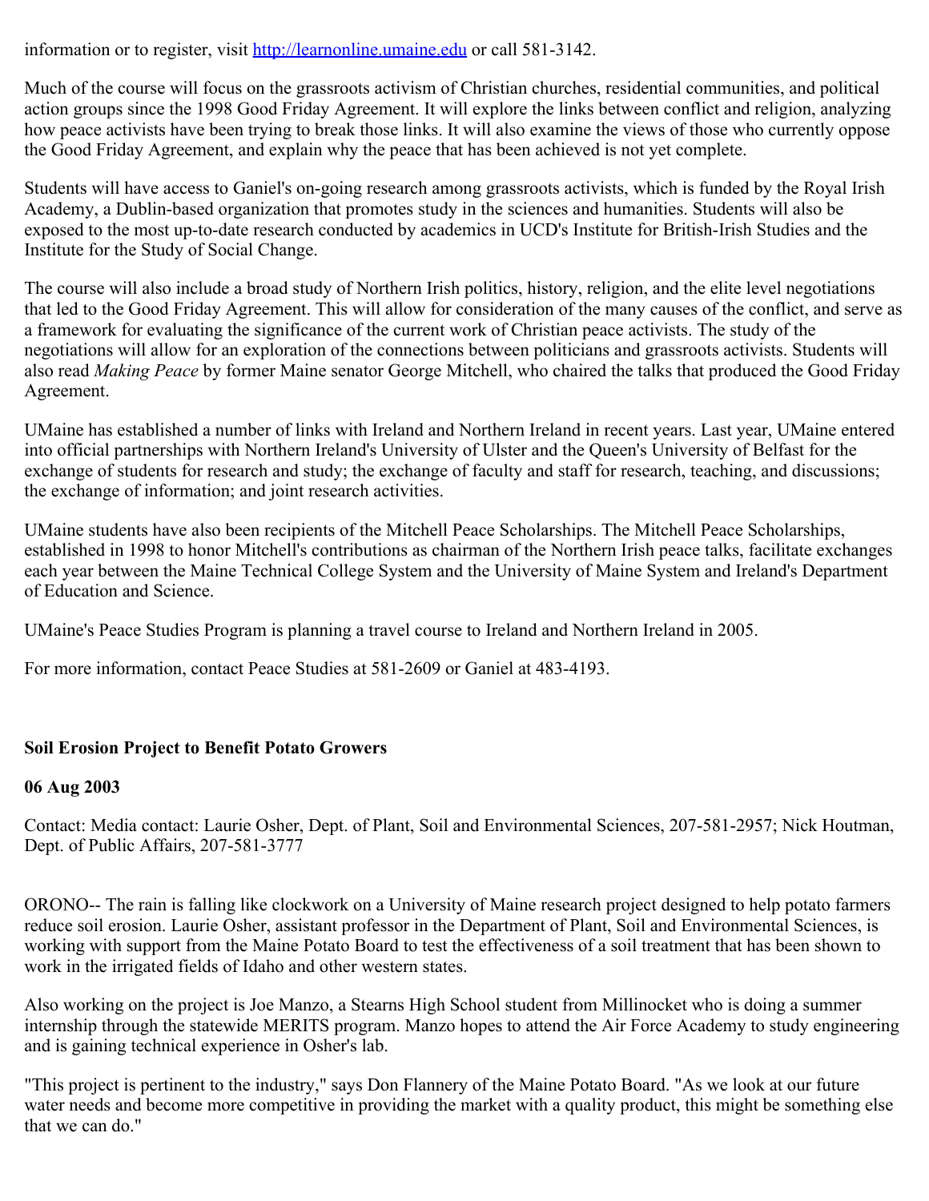information or to register, visit http://learnonline.umaine.edu or call 581-3142.

Much of the course will focus on the grassroots activism of Christian churches, residential communities, and political action groups since the 1998 Good Friday Agreement. It will explore the links between conflict and religion, analyzing how peace activists have been trying to break those links. It will also examine the views of those who currently oppose the Good Friday Agreement, and explain why the peace that has been achieved is not yet complete.

Students will have access to Ganiel's on-going research among grassroots activists, which is funded by the Royal Irish Academy, a Dublin-based organization that promotes study in the sciences and humanities. Students will also be exposed to the most up-to-date research conducted by academics in UCD's Institute for British-Irish Studies and the Institute for the Study of Social Change.

The course will also include a broad study of Northern Irish politics, history, religion, and the elite level negotiations that led to the Good Friday Agreement. This will allow for consideration of the many causes of the conflict, and serve as a framework for evaluating the significance of the current work of Christian peace activists. The study of the negotiations will allow for an exploration of the connections between politicians and grassroots activists. Students will also read *Making Peace* by former Maine senator George Mitchell, who chaired the talks that produced the Good Friday Agreement.

UMaine has established a number of links with Ireland and Northern Ireland in recent years. Last year, UMaine entered into official partnerships with Northern Ireland's University of Ulster and the Queen's University of Belfast for the exchange of students for research and study; the exchange of faculty and staff for research, teaching, and discussions; the exchange of information; and joint research activities.

UMaine students have also been recipients of the Mitchell Peace Scholarships. The Mitchell Peace Scholarships, established in 1998 to honor Mitchell's contributions as chairman of the Northern Irish peace talks, facilitate exchanges each year between the Maine Technical College System and the University of Maine System and Ireland's Department of Education and Science.

UMaine's Peace Studies Program is planning a travel course to Ireland and Northern Ireland in 2005.

For more information, contact Peace Studies at 581-2609 or Ganiel at 483-4193.

**Soil Erosion Project to Benefit Potato Growers**

**06 Aug 2003**

Contact: Media contact: Laurie Osher, Dept. of Plant, Soil and Environmental Sciences, 207-581-2957; Nick Houtman, Dept. of Public Affairs, 207-581-3777

ORONO-- The rain is falling like clockwork on a University of Maine research project designed to help potato farmers reduce soil erosion. Laurie Osher, assistant professor in the Department of Plant, Soil and Environmental Sciences, is working with support from the Maine Potato Board to test the effectiveness of a soil treatment that has been shown to work in the irrigated fields of Idaho and other western states.

Also working on the project is Joe Manzo, a Stearns High School student from Millinocket who is doing a summer internship through the statewide MERITS program. Manzo hopes to attend the Air Force Academy to study engineering and is gaining technical experience in Osher's lab.

"This project is pertinent to the industry," says Don Flannery of the Maine Potato Board. "As we look at our future water needs and become more competitive in providing the market with a quality product, this might be something else that we can do."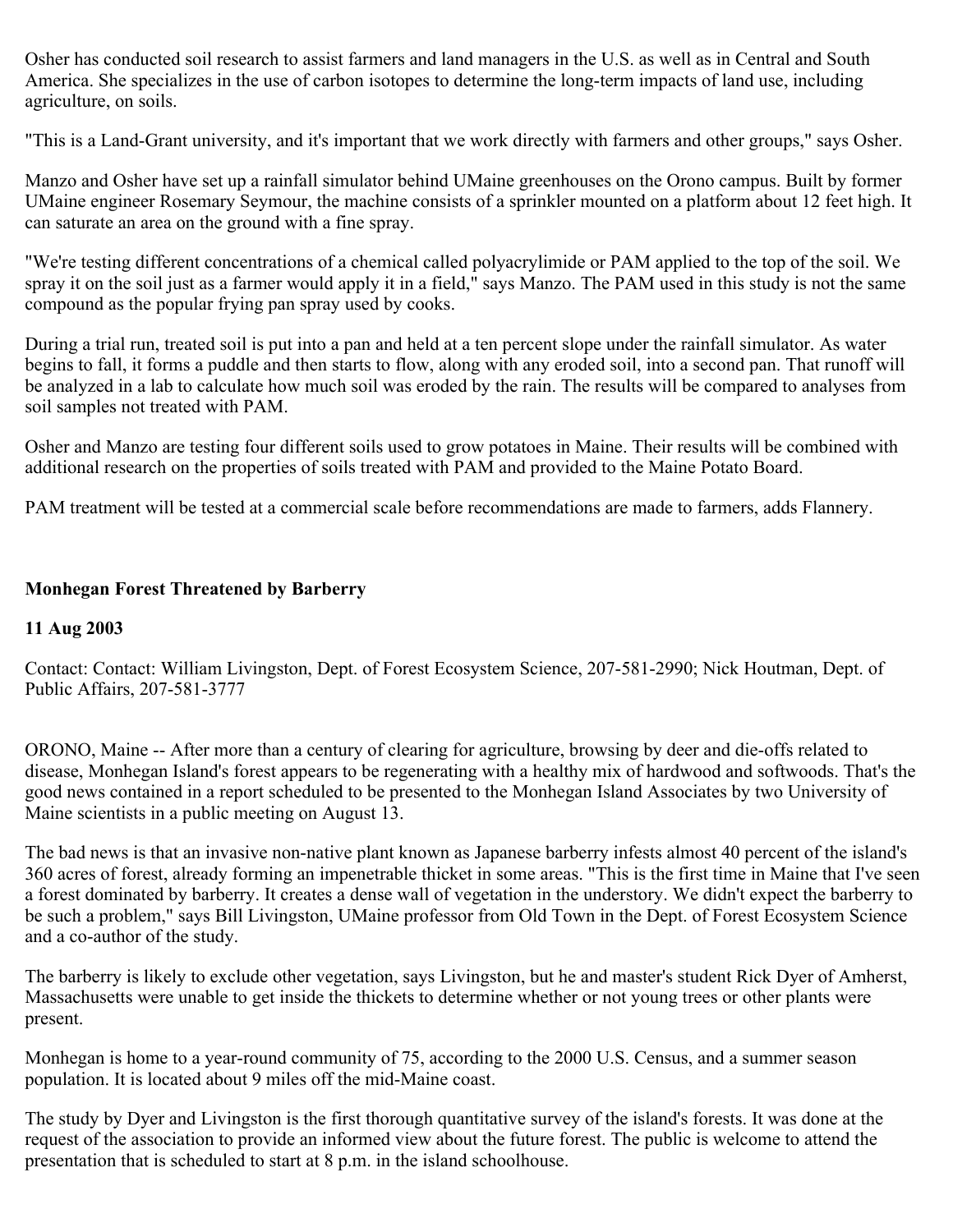Osher has conducted soil research to assist farmers and land managers in the U.S. as well as in Central and South America. She specializes in the use of carbon isotopes to determine the long-term impacts of land use, including agriculture, on soils.

"This is a Land-Grant university, and it's important that we work directly with farmers and other groups," says Osher.

Manzo and Osher have set up a rainfall simulator behind UMaine greenhouses on the Orono campus. Built by former UMaine engineer Rosemary Seymour, the machine consists of a sprinkler mounted on a platform about 12 feet high. It can saturate an area on the ground with a fine spray.

"We're testing different concentrations of a chemical called polyacrylimide or PAM applied to the top of the soil. We spray it on the soil just as a farmer would apply it in a field," says Manzo. The PAM used in this study is not the same compound as the popular frying pan spray used by cooks.

During a trial run, treated soil is put into a pan and held at a ten percent slope under the rainfall simulator. As water begins to fall, it forms a puddle and then starts to flow, along with any eroded soil, into a second pan. That runoff will be analyzed in a lab to calculate how much soil was eroded by the rain. The results will be compared to analyses from soil samples not treated with PAM.

Osher and Manzo are testing four different soils used to grow potatoes in Maine. Their results will be combined with additional research on the properties of soils treated with PAM and provided to the Maine Potato Board.

PAM treatment will be tested at a commercial scale before recommendations are made to farmers, adds Flannery.

**Monhegan Forest Threatened by Barberry**

**11 Aug 2003**

Contact: Contact: William Livingston, Dept. of Forest Ecosystem Science, 207-581-2990; Nick Houtman, Dept. of Public Affairs, 207-581-3777

ORONO, Maine -- After more than a century of clearing for agriculture, browsing by deer and die-offs related to disease, Monhegan Island's forest appears to be regenerating with a healthy mix of hardwood and softwoods. That's the good news contained in a report scheduled to be presented to the Monhegan Island Associates by two University of Maine scientists in a public meeting on August 13.

The bad news is that an invasive non-native plant known as Japanese barberry infests almost 40 percent of the island's 360 acres of forest, already forming an impenetrable thicket in some areas. "This is the first time in Maine that I've seen a forest dominated by barberry. It creates a dense wall of vegetation in the understory. We didn't expect the barberry to be such a problem," says Bill Livingston, UMaine professor from Old Town in the Dept. of Forest Ecosystem Science and a co-author of the study.

The barberry is likely to exclude other vegetation, says Livingston, but he and master's student Rick Dyer of Amherst, Massachusetts were unable to get inside the thickets to determine whether or not young trees or other plants were present.

Monhegan is home to a year-round community of 75, according to the 2000 U.S. Census, and a summer season population. It is located about 9 miles off the mid-Maine coast.

The study by Dyer and Livingston is the first thorough quantitative survey of the island's forests. It was done at the request of the association to provide an informed view about the future forest. The public is welcome to attend the presentation that is scheduled to start at 8 p.m. in the island schoolhouse.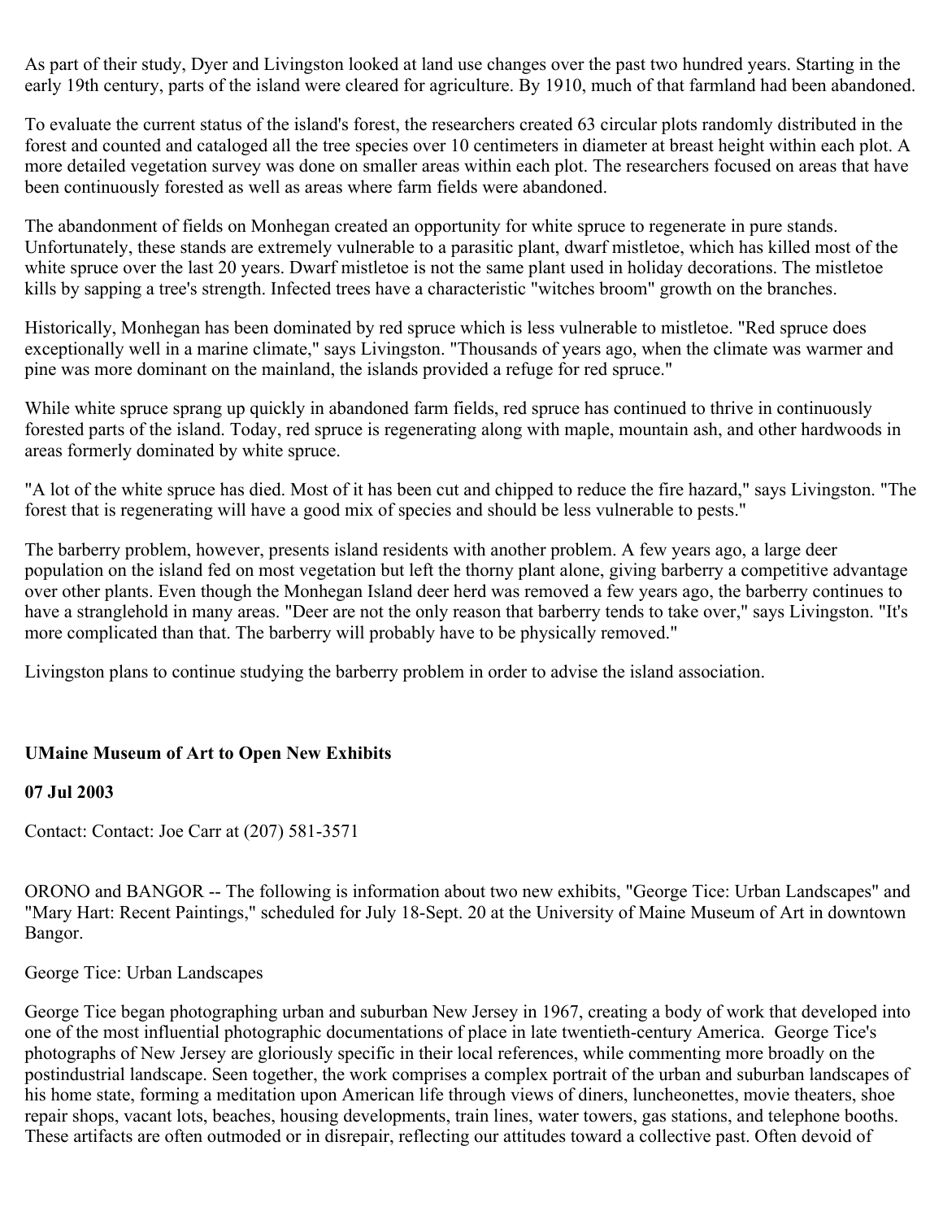As part of their study, Dyer and Livingston looked at land use changes over the past two hundred years. Starting in the early 19th century, parts of the island were cleared for agriculture. By 1910, much of that farmland had been abandoned.

To evaluate the current status of the island's forest, the researchers created 63 circular plots randomly distributed in the forest and counted and cataloged all the tree species over 10 centimeters in diameter at breast height within each plot. A more detailed vegetation survey was done on smaller areas within each plot. The researchers focused on areas that have been continuously forested as well as areas where farm fields were abandoned.

The abandonment of fields on Monhegan created an opportunity for white spruce to regenerate in pure stands. Unfortunately, these stands are extremely vulnerable to a parasitic plant, dwarf mistletoe, which has killed most of the white spruce over the last 20 years. Dwarf mistletoe is not the same plant used in holiday decorations. The mistletoe kills by sapping a tree's strength. Infected trees have a characteristic "witches broom" growth on the branches.

Historically, Monhegan has been dominated by red spruce which is less vulnerable to mistletoe. "Red spruce does exceptionally well in a marine climate," says Livingston. "Thousands of years ago, when the climate was warmer and pine was more dominant on the mainland, the islands provided a refuge for red spruce."

While white spruce sprang up quickly in abandoned farm fields, red spruce has continued to thrive in continuously forested parts of the island. Today, red spruce is regenerating along with maple, mountain ash, and other hardwoods in areas formerly dominated by white spruce.

"A lot of the white spruce has died. Most of it has been cut and chipped to reduce the fire hazard," says Livingston. "The forest that is regenerating will have a good mix of species and should be less vulnerable to pests."

The barberry problem, however, presents island residents with another problem. A few years ago, a large deer population on the island fed on most vegetation but left the thorny plant alone, giving barberry a competitive advantage over other plants. Even though the Monhegan Island deer herd was removed a few years ago, the barberry continues to have a stranglehold in many areas. "Deer are not the only reason that barberry tends to take over," says Livingston. "It's more complicated than that. The barberry will probably have to be physically removed."

Livingston plans to continue studying the barberry problem in order to advise the island association.

**UMaine Museum of Art to Open New Exhibits**

**07 Jul 2003**

Contact: Contact: Joe Carr at (207) 581-3571

ORONO and BANGOR -- The following is information about two new exhibits, "George Tice: Urban Landscapes" and "Mary Hart: Recent Paintings," scheduled for July 18-Sept. 20 at the University of Maine Museum of Art in downtown Bangor.

George Tice: Urban Landscapes

George Tice began photographing urban and suburban New Jersey in 1967, creating a body of work that developed into one of the most influential photographic documentations of place in late twentieth-century America. George Tice's photographs of New Jersey are gloriously specific in their local references, while commenting more broadly on the postindustrial landscape. Seen together, the work comprises a complex portrait of the urban and suburban landscapes of his home state, forming a meditation upon American life through views of diners, luncheonettes, movie theaters, shoe repair shops, vacant lots, beaches, housing developments, train lines, water towers, gas stations, and telephone booths. These artifacts are often outmoded or in disrepair, reflecting our attitudes toward a collective past. Often devoid of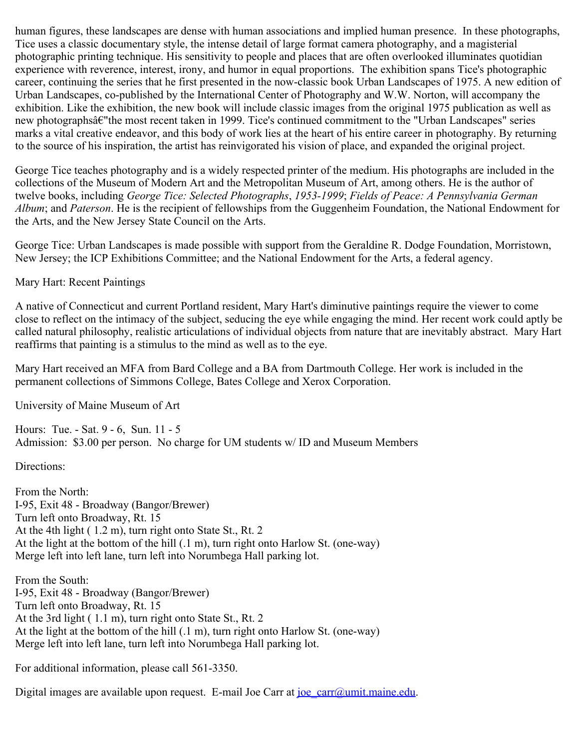human figures, these landscapes are dense with human associations and implied human presence. In these photographs, Tice uses a classic documentary style, the intense detail of large format camera photography, and a magisterial photographic printing technique. His sensitivity to people and places that are often overlooked illuminates quotidian experience with reverence, interest, irony, and humor in equal proportions. The exhibition spans Tice's photographic career, continuing the series that he first presented in the now-classic book Urban Landscapes of 1975. A new edition of Urban Landscapes, co-published by the International Center of Photography and W.W. Norton, will accompany the exhibition. Like the exhibition, the new book will include classic images from the original 1975 publication as well as new photographsâ€"the most recent taken in 1999. Tice's continued commitment to the "Urban Landscapes" series marks a vital creative endeavor, and this body of work lies at the heart of his entire career in photography. By returning to the source of his inspiration, the artist has reinvigorated his vision of place, and expanded the original project.

George Tice teaches photography and is a widely respected printer of the medium. His photographs are included in the collections of the Museum of Modern Art and the Metropolitan Museum of Art, among others. He is the author of twelve books, including *George Tice: Selected Photographs*, *1953-1999*; *Fields of Peace: A Pennsylvania German Album*; and *Paterson*. He is the recipient of fellowships from the Guggenheim Foundation, the National Endowment for the Arts, and the New Jersey State Council on the Arts.

George Tice: Urban Landscapes is made possible with support from the Geraldine R. Dodge Foundation, Morristown, New Jersey; the ICP Exhibitions Committee; and the National Endowment for the Arts, a federal agency.

Mary Hart: Recent Paintings

A native of Connecticut and current Portland resident, Mary Hart's diminutive paintings require the viewer to come close to reflect on the intimacy of the subject, seducing the eye while engaging the mind. Her recent work could aptly be called natural philosophy, realistic articulations of individual objects from nature that are inevitably abstract. Mary Hart reaffirms that painting is a stimulus to the mind as well as to the eye.

Mary Hart received an MFA from Bard College and a BA from Dartmouth College. Her work is included in the permanent collections of Simmons College, Bates College and Xerox Corporation.

University of Maine Museum of Art

Hours: Tue. - Sat. 9 - 6, Sun. 11 - 5
Admission: $3.00 per person. No charge for UM students w/ ID and Museum Members

Directions:

From the North:
I-95, Exit 48 - Broadway (Bangor/Brewer)
Turn left onto Broadway, Rt. 15
At the 4th light ( 1.2 m), turn right onto State St., Rt. 2
At the light at the bottom of the hill (.1 m), turn right onto Harlow St. (one-way)
Merge left into left lane, turn left into Norumbega Hall parking lot.

From the South:
I-95, Exit 48 - Broadway (Bangor/Brewer)
Turn left onto Broadway, Rt. 15
At the 3rd light ( 1.1 m), turn right onto State St., Rt. 2
At the light at the bottom of the hill (.1 m), turn right onto Harlow St. (one-way)
Merge left into left lane, turn left into Norumbega Hall parking lot.

For additional information, please call 561-3350.

Digital images are available upon request. E-mail Joe Carr at joe_carr@umit.maine.edu.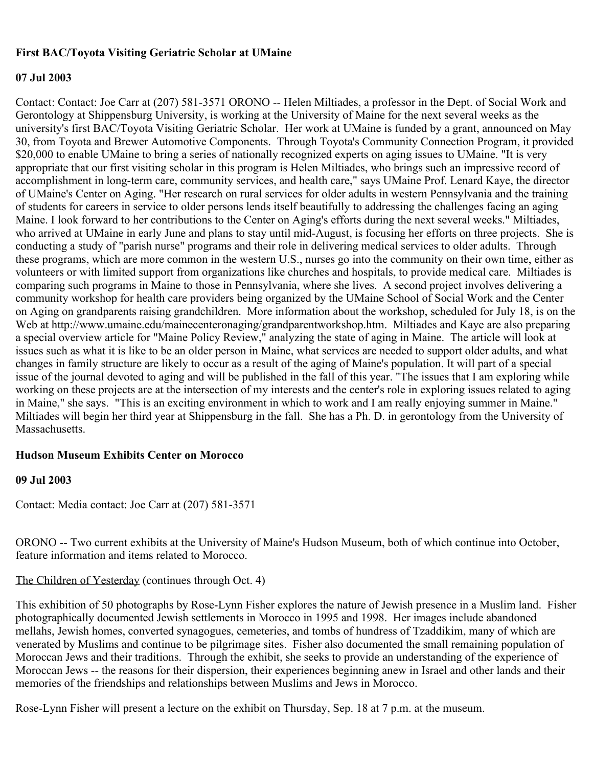**First BAC/Toyota Visiting Geriatric Scholar at UMaine**

**07 Jul 2003**

Contact: Contact: Joe Carr at (207) 581-3571 ORONO -- Helen Miltiades, a professor in the Dept. of Social Work and Gerontology at Shippensburg University, is working at the University of Maine for the next several weeks as the university's first BAC/Toyota Visiting Geriatric Scholar. Her work at UMaine is funded by a grant, announced on May 30, from Toyota and Brewer Automotive Components. Through Toyota's Community Connection Program, it provided $20,000 to enable UMaine to bring a series of nationally recognized experts on aging issues to UMaine. "It is very appropriate that our first visiting scholar in this program is Helen Miltiades, who brings such an impressive record of accomplishment in long-term care, community services, and health care," says UMaine Prof. Lenard Kaye, the director of UMaine's Center on Aging. "Her research on rural services for older adults in western Pennsylvania and the training of students for careers in service to older persons lends itself beautifully to addressing the challenges facing an aging Maine. I look forward to her contributions to the Center on Aging's efforts during the next several weeks." Miltiades, who arrived at UMaine in early June and plans to stay until mid-August, is focusing her efforts on three projects. She is conducting a study of "parish nurse" programs and their role in delivering medical services to older adults. Through these programs, which are more common in the western U.S., nurses go into the community on their own time, either as volunteers or with limited support from organizations like churches and hospitals, to provide medical care. Miltiades is comparing such programs in Maine to those in Pennsylvania, where she lives. A second project involves delivering a community workshop for health care providers being organized by the UMaine School of Social Work and the Center on Aging on grandparents raising grandchildren. More information about the workshop, scheduled for July 18, is on the Web at http://www.umaine.edu/mainecenteronaging/grandparentworkshop.htm. Miltiades and Kaye are also preparing a special overview article for "Maine Policy Review," analyzing the state of aging in Maine. The article will look at issues such as what it is like to be an older person in Maine, what services are needed to support older adults, and what changes in family structure are likely to occur as a result of the aging of Maine's population. It will part of a special issue of the journal devoted to aging and will be published in the fall of this year. "The issues that I am exploring while working on these projects are at the intersection of my interests and the center's role in exploring issues related to aging in Maine," she says. "This is an exciting environment in which to work and I am really enjoying summer in Maine." Miltiades will begin her third year at Shippensburg in the fall. She has a Ph. D. in gerontology from the University of Massachusetts.

**Hudson Museum Exhibits Center on Morocco**

**09 Jul 2003**

Contact: Media contact: Joe Carr at (207) 581-3571

ORONO -- Two current exhibits at the University of Maine's Hudson Museum, both of which continue into October, feature information and items related to Morocco.

The Children of Yesterday (continues through Oct. 4)

This exhibition of 50 photographs by Rose-Lynn Fisher explores the nature of Jewish presence in a Muslim land. Fisher photographically documented Jewish settlements in Morocco in 1995 and 1998. Her images include abandoned mellahs, Jewish homes, converted synagogues, cemeteries, and tombs of hundress of Tzaddikim, many of which are venerated by Muslims and continue to be pilgrimage sites. Fisher also documented the small remaining population of Moroccan Jews and their traditions. Through the exhibit, she seeks to provide an understanding of the experience of Moroccan Jews -- the reasons for their dispersion, their experiences beginning anew in Israel and other lands and their memories of the friendships and relationships between Muslims and Jews in Morocco.

Rose-Lynn Fisher will present a lecture on the exhibit on Thursday, Sep. 18 at 7 p.m. at the museum.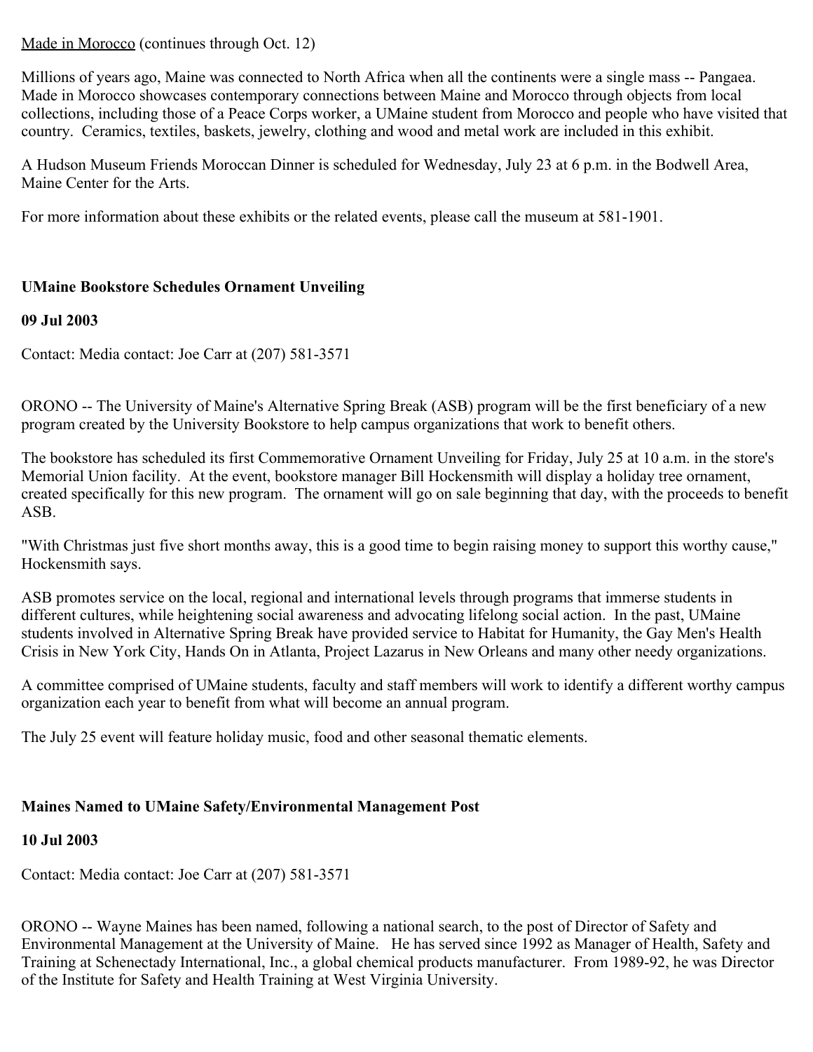Made in Morocco (continues through Oct. 12)

Millions of years ago, Maine was connected to North Africa when all the continents were a single mass -- Pangaea. Made in Morocco showcases contemporary connections between Maine and Morocco through objects from local collections, including those of a Peace Corps worker, a UMaine student from Morocco and people who have visited that country. Ceramics, textiles, baskets, jewelry, clothing and wood and metal work are included in this exhibit.

A Hudson Museum Friends Moroccan Dinner is scheduled for Wednesday, July 23 at 6 p.m. in the Bodwell Area, Maine Center for the Arts.

For more information about these exhibits or the related events, please call the museum at 581-1901.

**UMaine Bookstore Schedules Ornament Unveiling**

**09 Jul 2003**

Contact: Media contact: Joe Carr at (207) 581-3571

ORONO -- The University of Maine's Alternative Spring Break (ASB) program will be the first beneficiary of a new program created by the University Bookstore to help campus organizations that work to benefit others.

The bookstore has scheduled its first Commemorative Ornament Unveiling for Friday, July 25 at 10 a.m. in the store's Memorial Union facility. At the event, bookstore manager Bill Hockensmith will display a holiday tree ornament, created specifically for this new program. The ornament will go on sale beginning that day, with the proceeds to benefit ASB.

"With Christmas just five short months away, this is a good time to begin raising money to support this worthy cause," Hockensmith says.

ASB promotes service on the local, regional and international levels through programs that immerse students in different cultures, while heightening social awareness and advocating lifelong social action. In the past, UMaine students involved in Alternative Spring Break have provided service to Habitat for Humanity, the Gay Men's Health Crisis in New York City, Hands On in Atlanta, Project Lazarus in New Orleans and many other needy organizations.

A committee comprised of UMaine students, faculty and staff members will work to identify a different worthy campus organization each year to benefit from what will become an annual program.

The July 25 event will feature holiday music, food and other seasonal thematic elements.

**Maines Named to UMaine Safety/Environmental Management Post**

**10 Jul 2003**

Contact: Media contact: Joe Carr at (207) 581-3571

ORONO -- Wayne Maines has been named, following a national search, to the post of Director of Safety and Environmental Management at the University of Maine. He has served since 1992 as Manager of Health, Safety and Training at Schenectady International, Inc., a global chemical products manufacturer. From 1989-92, he was Director of the Institute for Safety and Health Training at West Virginia University.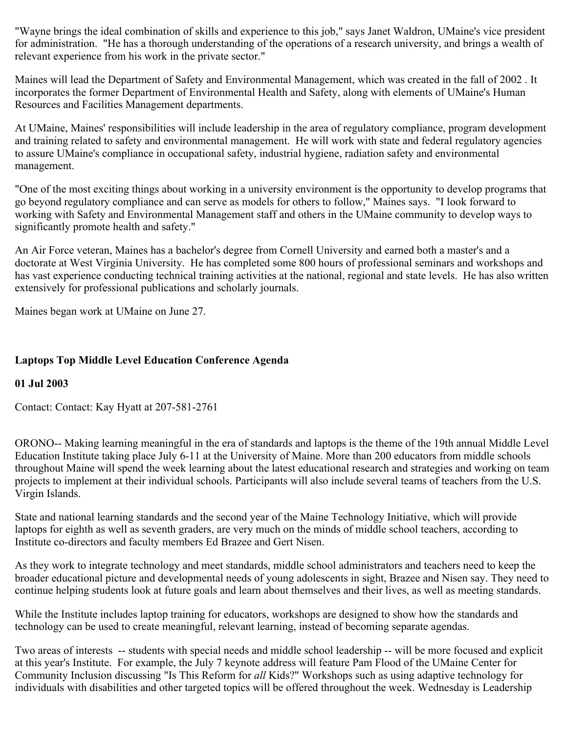"Wayne brings the ideal combination of skills and experience to this job," says Janet Waldron, UMaine's vice president for administration. "He has a thorough understanding of the operations of a research university, and brings a wealth of relevant experience from his work in the private sector."

Maines will lead the Department of Safety and Environmental Management, which was created in the fall of 2002 . It incorporates the former Department of Environmental Health and Safety, along with elements of UMaine's Human Resources and Facilities Management departments.

At UMaine, Maines' responsibilities will include leadership in the area of regulatory compliance, program development and training related to safety and environmental management. He will work with state and federal regulatory agencies to assure UMaine's compliance in occupational safety, industrial hygiene, radiation safety and environmental management.

"One of the most exciting things about working in a university environment is the opportunity to develop programs that go beyond regulatory compliance and can serve as models for others to follow," Maines says. "I look forward to working with Safety and Environmental Management staff and others in the UMaine community to develop ways to significantly promote health and safety."

An Air Force veteran, Maines has a bachelor's degree from Cornell University and earned both a master's and a doctorate at West Virginia University. He has completed some 800 hours of professional seminars and workshops and has vast experience conducting technical training activities at the national, regional and state levels. He has also written extensively for professional publications and scholarly journals.

Maines began work at UMaine on June 27.

**Laptops Top Middle Level Education Conference Agenda**

**01 Jul 2003**

Contact: Contact: Kay Hyatt at 207-581-2761

ORONO-- Making learning meaningful in the era of standards and laptops is the theme of the 19th annual Middle Level Education Institute taking place July 6-11 at the University of Maine. More than 200 educators from middle schools throughout Maine will spend the week learning about the latest educational research and strategies and working on team projects to implement at their individual schools. Participants will also include several teams of teachers from the U.S. Virgin Islands.

State and national learning standards and the second year of the Maine Technology Initiative, which will provide laptops for eighth as well as seventh graders, are very much on the minds of middle school teachers, according to Institute co-directors and faculty members Ed Brazee and Gert Nisen.

As they work to integrate technology and meet standards, middle school administrators and teachers need to keep the broader educational picture and developmental needs of young adolescents in sight, Brazee and Nisen say. They need to continue helping students look at future goals and learn about themselves and their lives, as well as meeting standards.

While the Institute includes laptop training for educators, workshops are designed to show how the standards and technology can be used to create meaningful, relevant learning, instead of becoming separate agendas.

Two areas of interests -- students with special needs and middle school leadership -- will be more focused and explicit at this year's Institute. For example, the July 7 keynote address will feature Pam Flood of the UMaine Center for Community Inclusion discussing "Is This Reform for *all* Kids?" Workshops such as using adaptive technology for individuals with disabilities and other targeted topics will be offered throughout the week. Wednesday is Leadership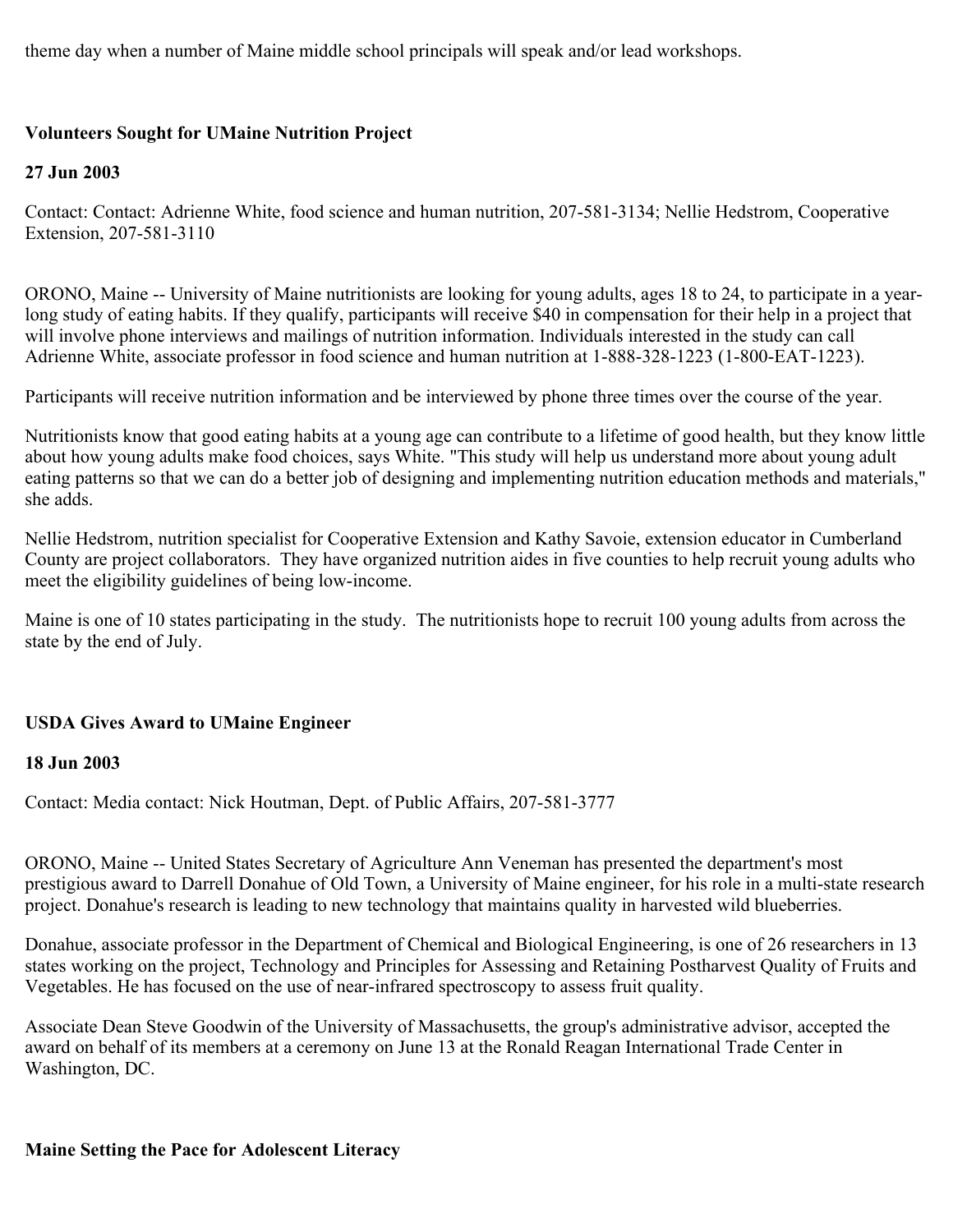theme day when a number of Maine middle school principals will speak and/or lead workshops.

**Volunteers Sought for UMaine Nutrition Project**

**27 Jun 2003**

Contact: Contact: Adrienne White, food science and human nutrition, 207-581-3134; Nellie Hedstrom, Cooperative Extension, 207-581-3110

ORONO, Maine -- University of Maine nutritionists are looking for young adults, ages 18 to 24, to participate in a year-long study of eating habits. If they qualify, participants will receive $40 in compensation for their help in a project that will involve phone interviews and mailings of nutrition information. Individuals interested in the study can call Adrienne White, associate professor in food science and human nutrition at 1-888-328-1223 (1-800-EAT-1223).

Participants will receive nutrition information and be interviewed by phone three times over the course of the year.

Nutritionists know that good eating habits at a young age can contribute to a lifetime of good health, but they know little about how young adults make food choices, says White. "This study will help us understand more about young adult eating patterns so that we can do a better job of designing and implementing nutrition education methods and materials," she adds.

Nellie Hedstrom, nutrition specialist for Cooperative Extension and Kathy Savoie, extension educator in Cumberland County are project collaborators. They have organized nutrition aides in five counties to help recruit young adults who meet the eligibility guidelines of being low-income.

Maine is one of 10 states participating in the study. The nutritionists hope to recruit 100 young adults from across the state by the end of July.

**USDA Gives Award to UMaine Engineer**

**18 Jun 2003**

Contact: Media contact: Nick Houtman, Dept. of Public Affairs, 207-581-3777

ORONO, Maine -- United States Secretary of Agriculture Ann Veneman has presented the department's most prestigious award to Darrell Donahue of Old Town, a University of Maine engineer, for his role in a multi-state research project. Donahue's research is leading to new technology that maintains quality in harvested wild blueberries.

Donahue, associate professor in the Department of Chemical and Biological Engineering, is one of 26 researchers in 13 states working on the project, Technology and Principles for Assessing and Retaining Postharvest Quality of Fruits and Vegetables. He has focused on the use of near-infrared spectroscopy to assess fruit quality.

Associate Dean Steve Goodwin of the University of Massachusetts, the group's administrative advisor, accepted the award on behalf of its members at a ceremony on June 13 at the Ronald Reagan International Trade Center in Washington, DC.

**Maine Setting the Pace for Adolescent Literacy**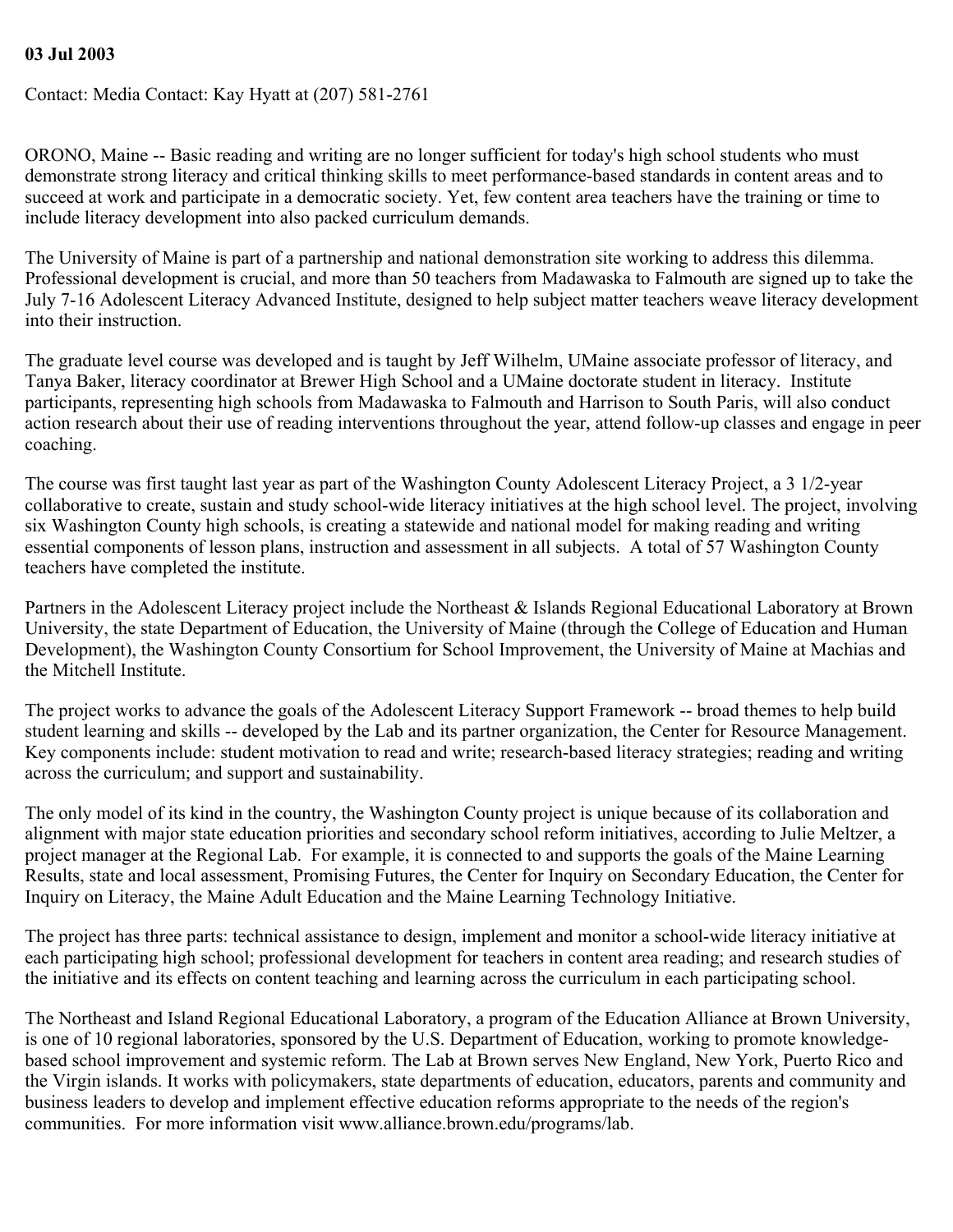**03 Jul 2003**

Contact: Media Contact: Kay Hyatt at (207) 581-2761

ORONO, Maine -- Basic reading and writing are no longer sufficient for today's high school students who must demonstrate strong literacy and critical thinking skills to meet performance-based standards in content areas and to succeed at work and participate in a democratic society. Yet, few content area teachers have the training or time to include literacy development into also packed curriculum demands.

The University of Maine is part of a partnership and national demonstration site working to address this dilemma. Professional development is crucial, and more than 50 teachers from Madawaska to Falmouth are signed up to take the July 7-16 Adolescent Literacy Advanced Institute, designed to help subject matter teachers weave literacy development into their instruction.

The graduate level course was developed and is taught by Jeff Wilhelm, UMaine associate professor of literacy, and Tanya Baker, literacy coordinator at Brewer High School and a UMaine doctorate student in literacy. Institute participants, representing high schools from Madawaska to Falmouth and Harrison to South Paris, will also conduct action research about their use of reading interventions throughout the year, attend follow-up classes and engage in peer coaching.

The course was first taught last year as part of the Washington County Adolescent Literacy Project, a 3 1/2-year collaborative to create, sustain and study school-wide literacy initiatives at the high school level. The project, involving six Washington County high schools, is creating a statewide and national model for making reading and writing essential components of lesson plans, instruction and assessment in all subjects. A total of 57 Washington County teachers have completed the institute.

Partners in the Adolescent Literacy project include the Northeast & Islands Regional Educational Laboratory at Brown University, the state Department of Education, the University of Maine (through the College of Education and Human Development), the Washington County Consortium for School Improvement, the University of Maine at Machias and the Mitchell Institute.

The project works to advance the goals of the Adolescent Literacy Support Framework -- broad themes to help build student learning and skills -- developed by the Lab and its partner organization, the Center for Resource Management. Key components include: student motivation to read and write; research-based literacy strategies; reading and writing across the curriculum; and support and sustainability.

The only model of its kind in the country, the Washington County project is unique because of its collaboration and alignment with major state education priorities and secondary school reform initiatives, according to Julie Meltzer, a project manager at the Regional Lab. For example, it is connected to and supports the goals of the Maine Learning Results, state and local assessment, Promising Futures, the Center for Inquiry on Secondary Education, the Center for Inquiry on Literacy, the Maine Adult Education and the Maine Learning Technology Initiative.

The project has three parts: technical assistance to design, implement and monitor a school-wide literacy initiative at each participating high school; professional development for teachers in content area reading; and research studies of the initiative and its effects on content teaching and learning across the curriculum in each participating school.

The Northeast and Island Regional Educational Laboratory, a program of the Education Alliance at Brown University, is one of 10 regional laboratories, sponsored by the U.S. Department of Education, working to promote knowledge-based school improvement and systemic reform. The Lab at Brown serves New England, New York, Puerto Rico and the Virgin islands. It works with policymakers, state departments of education, educators, parents and community and business leaders to develop and implement effective education reforms appropriate to the needs of the region's communities. For more information visit www.alliance.brown.edu/programs/lab.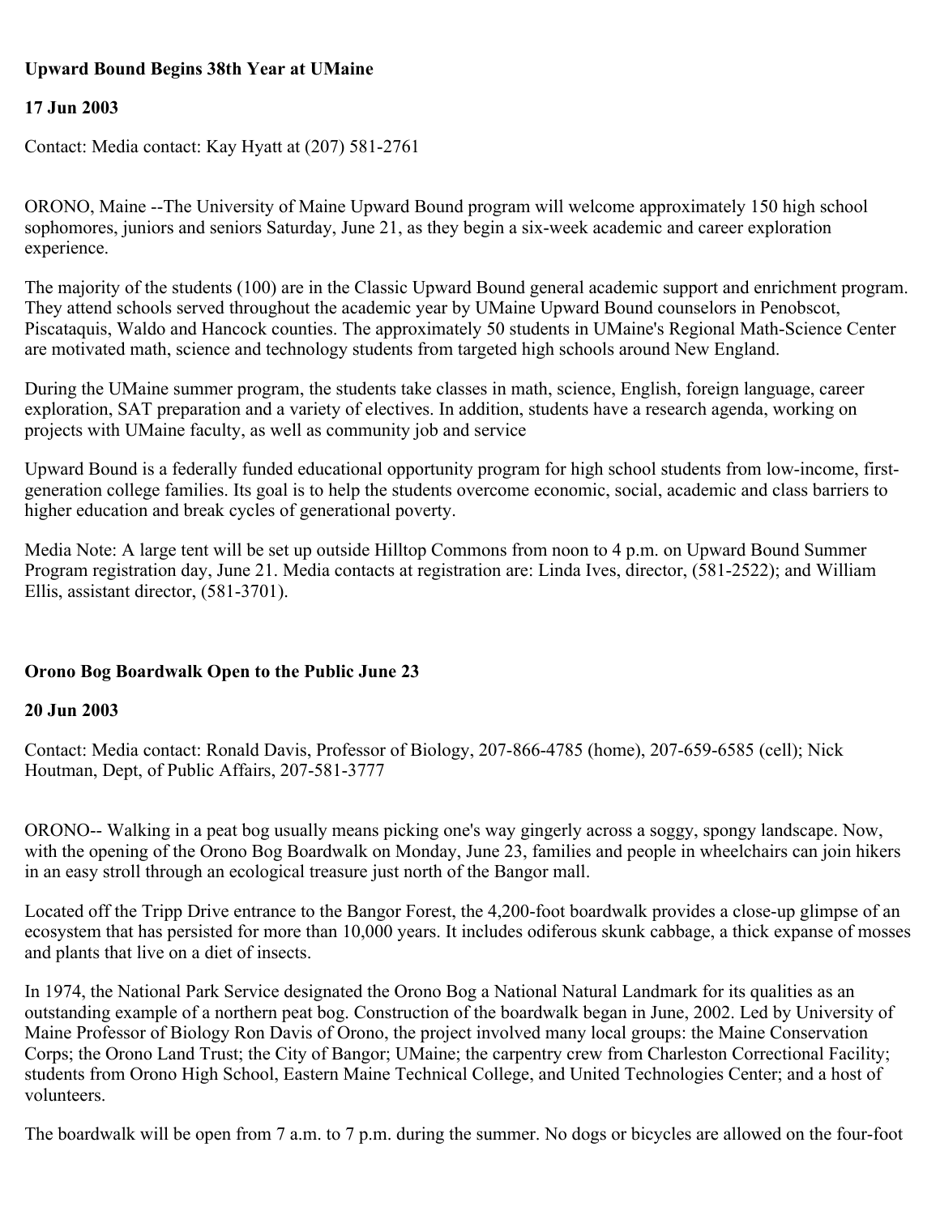**Upward Bound Begins 38th Year at UMaine**

**17 Jun 2003**

Contact: Media contact: Kay Hyatt at (207) 581-2761

ORONO, Maine --The University of Maine Upward Bound program will welcome approximately 150 high school sophomores, juniors and seniors Saturday, June 21, as they begin a six-week academic and career exploration experience.

The majority of the students (100) are in the Classic Upward Bound general academic support and enrichment program. They attend schools served throughout the academic year by UMaine Upward Bound counselors in Penobscot, Piscataquis, Waldo and Hancock counties. The approximately 50 students in UMaine's Regional Math-Science Center are motivated math, science and technology students from targeted high schools around New England.

During the UMaine summer program, the students take classes in math, science, English, foreign language, career exploration, SAT preparation and a variety of electives. In addition, students have a research agenda, working on projects with UMaine faculty, as well as community job and service

Upward Bound is a federally funded educational opportunity program for high school students from low-income, first-generation college families. Its goal is to help the students overcome economic, social, academic and class barriers to higher education and break cycles of generational poverty.

Media Note: A large tent will be set up outside Hilltop Commons from noon to 4 p.m. on Upward Bound Summer Program registration day, June 21. Media contacts at registration are: Linda Ives, director, (581-2522); and William Ellis, assistant director, (581-3701).

**Orono Bog Boardwalk Open to the Public June 23**

**20 Jun 2003**

Contact: Media contact: Ronald Davis, Professor of Biology, 207-866-4785 (home), 207-659-6585 (cell); Nick Houtman, Dept, of Public Affairs, 207-581-3777

ORONO-- Walking in a peat bog usually means picking one's way gingerly across a soggy, spongy landscape. Now, with the opening of the Orono Bog Boardwalk on Monday, June 23, families and people in wheelchairs can join hikers in an easy stroll through an ecological treasure just north of the Bangor mall.

Located off the Tripp Drive entrance to the Bangor Forest, the 4,200-foot boardwalk provides a close-up glimpse of an ecosystem that has persisted for more than 10,000 years. It includes odiferous skunk cabbage, a thick expanse of mosses and plants that live on a diet of insects.

In 1974, the National Park Service designated the Orono Bog a National Natural Landmark for its qualities as an outstanding example of a northern peat bog. Construction of the boardwalk began in June, 2002. Led by University of Maine Professor of Biology Ron Davis of Orono, the project involved many local groups: the Maine Conservation Corps; the Orono Land Trust; the City of Bangor; UMaine; the carpentry crew from Charleston Correctional Facility; students from Orono High School, Eastern Maine Technical College, and United Technologies Center; and a host of volunteers.

The boardwalk will be open from 7 a.m. to 7 p.m. during the summer. No dogs or bicycles are allowed on the four-foot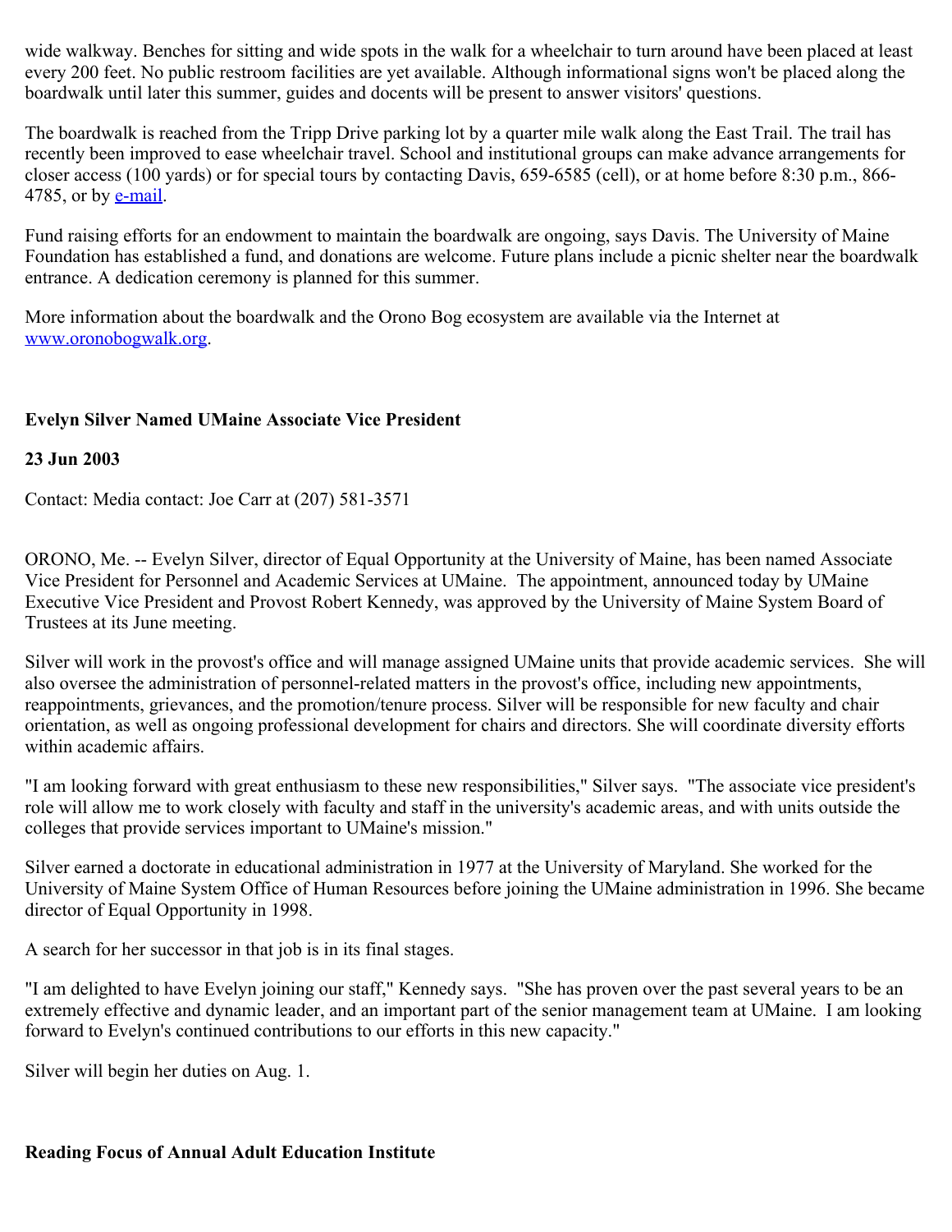wide walkway. Benches for sitting and wide spots in the walk for a wheelchair to turn around have been placed at least every 200 feet. No public restroom facilities are yet available. Although informational signs won't be placed along the boardwalk until later this summer, guides and docents will be present to answer visitors' questions.

The boardwalk is reached from the Tripp Drive parking lot by a quarter mile walk along the East Trail. The trail has recently been improved to ease wheelchair travel. School and institutional groups can make advance arrangements for closer access (100 yards) or for special tours by contacting Davis, 659-6585 (cell), or at home before 8:30 p.m., 866-4785, or by e-mail.

Fund raising efforts for an endowment to maintain the boardwalk are ongoing, says Davis. The University of Maine Foundation has established a fund, and donations are welcome. Future plans include a picnic shelter near the boardwalk entrance. A dedication ceremony is planned for this summer.

More information about the boardwalk and the Orono Bog ecosystem are available via the Internet at www.oronobogwalk.org.

**Evelyn Silver Named UMaine Associate Vice President**

**23 Jun 2003**

Contact: Media contact: Joe Carr at (207) 581-3571

ORONO, Me. -- Evelyn Silver, director of Equal Opportunity at the University of Maine, has been named Associate Vice President for Personnel and Academic Services at UMaine. The appointment, announced today by UMaine Executive Vice President and Provost Robert Kennedy, was approved by the University of Maine System Board of Trustees at its June meeting.

Silver will work in the provost's office and will manage assigned UMaine units that provide academic services. She will also oversee the administration of personnel-related matters in the provost's office, including new appointments, reappointments, grievances, and the promotion/tenure process. Silver will be responsible for new faculty and chair orientation, as well as ongoing professional development for chairs and directors. She will coordinate diversity efforts within academic affairs.

"I am looking forward with great enthusiasm to these new responsibilities," Silver says. "The associate vice president's role will allow me to work closely with faculty and staff in the university's academic areas, and with units outside the colleges that provide services important to UMaine's mission."

Silver earned a doctorate in educational administration in 1977 at the University of Maryland. She worked for the University of Maine System Office of Human Resources before joining the UMaine administration in 1996. She became director of Equal Opportunity in 1998.

A search for her successor in that job is in its final stages.

"I am delighted to have Evelyn joining our staff," Kennedy says. "She has proven over the past several years to be an extremely effective and dynamic leader, and an important part of the senior management team at UMaine. I am looking forward to Evelyn's continued contributions to our efforts in this new capacity."

Silver will begin her duties on Aug. 1.

**Reading Focus of Annual Adult Education Institute**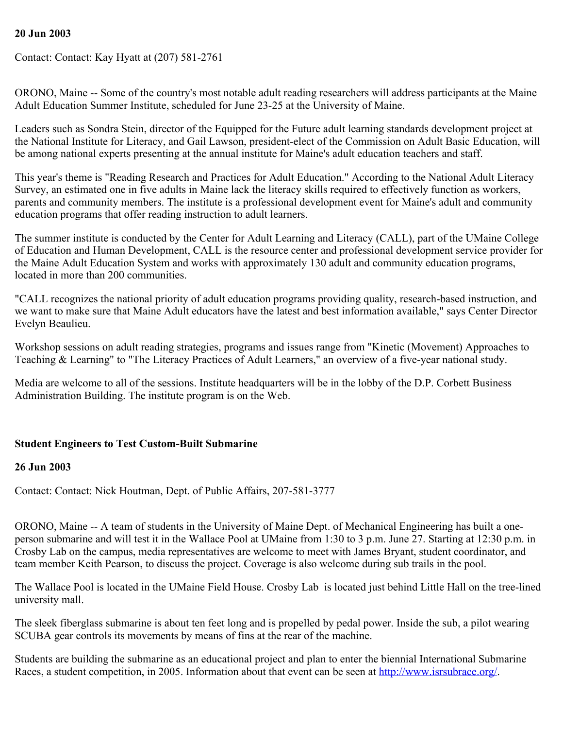**20 Jun 2003**

Contact: Contact: Kay Hyatt at (207) 581-2761

ORONO, Maine -- Some of the country's most notable adult reading researchers will address participants at the Maine Adult Education Summer Institute, scheduled for June 23-25 at the University of Maine.

Leaders such as Sondra Stein, director of the Equipped for the Future adult learning standards development project at the National Institute for Literacy, and Gail Lawson, president-elect of the Commission on Adult Basic Education, will be among national experts presenting at the annual institute for Maine's adult education teachers and staff.

This year's theme is "Reading Research and Practices for Adult Education." According to the National Adult Literacy Survey, an estimated one in five adults in Maine lack the literacy skills required to effectively function as workers, parents and community members. The institute is a professional development event for Maine's adult and community education programs that offer reading instruction to adult learners.

The summer institute is conducted by the Center for Adult Learning and Literacy (CALL), part of the UMaine College of Education and Human Development, CALL is the resource center and professional development service provider for the Maine Adult Education System and works with approximately 130 adult and community education programs, located in more than 200 communities.

"CALL recognizes the national priority of adult education programs providing quality, research-based instruction, and we want to make sure that Maine Adult educators have the latest and best information available," says Center Director Evelyn Beaulieu.

Workshop sessions on adult reading strategies, programs and issues range from "Kinetic (Movement) Approaches to Teaching & Learning" to "The Literacy Practices of Adult Learners," an overview of a five-year national study.

Media are welcome to all of the sessions. Institute headquarters will be in the lobby of the D.P. Corbett Business Administration Building. The institute program is on the Web.

**Student Engineers to Test Custom-Built Submarine**

**26 Jun 2003**

Contact: Contact: Nick Houtman, Dept. of Public Affairs, 207-581-3777

ORONO, Maine -- A team of students in the University of Maine Dept. of Mechanical Engineering has built a one-person submarine and will test it in the Wallace Pool at UMaine from 1:30 to 3 p.m. June 27. Starting at 12:30 p.m. in Crosby Lab on the campus, media representatives are welcome to meet with James Bryant, student coordinator, and team member Keith Pearson, to discuss the project. Coverage is also welcome during sub trails in the pool.

The Wallace Pool is located in the UMaine Field House. Crosby Lab is located just behind Little Hall on the tree-lined university mall.

The sleek fiberglass submarine is about ten feet long and is propelled by pedal power. Inside the sub, a pilot wearing SCUBA gear controls its movements by means of fins at the rear of the machine.

Students are building the submarine as an educational project and plan to enter the biennial International Submarine Races, a student competition, in 2005. Information about that event can be seen at [http://www.isrsubrace.org/](http://www.isrsubrace.org/).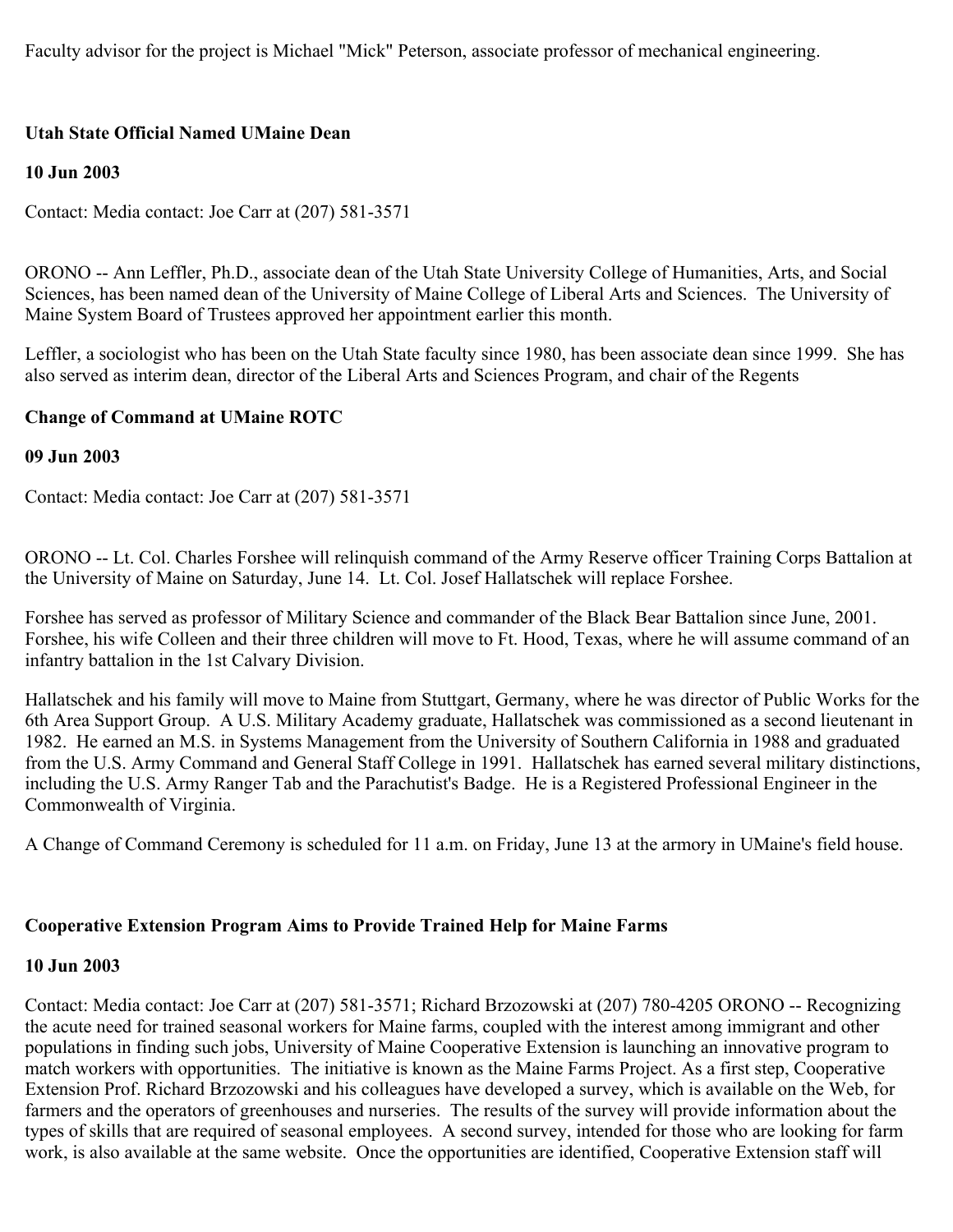Faculty advisor for the project is Michael "Mick" Peterson, associate professor of mechanical engineering.

### Utah State Official Named UMaine Dean

**10 Jun 2003**

Contact: Media contact: Joe Carr at (207) 581-3571

ORONO -- Ann Leffler, Ph.D., associate dean of the Utah State University College of Humanities, Arts, and Social Sciences, has been named dean of the University of Maine College of Liberal Arts and Sciences. The University of Maine System Board of Trustees approved her appointment earlier this month.

Leffler, a sociologist who has been on the Utah State faculty since 1980, has been associate dean since 1999. She has also served as interim dean, director of the Liberal Arts and Sciences Program, and chair of the Regents

### Change of Command at UMaine ROTC

**09 Jun 2003**

Contact: Media contact: Joe Carr at (207) 581-3571

ORONO -- Lt. Col. Charles Forshee will relinquish command of the Army Reserve officer Training Corps Battalion at the University of Maine on Saturday, June 14. Lt. Col. Josef Hallatschek will replace Forshee.

Forshee has served as professor of Military Science and commander of the Black Bear Battalion since June, 2001. Forshee, his wife Colleen and their three children will move to Ft. Hood, Texas, where he will assume command of an infantry battalion in the 1st Calvary Division.

Hallatschek and his family will move to Maine from Stuttgart, Germany, where he was director of Public Works for the 6th Area Support Group. A U.S. Military Academy graduate, Hallatschek was commissioned as a second lieutenant in 1982. He earned an M.S. in Systems Management from the University of Southern California in 1988 and graduated from the U.S. Army Command and General Staff College in 1991. Hallatschek has earned several military distinctions, including the U.S. Army Ranger Tab and the Parachutist's Badge. He is a Registered Professional Engineer in the Commonwealth of Virginia.

A Change of Command Ceremony is scheduled for 11 a.m. on Friday, June 13 at the armory in UMaine's field house.

### Cooperative Extension Program Aims to Provide Trained Help for Maine Farms

**10 Jun 2003**

Contact: Media contact: Joe Carr at (207) 581-3571; Richard Brzozowski at (207) 780-4205 ORONO -- Recognizing the acute need for trained seasonal workers for Maine farms, coupled with the interest among immigrant and other populations in finding such jobs, University of Maine Cooperative Extension is launching an innovative program to match workers with opportunities. The initiative is known as the Maine Farms Project. As a first step, Cooperative Extension Prof. Richard Brzozowski and his colleagues have developed a survey, which is available on the Web, for farmers and the operators of greenhouses and nurseries. The results of the survey will provide information about the types of skills that are required of seasonal employees. A second survey, intended for those who are looking for farm work, is also available at the same website. Once the opportunities are identified, Cooperative Extension staff will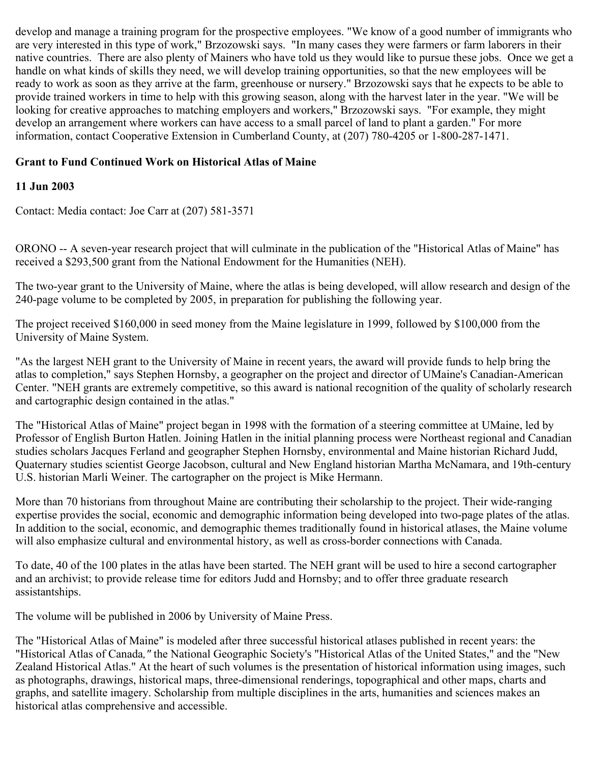develop and manage a training program for the prospective employees. "We know of a good number of immigrants who are very interested in this type of work," Brzozowski says. "In many cases they were farmers or farm laborers in their native countries. There are also plenty of Mainers who have told us they would like to pursue these jobs. Once we get a handle on what kinds of skills they need, we will develop training opportunities, so that the new employees will be ready to work as soon as they arrive at the farm, greenhouse or nursery." Brzozowski says that he expects to be able to provide trained workers in time to help with this growing season, along with the harvest later in the year. "We will be looking for creative approaches to matching employers and workers," Brzozowski says. "For example, they might develop an arrangement where workers can have access to a small parcel of land to plant a garden." For more information, contact Cooperative Extension in Cumberland County, at (207) 780-4205 or 1-800-287-1471.

**Grant to Fund Continued Work on Historical Atlas of Maine**

**11 Jun 2003**

Contact: Media contact: Joe Carr at (207) 581-3571

ORONO -- A seven-year research project that will culminate in the publication of the "Historical Atlas of Maine" has received a $293,500 grant from the National Endowment for the Humanities (NEH).

The two-year grant to the University of Maine, where the atlas is being developed, will allow research and design of the 240-page volume to be completed by 2005, in preparation for publishing the following year.

The project received $160,000 in seed money from the Maine legislature in 1999, followed by $100,000 from the University of Maine System.

"As the largest NEH grant to the University of Maine in recent years, the award will provide funds to help bring the atlas to completion," says Stephen Hornsby, a geographer on the project and director of UMaine's Canadian-American Center. "NEH grants are extremely competitive, so this award is national recognition of the quality of scholarly research and cartographic design contained in the atlas."

The "Historical Atlas of Maine" project began in 1998 with the formation of a steering committee at UMaine, led by Professor of English Burton Hatlen. Joining Hatlen in the initial planning process were Northeast regional and Canadian studies scholars Jacques Ferland and geographer Stephen Hornsby, environmental and Maine historian Richard Judd, Quaternary studies scientist George Jacobson, cultural and New England historian Martha McNamara, and 19th-century U.S. historian Marli Weiner. The cartographer on the project is Mike Hermann.

More than 70 historians from throughout Maine are contributing their scholarship to the project. Their wide-ranging expertise provides the social, economic and demographic information being developed into two-page plates of the atlas. In addition to the social, economic, and demographic themes traditionally found in historical atlases, the Maine volume will also emphasize cultural and environmental history, as well as cross-border connections with Canada.

To date, 40 of the 100 plates in the atlas have been started. The NEH grant will be used to hire a second cartographer and an archivist; to provide release time for editors Judd and Hornsby; and to offer three graduate research assistantships.

The volume will be published in 2006 by University of Maine Press.

The "Historical Atlas of Maine" is modeled after three successful historical atlases published in recent years: the "Historical Atlas of Canada*,"* the National Geographic Society's "Historical Atlas of the United States," and the "New Zealand Historical Atlas." At the heart of such volumes is the presentation of historical information using images, such as photographs, drawings, historical maps, three-dimensional renderings, topographical and other maps, charts and graphs, and satellite imagery. Scholarship from multiple disciplines in the arts, humanities and sciences makes an historical atlas comprehensive and accessible.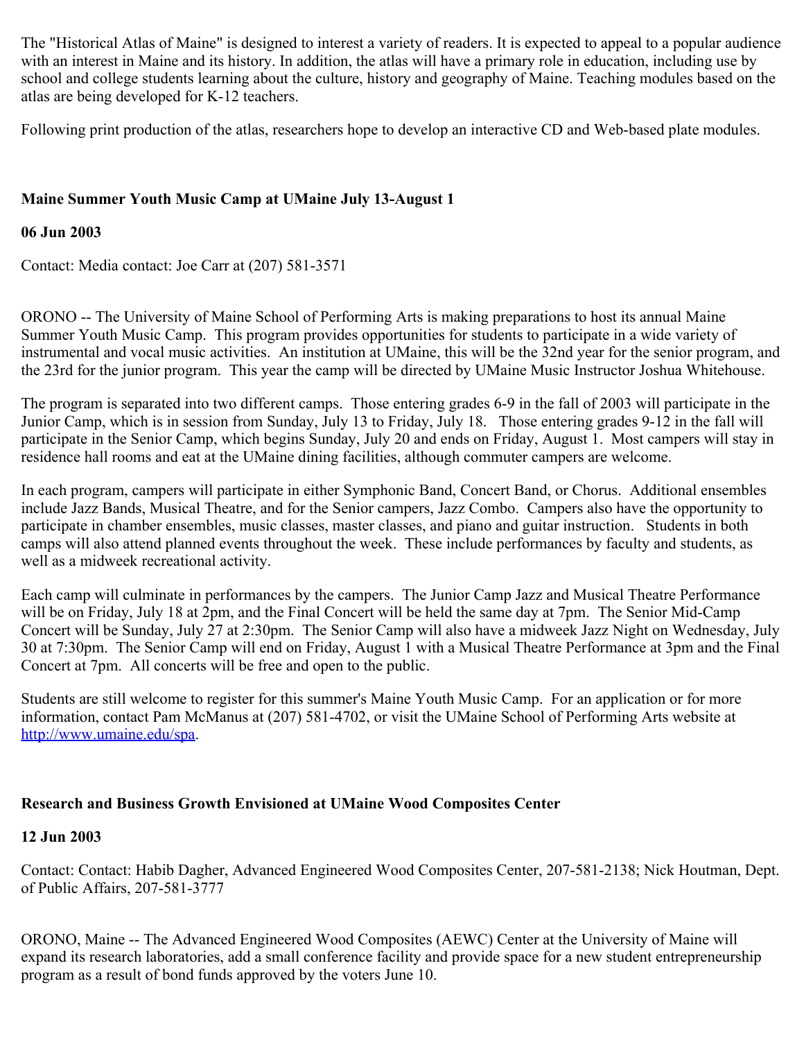The "Historical Atlas of Maine" is designed to interest a variety of readers. It is expected to appeal to a popular audience with an interest in Maine and its history. In addition, the atlas will have a primary role in education, including use by school and college students learning about the culture, history and geography of Maine. Teaching modules based on the atlas are being developed for K-12 teachers.

Following print production of the atlas, researchers hope to develop an interactive CD and Web-based plate modules.

**Maine Summer Youth Music Camp at UMaine July 13-August 1**

**06 Jun 2003**

Contact: Media contact: Joe Carr at (207) 581-3571

ORONO -- The University of Maine School of Performing Arts is making preparations to host its annual Maine Summer Youth Music Camp. This program provides opportunities for students to participate in a wide variety of instrumental and vocal music activities. An institution at UMaine, this will be the 32nd year for the senior program, and the 23rd for the junior program. This year the camp will be directed by UMaine Music Instructor Joshua Whitehouse.

The program is separated into two different camps. Those entering grades 6-9 in the fall of 2003 will participate in the Junior Camp, which is in session from Sunday, July 13 to Friday, July 18. Those entering grades 9-12 in the fall will participate in the Senior Camp, which begins Sunday, July 20 and ends on Friday, August 1. Most campers will stay in residence hall rooms and eat at the UMaine dining facilities, although commuter campers are welcome.

In each program, campers will participate in either Symphonic Band, Concert Band, or Chorus. Additional ensembles include Jazz Bands, Musical Theatre, and for the Senior campers, Jazz Combo. Campers also have the opportunity to participate in chamber ensembles, music classes, master classes, and piano and guitar instruction. Students in both camps will also attend planned events throughout the week. These include performances by faculty and students, as well as a midweek recreational activity.

Each camp will culminate in performances by the campers. The Junior Camp Jazz and Musical Theatre Performance will be on Friday, July 18 at 2pm, and the Final Concert will be held the same day at 7pm. The Senior Mid-Camp Concert will be Sunday, July 27 at 2:30pm. The Senior Camp will also have a midweek Jazz Night on Wednesday, July 30 at 7:30pm. The Senior Camp will end on Friday, August 1 with a Musical Theatre Performance at 3pm and the Final Concert at 7pm. All concerts will be free and open to the public.

Students are still welcome to register for this summer's Maine Youth Music Camp. For an application or for more information, contact Pam McManus at (207) 581-4702, or visit the UMaine School of Performing Arts website at [http://www.umaine.edu/spa](http://www.umaine.edu/spa).

**Research and Business Growth Envisioned at UMaine Wood Composites Center**

**12 Jun 2003**

Contact: Contact: Habib Dagher, Advanced Engineered Wood Composites Center, 207-581-2138; Nick Houtman, Dept. of Public Affairs, 207-581-3777

ORONO, Maine -- The Advanced Engineered Wood Composites (AEWC) Center at the University of Maine will expand its research laboratories, add a small conference facility and provide space for a new student entrepreneurship program as a result of bond funds approved by the voters June 10.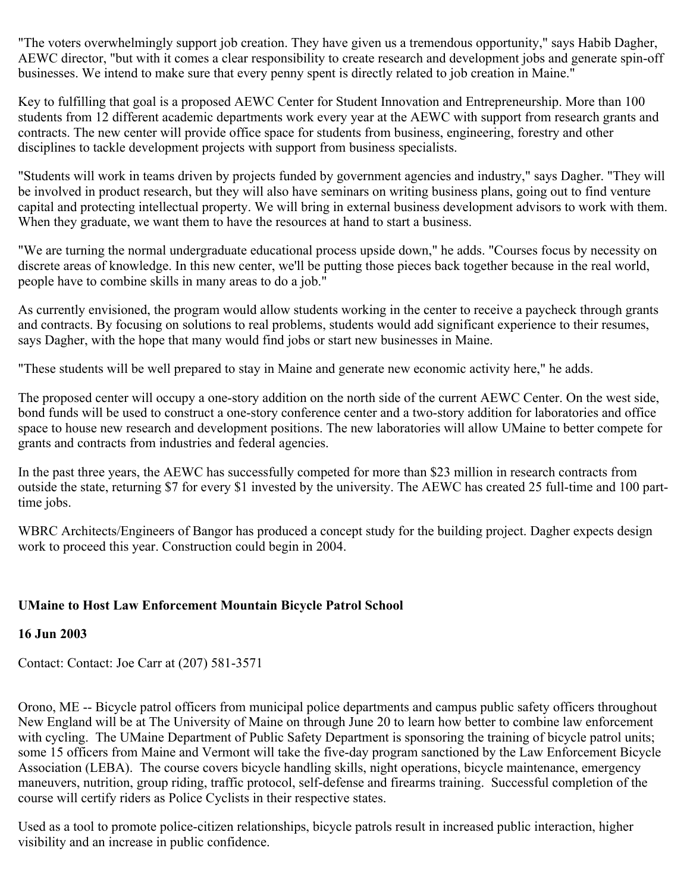"The voters overwhelmingly support job creation. They have given us a tremendous opportunity," says Habib Dagher, AEWC director, "but with it comes a clear responsibility to create research and development jobs and generate spin-off businesses. We intend to make sure that every penny spent is directly related to job creation in Maine."

Key to fulfilling that goal is a proposed AEWC Center for Student Innovation and Entrepreneurship. More than 100 students from 12 different academic departments work every year at the AEWC with support from research grants and contracts. The new center will provide office space for students from business, engineering, forestry and other disciplines to tackle development projects with support from business specialists.

"Students will work in teams driven by projects funded by government agencies and industry," says Dagher. "They will be involved in product research, but they will also have seminars on writing business plans, going out to find venture capital and protecting intellectual property. We will bring in external business development advisors to work with them. When they graduate, we want them to have the resources at hand to start a business.

"We are turning the normal undergraduate educational process upside down," he adds. "Courses focus by necessity on discrete areas of knowledge. In this new center, we'll be putting those pieces back together because in the real world, people have to combine skills in many areas to do a job."

As currently envisioned, the program would allow students working in the center to receive a paycheck through grants and contracts. By focusing on solutions to real problems, students would add significant experience to their resumes, says Dagher, with the hope that many would find jobs or start new businesses in Maine.

"These students will be well prepared to stay in Maine and generate new economic activity here," he adds.

The proposed center will occupy a one-story addition on the north side of the current AEWC Center. On the west side, bond funds will be used to construct a one-story conference center and a two-story addition for laboratories and office space to house new research and development positions. The new laboratories will allow UMaine to better compete for grants and contracts from industries and federal agencies.

In the past three years, the AEWC has successfully competed for more than $23 million in research contracts from outside the state, returning $7 for every $1 invested by the university. The AEWC has created 25 full-time and 100 part-time jobs.

WBRC Architects/Engineers of Bangor has produced a concept study for the building project. Dagher expects design work to proceed this year. Construction could begin in 2004.

**UMaine to Host Law Enforcement Mountain Bicycle Patrol School**

**16 Jun 2003**

Contact: Contact: Joe Carr at (207) 581-3571

Orono, ME -- Bicycle patrol officers from municipal police departments and campus public safety officers throughout New England will be at The University of Maine on through June 20 to learn how better to combine law enforcement with cycling. The UMaine Department of Public Safety Department is sponsoring the training of bicycle patrol units; some 15 officers from Maine and Vermont will take the five-day program sanctioned by the Law Enforcement Bicycle Association (LEBA). The course covers bicycle handling skills, night operations, bicycle maintenance, emergency maneuvers, nutrition, group riding, traffic protocol, self-defense and firearms training. Successful completion of the course will certify riders as Police Cyclists in their respective states.

Used as a tool to promote police-citizen relationships, bicycle patrols result in increased public interaction, higher visibility and an increase in public confidence.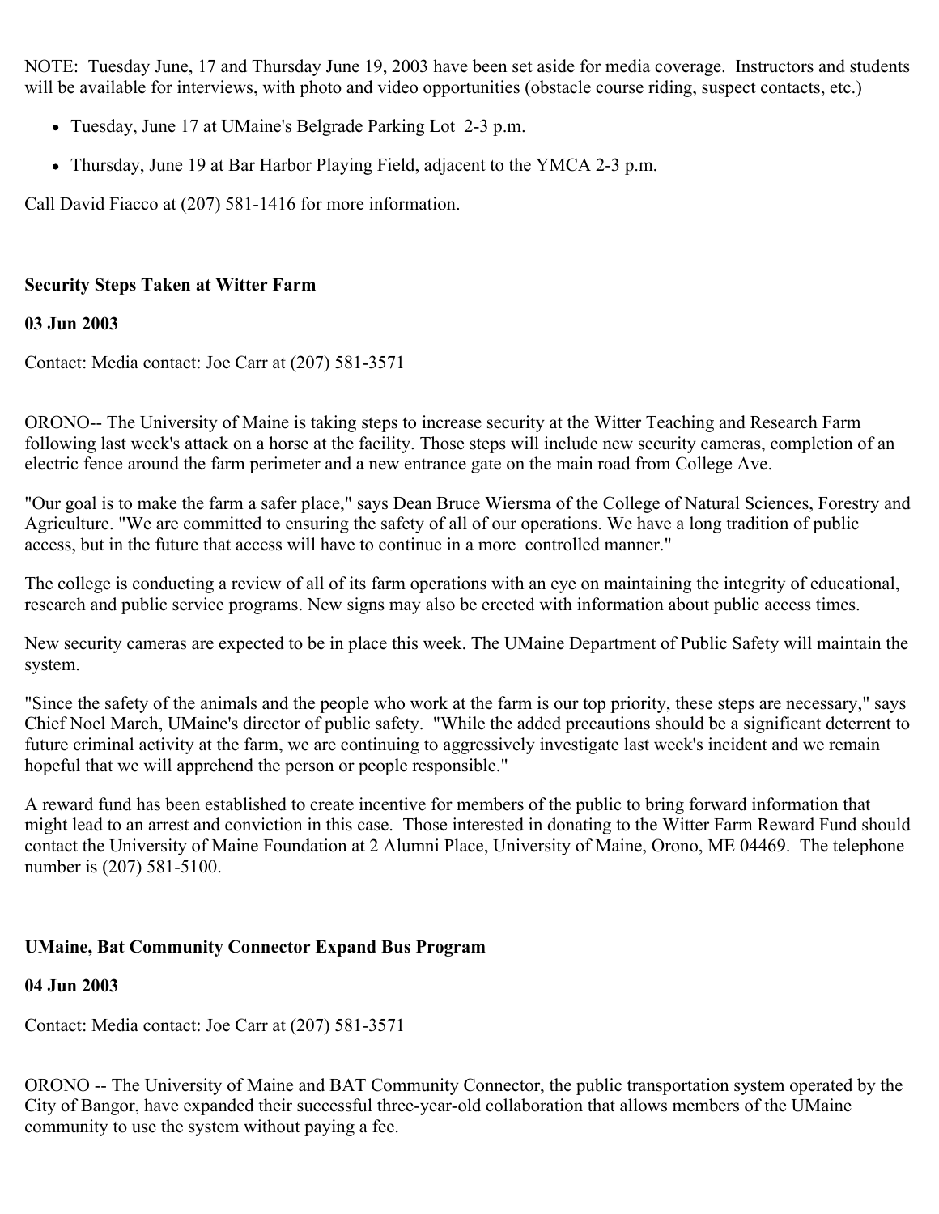NOTE: Tuesday June, 17 and Thursday June 19, 2003 have been set aside for media coverage. Instructors and students will be available for interviews, with photo and video opportunities (obstacle course riding, suspect contacts, etc.)

- Tuesday, June 17 at UMaine's Belgrade Parking Lot 2-3 p.m.
- Thursday, June 19 at Bar Harbor Playing Field, adjacent to the YMCA 2-3 p.m.

Call David Fiacco at (207) 581-1416 for more information.

**Security Steps Taken at Witter Farm**

**03 Jun 2003**

Contact: Media contact: Joe Carr at (207) 581-3571

ORONO-- The University of Maine is taking steps to increase security at the Witter Teaching and Research Farm following last week's attack on a horse at the facility. Those steps will include new security cameras, completion of an electric fence around the farm perimeter and a new entrance gate on the main road from College Ave.

"Our goal is to make the farm a safer place," says Dean Bruce Wiersma of the College of Natural Sciences, Forestry and Agriculture. "We are committed to ensuring the safety of all of our operations. We have a long tradition of public access, but in the future that access will have to continue in a more controlled manner."

The college is conducting a review of all of its farm operations with an eye on maintaining the integrity of educational, research and public service programs. New signs may also be erected with information about public access times.

New security cameras are expected to be in place this week. The UMaine Department of Public Safety will maintain the system.

"Since the safety of the animals and the people who work at the farm is our top priority, these steps are necessary," says Chief Noel March, UMaine's director of public safety. "While the added precautions should be a significant deterrent to future criminal activity at the farm, we are continuing to aggressively investigate last week's incident and we remain hopeful that we will apprehend the person or people responsible."

A reward fund has been established to create incentive for members of the public to bring forward information that might lead to an arrest and conviction in this case. Those interested in donating to the Witter Farm Reward Fund should contact the University of Maine Foundation at 2 Alumni Place, University of Maine, Orono, ME 04469. The telephone number is (207) 581-5100.

**UMaine, Bat Community Connector Expand Bus Program**

**04 Jun 2003**

Contact: Media contact: Joe Carr at (207) 581-3571

ORONO -- The University of Maine and BAT Community Connector, the public transportation system operated by the City of Bangor, have expanded their successful three-year-old collaboration that allows members of the UMaine community to use the system without paying a fee.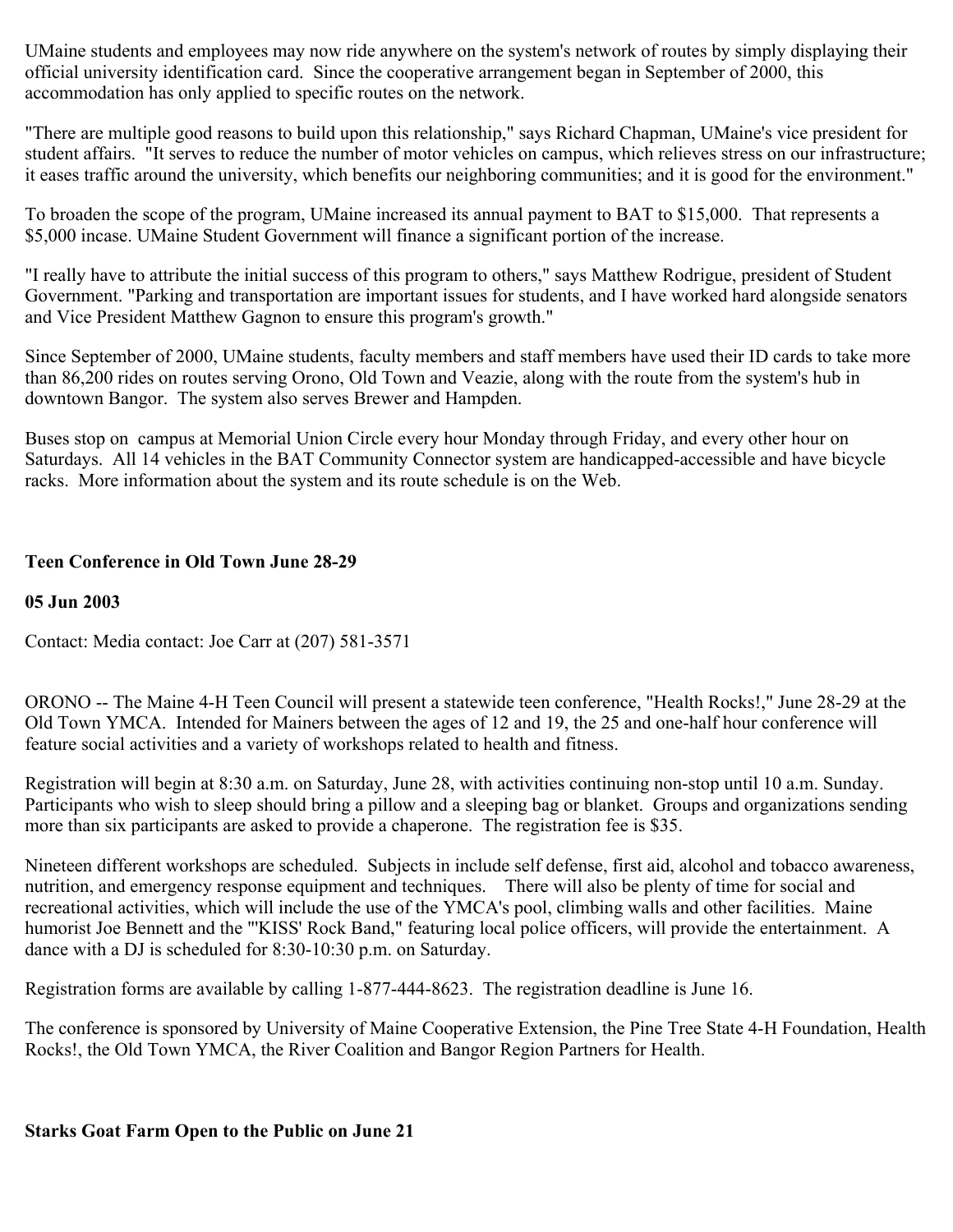UMaine students and employees may now ride anywhere on the system's network of routes by simply displaying their official university identification card. Since the cooperative arrangement began in September of 2000, this accommodation has only applied to specific routes on the network.

"There are multiple good reasons to build upon this relationship," says Richard Chapman, UMaine's vice president for student affairs. "It serves to reduce the number of motor vehicles on campus, which relieves stress on our infrastructure; it eases traffic around the university, which benefits our neighboring communities; and it is good for the environment."

To broaden the scope of the program, UMaine increased its annual payment to BAT to $15,000. That represents a $5,000 incase. UMaine Student Government will finance a significant portion of the increase.

"I really have to attribute the initial success of this program to others," says Matthew Rodrigue, president of Student Government. "Parking and transportation are important issues for students, and I have worked hard alongside senators and Vice President Matthew Gagnon to ensure this program's growth."

Since September of 2000, UMaine students, faculty members and staff members have used their ID cards to take more than 86,200 rides on routes serving Orono, Old Town and Veazie, along with the route from the system's hub in downtown Bangor. The system also serves Brewer and Hampden.

Buses stop on campus at Memorial Union Circle every hour Monday through Friday, and every other hour on Saturdays. All 14 vehicles in the BAT Community Connector system are handicapped-accessible and have bicycle racks. More information about the system and its route schedule is on the Web.

**Teen Conference in Old Town June 28-29**

**05 Jun 2003**

Contact: Media contact: Joe Carr at (207) 581-3571

ORONO -- The Maine 4-H Teen Council will present a statewide teen conference, "Health Rocks!," June 28-29 at the Old Town YMCA. Intended for Mainers between the ages of 12 and 19, the 25 and one-half hour conference will feature social activities and a variety of workshops related to health and fitness.

Registration will begin at 8:30 a.m. on Saturday, June 28, with activities continuing non-stop until 10 a.m. Sunday. Participants who wish to sleep should bring a pillow and a sleeping bag or blanket. Groups and organizations sending more than six participants are asked to provide a chaperone. The registration fee is $35.

Nineteen different workshops are scheduled. Subjects in include self defense, first aid, alcohol and tobacco awareness, nutrition, and emergency response equipment and techniques. There will also be plenty of time for social and recreational activities, which will include the use of the YMCA's pool, climbing walls and other facilities. Maine humorist Joe Bennett and the "'KISS' Rock Band," featuring local police officers, will provide the entertainment. A dance with a DJ is scheduled for 8:30-10:30 p.m. on Saturday.

Registration forms are available by calling 1-877-444-8623. The registration deadline is June 16.

The conference is sponsored by University of Maine Cooperative Extension, the Pine Tree State 4-H Foundation, Health Rocks!, the Old Town YMCA, the River Coalition and Bangor Region Partners for Health.

**Starks Goat Farm Open to the Public on June 21**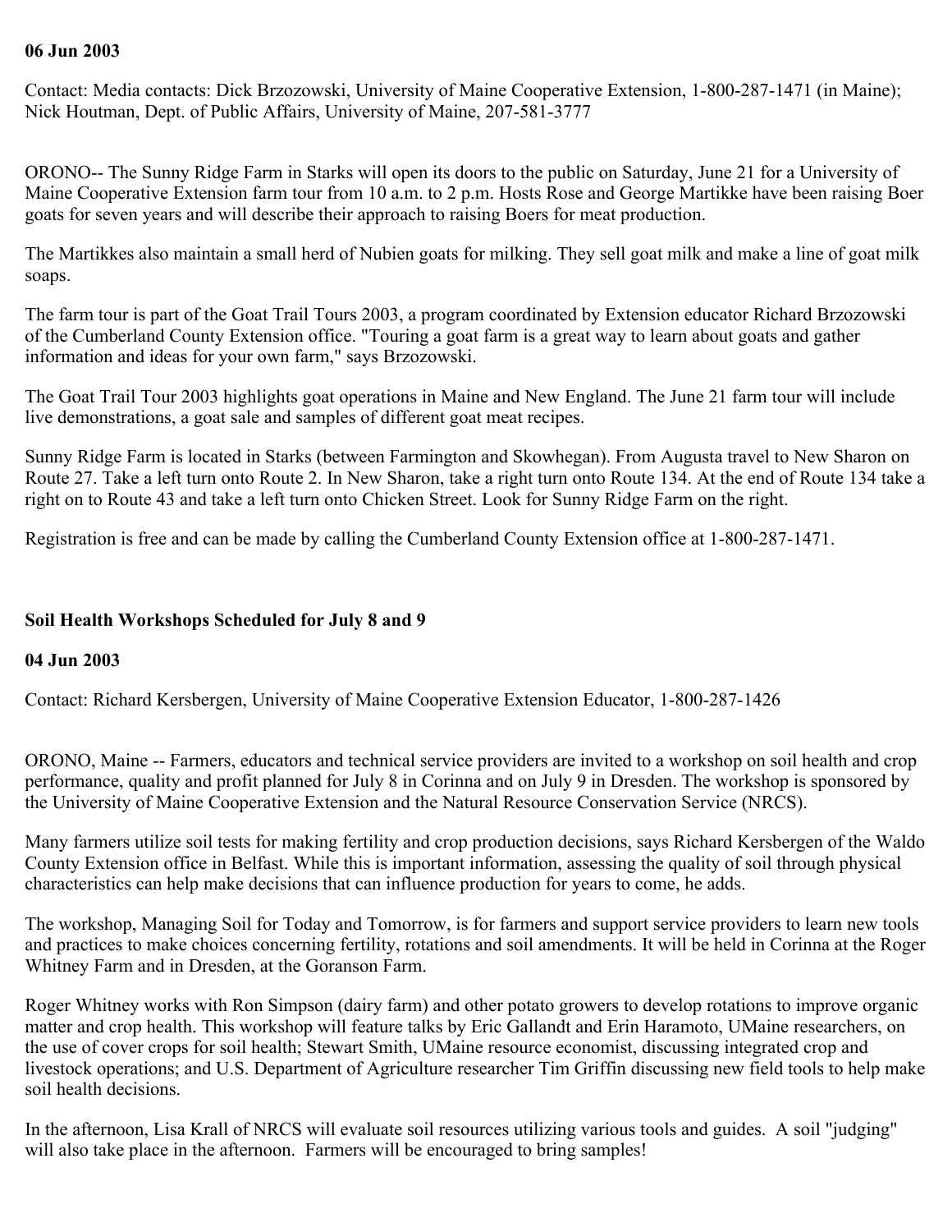**06 Jun 2003**

Contact: Media contacts: Dick Brzozowski, University of Maine Cooperative Extension, 1-800-287-1471 (in Maine); Nick Houtman, Dept. of Public Affairs, University of Maine, 207-581-3777

ORONO-- The Sunny Ridge Farm in Starks will open its doors to the public on Saturday, June 21 for a University of Maine Cooperative Extension farm tour from 10 a.m. to 2 p.m. Hosts Rose and George Martikke have been raising Boer goats for seven years and will describe their approach to raising Boers for meat production.

The Martikkes also maintain a small herd of Nubien goats for milking. They sell goat milk and make a line of goat milk soaps.

The farm tour is part of the Goat Trail Tours 2003, a program coordinated by Extension educator Richard Brzozowski of the Cumberland County Extension office. "Touring a goat farm is a great way to learn about goats and gather information and ideas for your own farm," says Brzozowski.

The Goat Trail Tour 2003 highlights goat operations in Maine and New England. The June 21 farm tour will include live demonstrations, a goat sale and samples of different goat meat recipes.

Sunny Ridge Farm is located in Starks (between Farmington and Skowhegan). From Augusta travel to New Sharon on Route 27. Take a left turn onto Route 2. In New Sharon, take a right turn onto Route 134. At the end of Route 134 take a right on to Route 43 and take a left turn onto Chicken Street. Look for Sunny Ridge Farm on the right.

Registration is free and can be made by calling the Cumberland County Extension office at 1-800-287-1471.

## Soil Health Workshops Scheduled for July 8 and 9

**04 Jun 2003**

Contact: Richard Kersbergen, University of Maine Cooperative Extension Educator, 1-800-287-1426

ORONO, Maine -- Farmers, educators and technical service providers are invited to a workshop on soil health and crop performance, quality and profit planned for July 8 in Corinna and on July 9 in Dresden. The workshop is sponsored by the University of Maine Cooperative Extension and the Natural Resource Conservation Service (NRCS).

Many farmers utilize soil tests for making fertility and crop production decisions, says Richard Kersbergen of the Waldo County Extension office in Belfast. While this is important information, assessing the quality of soil through physical characteristics can help make decisions that can influence production for years to come, he adds.

The workshop, Managing Soil for Today and Tomorrow, is for farmers and support service providers to learn new tools and practices to make choices concerning fertility, rotations and soil amendments. It will be held in Corinna at the Roger Whitney Farm and in Dresden, at the Goranson Farm.

Roger Whitney works with Ron Simpson (dairy farm) and other potato growers to develop rotations to improve organic matter and crop health. This workshop will feature talks by Eric Gallandt and Erin Haramoto, UMaine researchers, on the use of cover crops for soil health; Stewart Smith, UMaine resource economist, discussing integrated crop and livestock operations; and U.S. Department of Agriculture researcher Tim Griffin discussing new field tools to help make soil health decisions.

In the afternoon, Lisa Krall of NRCS will evaluate soil resources utilizing various tools and guides. A soil "judging" will also take place in the afternoon. Farmers will be encouraged to bring samples!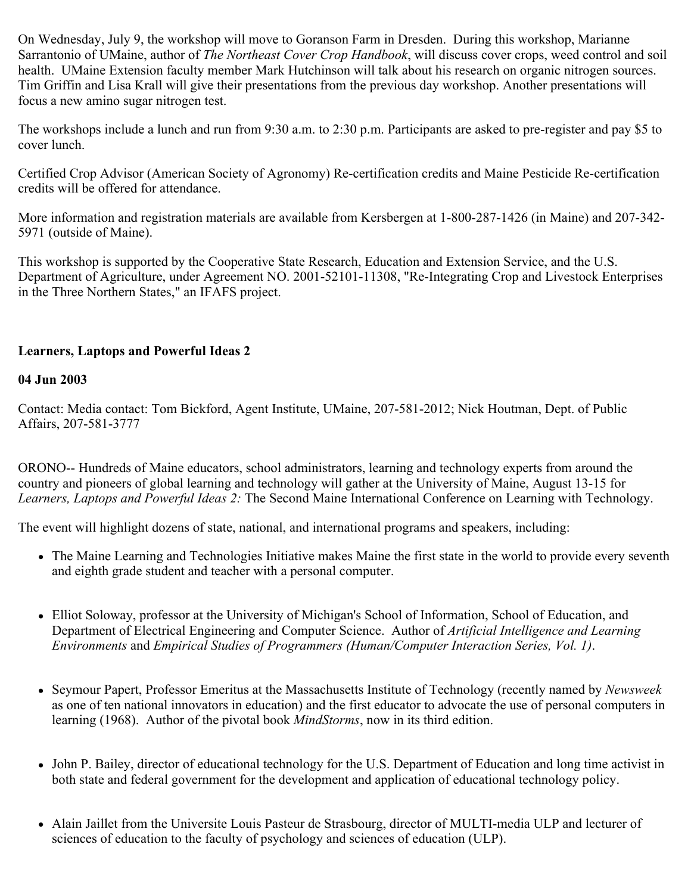On Wednesday, July 9, the workshop will move to Goranson Farm in Dresden. During this workshop, Marianne Sarrantonio of UMaine, author of *The Northeast Cover Crop Handbook*, will discuss cover crops, weed control and soil health. UMaine Extension faculty member Mark Hutchinson will talk about his research on organic nitrogen sources. Tim Griffin and Lisa Krall will give their presentations from the previous day workshop. Another presentations will focus a new amino sugar nitrogen test.

The workshops include a lunch and run from 9:30 a.m. to 2:30 p.m. Participants are asked to pre-register and pay $5 to cover lunch.

Certified Crop Advisor (American Society of Agronomy) Re-certification credits and Maine Pesticide Re-certification credits will be offered for attendance.

More information and registration materials are available from Kersbergen at 1-800-287-1426 (in Maine) and 207-342-5971 (outside of Maine).

This workshop is supported by the Cooperative State Research, Education and Extension Service, and the U.S. Department of Agriculture, under Agreement NO. 2001-52101-11308, "Re-Integrating Crop and Livestock Enterprises in the Three Northern States," an IFAFS project.

**Learners, Laptops and Powerful Ideas 2**

**04 Jun 2003**

Contact: Media contact: Tom Bickford, Agent Institute, UMaine, 207-581-2012; Nick Houtman, Dept. of Public Affairs, 207-581-3777

ORONO-- Hundreds of Maine educators, school administrators, learning and technology experts from around the country and pioneers of global learning and technology will gather at the University of Maine, August 13-15 for *Learners, Laptops and Powerful Ideas 2:* The Second Maine International Conference on Learning with Technology.

The event will highlight dozens of state, national, and international programs and speakers, including:

- The Maine Learning and Technologies Initiative makes Maine the first state in the world to provide every seventh and eighth grade student and teacher with a personal computer.
- Elliot Soloway, professor at the University of Michigan's School of Information, School of Education, and Department of Electrical Engineering and Computer Science. Author of *Artificial Intelligence and Learning Environments* and *Empirical Studies of Programmers (Human/Computer Interaction Series, Vol. 1)*.
- Seymour Papert, Professor Emeritus at the Massachusetts Institute of Technology (recently named by *Newsweek* as one of ten national innovators in education) and the first educator to advocate the use of personal computers in learning (1968). Author of the pivotal book *MindStorms*, now in its third edition.
- John P. Bailey, director of educational technology for the U.S. Department of Education and long time activist in both state and federal government for the development and application of educational technology policy.
- Alain Jaillet from the Universite Louis Pasteur de Strasbourg, director of MULTI-media ULP and lecturer of sciences of education to the faculty of psychology and sciences of education (ULP).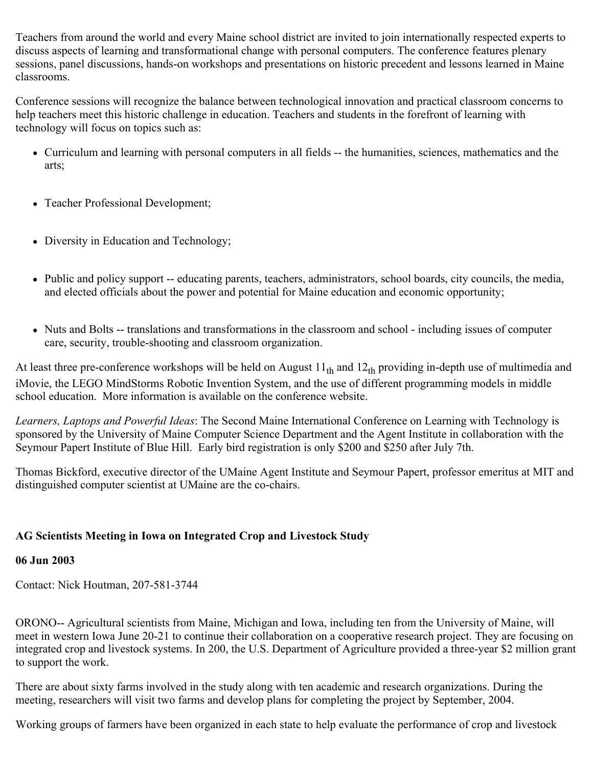Teachers from around the world and every Maine school district are invited to join internationally respected experts to discuss aspects of learning and transformational change with personal computers. The conference features plenary sessions, panel discussions, hands-on workshops and presentations on historic precedent and lessons learned in Maine classrooms.

Conference sessions will recognize the balance between technological innovation and practical classroom concerns to help teachers meet this historic challenge in education. Teachers and students in the forefront of learning with technology will focus on topics such as:

- Curriculum and learning with personal computers in all fields -- the humanities, sciences, mathematics and the arts;
- Teacher Professional Development;
- Diversity in Education and Technology;
- Public and policy support -- educating parents, teachers, administrators, school boards, city councils, the media, and elected officials about the power and potential for Maine education and economic opportunity;
- Nuts and Bolts -- translations and transformations in the classroom and school - including issues of computer care, security, trouble-shooting and classroom organization.

At least three pre-conference workshops will be held on August 11th and 12th providing in-depth use of multimedia and iMovie, the LEGO MindStorms Robotic Invention System, and the use of different programming models in middle school education. More information is available on the conference website.

*Learners, Laptops and Powerful Ideas*: The Second Maine International Conference on Learning with Technology is sponsored by the University of Maine Computer Science Department and the Agent Institute in collaboration with the Seymour Papert Institute of Blue Hill. Early bird registration is only $200 and $250 after July 7th.

Thomas Bickford, executive director of the UMaine Agent Institute and Seymour Papert, professor emeritus at MIT and distinguished computer scientist at UMaine are the co-chairs.

**AG Scientists Meeting in Iowa on Integrated Crop and Livestock Study**

**06 Jun 2003**

Contact: Nick Houtman, 207-581-3744

ORONO-- Agricultural scientists from Maine, Michigan and Iowa, including ten from the University of Maine, will meet in western Iowa June 20-21 to continue their collaboration on a cooperative research project. They are focusing on integrated crop and livestock systems. In 200, the U.S. Department of Agriculture provided a three-year $2 million grant to support the work.

There are about sixty farms involved in the study along with ten academic and research organizations. During the meeting, researchers will visit two farms and develop plans for completing the project by September, 2004.

Working groups of farmers have been organized in each state to help evaluate the performance of crop and livestock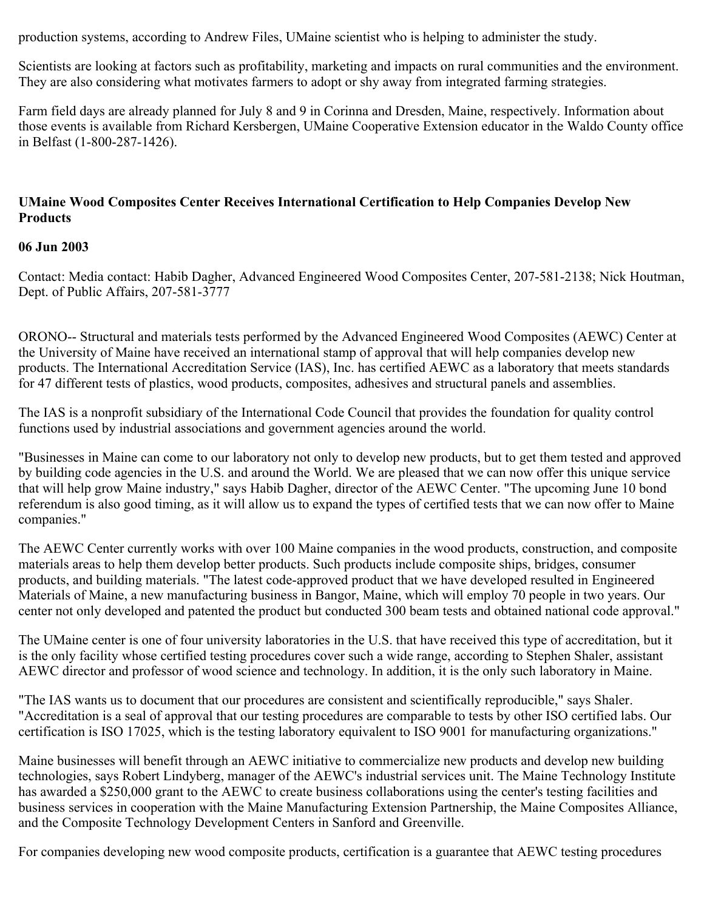production systems, according to Andrew Files, UMaine scientist who is helping to administer the study.

Scientists are looking at factors such as profitability, marketing and impacts on rural communities and the environment. They are also considering what motivates farmers to adopt or shy away from integrated farming strategies.

Farm field days are already planned for July 8 and 9 in Corinna and Dresden, Maine, respectively. Information about those events is available from Richard Kersbergen, UMaine Cooperative Extension educator in the Waldo County office in Belfast (1-800-287-1426).

**UMaine Wood Composites Center Receives International Certification to Help Companies Develop New Products**

**06 Jun 2003**

Contact: Media contact: Habib Dagher, Advanced Engineered Wood Composites Center, 207-581-2138; Nick Houtman, Dept. of Public Affairs, 207-581-3777

ORONO-- Structural and materials tests performed by the Advanced Engineered Wood Composites (AEWC) Center at the University of Maine have received an international stamp of approval that will help companies develop new products. The International Accreditation Service (IAS), Inc. has certified AEWC as a laboratory that meets standards for 47 different tests of plastics, wood products, composites, adhesives and structural panels and assemblies.

The IAS is a nonprofit subsidiary of the International Code Council that provides the foundation for quality control functions used by industrial associations and government agencies around the world.

"Businesses in Maine can come to our laboratory not only to develop new products, but to get them tested and approved by building code agencies in the U.S. and around the World. We are pleased that we can now offer this unique service that will help grow Maine industry," says Habib Dagher, director of the AEWC Center. "The upcoming June 10 bond referendum is also good timing, as it will allow us to expand the types of certified tests that we can now offer to Maine companies."

The AEWC Center currently works with over 100 Maine companies in the wood products, construction, and composite materials areas to help them develop better products. Such products include composite ships, bridges, consumer products, and building materials. "The latest code-approved product that we have developed resulted in Engineered Materials of Maine, a new manufacturing business in Bangor, Maine, which will employ 70 people in two years. Our center not only developed and patented the product but conducted 300 beam tests and obtained national code approval."

The UMaine center is one of four university laboratories in the U.S. that have received this type of accreditation, but it is the only facility whose certified testing procedures cover such a wide range, according to Stephen Shaler, assistant AEWC director and professor of wood science and technology. In addition, it is the only such laboratory in Maine.

"The IAS wants us to document that our procedures are consistent and scientifically reproducible," says Shaler. "Accreditation is a seal of approval that our testing procedures are comparable to tests by other ISO certified labs. Our certification is ISO 17025, which is the testing laboratory equivalent to ISO 9001 for manufacturing organizations."

Maine businesses will benefit through an AEWC initiative to commercialize new products and develop new building technologies, says Robert Lindyberg, manager of the AEWC's industrial services unit. The Maine Technology Institute has awarded a $250,000 grant to the AEWC to create business collaborations using the center's testing facilities and business services in cooperation with the Maine Manufacturing Extension Partnership, the Maine Composites Alliance, and the Composite Technology Development Centers in Sanford and Greenville.

For companies developing new wood composite products, certification is a guarantee that AEWC testing procedures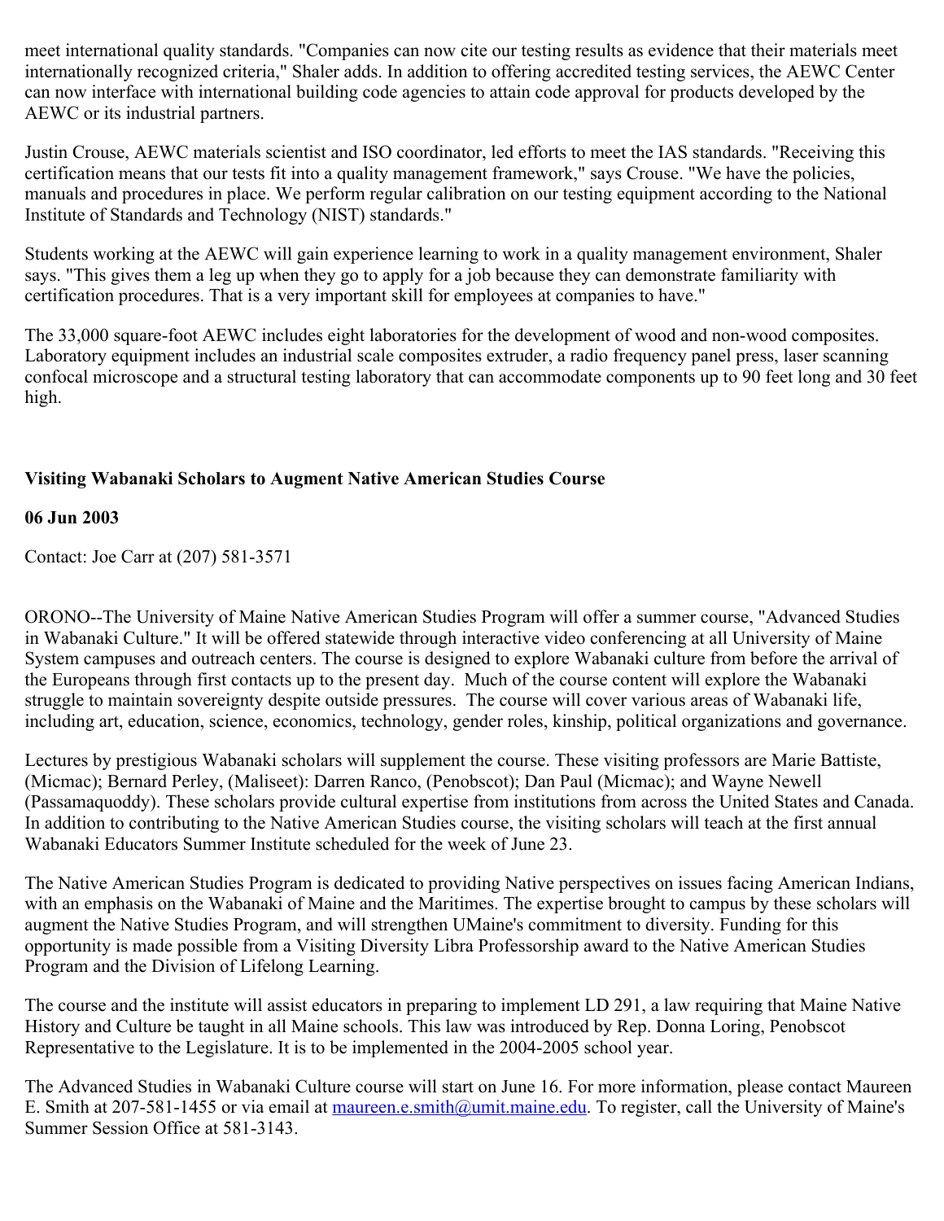meet international quality standards. "Companies can now cite our testing results as evidence that their materials meet internationally recognized criteria," Shaler adds. In addition to offering accredited testing services, the AEWC Center can now interface with international building code agencies to attain code approval for products developed by the AEWC or its industrial partners.

Justin Crouse, AEWC materials scientist and ISO coordinator, led efforts to meet the IAS standards. "Receiving this certification means that our tests fit into a quality management framework," says Crouse. "We have the policies, manuals and procedures in place. We perform regular calibration on our testing equipment according to the National Institute of Standards and Technology (NIST) standards."

Students working at the AEWC will gain experience learning to work in a quality management environment, Shaler says. "This gives them a leg up when they go to apply for a job because they can demonstrate familiarity with certification procedures. That is a very important skill for employees at companies to have."

The 33,000 square-foot AEWC includes eight laboratories for the development of wood and non-wood composites. Laboratory equipment includes an industrial scale composites extruder, a radio frequency panel press, laser scanning confocal microscope and a structural testing laboratory that can accommodate components up to 90 feet long and 30 feet high.

**Visiting Wabanaki Scholars to Augment Native American Studies Course**

**06 Jun 2003**

Contact: Joe Carr at (207) 581-3571

ORONO--The University of Maine Native American Studies Program will offer a summer course, "Advanced Studies in Wabanaki Culture." It will be offered statewide through interactive video conferencing at all University of Maine System campuses and outreach centers. The course is designed to explore Wabanaki culture from before the arrival of the Europeans through first contacts up to the present day. Much of the course content will explore the Wabanaki struggle to maintain sovereignty despite outside pressures. The course will cover various areas of Wabanaki life, including art, education, science, economics, technology, gender roles, kinship, political organizations and governance.

Lectures by prestigious Wabanaki scholars will supplement the course. These visiting professors are Marie Battiste, (Micmac); Bernard Perley, (Maliseet): Darren Ranco, (Penobscot); Dan Paul (Micmac); and Wayne Newell (Passamaquoddy). These scholars provide cultural expertise from institutions from across the United States and Canada. In addition to contributing to the Native American Studies course, the visiting scholars will teach at the first annual Wabanaki Educators Summer Institute scheduled for the week of June 23.

The Native American Studies Program is dedicated to providing Native perspectives on issues facing American Indians, with an emphasis on the Wabanaki of Maine and the Maritimes. The expertise brought to campus by these scholars will augment the Native Studies Program, and will strengthen UMaine's commitment to diversity. Funding for this opportunity is made possible from a Visiting Diversity Libra Professorship award to the Native American Studies Program and the Division of Lifelong Learning.

The course and the institute will assist educators in preparing to implement LD 291, a law requiring that Maine Native History and Culture be taught in all Maine schools. This law was introduced by Rep. Donna Loring, Penobscot Representative to the Legislature. It is to be implemented in the 2004-2005 school year.

The Advanced Studies in Wabanaki Culture course will start on June 16. For more information, please contact Maureen E. Smith at 207-581-1455 or via email at [maureen.e.smith@umit.maine.edu](mailto:maureen.e.smith@umit.maine.edu). To register, call the University of Maine's Summer Session Office at 581-3143.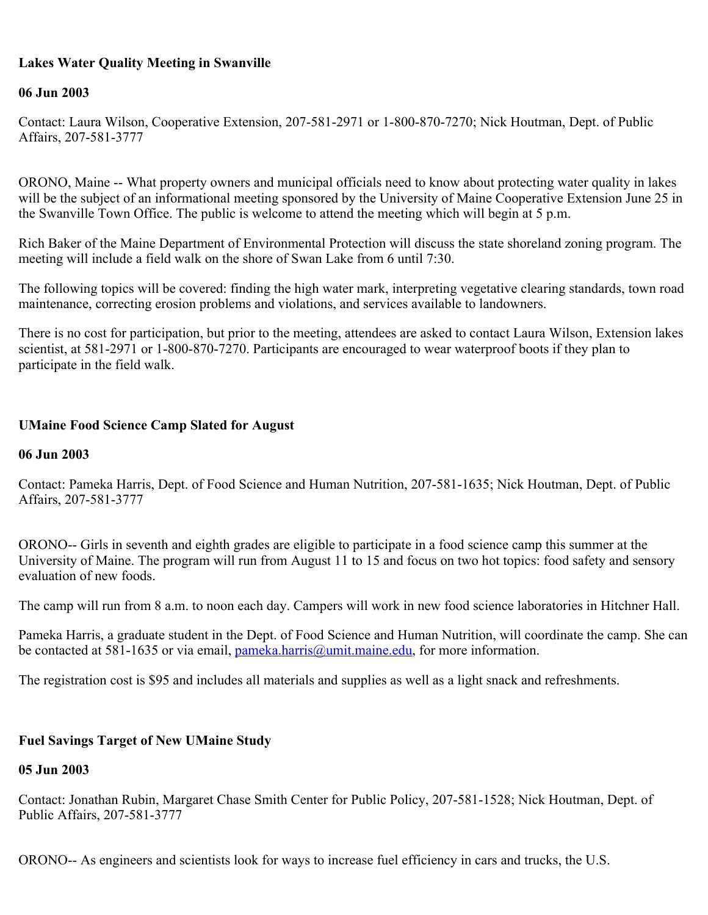**Lakes Water Quality Meeting in Swanville**

**06 Jun 2003**

Contact: Laura Wilson, Cooperative Extension, 207-581-2971 or 1-800-870-7270; Nick Houtman, Dept. of Public Affairs, 207-581-3777

ORONO, Maine -- What property owners and municipal officials need to know about protecting water quality in lakes will be the subject of an informational meeting sponsored by the University of Maine Cooperative Extension June 25 in the Swanville Town Office. The public is welcome to attend the meeting which will begin at 5 p.m.

Rich Baker of the Maine Department of Environmental Protection will discuss the state shoreland zoning program. The meeting will include a field walk on the shore of Swan Lake from 6 until 7:30.

The following topics will be covered: finding the high water mark, interpreting vegetative clearing standards, town road maintenance, correcting erosion problems and violations, and services available to landowners.

There is no cost for participation, but prior to the meeting, attendees are asked to contact Laura Wilson, Extension lakes scientist, at 581-2971 or 1-800-870-7270. Participants are encouraged to wear waterproof boots if they plan to participate in the field walk.

**UMaine Food Science Camp Slated for August**

**06 Jun 2003**

Contact: Pameka Harris, Dept. of Food Science and Human Nutrition, 207-581-1635; Nick Houtman, Dept. of Public Affairs, 207-581-3777

ORONO-- Girls in seventh and eighth grades are eligible to participate in a food science camp this summer at the University of Maine. The program will run from August 11 to 15 and focus on two hot topics: food safety and sensory evaluation of new foods.

The camp will run from 8 a.m. to noon each day. Campers will work in new food science laboratories in Hitchner Hall.

Pameka Harris, a graduate student in the Dept. of Food Science and Human Nutrition, will coordinate the camp. She can be contacted at 581-1635 or via email, pameka.harris@umit.maine.edu, for more information.

The registration cost is $95 and includes all materials and supplies as well as a light snack and refreshments.

**Fuel Savings Target of New UMaine Study**

**05 Jun 2003**

Contact: Jonathan Rubin, Margaret Chase Smith Center for Public Policy, 207-581-1528; Nick Houtman, Dept. of Public Affairs, 207-581-3777

ORONO-- As engineers and scientists look for ways to increase fuel efficiency in cars and trucks, the U.S.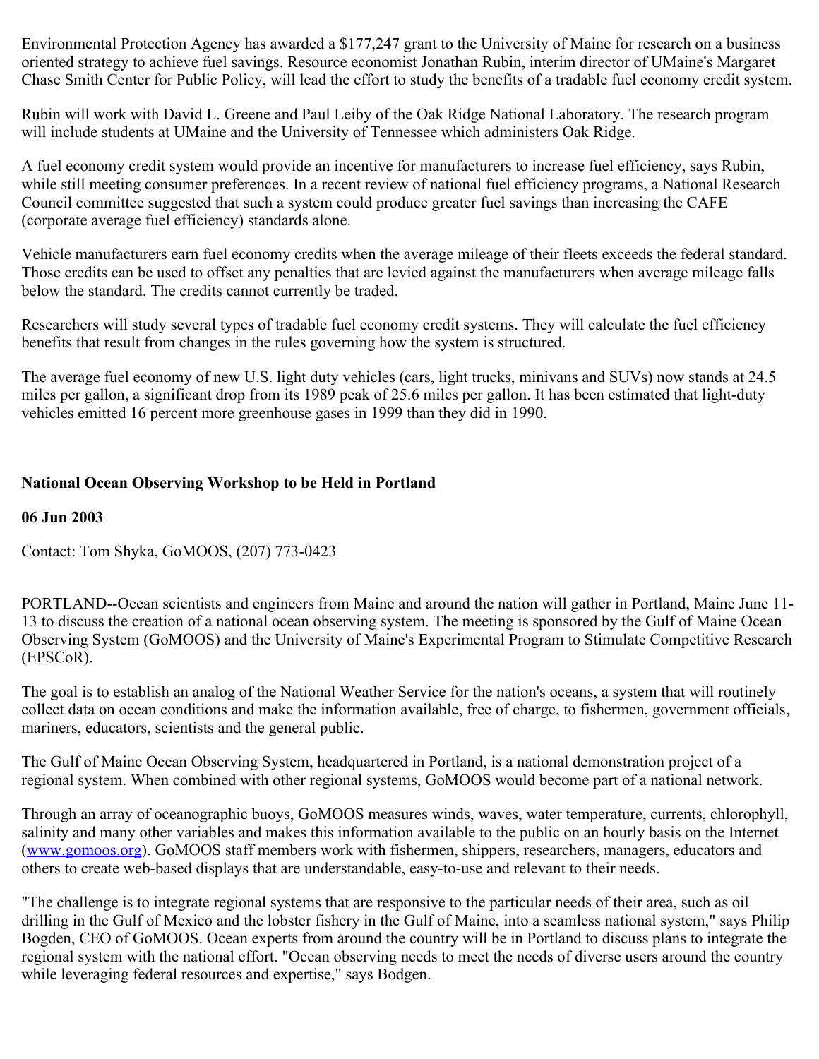Environmental Protection Agency has awarded a $177,247 grant to the University of Maine for research on a business oriented strategy to achieve fuel savings. Resource economist Jonathan Rubin, interim director of UMaine's Margaret Chase Smith Center for Public Policy, will lead the effort to study the benefits of a tradable fuel economy credit system.

Rubin will work with David L. Greene and Paul Leiby of the Oak Ridge National Laboratory. The research program will include students at UMaine and the University of Tennessee which administers Oak Ridge.

A fuel economy credit system would provide an incentive for manufacturers to increase fuel efficiency, says Rubin, while still meeting consumer preferences. In a recent review of national fuel efficiency programs, a National Research Council committee suggested that such a system could produce greater fuel savings than increasing the CAFE (corporate average fuel efficiency) standards alone.

Vehicle manufacturers earn fuel economy credits when the average mileage of their fleets exceeds the federal standard. Those credits can be used to offset any penalties that are levied against the manufacturers when average mileage falls below the standard. The credits cannot currently be traded.

Researchers will study several types of tradable fuel economy credit systems. They will calculate the fuel efficiency benefits that result from changes in the rules governing how the system is structured.

The average fuel economy of new U.S. light duty vehicles (cars, light trucks, minivans and SUVs) now stands at 24.5 miles per gallon, a significant drop from its 1989 peak of 25.6 miles per gallon. It has been estimated that light-duty vehicles emitted 16 percent more greenhouse gases in 1999 than they did in 1990.

**National Ocean Observing Workshop to be Held in Portland**

**06 Jun 2003**

Contact: Tom Shyka, GoMOOS, (207) 773-0423

PORTLAND--Ocean scientists and engineers from Maine and around the nation will gather in Portland, Maine June 11-13 to discuss the creation of a national ocean observing system. The meeting is sponsored by the Gulf of Maine Ocean Observing System (GoMOOS) and the University of Maine's Experimental Program to Stimulate Competitive Research (EPSCoR).

The goal is to establish an analog of the National Weather Service for the nation's oceans, a system that will routinely collect data on ocean conditions and make the information available, free of charge, to fishermen, government officials, mariners, educators, scientists and the general public.

The Gulf of Maine Ocean Observing System, headquartered in Portland, is a national demonstration project of a regional system. When combined with other regional systems, GoMOOS would become part of a national network.

Through an array of oceanographic buoys, GoMOOS measures winds, waves, water temperature, currents, chlorophyll, salinity and many other variables and makes this information available to the public on an hourly basis on the Internet (www.gomoos.org). GoMOOS staff members work with fishermen, shippers, researchers, managers, educators and others to create web-based displays that are understandable, easy-to-use and relevant to their needs.

"The challenge is to integrate regional systems that are responsive to the particular needs of their area, such as oil drilling in the Gulf of Mexico and the lobster fishery in the Gulf of Maine, into a seamless national system," says Philip Bogden, CEO of GoMOOS. Ocean experts from around the country will be in Portland to discuss plans to integrate the regional system with the national effort. "Ocean observing needs to meet the needs of diverse users around the country while leveraging federal resources and expertise," says Bodgen.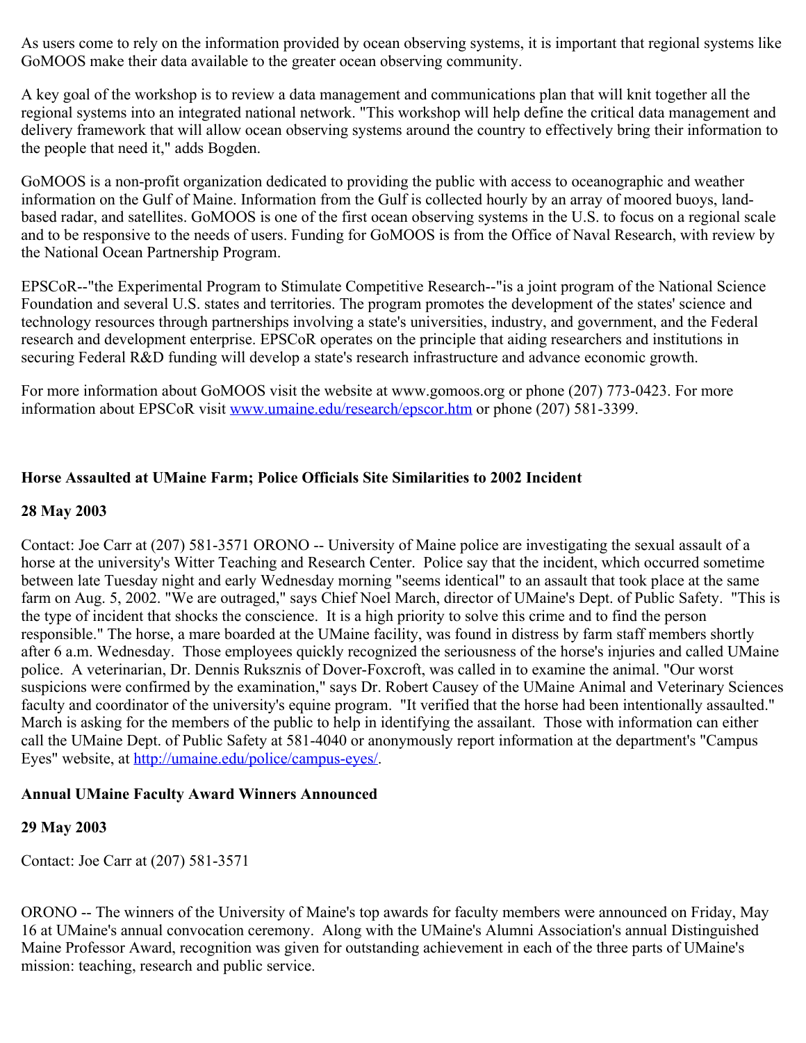As users come to rely on the information provided by ocean observing systems, it is important that regional systems like GoMOOS make their data available to the greater ocean observing community.

A key goal of the workshop is to review a data management and communications plan that will knit together all the regional systems into an integrated national network. "This workshop will help define the critical data management and delivery framework that will allow ocean observing systems around the country to effectively bring their information to the people that need it," adds Bogden.

GoMOOS is a non-profit organization dedicated to providing the public with access to oceanographic and weather information on the Gulf of Maine. Information from the Gulf is collected hourly by an array of moored buoys, land-based radar, and satellites. GoMOOS is one of the first ocean observing systems in the U.S. to focus on a regional scale and to be responsive to the needs of users. Funding for GoMOOS is from the Office of Naval Research, with review by the National Ocean Partnership Program.

EPSCoR--"the Experimental Program to Stimulate Competitive Research--"is a joint program of the National Science Foundation and several U.S. states and territories. The program promotes the development of the states' science and technology resources through partnerships involving a state's universities, industry, and government, and the Federal research and development enterprise. EPSCoR operates on the principle that aiding researchers and institutions in securing Federal R&D funding will develop a state's research infrastructure and advance economic growth.

For more information about GoMOOS visit the website at www.gomoos.org or phone (207) 773-0423. For more information about EPSCoR visit www.umaine.edu/research/epscor.htm or phone (207) 581-3399.

**Horse Assaulted at UMaine Farm; Police Officials Site Similarities to 2002 Incident**

**28 May 2003**

Contact: Joe Carr at (207) 581-3571 ORONO -- University of Maine police are investigating the sexual assault of a horse at the university's Witter Teaching and Research Center. Police say that the incident, which occurred sometime between late Tuesday night and early Wednesday morning "seems identical" to an assault that took place at the same farm on Aug. 5, 2002. "We are outraged," says Chief Noel March, director of UMaine's Dept. of Public Safety. "This is the type of incident that shocks the conscience. It is a high priority to solve this crime and to find the person responsible." The horse, a mare boarded at the UMaine facility, was found in distress by farm staff members shortly after 6 a.m. Wednesday. Those employees quickly recognized the seriousness of the horse's injuries and called UMaine police. A veterinarian, Dr. Dennis Ruksznis of Dover-Foxcroft, was called in to examine the animal. "Our worst suspicions were confirmed by the examination," says Dr. Robert Causey of the UMaine Animal and Veterinary Sciences faculty and coordinator of the university's equine program. "It verified that the horse had been intentionally assaulted." March is asking for the members of the public to help in identifying the assailant. Those with information can either call the UMaine Dept. of Public Safety at 581-4040 or anonymously report information at the department's "Campus Eyes" website, at http://umaine.edu/police/campus-eyes/.

**Annual UMaine Faculty Award Winners Announced**

**29 May 2003**

Contact: Joe Carr at (207) 581-3571

ORONO -- The winners of the University of Maine's top awards for faculty members were announced on Friday, May 16 at UMaine's annual convocation ceremony. Along with the UMaine's Alumni Association's annual Distinguished Maine Professor Award, recognition was given for outstanding achievement in each of the three parts of UMaine's mission: teaching, research and public service.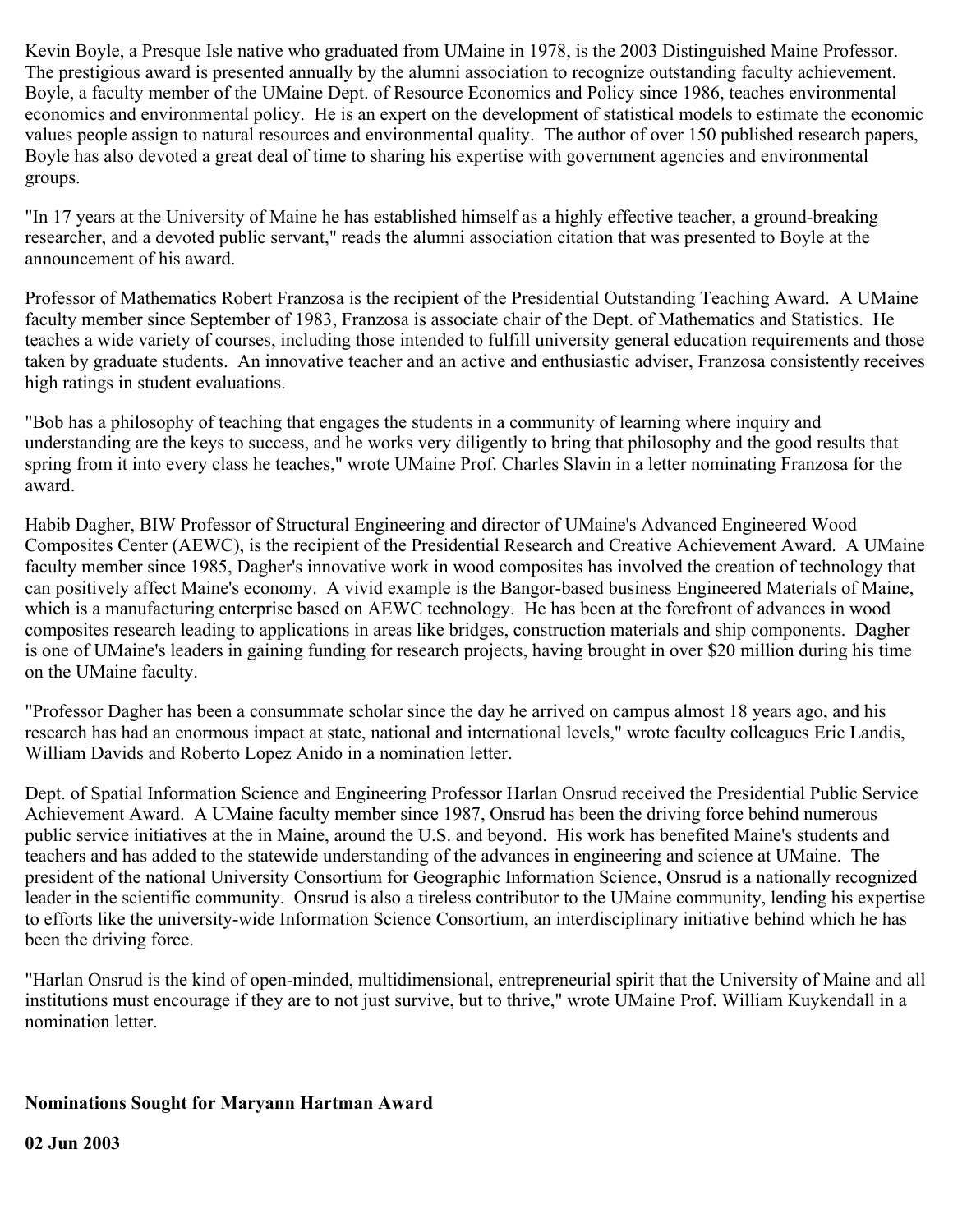Kevin Boyle, a Presque Isle native who graduated from UMaine in 1978, is the 2003 Distinguished Maine Professor. The prestigious award is presented annually by the alumni association to recognize outstanding faculty achievement. Boyle, a faculty member of the UMaine Dept. of Resource Economics and Policy since 1986, teaches environmental economics and environmental policy. He is an expert on the development of statistical models to estimate the economic values people assign to natural resources and environmental quality. The author of over 150 published research papers, Boyle has also devoted a great deal of time to sharing his expertise with government agencies and environmental groups.

"In 17 years at the University of Maine he has established himself as a highly effective teacher, a ground-breaking researcher, and a devoted public servant," reads the alumni association citation that was presented to Boyle at the announcement of his award.

Professor of Mathematics Robert Franzosa is the recipient of the Presidential Outstanding Teaching Award. A UMaine faculty member since September of 1983, Franzosa is associate chair of the Dept. of Mathematics and Statistics. He teaches a wide variety of courses, including those intended to fulfill university general education requirements and those taken by graduate students. An innovative teacher and an active and enthusiastic adviser, Franzosa consistently receives high ratings in student evaluations.

"Bob has a philosophy of teaching that engages the students in a community of learning where inquiry and understanding are the keys to success, and he works very diligently to bring that philosophy and the good results that spring from it into every class he teaches," wrote UMaine Prof. Charles Slavin in a letter nominating Franzosa for the award.

Habib Dagher, BIW Professor of Structural Engineering and director of UMaine's Advanced Engineered Wood Composites Center (AEWC), is the recipient of the Presidential Research and Creative Achievement Award. A UMaine faculty member since 1985, Dagher's innovative work in wood composites has involved the creation of technology that can positively affect Maine's economy. A vivid example is the Bangor-based business Engineered Materials of Maine, which is a manufacturing enterprise based on AEWC technology. He has been at the forefront of advances in wood composites research leading to applications in areas like bridges, construction materials and ship components. Dagher is one of UMaine's leaders in gaining funding for research projects, having brought in over $20 million during his time on the UMaine faculty.

"Professor Dagher has been a consummate scholar since the day he arrived on campus almost 18 years ago, and his research has had an enormous impact at state, national and international levels," wrote faculty colleagues Eric Landis, William Davids and Roberto Lopez Anido in a nomination letter.

Dept. of Spatial Information Science and Engineering Professor Harlan Onsrud received the Presidential Public Service Achievement Award. A UMaine faculty member since 1987, Onsrud has been the driving force behind numerous public service initiatives at the in Maine, around the U.S. and beyond. His work has benefited Maine's students and teachers and has added to the statewide understanding of the advances in engineering and science at UMaine. The president of the national University Consortium for Geographic Information Science, Onsrud is a nationally recognized leader in the scientific community. Onsrud is also a tireless contributor to the UMaine community, lending his expertise to efforts like the university-wide Information Science Consortium, an interdisciplinary initiative behind which he has been the driving force.

"Harlan Onsrud is the kind of open-minded, multidimensional, entrepreneurial spirit that the University of Maine and all institutions must encourage if they are to not just survive, but to thrive," wrote UMaine Prof. William Kuykendall in a nomination letter.

**Nominations Sought for Maryann Hartman Award**

**02 Jun 2003**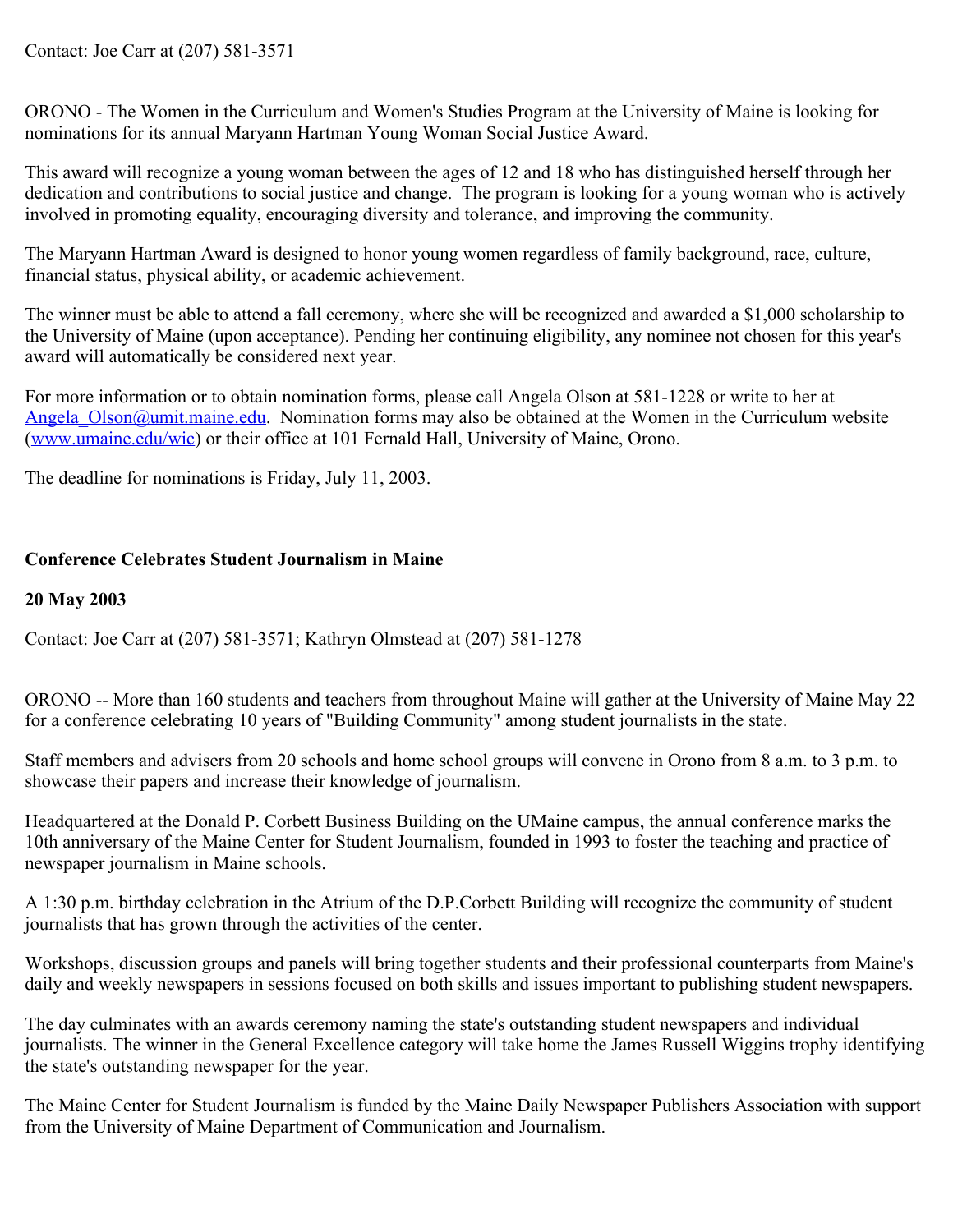Contact: Joe Carr at (207) 581-3571

ORONO - The Women in the Curriculum and Women's Studies Program at the University of Maine is looking for nominations for its annual Maryann Hartman Young Woman Social Justice Award.

This award will recognize a young woman between the ages of 12 and 18 who has distinguished herself through her dedication and contributions to social justice and change. The program is looking for a young woman who is actively involved in promoting equality, encouraging diversity and tolerance, and improving the community.

The Maryann Hartman Award is designed to honor young women regardless of family background, race, culture, financial status, physical ability, or academic achievement.

The winner must be able to attend a fall ceremony, where she will be recognized and awarded a $1,000 scholarship to the University of Maine (upon acceptance). Pending her continuing eligibility, any nominee not chosen for this year's award will automatically be considered next year.

For more information or to obtain nomination forms, please call Angela Olson at 581-1228 or write to her at Angela_Olson@umit.maine.edu. Nomination forms may also be obtained at the Women in the Curriculum website (www.umaine.edu/wic) or their office at 101 Fernald Hall, University of Maine, Orono.

The deadline for nominations is Friday, July 11, 2003.

**Conference Celebrates Student Journalism in Maine**

**20 May 2003**

Contact: Joe Carr at (207) 581-3571; Kathryn Olmstead at (207) 581-1278

ORONO -- More than 160 students and teachers from throughout Maine will gather at the University of Maine May 22 for a conference celebrating 10 years of "Building Community" among student journalists in the state.

Staff members and advisers from 20 schools and home school groups will convene in Orono from 8 a.m. to 3 p.m. to showcase their papers and increase their knowledge of journalism.

Headquartered at the Donald P. Corbett Business Building on the UMaine campus, the annual conference marks the 10th anniversary of the Maine Center for Student Journalism, founded in 1993 to foster the teaching and practice of newspaper journalism in Maine schools.

A 1:30 p.m. birthday celebration in the Atrium of the D.P.Corbett Building will recognize the community of student journalists that has grown through the activities of the center.

Workshops, discussion groups and panels will bring together students and their professional counterparts from Maine's daily and weekly newspapers in sessions focused on both skills and issues important to publishing student newspapers.

The day culminates with an awards ceremony naming the state's outstanding student newspapers and individual journalists. The winner in the General Excellence category will take home the James Russell Wiggins trophy identifying the state's outstanding newspaper for the year.

The Maine Center for Student Journalism is funded by the Maine Daily Newspaper Publishers Association with support from the University of Maine Department of Communication and Journalism.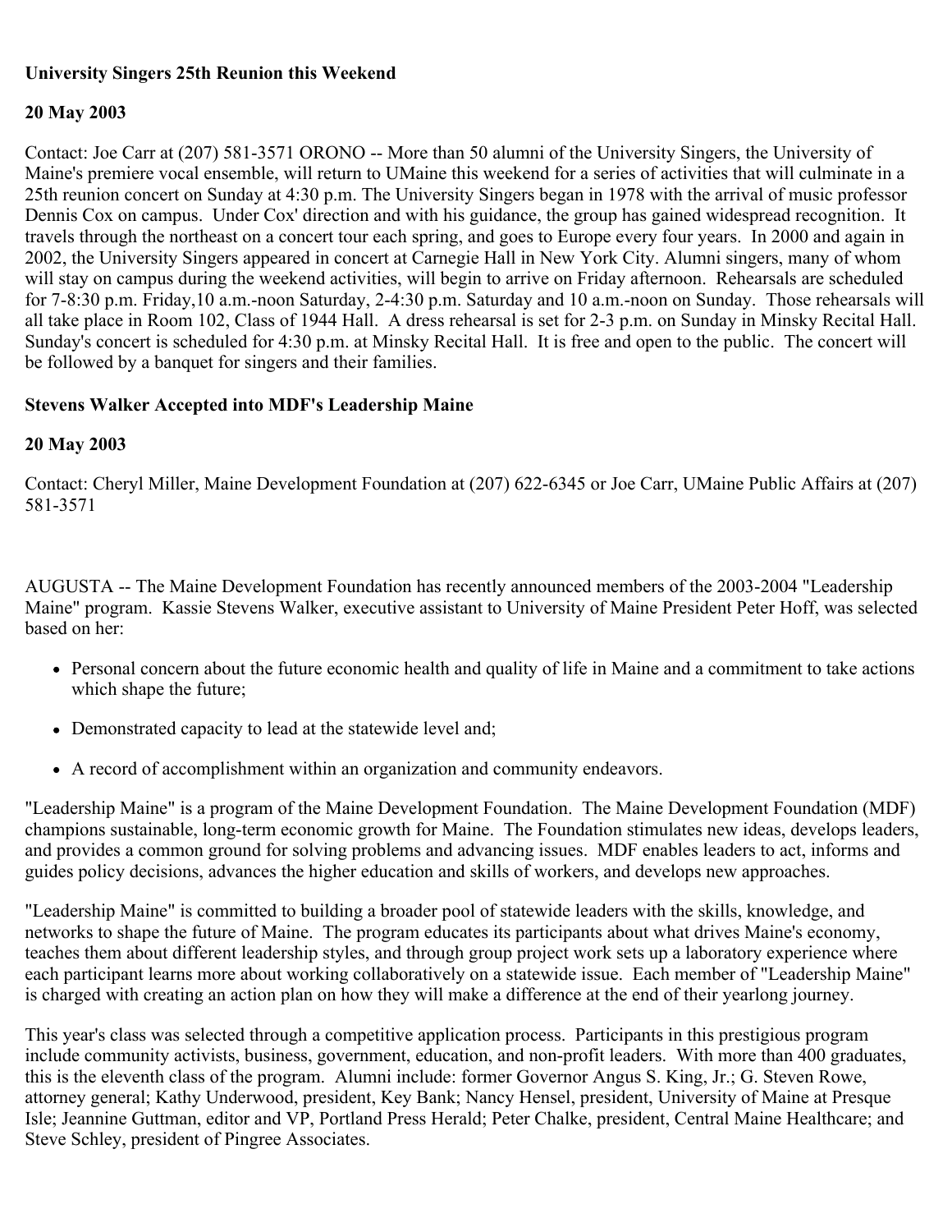**University Singers 25th Reunion this Weekend**

**20 May 2003**

Contact: Joe Carr at (207) 581-3571 ORONO -- More than 50 alumni of the University Singers, the University of Maine's premiere vocal ensemble, will return to UMaine this weekend for a series of activities that will culminate in a 25th reunion concert on Sunday at 4:30 p.m. The University Singers began in 1978 with the arrival of music professor Dennis Cox on campus. Under Cox' direction and with his guidance, the group has gained widespread recognition. It travels through the northeast on a concert tour each spring, and goes to Europe every four years. In 2000 and again in 2002, the University Singers appeared in concert at Carnegie Hall in New York City. Alumni singers, many of whom will stay on campus during the weekend activities, will begin to arrive on Friday afternoon. Rehearsals are scheduled for 7-8:30 p.m. Friday,10 a.m.-noon Saturday, 2-4:30 p.m. Saturday and 10 a.m.-noon on Sunday. Those rehearsals will all take place in Room 102, Class of 1944 Hall. A dress rehearsal is set for 2-3 p.m. on Sunday in Minsky Recital Hall. Sunday's concert is scheduled for 4:30 p.m. at Minsky Recital Hall. It is free and open to the public. The concert will be followed by a banquet for singers and their families.

**Stevens Walker Accepted into MDF's Leadership Maine**

**20 May 2003**

Contact: Cheryl Miller, Maine Development Foundation at (207) 622-6345 or Joe Carr, UMaine Public Affairs at (207) 581-3571

AUGUSTA -- The Maine Development Foundation has recently announced members of the 2003-2004 "Leadership Maine" program. Kassie Stevens Walker, executive assistant to University of Maine President Peter Hoff, was selected based on her:

- Personal concern about the future economic health and quality of life in Maine and a commitment to take actions which shape the future;
- Demonstrated capacity to lead at the statewide level and;
- A record of accomplishment within an organization and community endeavors.

"Leadership Maine" is a program of the Maine Development Foundation. The Maine Development Foundation (MDF) champions sustainable, long-term economic growth for Maine. The Foundation stimulates new ideas, develops leaders, and provides a common ground for solving problems and advancing issues. MDF enables leaders to act, informs and guides policy decisions, advances the higher education and skills of workers, and develops new approaches.

"Leadership Maine" is committed to building a broader pool of statewide leaders with the skills, knowledge, and networks to shape the future of Maine. The program educates its participants about what drives Maine's economy, teaches them about different leadership styles, and through group project work sets up a laboratory experience where each participant learns more about working collaboratively on a statewide issue. Each member of "Leadership Maine" is charged with creating an action plan on how they will make a difference at the end of their yearlong journey.

This year's class was selected through a competitive application process. Participants in this prestigious program include community activists, business, government, education, and non-profit leaders. With more than 400 graduates, this is the eleventh class of the program. Alumni include: former Governor Angus S. King, Jr.; G. Steven Rowe, attorney general; Kathy Underwood, president, Key Bank; Nancy Hensel, president, University of Maine at Presque Isle; Jeannine Guttman, editor and VP, Portland Press Herald; Peter Chalke, president, Central Maine Healthcare; and Steve Schley, president of Pingree Associates.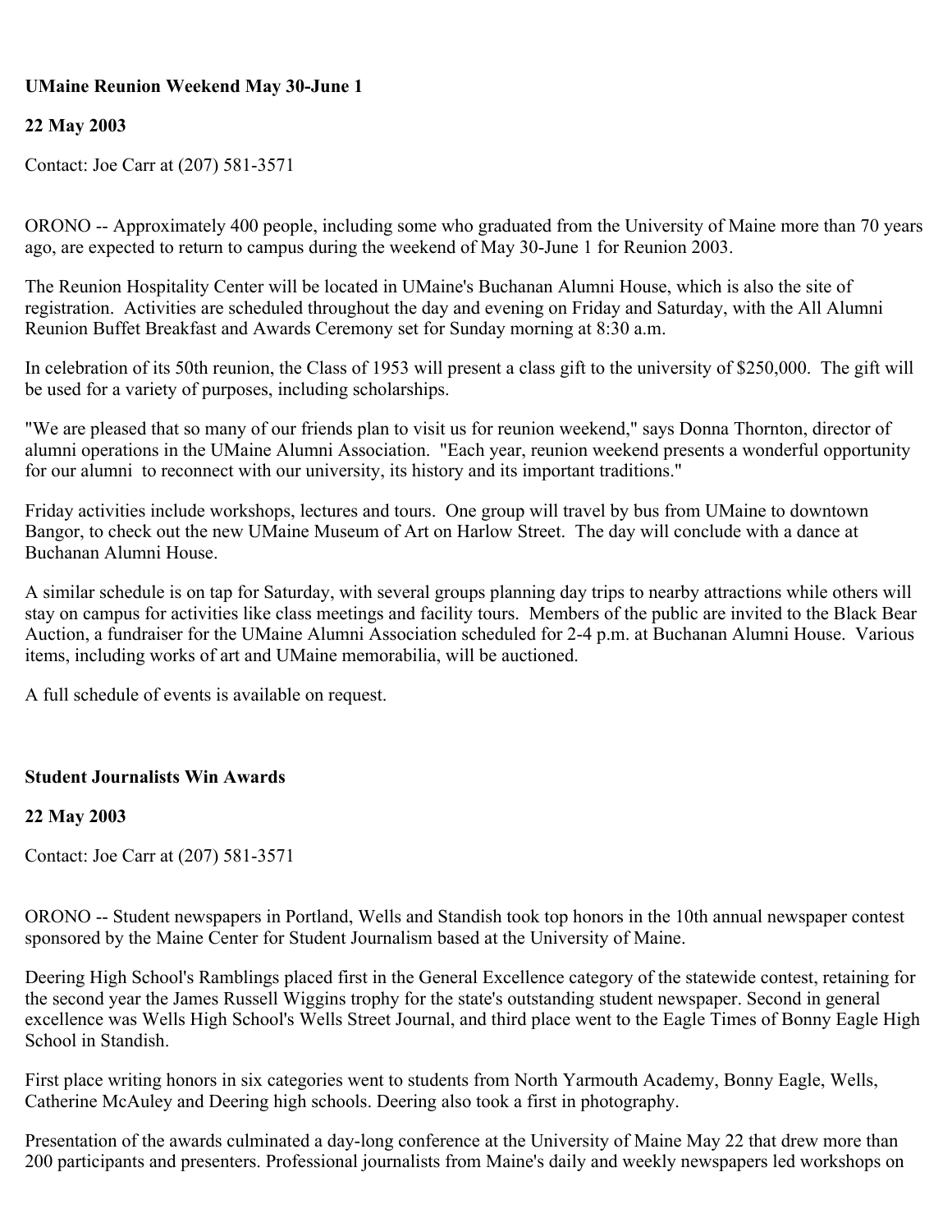**UMaine Reunion Weekend May 30-June 1**

**22 May 2003**

Contact: Joe Carr at (207) 581-3571

ORONO -- Approximately 400 people, including some who graduated from the University of Maine more than 70 years ago, are expected to return to campus during the weekend of May 30-June 1 for Reunion 2003.

The Reunion Hospitality Center will be located in UMaine's Buchanan Alumni House, which is also the site of registration. Activities are scheduled throughout the day and evening on Friday and Saturday, with the All Alumni Reunion Buffet Breakfast and Awards Ceremony set for Sunday morning at 8:30 a.m.

In celebration of its 50th reunion, the Class of 1953 will present a class gift to the university of $250,000. The gift will be used for a variety of purposes, including scholarships.

"We are pleased that so many of our friends plan to visit us for reunion weekend," says Donna Thornton, director of alumni operations in the UMaine Alumni Association. "Each year, reunion weekend presents a wonderful opportunity for our alumni to reconnect with our university, its history and its important traditions."

Friday activities include workshops, lectures and tours. One group will travel by bus from UMaine to downtown Bangor, to check out the new UMaine Museum of Art on Harlow Street. The day will conclude with a dance at Buchanan Alumni House.

A similar schedule is on tap for Saturday, with several groups planning day trips to nearby attractions while others will stay on campus for activities like class meetings and facility tours. Members of the public are invited to the Black Bear Auction, a fundraiser for the UMaine Alumni Association scheduled for 2-4 p.m. at Buchanan Alumni House. Various items, including works of art and UMaine memorabilia, will be auctioned.

A full schedule of events is available on request.

**Student Journalists Win Awards**

**22 May 2003**

Contact: Joe Carr at (207) 581-3571

ORONO -- Student newspapers in Portland, Wells and Standish took top honors in the 10th annual newspaper contest sponsored by the Maine Center for Student Journalism based at the University of Maine.

Deering High School's Ramblings placed first in the General Excellence category of the statewide contest, retaining for the second year the James Russell Wiggins trophy for the state's outstanding student newspaper. Second in general excellence was Wells High School's Wells Street Journal, and third place went to the Eagle Times of Bonny Eagle High School in Standish.

First place writing honors in six categories went to students from North Yarmouth Academy, Bonny Eagle, Wells, Catherine McAuley and Deering high schools. Deering also took a first in photography.

Presentation of the awards culminated a day-long conference at the University of Maine May 22 that drew more than 200 participants and presenters. Professional journalists from Maine's daily and weekly newspapers led workshops on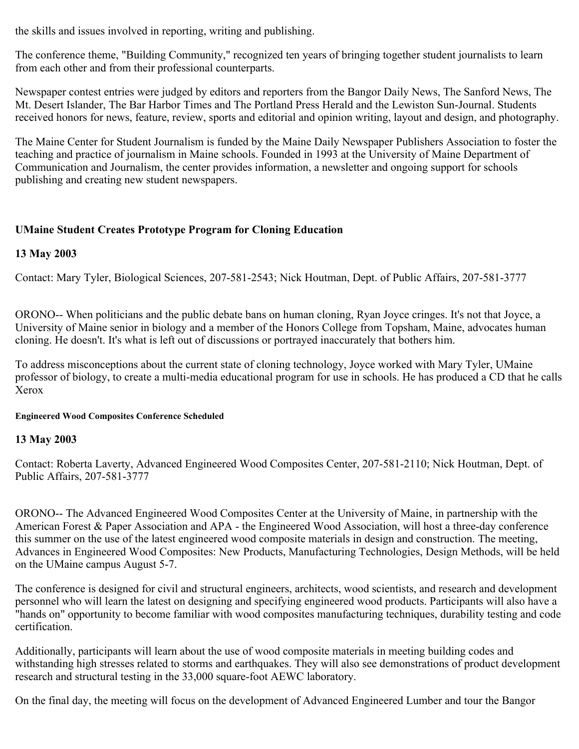the skills and issues involved in reporting, writing and publishing.

The conference theme, "Building Community," recognized ten years of bringing together student journalists to learn from each other and from their professional counterparts.

Newspaper contest entries were judged by editors and reporters from the Bangor Daily News, The Sanford News, The Mt. Desert Islander, The Bar Harbor Times and The Portland Press Herald and the Lewiston Sun-Journal. Students received honors for news, feature, review, sports and editorial and opinion writing, layout and design, and photography.

The Maine Center for Student Journalism is funded by the Maine Daily Newspaper Publishers Association to foster the teaching and practice of journalism in Maine schools. Founded in 1993 at the University of Maine Department of Communication and Journalism, the center provides information, a newsletter and ongoing support for schools publishing and creating new student newspapers.

### UMaine Student Creates Prototype Program for Cloning Education

**13 May 2003**

Contact: Mary Tyler, Biological Sciences, 207-581-2543; Nick Houtman, Dept. of Public Affairs, 207-581-3777

ORONO-- When politicians and the public debate bans on human cloning, Ryan Joyce cringes. It's not that Joyce, a University of Maine senior in biology and a member of the Honors College from Topsham, Maine, advocates human cloning. He doesn't. It's what is left out of discussions or portrayed inaccurately that bothers him.

To address misconceptions about the current state of cloning technology, Joyce worked with Mary Tyler, UMaine professor of biology, to create a multi-media educational program for use in schools. He has produced a CD that he calls Xerox

#### Engineered Wood Composites Conference Scheduled

**13 May 2003**

Contact: Roberta Laverty, Advanced Engineered Wood Composites Center, 207-581-2110; Nick Houtman, Dept. of Public Affairs, 207-581-3777

ORONO-- The Advanced Engineered Wood Composites Center at the University of Maine, in partnership with the American Forest & Paper Association and APA - the Engineered Wood Association, will host a three-day conference this summer on the use of the latest engineered wood composite materials in design and construction. The meeting, Advances in Engineered Wood Composites: New Products, Manufacturing Technologies, Design Methods, will be held on the UMaine campus August 5-7.

The conference is designed for civil and structural engineers, architects, wood scientists, and research and development personnel who will learn the latest on designing and specifying engineered wood products. Participants will also have a "hands on" opportunity to become familiar with wood composites manufacturing techniques, durability testing and code certification.

Additionally, participants will learn about the use of wood composite materials in meeting building codes and withstanding high stresses related to storms and earthquakes. They will also see demonstrations of product development research and structural testing in the 33,000 square-foot AEWC laboratory.

On the final day, the meeting will focus on the development of Advanced Engineered Lumber and tour the Bangor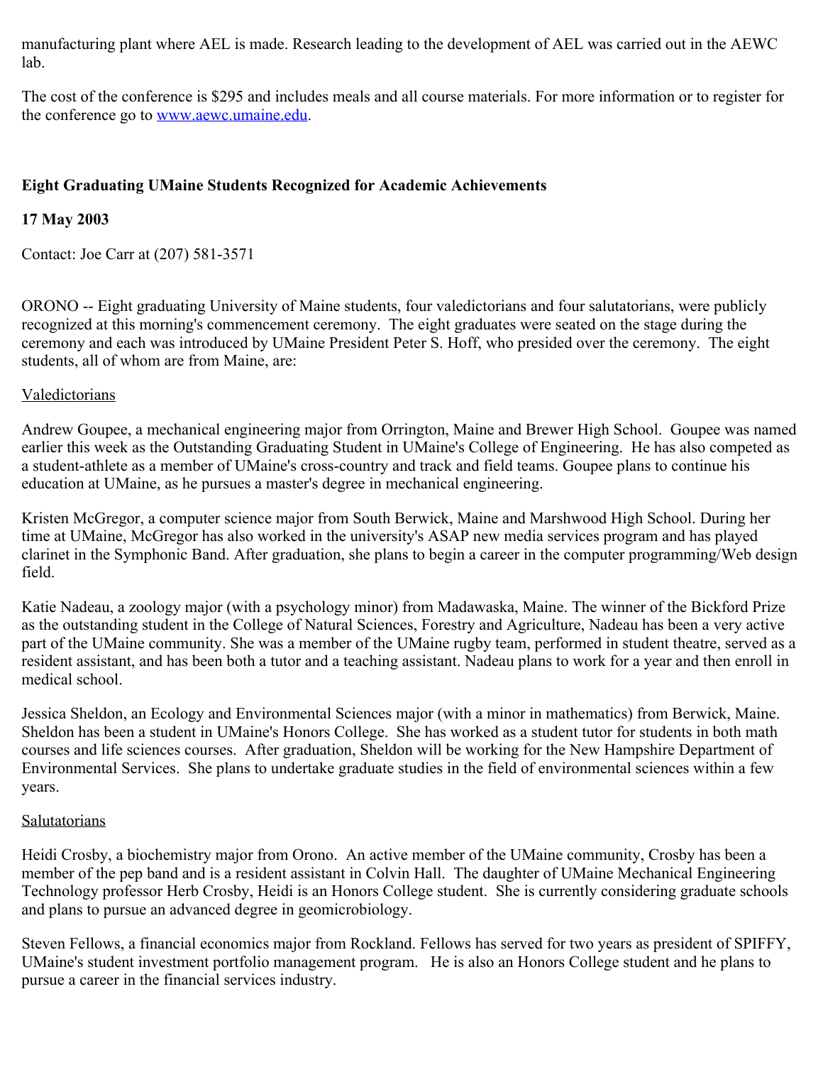manufacturing plant where AEL is made. Research leading to the development of AEL was carried out in the AEWC lab.

The cost of the conference is $295 and includes meals and all course materials. For more information or to register for the conference go to [www.aewc.umaine.edu](http://www.aewc.umaine.edu).

## Eight Graduating UMaine Students Recognized for Academic Achievements

**17 May 2003**

Contact: Joe Carr at (207) 581-3571

ORONO -- Eight graduating University of Maine students, four valedictorians and four salutatorians, were publicly recognized at this morning's commencement ceremony. The eight graduates were seated on the stage during the ceremony and each was introduced by UMaine President Peter S. Hoff, who presided over the ceremony. The eight students, all of whom are from Maine, are:

Valedictorians

Andrew Goupee, a mechanical engineering major from Orrington, Maine and Brewer High School. Goupee was named earlier this week as the Outstanding Graduating Student in UMaine's College of Engineering. He has also competed as a student-athlete as a member of UMaine's cross-country and track and field teams. Goupee plans to continue his education at UMaine, as he pursues a master's degree in mechanical engineering.

Kristen McGregor, a computer science major from South Berwick, Maine and Marshwood High School. During her time at UMaine, McGregor has also worked in the university's ASAP new media services program and has played clarinet in the Symphonic Band. After graduation, she plans to begin a career in the computer programming/Web design field.

Katie Nadeau, a zoology major (with a psychology minor) from Madawaska, Maine. The winner of the Bickford Prize as the outstanding student in the College of Natural Sciences, Forestry and Agriculture, Nadeau has been a very active part of the UMaine community. She was a member of the UMaine rugby team, performed in student theatre, served as a resident assistant, and has been both a tutor and a teaching assistant. Nadeau plans to work for a year and then enroll in medical school.

Jessica Sheldon, an Ecology and Environmental Sciences major (with a minor in mathematics) from Berwick, Maine. Sheldon has been a student in UMaine's Honors College. She has worked as a student tutor for students in both math courses and life sciences courses. After graduation, Sheldon will be working for the New Hampshire Department of Environmental Services. She plans to undertake graduate studies in the field of environmental sciences within a few years.

Salutatorians

Heidi Crosby, a biochemistry major from Orono. An active member of the UMaine community, Crosby has been a member of the pep band and is a resident assistant in Colvin Hall. The daughter of UMaine Mechanical Engineering Technology professor Herb Crosby, Heidi is an Honors College student. She is currently considering graduate schools and plans to pursue an advanced degree in geomicrobiology.

Steven Fellows, a financial economics major from Rockland. Fellows has served for two years as president of SPIFFY, UMaine's student investment portfolio management program. He is also an Honors College student and he plans to pursue a career in the financial services industry.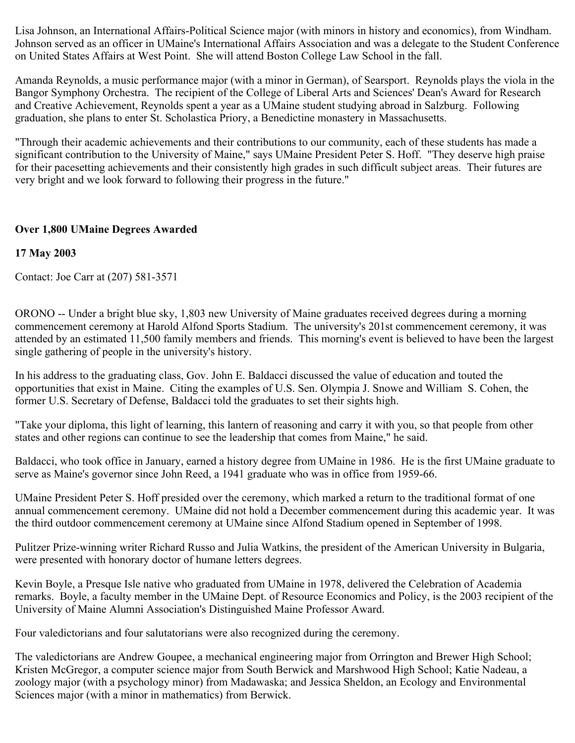Lisa Johnson, an International Affairs-Political Science major (with minors in history and economics), from Windham. Johnson served as an officer in UMaine's International Affairs Association and was a delegate to the Student Conference on United States Affairs at West Point. She will attend Boston College Law School in the fall.

Amanda Reynolds, a music performance major (with a minor in German), of Searsport. Reynolds plays the viola in the Bangor Symphony Orchestra. The recipient of the College of Liberal Arts and Sciences' Dean's Award for Research and Creative Achievement, Reynolds spent a year as a UMaine student studying abroad in Salzburg. Following graduation, she plans to enter St. Scholastica Priory, a Benedictine monastery in Massachusetts.

"Through their academic achievements and their contributions to our community, each of these students has made a significant contribution to the University of Maine," says UMaine President Peter S. Hoff. "They deserve high praise for their pacesetting achievements and their consistently high grades in such difficult subject areas. Their futures are very bright and we look forward to following their progress in the future."

**Over 1,800 UMaine Degrees Awarded**

**17 May 2003**

Contact: Joe Carr at (207) 581-3571

ORONO -- Under a bright blue sky, 1,803 new University of Maine graduates received degrees during a morning commencement ceremony at Harold Alfond Sports Stadium. The university's 201st commencement ceremony, it was attended by an estimated 11,500 family members and friends. This morning's event is believed to have been the largest single gathering of people in the university's history.

In his address to the graduating class, Gov. John E. Baldacci discussed the value of education and touted the opportunities that exist in Maine. Citing the examples of U.S. Sen. Olympia J. Snowe and William S. Cohen, the former U.S. Secretary of Defense, Baldacci told the graduates to set their sights high.

"Take your diploma, this light of learning, this lantern of reasoning and carry it with you, so that people from other states and other regions can continue to see the leadership that comes from Maine," he said.

Baldacci, who took office in January, earned a history degree from UMaine in 1986. He is the first UMaine graduate to serve as Maine's governor since John Reed, a 1941 graduate who was in office from 1959-66.

UMaine President Peter S. Hoff presided over the ceremony, which marked a return to the traditional format of one annual commencement ceremony. UMaine did not hold a December commencement during this academic year. It was the third outdoor commencement ceremony at UMaine since Alfond Stadium opened in September of 1998.

Pulitzer Prize-winning writer Richard Russo and Julia Watkins, the president of the American University in Bulgaria, were presented with honorary doctor of humane letters degrees.

Kevin Boyle, a Presque Isle native who graduated from UMaine in 1978, delivered the Celebration of Academia remarks. Boyle, a faculty member in the UMaine Dept. of Resource Economics and Policy, is the 2003 recipient of the University of Maine Alumni Association's Distinguished Maine Professor Award.

Four valedictorians and four salutatorians were also recognized during the ceremony.

The valedictorians are Andrew Goupee, a mechanical engineering major from Orrington and Brewer High School; Kristen McGregor, a computer science major from South Berwick and Marshwood High School; Katie Nadeau, a zoology major (with a psychology minor) from Madawaska; and Jessica Sheldon, an Ecology and Environmental Sciences major (with a minor in mathematics) from Berwick.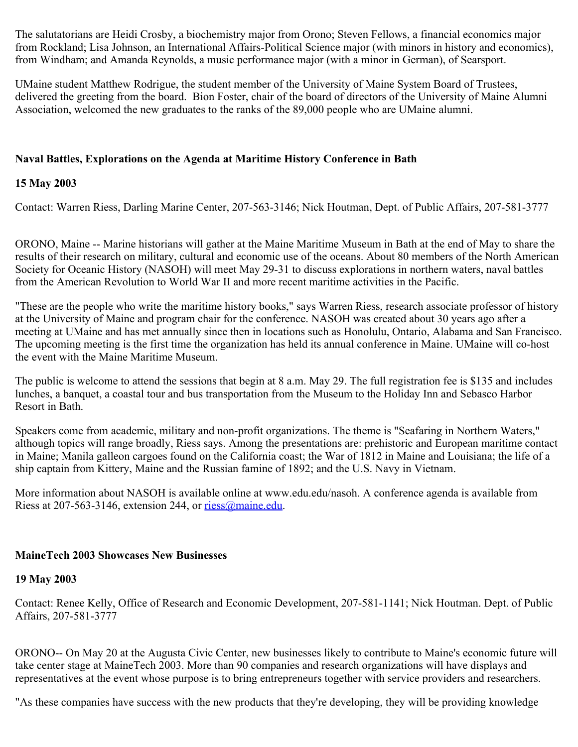The salutatorians are Heidi Crosby, a biochemistry major from Orono; Steven Fellows, a financial economics major from Rockland; Lisa Johnson, an International Affairs-Political Science major (with minors in history and economics), from Windham; and Amanda Reynolds, a music performance major (with a minor in German), of Searsport.

UMaine student Matthew Rodrigue, the student member of the University of Maine System Board of Trustees, delivered the greeting from the board. Bion Foster, chair of the board of directors of the University of Maine Alumni Association, welcomed the new graduates to the ranks of the 89,000 people who are UMaine alumni.

**Naval Battles, Explorations on the Agenda at Maritime History Conference in Bath**

**15 May 2003**

Contact: Warren Riess, Darling Marine Center, 207-563-3146; Nick Houtman, Dept. of Public Affairs, 207-581-3777

ORONO, Maine -- Marine historians will gather at the Maine Maritime Museum in Bath at the end of May to share the results of their research on military, cultural and economic use of the oceans. About 80 members of the North American Society for Oceanic History (NASOH) will meet May 29-31 to discuss explorations in northern waters, naval battles from the American Revolution to World War II and more recent maritime activities in the Pacific.

"These are the people who write the maritime history books," says Warren Riess, research associate professor of history at the University of Maine and program chair for the conference. NASOH was created about 30 years ago after a meeting at UMaine and has met annually since then in locations such as Honolulu, Ontario, Alabama and San Francisco. The upcoming meeting is the first time the organization has held its annual conference in Maine. UMaine will co-host the event with the Maine Maritime Museum.

The public is welcome to attend the sessions that begin at 8 a.m. May 29. The full registration fee is $135 and includes lunches, a banquet, a coastal tour and bus transportation from the Museum to the Holiday Inn and Sebasco Harbor Resort in Bath.

Speakers come from academic, military and non-profit organizations. The theme is "Seafaring in Northern Waters," although topics will range broadly, Riess says. Among the presentations are: prehistoric and European maritime contact in Maine; Manila galleon cargoes found on the California coast; the War of 1812 in Maine and Louisiana; the life of a ship captain from Kittery, Maine and the Russian famine of 1892; and the U.S. Navy in Vietnam.

More information about NASOH is available online at www.edu.edu/nasoh. A conference agenda is available from Riess at 207-563-3146, extension 244, or riess@maine.edu.

**MaineTech 2003 Showcases New Businesses**

**19 May 2003**

Contact: Renee Kelly, Office of Research and Economic Development, 207-581-1141; Nick Houtman. Dept. of Public Affairs, 207-581-3777

ORONO-- On May 20 at the Augusta Civic Center, new businesses likely to contribute to Maine's economic future will take center stage at MaineTech 2003. More than 90 companies and research organizations will have displays and representatives at the event whose purpose is to bring entrepreneurs together with service providers and researchers.

"As these companies have success with the new products that they're developing, they will be providing knowledge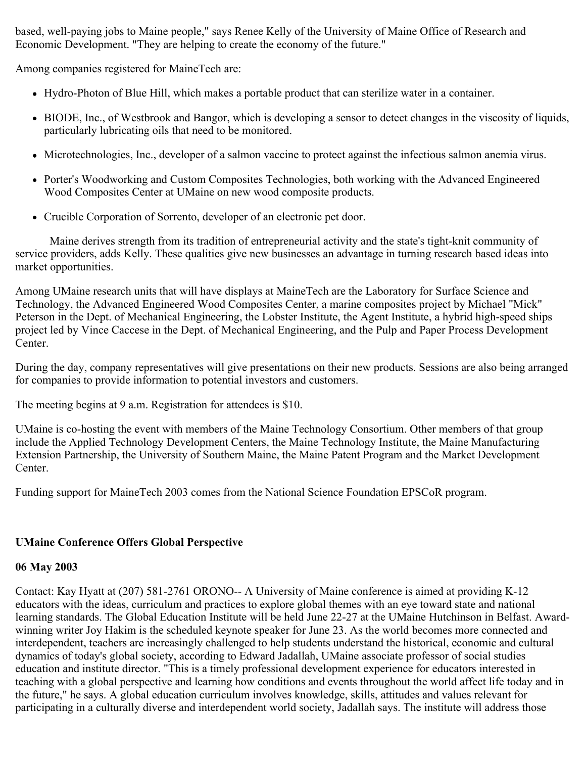based, well-paying jobs to Maine people," says Renee Kelly of the University of Maine Office of Research and Economic Development. "They are helping to create the economy of the future."

Among companies registered for MaineTech are:

- Hydro-Photon of Blue Hill, which makes a portable product that can sterilize water in a container.
- BIODE, Inc., of Westbrook and Bangor, which is developing a sensor to detect changes in the viscosity of liquids, particularly lubricating oils that need to be monitored.
- Microtechnologies, Inc., developer of a salmon vaccine to protect against the infectious salmon anemia virus.
- Porter's Woodworking and Custom Composites Technologies, both working with the Advanced Engineered Wood Composites Center at UMaine on new wood composite products.
- Crucible Corporation of Sorrento, developer of an electronic pet door.

Maine derives strength from its tradition of entrepreneurial activity and the state's tight-knit community of service providers, adds Kelly. These qualities give new businesses an advantage in turning research based ideas into market opportunities.

Among UMaine research units that will have displays at MaineTech are the Laboratory for Surface Science and Technology, the Advanced Engineered Wood Composites Center, a marine composites project by Michael "Mick" Peterson in the Dept. of Mechanical Engineering, the Lobster Institute, the Agent Institute, a hybrid high-speed ships project led by Vince Caccese in the Dept. of Mechanical Engineering, and the Pulp and Paper Process Development Center.

During the day, company representatives will give presentations on their new products. Sessions are also being arranged for companies to provide information to potential investors and customers.

The meeting begins at 9 a.m. Registration for attendees is $10.

UMaine is co-hosting the event with members of the Maine Technology Consortium. Other members of that group include the Applied Technology Development Centers, the Maine Technology Institute, the Maine Manufacturing Extension Partnership, the University of Southern Maine, the Maine Patent Program and the Market Development Center.

Funding support for MaineTech 2003 comes from the National Science Foundation EPSCoR program.

**UMaine Conference Offers Global Perspective**

**06 May 2003**

Contact: Kay Hyatt at (207) 581-2761 ORONO-- A University of Maine conference is aimed at providing K-12 educators with the ideas, curriculum and practices to explore global themes with an eye toward state and national learning standards. The Global Education Institute will be held June 22-27 at the UMaine Hutchinson in Belfast. Award-winning writer Joy Hakim is the scheduled keynote speaker for June 23. As the world becomes more connected and interdependent, teachers are increasingly challenged to help students understand the historical, economic and cultural dynamics of today's global society, according to Edward Jadallah, UMaine associate professor of social studies education and institute director. "This is a timely professional development experience for educators interested in teaching with a global perspective and learning how conditions and events throughout the world affect life today and in the future," he says. A global education curriculum involves knowledge, skills, attitudes and values relevant for participating in a culturally diverse and interdependent world society, Jadallah says. The institute will address those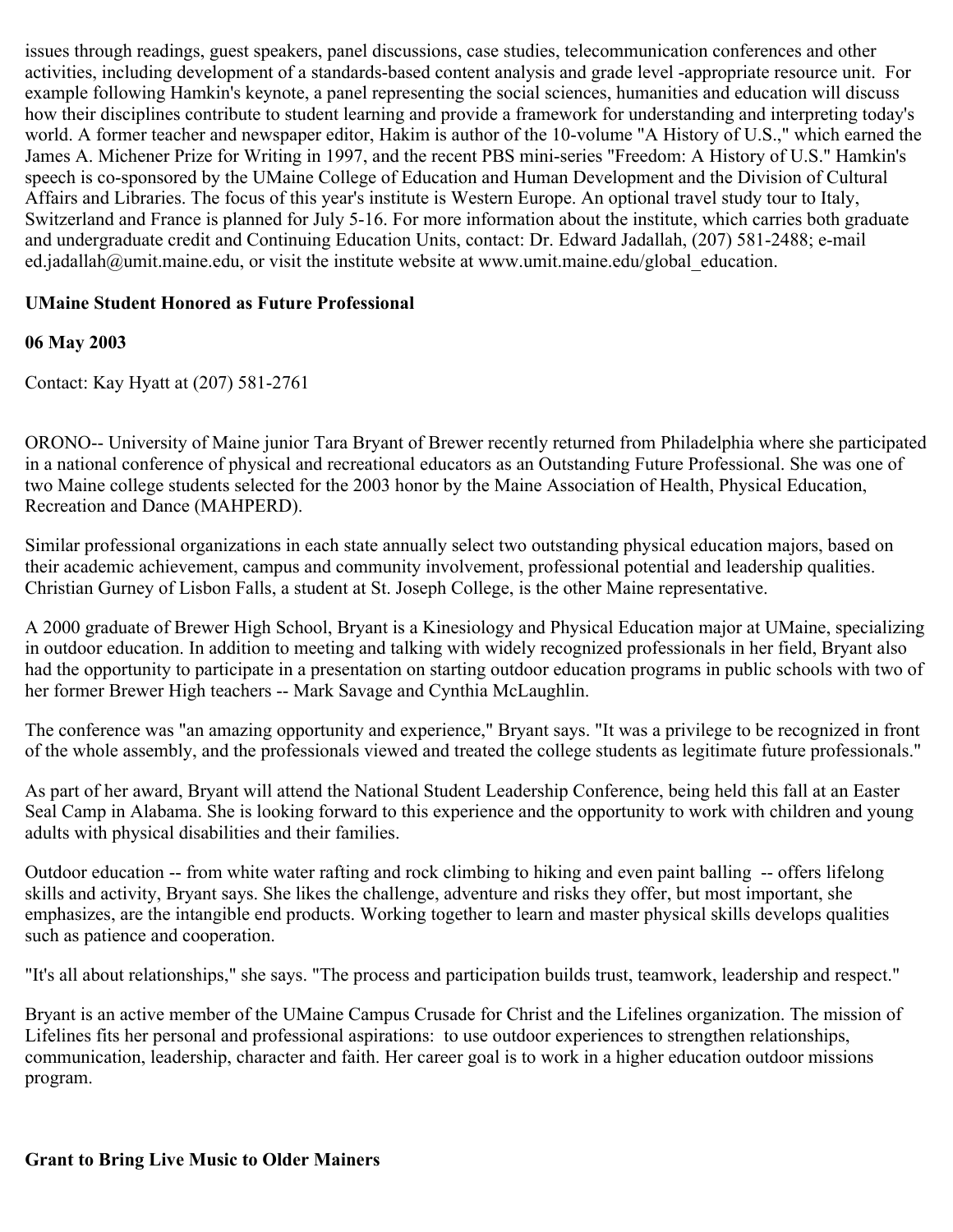issues through readings, guest speakers, panel discussions, case studies, telecommunication conferences and other activities, including development of a standards-based content analysis and grade level -appropriate resource unit. For example following Hamkin's keynote, a panel representing the social sciences, humanities and education will discuss how their disciplines contribute to student learning and provide a framework for understanding and interpreting today's world. A former teacher and newspaper editor, Hakim is author of the 10-volume "A History of U.S.," which earned the James A. Michener Prize for Writing in 1997, and the recent PBS mini-series "Freedom: A History of U.S." Hamkin's speech is co-sponsored by the UMaine College of Education and Human Development and the Division of Cultural Affairs and Libraries. The focus of this year's institute is Western Europe. An optional travel study tour to Italy, Switzerland and France is planned for July 5-16. For more information about the institute, which carries both graduate and undergraduate credit and Continuing Education Units, contact: Dr. Edward Jadallah, (207) 581-2488; e-mail ed.jadallah@umit.maine.edu, or visit the institute website at www.umit.maine.edu/global_education.

**UMaine Student Honored as Future Professional**

**06 May 2003**

Contact: Kay Hyatt at (207) 581-2761

ORONO-- University of Maine junior Tara Bryant of Brewer recently returned from Philadelphia where she participated in a national conference of physical and recreational educators as an Outstanding Future Professional. She was one of two Maine college students selected for the 2003 honor by the Maine Association of Health, Physical Education, Recreation and Dance (MAHPERD).

Similar professional organizations in each state annually select two outstanding physical education majors, based on their academic achievement, campus and community involvement, professional potential and leadership qualities. Christian Gurney of Lisbon Falls, a student at St. Joseph College, is the other Maine representative.

A 2000 graduate of Brewer High School, Bryant is a Kinesiology and Physical Education major at UMaine, specializing in outdoor education. In addition to meeting and talking with widely recognized professionals in her field, Bryant also had the opportunity to participate in a presentation on starting outdoor education programs in public schools with two of her former Brewer High teachers -- Mark Savage and Cynthia McLaughlin.

The conference was "an amazing opportunity and experience," Bryant says. "It was a privilege to be recognized in front of the whole assembly, and the professionals viewed and treated the college students as legitimate future professionals."

As part of her award, Bryant will attend the National Student Leadership Conference, being held this fall at an Easter Seal Camp in Alabama. She is looking forward to this experience and the opportunity to work with children and young adults with physical disabilities and their families.

Outdoor education -- from white water rafting and rock climbing to hiking and even paint balling -- offers lifelong skills and activity, Bryant says. She likes the challenge, adventure and risks they offer, but most important, she emphasizes, are the intangible end products. Working together to learn and master physical skills develops qualities such as patience and cooperation.

"It's all about relationships," she says. "The process and participation builds trust, teamwork, leadership and respect."

Bryant is an active member of the UMaine Campus Crusade for Christ and the Lifelines organization. The mission of Lifelines fits her personal and professional aspirations: to use outdoor experiences to strengthen relationships, communication, leadership, character and faith. Her career goal is to work in a higher education outdoor missions program.

**Grant to Bring Live Music to Older Mainers**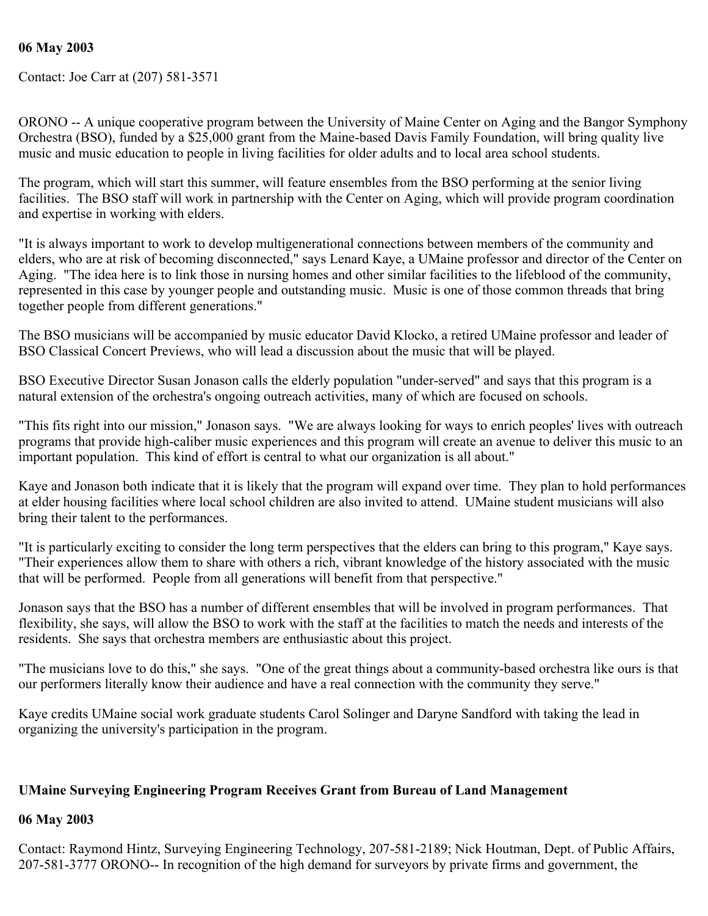**06 May 2003**

Contact: Joe Carr at (207) 581-3571

ORONO -- A unique cooperative program between the University of Maine Center on Aging and the Bangor Symphony Orchestra (BSO), funded by a $25,000 grant from the Maine-based Davis Family Foundation, will bring quality live music and music education to people in living facilities for older adults and to local area school students.

The program, which will start this summer, will feature ensembles from the BSO performing at the senior living facilities. The BSO staff will work in partnership with the Center on Aging, which will provide program coordination and expertise in working with elders.

"It is always important to work to develop multigenerational connections between members of the community and elders, who are at risk of becoming disconnected," says Lenard Kaye, a UMaine professor and director of the Center on Aging. "The idea here is to link those in nursing homes and other similar facilities to the lifeblood of the community, represented in this case by younger people and outstanding music. Music is one of those common threads that bring together people from different generations."

The BSO musicians will be accompanied by music educator David Klocko, a retired UMaine professor and leader of BSO Classical Concert Previews, who will lead a discussion about the music that will be played.

BSO Executive Director Susan Jonason calls the elderly population "under-served" and says that this program is a natural extension of the orchestra's ongoing outreach activities, many of which are focused on schools.

"This fits right into our mission," Jonason says. "We are always looking for ways to enrich peoples' lives with outreach programs that provide high-caliber music experiences and this program will create an avenue to deliver this music to an important population. This kind of effort is central to what our organization is all about."

Kaye and Jonason both indicate that it is likely that the program will expand over time. They plan to hold performances at elder housing facilities where local school children are also invited to attend. UMaine student musicians will also bring their talent to the performances.

"It is particularly exciting to consider the long term perspectives that the elders can bring to this program," Kaye says. "Their experiences allow them to share with others a rich, vibrant knowledge of the history associated with the music that will be performed. People from all generations will benefit from that perspective."

Jonason says that the BSO has a number of different ensembles that will be involved in program performances. That flexibility, she says, will allow the BSO to work with the staff at the facilities to match the needs and interests of the residents. She says that orchestra members are enthusiastic about this project.

"The musicians love to do this," she says. "One of the great things about a community-based orchestra like ours is that our performers literally know their audience and have a real connection with the community they serve."

Kaye credits UMaine social work graduate students Carol Solinger and Daryne Sandford with taking the lead in organizing the university's participation in the program.

**UMaine Surveying Engineering Program Receives Grant from Bureau of Land Management**

**06 May 2003**

Contact: Raymond Hintz, Surveying Engineering Technology, 207-581-2189; Nick Houtman, Dept. of Public Affairs, 207-581-3777 ORONO-- In recognition of the high demand for surveyors by private firms and government, the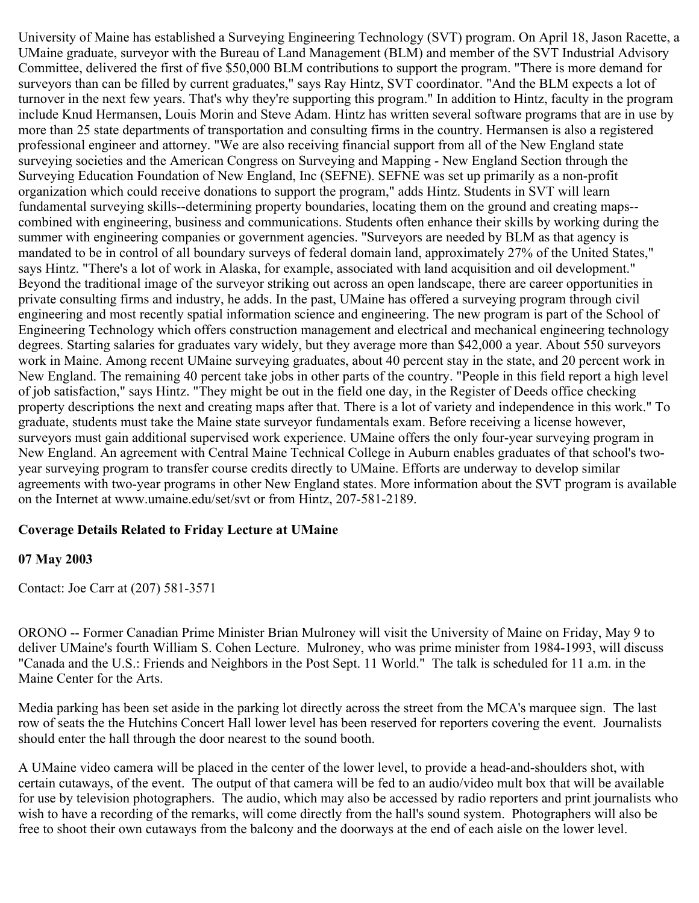University of Maine has established a Surveying Engineering Technology (SVT) program. On April 18, Jason Racette, a UMaine graduate, surveyor with the Bureau of Land Management (BLM) and member of the SVT Industrial Advisory Committee, delivered the first of five $50,000 BLM contributions to support the program. "There is more demand for surveyors than can be filled by current graduates," says Ray Hintz, SVT coordinator. "And the BLM expects a lot of turnover in the next few years. That's why they're supporting this program." In addition to Hintz, faculty in the program include Knud Hermansen, Louis Morin and Steve Adam. Hintz has written several software programs that are in use by more than 25 state departments of transportation and consulting firms in the country. Hermansen is also a registered professional engineer and attorney. "We are also receiving financial support from all of the New England state surveying societies and the American Congress on Surveying and Mapping - New England Section through the Surveying Education Foundation of New England, Inc (SEFNE). SEFNE was set up primarily as a non-profit organization which could receive donations to support the program," adds Hintz. Students in SVT will learn fundamental surveying skills--determining property boundaries, locating them on the ground and creating maps--combined with engineering, business and communications. Students often enhance their skills by working during the summer with engineering companies or government agencies. "Surveyors are needed by BLM as that agency is mandated to be in control of all boundary surveys of federal domain land, approximately 27% of the United States," says Hintz. "There's a lot of work in Alaska, for example, associated with land acquisition and oil development." Beyond the traditional image of the surveyor striking out across an open landscape, there are career opportunities in private consulting firms and industry, he adds. In the past, UMaine has offered a surveying program through civil engineering and most recently spatial information science and engineering. The new program is part of the School of Engineering Technology which offers construction management and electrical and mechanical engineering technology degrees. Starting salaries for graduates vary widely, but they average more than $42,000 a year. About 550 surveyors work in Maine. Among recent UMaine surveying graduates, about 40 percent stay in the state, and 20 percent work in New England. The remaining 40 percent take jobs in other parts of the country. "People in this field report a high level of job satisfaction," says Hintz. "They might be out in the field one day, in the Register of Deeds office checking property descriptions the next and creating maps after that. There is a lot of variety and independence in this work." To graduate, students must take the Maine state surveyor fundamentals exam. Before receiving a license however, surveyors must gain additional supervised work experience. UMaine offers the only four-year surveying program in New England. An agreement with Central Maine Technical College in Auburn enables graduates of that school's two-year surveying program to transfer course credits directly to UMaine. Efforts are underway to develop similar agreements with two-year programs in other New England states. More information about the SVT program is available on the Internet at www.umaine.edu/set/svt or from Hintz, 207-581-2189.

**Coverage Details Related to Friday Lecture at UMaine**

**07 May 2003**

Contact: Joe Carr at (207) 581-3571

ORONO -- Former Canadian Prime Minister Brian Mulroney will visit the University of Maine on Friday, May 9 to deliver UMaine's fourth William S. Cohen Lecture. Mulroney, who was prime minister from 1984-1993, will discuss "Canada and the U.S.: Friends and Neighbors in the Post Sept. 11 World." The talk is scheduled for 11 a.m. in the Maine Center for the Arts.

Media parking has been set aside in the parking lot directly across the street from the MCA's marquee sign. The last row of seats the the Hutchins Concert Hall lower level has been reserved for reporters covering the event. Journalists should enter the hall through the door nearest to the sound booth.

A UMaine video camera will be placed in the center of the lower level, to provide a head-and-shoulders shot, with certain cutaways, of the event. The output of that camera will be fed to an audio/video mult box that will be available for use by television photographers. The audio, which may also be accessed by radio reporters and print journalists who wish to have a recording of the remarks, will come directly from the hall's sound system. Photographers will also be free to shoot their own cutaways from the balcony and the doorways at the end of each aisle on the lower level.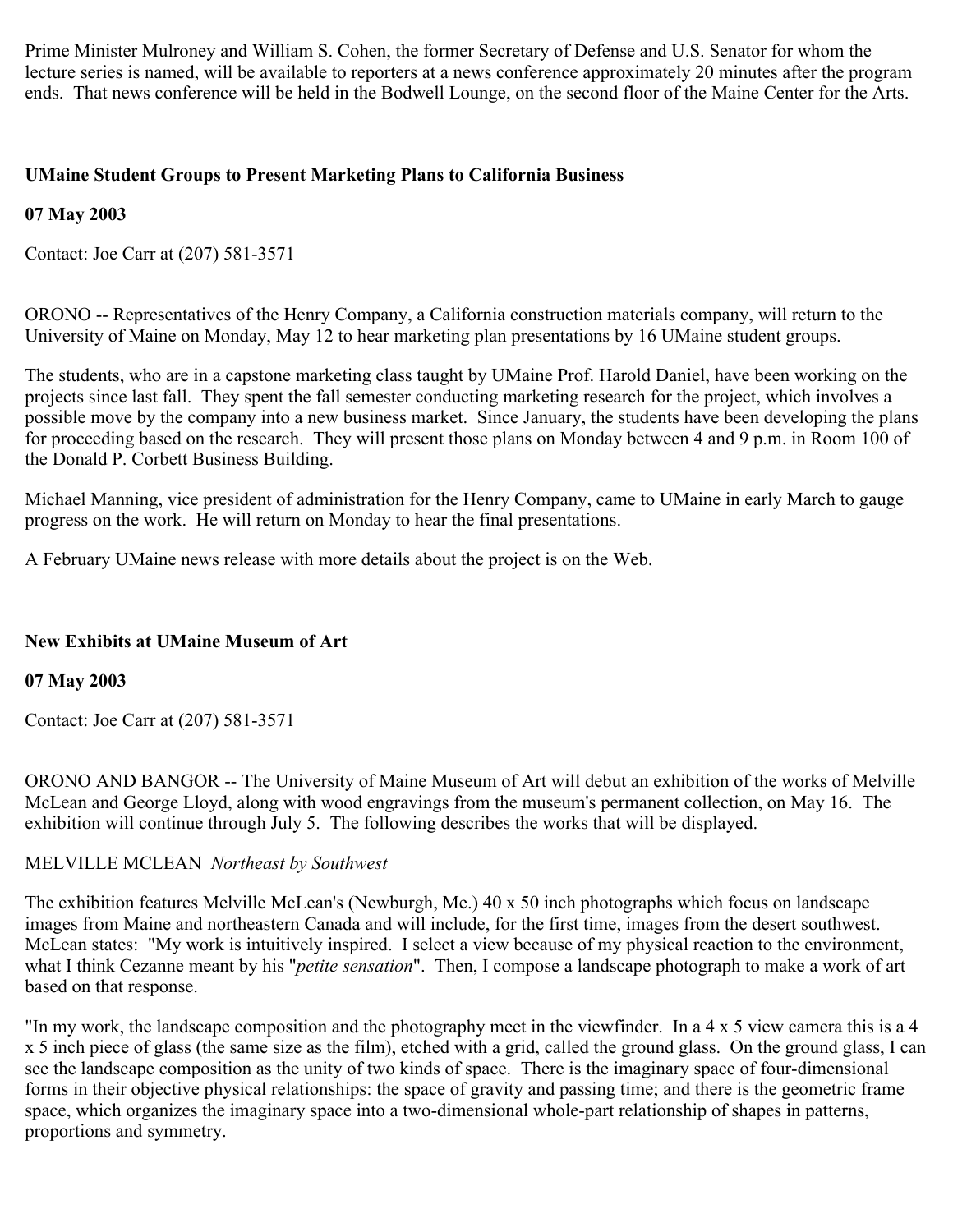Prime Minister Mulroney and William S. Cohen, the former Secretary of Defense and U.S. Senator for whom the lecture series is named, will be available to reporters at a news conference approximately 20 minutes after the program ends. That news conference will be held in the Bodwell Lounge, on the second floor of the Maine Center for the Arts.

## UMaine Student Groups to Present Marketing Plans to California Business

**07 May 2003**

Contact: Joe Carr at (207) 581-3571

ORONO -- Representatives of the Henry Company, a California construction materials company, will return to the University of Maine on Monday, May 12 to hear marketing plan presentations by 16 UMaine student groups.

The students, who are in a capstone marketing class taught by UMaine Prof. Harold Daniel, have been working on the projects since last fall. They spent the fall semester conducting marketing research for the project, which involves a possible move by the company into a new business market. Since January, the students have been developing the plans for proceeding based on the research. They will present those plans on Monday between 4 and 9 p.m. in Room 100 of the Donald P. Corbett Business Building.

Michael Manning, vice president of administration for the Henry Company, came to UMaine in early March to gauge progress on the work. He will return on Monday to hear the final presentations.

A February UMaine news release with more details about the project is on the Web.

## New Exhibits at UMaine Museum of Art

**07 May 2003**

Contact: Joe Carr at (207) 581-3571

ORONO AND BANGOR -- The University of Maine Museum of Art will debut an exhibition of the works of Melville McLean and George Lloyd, along with wood engravings from the museum's permanent collection, on May 16. The exhibition will continue through July 5. The following describes the works that will be displayed.

MELVILLE MCLEAN *Northeast by Southwest*

The exhibition features Melville McLean's (Newburgh, Me.) 40 x 50 inch photographs which focus on landscape images from Maine and northeastern Canada and will include, for the first time, images from the desert southwest. McLean states: "My work is intuitively inspired. I select a view because of my physical reaction to the environment, what I think Cezanne meant by his "*petite sensation*". Then, I compose a landscape photograph to make a work of art based on that response.

"In my work, the landscape composition and the photography meet in the viewfinder. In a 4 x 5 view camera this is a 4 x 5 inch piece of glass (the same size as the film), etched with a grid, called the ground glass. On the ground glass, I can see the landscape composition as the unity of two kinds of space. There is the imaginary space of four-dimensional forms in their objective physical relationships: the space of gravity and passing time; and there is the geometric frame space, which organizes the imaginary space into a two-dimensional whole-part relationship of shapes in patterns, proportions and symmetry.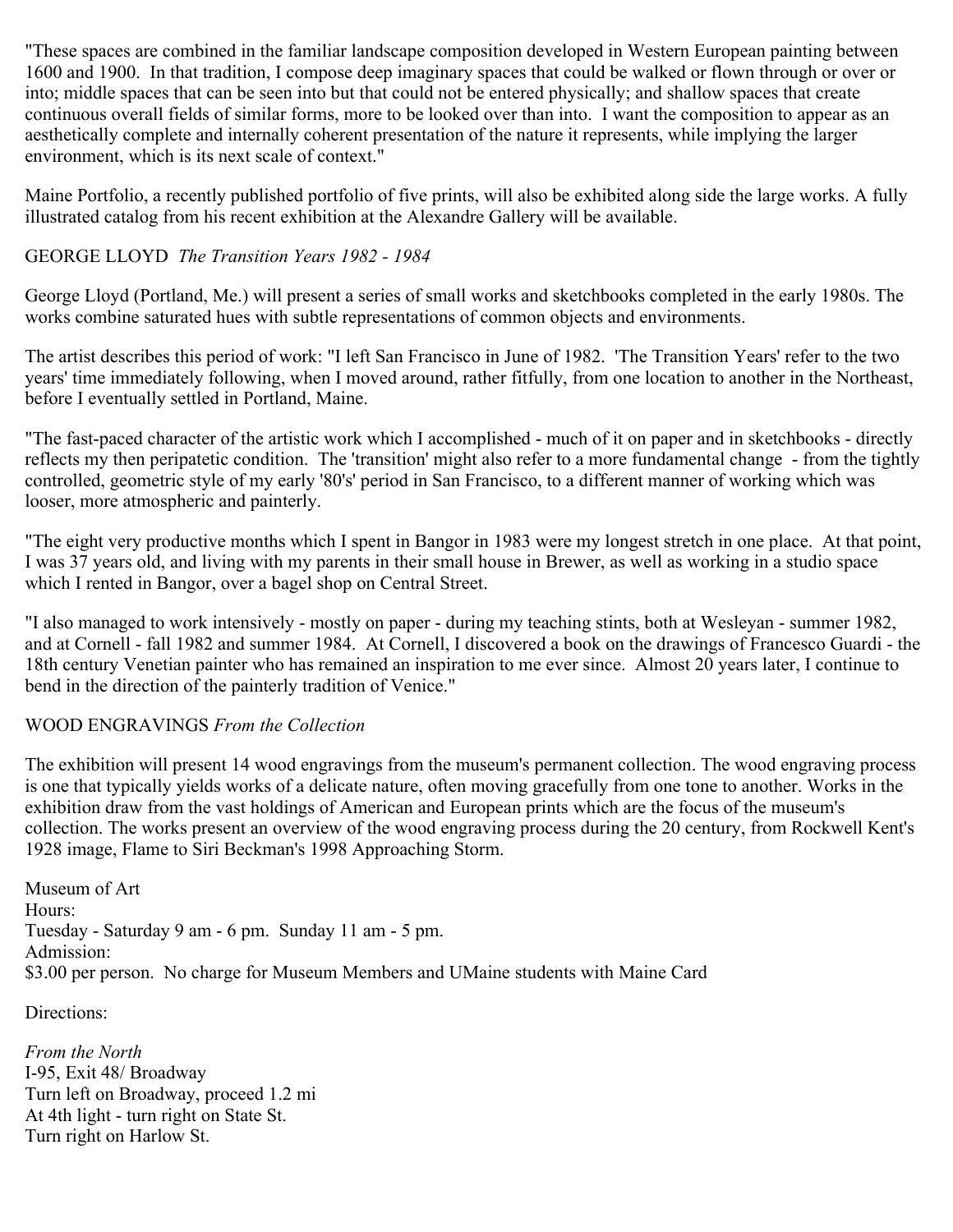"These spaces are combined in the familiar landscape composition developed in Western European painting between 1600 and 1900. In that tradition, I compose deep imaginary spaces that could be walked or flown through or over or into; middle spaces that can be seen into but that could not be entered physically; and shallow spaces that create continuous overall fields of similar forms, more to be looked over than into. I want the composition to appear as an aesthetically complete and internally coherent presentation of the nature it represents, while implying the larger environment, which is its next scale of context."

Maine Portfolio, a recently published portfolio of five prints, will also be exhibited along side the large works. A fully illustrated catalog from his recent exhibition at the Alexandre Gallery will be available.

GEORGE LLOYD *The Transition Years 1982 - 1984*

George Lloyd (Portland, Me.) will present a series of small works and sketchbooks completed in the early 1980s. The works combine saturated hues with subtle representations of common objects and environments.

The artist describes this period of work: "I left San Francisco in June of 1982. 'The Transition Years' refer to the two years' time immediately following, when I moved around, rather fitfully, from one location to another in the Northeast, before I eventually settled in Portland, Maine.

"The fast-paced character of the artistic work which I accomplished - much of it on paper and in sketchbooks - directly reflects my then peripatetic condition. The 'transition' might also refer to a more fundamental change - from the tightly controlled, geometric style of my early '80's' period in San Francisco, to a different manner of working which was looser, more atmospheric and painterly.

"The eight very productive months which I spent in Bangor in 1983 were my longest stretch in one place. At that point, I was 37 years old, and living with my parents in their small house in Brewer, as well as working in a studio space which I rented in Bangor, over a bagel shop on Central Street.

"I also managed to work intensively - mostly on paper - during my teaching stints, both at Wesleyan - summer 1982, and at Cornell - fall 1982 and summer 1984. At Cornell, I discovered a book on the drawings of Francesco Guardi - the 18th century Venetian painter who has remained an inspiration to me ever since. Almost 20 years later, I continue to bend in the direction of the painterly tradition of Venice."

WOOD ENGRAVINGS *From the Collection*

The exhibition will present 14 wood engravings from the museum's permanent collection. The wood engraving process is one that typically yields works of a delicate nature, often moving gracefully from one tone to another. Works in the exhibition draw from the vast holdings of American and European prints which are the focus of the museum's collection. The works present an overview of the wood engraving process during the 20 century, from Rockwell Kent's 1928 image, Flame to Siri Beckman's 1998 Approaching Storm.

Museum of Art
Hours:
Tuesday - Saturday 9 am - 6 pm. Sunday 11 am - 5 pm.
Admission:
$3.00 per person. No charge for Museum Members and UMaine students with Maine Card

Directions:

*From the North*
I-95, Exit 48/ Broadway
Turn left on Broadway, proceed 1.2 mi
At 4th light - turn right on State St.
Turn right on Harlow St.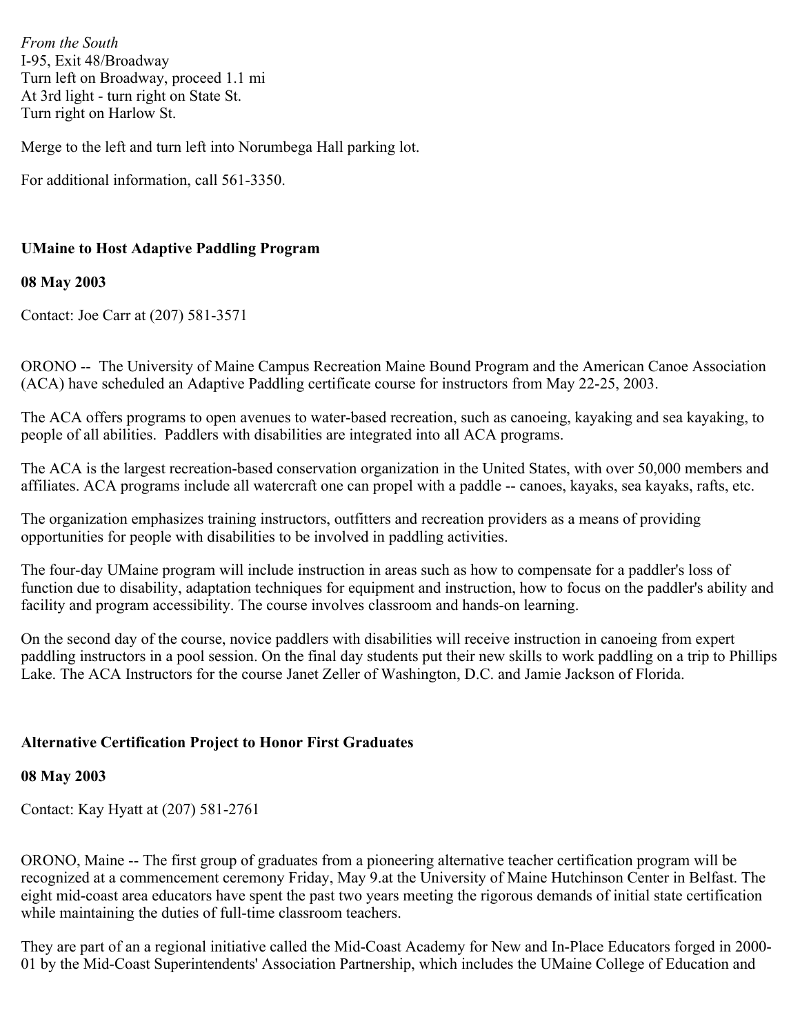*From the South*
I-95, Exit 48/Broadway
Turn left on Broadway, proceed 1.1 mi
At 3rd light - turn right on State St.
Turn right on Harlow St.

Merge to the left and turn left into Norumbega Hall parking lot.

For additional information, call 561-3350.

### UMaine to Host Adaptive Paddling Program

**08 May 2003**

Contact: Joe Carr at (207) 581-3571

ORONO -- The University of Maine Campus Recreation Maine Bound Program and the American Canoe Association (ACA) have scheduled an Adaptive Paddling certificate course for instructors from May 22-25, 2003.

The ACA offers programs to open avenues to water-based recreation, such as canoeing, kayaking and sea kayaking, to people of all abilities. Paddlers with disabilities are integrated into all ACA programs.

The ACA is the largest recreation-based conservation organization in the United States, with over 50,000 members and affiliates. ACA programs include all watercraft one can propel with a paddle -- canoes, kayaks, sea kayaks, rafts, etc.

The organization emphasizes training instructors, outfitters and recreation providers as a means of providing opportunities for people with disabilities to be involved in paddling activities.

The four-day UMaine program will include instruction in areas such as how to compensate for a paddler's loss of function due to disability, adaptation techniques for equipment and instruction, how to focus on the paddler's ability and facility and program accessibility. The course involves classroom and hands-on learning.

On the second day of the course, novice paddlers with disabilities will receive instruction in canoeing from expert paddling instructors in a pool session. On the final day students put their new skills to work paddling on a trip to Phillips Lake. The ACA Instructors for the course Janet Zeller of Washington, D.C. and Jamie Jackson of Florida.

### Alternative Certification Project to Honor First Graduates

**08 May 2003**

Contact: Kay Hyatt at (207) 581-2761

ORONO, Maine -- The first group of graduates from a pioneering alternative teacher certification program will be recognized at a commencement ceremony Friday, May 9.at the University of Maine Hutchinson Center in Belfast. The eight mid-coast area educators have spent the past two years meeting the rigorous demands of initial state certification while maintaining the duties of full-time classroom teachers.

They are part of an a regional initiative called the Mid-Coast Academy for New and In-Place Educators forged in 2000-01 by the Mid-Coast Superintendents' Association Partnership, which includes the UMaine College of Education and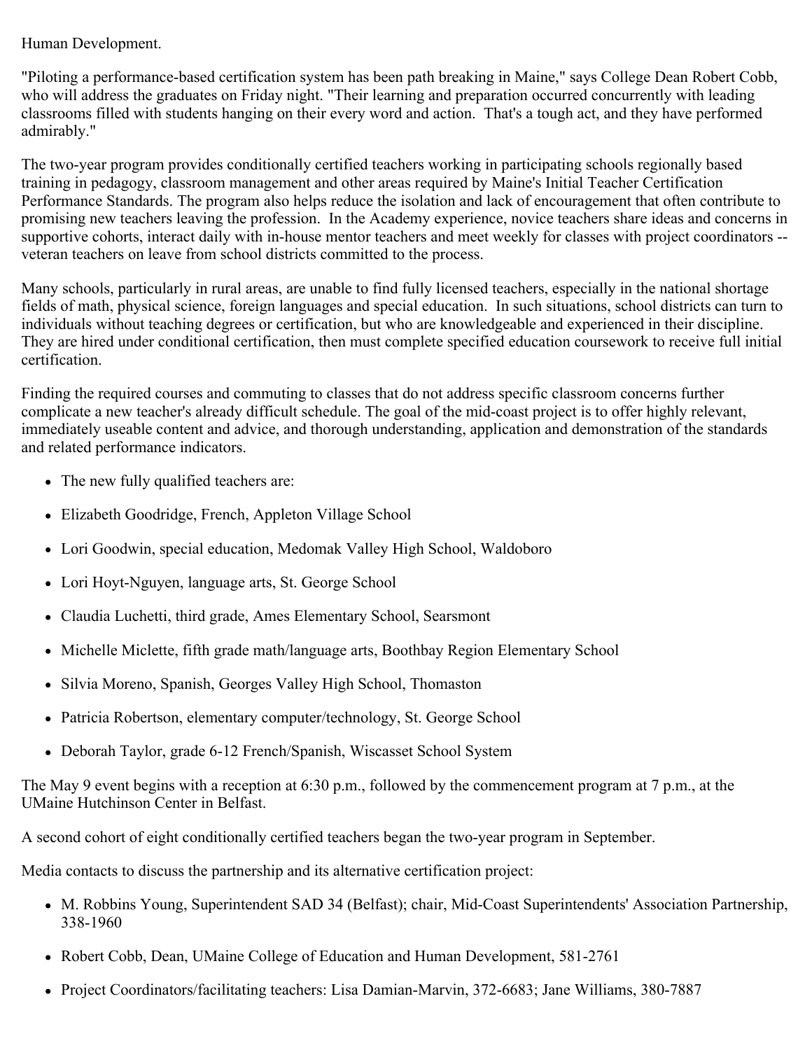Human Development.

"Piloting a performance-based certification system has been path breaking in Maine," says College Dean Robert Cobb, who will address the graduates on Friday night. "Their learning and preparation occurred concurrently with leading classrooms filled with students hanging on their every word and action. That's a tough act, and they have performed admirably."

The two-year program provides conditionally certified teachers working in participating schools regionally based training in pedagogy, classroom management and other areas required by Maine's Initial Teacher Certification Performance Standards. The program also helps reduce the isolation and lack of encouragement that often contribute to promising new teachers leaving the profession. In the Academy experience, novice teachers share ideas and concerns in supportive cohorts, interact daily with in-house mentor teachers and meet weekly for classes with project coordinators -- veteran teachers on leave from school districts committed to the process.

Many schools, particularly in rural areas, are unable to find fully licensed teachers, especially in the national shortage fields of math, physical science, foreign languages and special education. In such situations, school districts can turn to individuals without teaching degrees or certification, but who are knowledgeable and experienced in their discipline. They are hired under conditional certification, then must complete specified education coursework to receive full initial certification.

Finding the required courses and commuting to classes that do not address specific classroom concerns further complicate a new teacher's already difficult schedule. The goal of the mid-coast project is to offer highly relevant, immediately useable content and advice, and thorough understanding, application and demonstration of the standards and related performance indicators.

- The new fully qualified teachers are:
- Elizabeth Goodridge, French, Appleton Village School
- Lori Goodwin, special education, Medomak Valley High School, Waldoboro
- Lori Hoyt-Nguyen, language arts, St. George School
- Claudia Luchetti, third grade, Ames Elementary School, Searsmont
- Michelle Miclette, fifth grade math/language arts, Boothbay Region Elementary School
- Silvia Moreno, Spanish, Georges Valley High School, Thomaston
- Patricia Robertson, elementary computer/technology, St. George School
- Deborah Taylor, grade 6-12 French/Spanish, Wiscasset School System

The May 9 event begins with a reception at 6:30 p.m., followed by the commencement program at 7 p.m., at the UMaine Hutchinson Center in Belfast.

A second cohort of eight conditionally certified teachers began the two-year program in September.

Media contacts to discuss the partnership and its alternative certification project:

- M. Robbins Young, Superintendent SAD 34 (Belfast); chair, Mid-Coast Superintendents' Association Partnership, 338-1960
- Robert Cobb, Dean, UMaine College of Education and Human Development, 581-2761
- Project Coordinators/facilitating teachers: Lisa Damian-Marvin, 372-6683; Jane Williams, 380-7887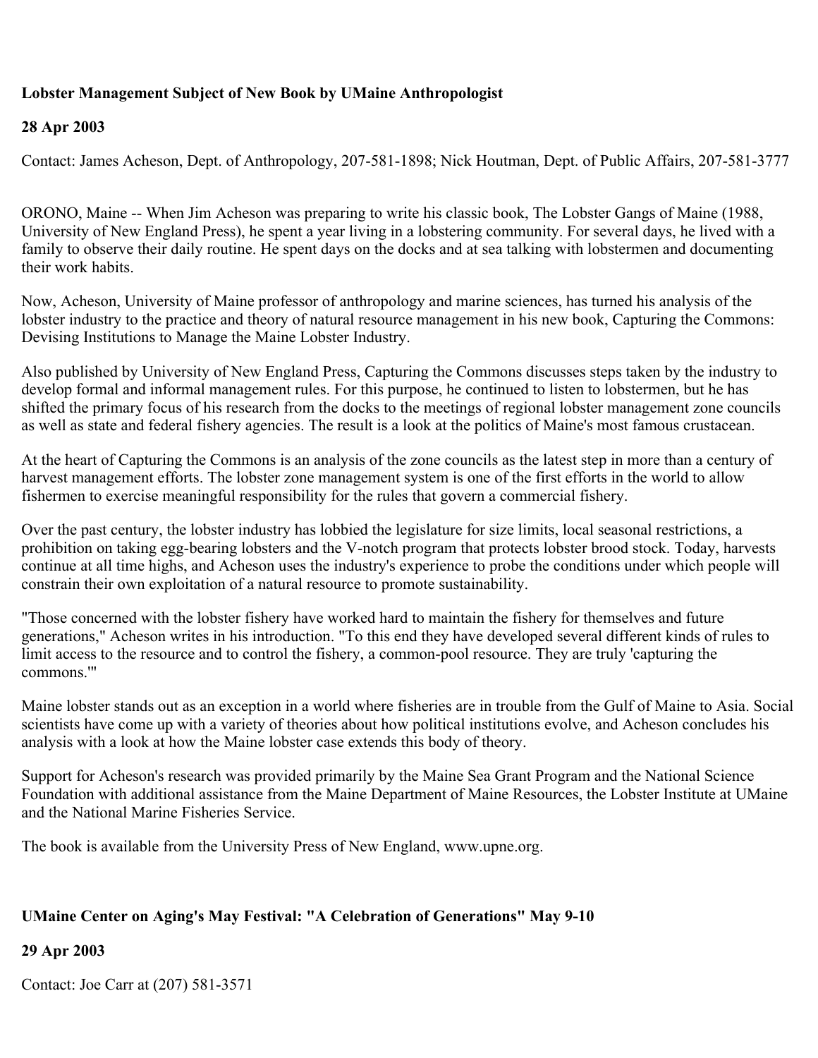**Lobster Management Subject of New Book by UMaine Anthropologist**

**28 Apr 2003**

Contact: James Acheson, Dept. of Anthropology, 207-581-1898; Nick Houtman, Dept. of Public Affairs, 207-581-3777

ORONO, Maine -- When Jim Acheson was preparing to write his classic book, The Lobster Gangs of Maine (1988, University of New England Press), he spent a year living in a lobstering community. For several days, he lived with a family to observe their daily routine. He spent days on the docks and at sea talking with lobstermen and documenting their work habits.

Now, Acheson, University of Maine professor of anthropology and marine sciences, has turned his analysis of the lobster industry to the practice and theory of natural resource management in his new book, Capturing the Commons: Devising Institutions to Manage the Maine Lobster Industry.

Also published by University of New England Press, Capturing the Commons discusses steps taken by the industry to develop formal and informal management rules. For this purpose, he continued to listen to lobstermen, but he has shifted the primary focus of his research from the docks to the meetings of regional lobster management zone councils as well as state and federal fishery agencies. The result is a look at the politics of Maine's most famous crustacean.

At the heart of Capturing the Commons is an analysis of the zone councils as the latest step in more than a century of harvest management efforts. The lobster zone management system is one of the first efforts in the world to allow fishermen to exercise meaningful responsibility for the rules that govern a commercial fishery.

Over the past century, the lobster industry has lobbied the legislature for size limits, local seasonal restrictions, a prohibition on taking egg-bearing lobsters and the V-notch program that protects lobster brood stock. Today, harvests continue at all time highs, and Acheson uses the industry's experience to probe the conditions under which people will constrain their own exploitation of a natural resource to promote sustainability.

"Those concerned with the lobster fishery have worked hard to maintain the fishery for themselves and future generations," Acheson writes in his introduction. "To this end they have developed several different kinds of rules to limit access to the resource and to control the fishery, a common-pool resource. They are truly 'capturing the commons.'"

Maine lobster stands out as an exception in a world where fisheries are in trouble from the Gulf of Maine to Asia. Social scientists have come up with a variety of theories about how political institutions evolve, and Acheson concludes his analysis with a look at how the Maine lobster case extends this body of theory.

Support for Acheson's research was provided primarily by the Maine Sea Grant Program and the National Science Foundation with additional assistance from the Maine Department of Maine Resources, the Lobster Institute at UMaine and the National Marine Fisheries Service.

The book is available from the University Press of New England, www.upne.org.

**UMaine Center on Aging's May Festival: "A Celebration of Generations" May 9-10**

**29 Apr 2003**

Contact: Joe Carr at (207) 581-3571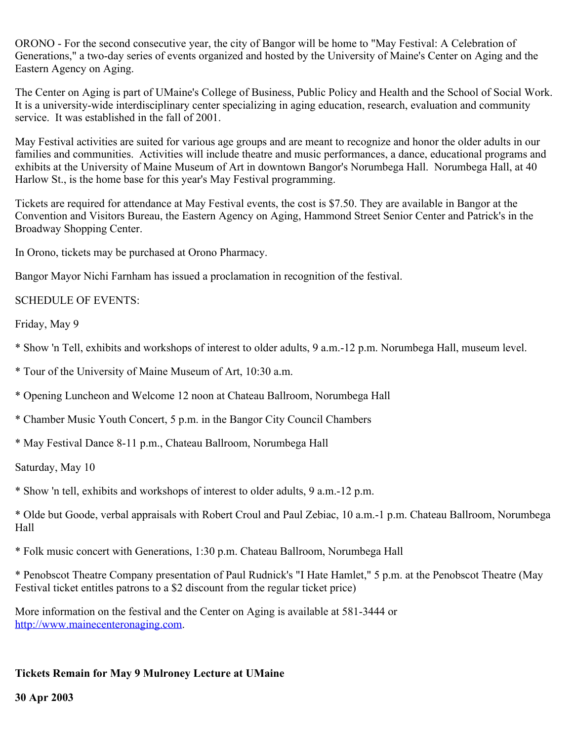ORONO - For the second consecutive year, the city of Bangor will be home to "May Festival: A Celebration of Generations," a two-day series of events organized and hosted by the University of Maine's Center on Aging and the Eastern Agency on Aging.

The Center on Aging is part of UMaine's College of Business, Public Policy and Health and the School of Social Work. It is a university-wide interdisciplinary center specializing in aging education, research, evaluation and community service. It was established in the fall of 2001.

May Festival activities are suited for various age groups and are meant to recognize and honor the older adults in our families and communities. Activities will include theatre and music performances, a dance, educational programs and exhibits at the University of Maine Museum of Art in downtown Bangor's Norumbega Hall. Norumbega Hall, at 40 Harlow St., is the home base for this year's May Festival programming.

Tickets are required for attendance at May Festival events, the cost is $7.50. They are available in Bangor at the Convention and Visitors Bureau, the Eastern Agency on Aging, Hammond Street Senior Center and Patrick's in the Broadway Shopping Center.

In Orono, tickets may be purchased at Orono Pharmacy.

Bangor Mayor Nichi Farnham has issued a proclamation in recognition of the festival.

SCHEDULE OF EVENTS:

Friday, May 9

* Show 'n Tell, exhibits and workshops of interest to older adults, 9 a.m.-12 p.m. Norumbega Hall, museum level.

* Tour of the University of Maine Museum of Art, 10:30 a.m.

* Opening Luncheon and Welcome 12 noon at Chateau Ballroom, Norumbega Hall

* Chamber Music Youth Concert, 5 p.m. in the Bangor City Council Chambers

* May Festival Dance 8-11 p.m., Chateau Ballroom, Norumbega Hall

Saturday, May 10

* Show 'n tell, exhibits and workshops of interest to older adults, 9 a.m.-12 p.m.

* Olde but Goode, verbal appraisals with Robert Croul and Paul Zebiac, 10 a.m.-1 p.m. Chateau Ballroom, Norumbega Hall

* Folk music concert with Generations, 1:30 p.m. Chateau Ballroom, Norumbega Hall

* Penobscot Theatre Company presentation of Paul Rudnick's "I Hate Hamlet," 5 p.m. at the Penobscot Theatre (May Festival ticket entitles patrons to a $2 discount from the regular ticket price)

More information on the festival and the Center on Aging is available at 581-3444 or http://www.mainecenteronaging.com.

**Tickets Remain for May 9 Mulroney Lecture at UMaine**

**30 Apr 2003**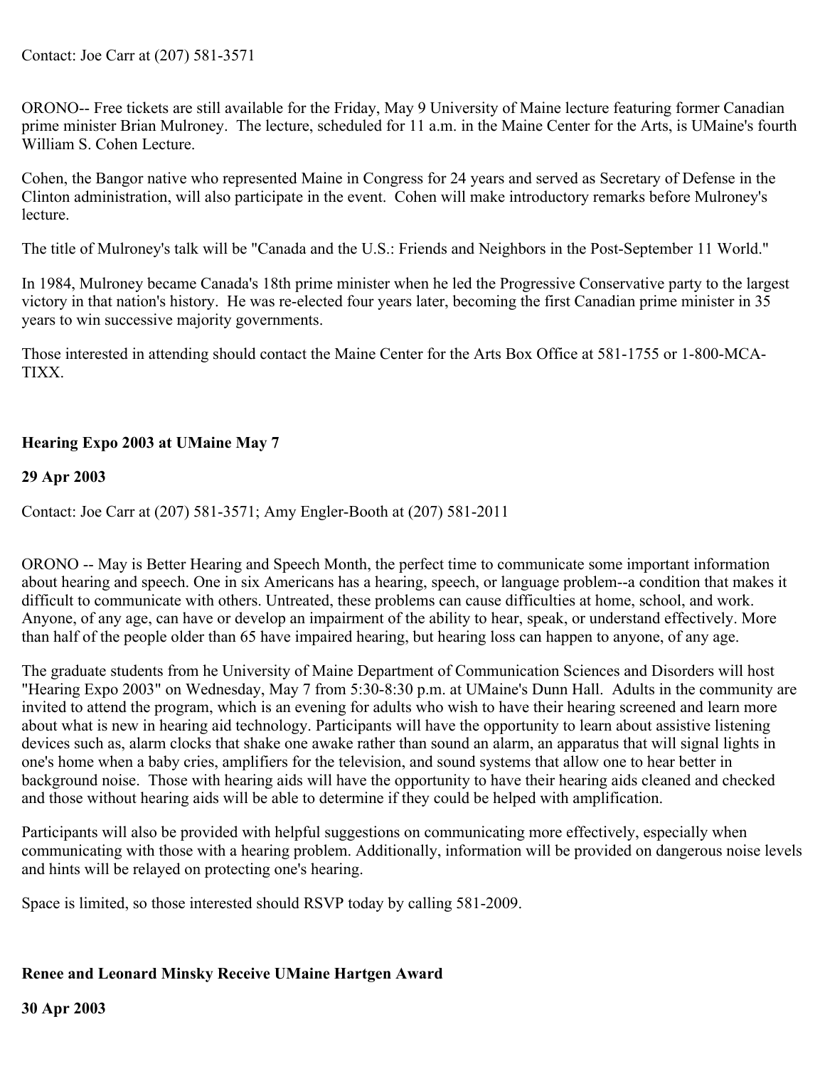Contact: Joe Carr at (207) 581-3571

ORONO-- Free tickets are still available for the Friday, May 9 University of Maine lecture featuring former Canadian prime minister Brian Mulroney. The lecture, scheduled for 11 a.m. in the Maine Center for the Arts, is UMaine's fourth William S. Cohen Lecture.

Cohen, the Bangor native who represented Maine in Congress for 24 years and served as Secretary of Defense in the Clinton administration, will also participate in the event. Cohen will make introductory remarks before Mulroney's lecture.

The title of Mulroney's talk will be "Canada and the U.S.: Friends and Neighbors in the Post-September 11 World."

In 1984, Mulroney became Canada's 18th prime minister when he led the Progressive Conservative party to the largest victory in that nation's history. He was re-elected four years later, becoming the first Canadian prime minister in 35 years to win successive majority governments.

Those interested in attending should contact the Maine Center for the Arts Box Office at 581-1755 or 1-800-MCA-TIXX.

**Hearing Expo 2003 at UMaine May 7**

**29 Apr 2003**

Contact: Joe Carr at (207) 581-3571; Amy Engler-Booth at (207) 581-2011

ORONO -- May is Better Hearing and Speech Month, the perfect time to communicate some important information about hearing and speech. One in six Americans has a hearing, speech, or language problem--a condition that makes it difficult to communicate with others. Untreated, these problems can cause difficulties at home, school, and work. Anyone, of any age, can have or develop an impairment of the ability to hear, speak, or understand effectively. More than half of the people older than 65 have impaired hearing, but hearing loss can happen to anyone, of any age.

The graduate students from he University of Maine Department of Communication Sciences and Disorders will host "Hearing Expo 2003" on Wednesday, May 7 from 5:30-8:30 p.m. at UMaine's Dunn Hall. Adults in the community are invited to attend the program, which is an evening for adults who wish to have their hearing screened and learn more about what is new in hearing aid technology. Participants will have the opportunity to learn about assistive listening devices such as, alarm clocks that shake one awake rather than sound an alarm, an apparatus that will signal lights in one's home when a baby cries, amplifiers for the television, and sound systems that allow one to hear better in background noise. Those with hearing aids will have the opportunity to have their hearing aids cleaned and checked and those without hearing aids will be able to determine if they could be helped with amplification.

Participants will also be provided with helpful suggestions on communicating more effectively, especially when communicating with those with a hearing problem. Additionally, information will be provided on dangerous noise levels and hints will be relayed on protecting one's hearing.

Space is limited, so those interested should RSVP today by calling 581-2009.

**Renee and Leonard Minsky Receive UMaine Hartgen Award**

**30 Apr 2003**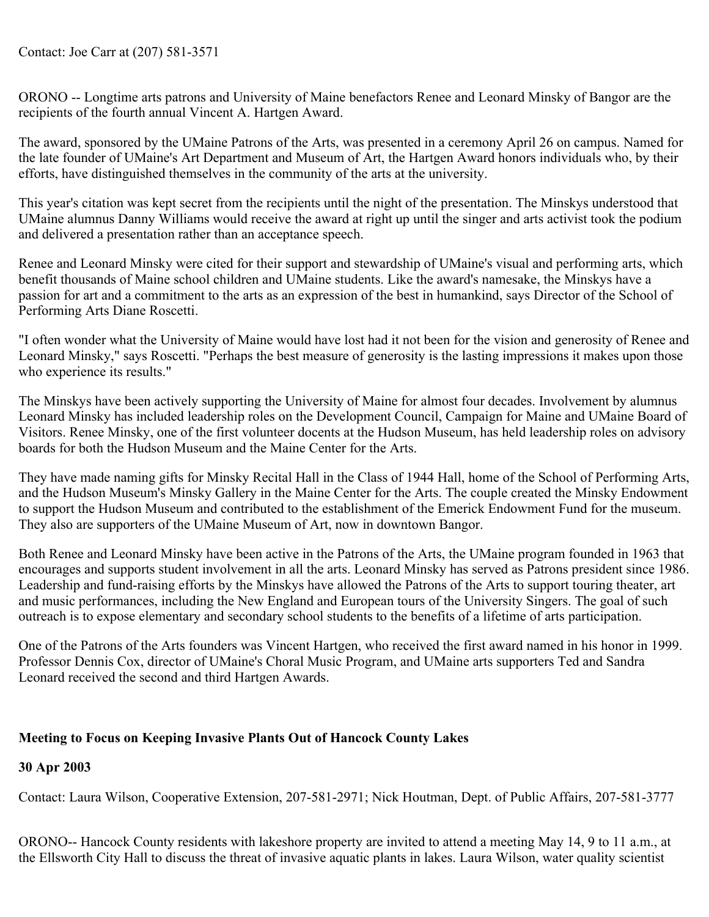Contact: Joe Carr at (207) 581-3571

ORONO -- Longtime arts patrons and University of Maine benefactors Renee and Leonard Minsky of Bangor are the recipients of the fourth annual Vincent A. Hartgen Award.

The award, sponsored by the UMaine Patrons of the Arts, was presented in a ceremony April 26 on campus. Named for the late founder of UMaine's Art Department and Museum of Art, the Hartgen Award honors individuals who, by their efforts, have distinguished themselves in the community of the arts at the university.

This year's citation was kept secret from the recipients until the night of the presentation. The Minskys understood that UMaine alumnus Danny Williams would receive the award at right up until the singer and arts activist took the podium and delivered a presentation rather than an acceptance speech.

Renee and Leonard Minsky were cited for their support and stewardship of UMaine's visual and performing arts, which benefit thousands of Maine school children and UMaine students. Like the award's namesake, the Minskys have a passion for art and a commitment to the arts as an expression of the best in humankind, says Director of the School of Performing Arts Diane Roscetti.

"I often wonder what the University of Maine would have lost had it not been for the vision and generosity of Renee and Leonard Minsky," says Roscetti. "Perhaps the best measure of generosity is the lasting impressions it makes upon those who experience its results."

The Minskys have been actively supporting the University of Maine for almost four decades. Involvement by alumnus Leonard Minsky has included leadership roles on the Development Council, Campaign for Maine and UMaine Board of Visitors. Renee Minsky, one of the first volunteer docents at the Hudson Museum, has held leadership roles on advisory boards for both the Hudson Museum and the Maine Center for the Arts.

They have made naming gifts for Minsky Recital Hall in the Class of 1944 Hall, home of the School of Performing Arts, and the Hudson Museum's Minsky Gallery in the Maine Center for the Arts. The couple created the Minsky Endowment to support the Hudson Museum and contributed to the establishment of the Emerick Endowment Fund for the museum. They also are supporters of the UMaine Museum of Art, now in downtown Bangor.

Both Renee and Leonard Minsky have been active in the Patrons of the Arts, the UMaine program founded in 1963 that encourages and supports student involvement in all the arts. Leonard Minsky has served as Patrons president since 1986. Leadership and fund-raising efforts by the Minskys have allowed the Patrons of the Arts to support touring theater, art and music performances, including the New England and European tours of the University Singers. The goal of such outreach is to expose elementary and secondary school students to the benefits of a lifetime of arts participation.

One of the Patrons of the Arts founders was Vincent Hartgen, who received the first award named in his honor in 1999. Professor Dennis Cox, director of UMaine's Choral Music Program, and UMaine arts supporters Ted and Sandra Leonard received the second and third Hartgen Awards.

**Meeting to Focus on Keeping Invasive Plants Out of Hancock County Lakes**

**30 Apr 2003**

Contact: Laura Wilson, Cooperative Extension, 207-581-2971; Nick Houtman, Dept. of Public Affairs, 207-581-3777

ORONO-- Hancock County residents with lakeshore property are invited to attend a meeting May 14, 9 to 11 a.m., at the Ellsworth City Hall to discuss the threat of invasive aquatic plants in lakes. Laura Wilson, water quality scientist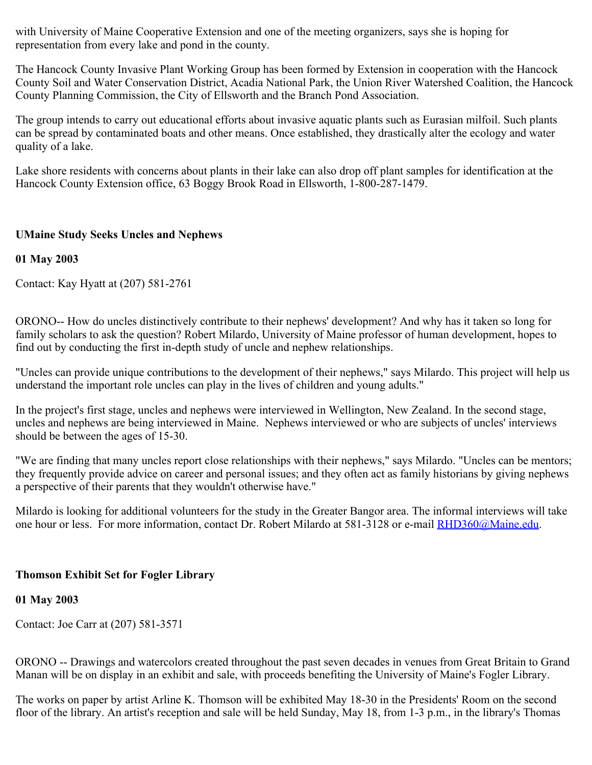with University of Maine Cooperative Extension and one of the meeting organizers, says she is hoping for representation from every lake and pond in the county.

The Hancock County Invasive Plant Working Group has been formed by Extension in cooperation with the Hancock County Soil and Water Conservation District, Acadia National Park, the Union River Watershed Coalition, the Hancock County Planning Commission, the City of Ellsworth and the Branch Pond Association.

The group intends to carry out educational efforts about invasive aquatic plants such as Eurasian milfoil. Such plants can be spread by contaminated boats and other means. Once established, they drastically alter the ecology and water quality of a lake.

Lake shore residents with concerns about plants in their lake can also drop off plant samples for identification at the Hancock County Extension office, 63 Boggy Brook Road in Ellsworth, 1-800-287-1479.

**UMaine Study Seeks Uncles and Nephews**

**01 May 2003**

Contact: Kay Hyatt at (207) 581-2761

ORONO-- How do uncles distinctively contribute to their nephews' development? And why has it taken so long for family scholars to ask the question? Robert Milardo, University of Maine professor of human development, hopes to find out by conducting the first in-depth study of uncle and nephew relationships.

"Uncles can provide unique contributions to the development of their nephews," says Milardo. This project will help us understand the important role uncles can play in the lives of children and young adults."

In the project's first stage, uncles and nephews were interviewed in Wellington, New Zealand. In the second stage, uncles and nephews are being interviewed in Maine. Nephews interviewed or who are subjects of uncles' interviews should be between the ages of 15-30.

"We are finding that many uncles report close relationships with their nephews," says Milardo. "Uncles can be mentors; they frequently provide advice on career and personal issues; and they often act as family historians by giving nephews a perspective of their parents that they wouldn't otherwise have."

Milardo is looking for additional volunteers for the study in the Greater Bangor area. The informal interviews will take one hour or less. For more information, contact Dr. Robert Milardo at 581-3128 or e-mail RHD360@Maine.edu.

**Thomson Exhibit Set for Fogler Library**

**01 May 2003**

Contact: Joe Carr at (207) 581-3571

ORONO -- Drawings and watercolors created throughout the past seven decades in venues from Great Britain to Grand Manan will be on display in an exhibit and sale, with proceeds benefiting the University of Maine's Fogler Library.

The works on paper by artist Arline K. Thomson will be exhibited May 18-30 in the Presidents' Room on the second floor of the library. An artist's reception and sale will be held Sunday, May 18, from 1-3 p.m., in the library's Thomas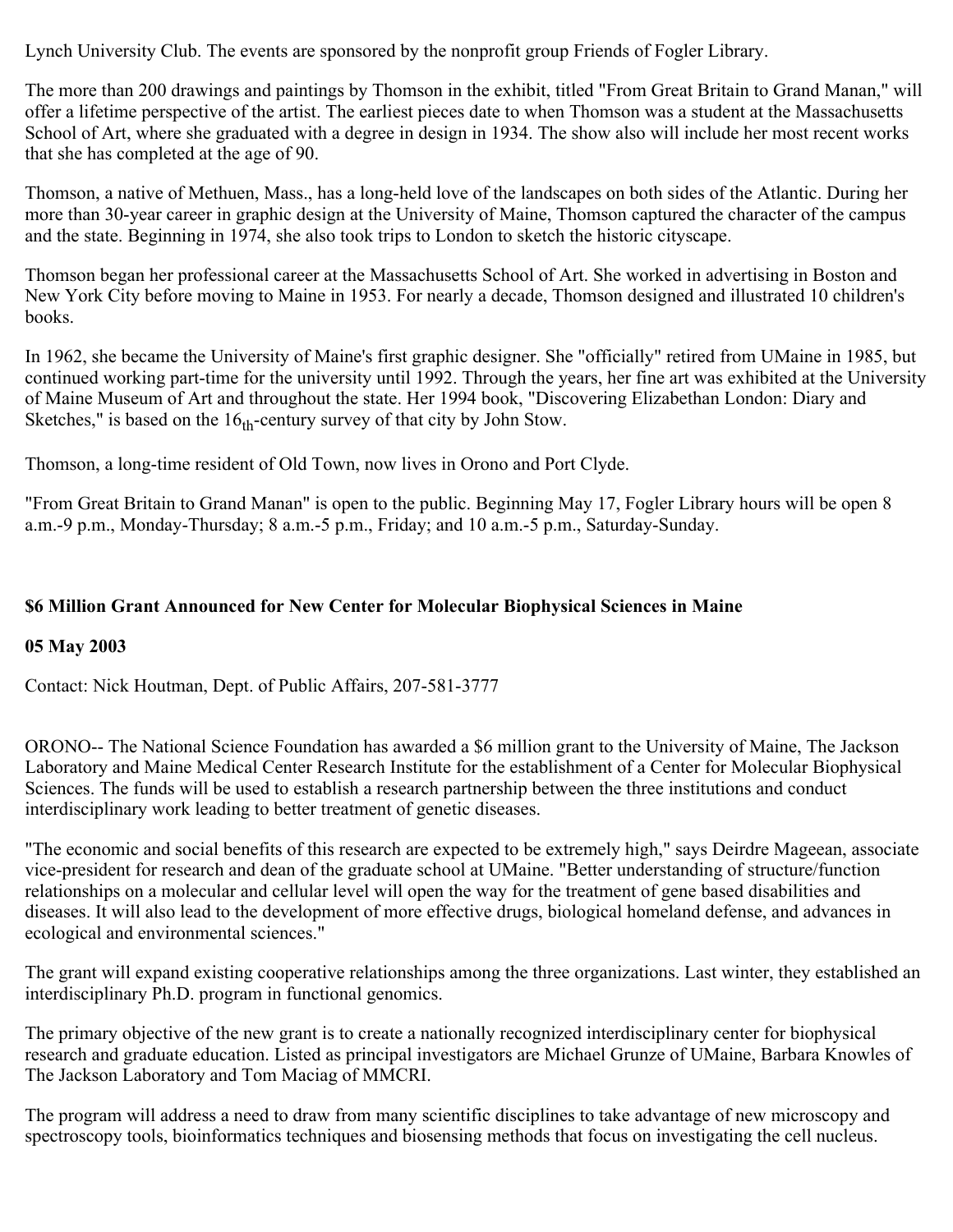Lynch University Club. The events are sponsored by the nonprofit group Friends of Fogler Library.

The more than 200 drawings and paintings by Thomson in the exhibit, titled "From Great Britain to Grand Manan," will offer a lifetime perspective of the artist. The earliest pieces date to when Thomson was a student at the Massachusetts School of Art, where she graduated with a degree in design in 1934. The show also will include her most recent works that she has completed at the age of 90.

Thomson, a native of Methuen, Mass., has a long-held love of the landscapes on both sides of the Atlantic. During her more than 30-year career in graphic design at the University of Maine, Thomson captured the character of the campus and the state. Beginning in 1974, she also took trips to London to sketch the historic cityscape.

Thomson began her professional career at the Massachusetts School of Art. She worked in advertising in Boston and New York City before moving to Maine in 1953. For nearly a decade, Thomson designed and illustrated 10 children's books.

In 1962, she became the University of Maine's first graphic designer. She "officially" retired from UMaine in 1985, but continued working part-time for the university until 1992. Through the years, her fine art was exhibited at the University of Maine Museum of Art and throughout the state. Her 1994 book, "Discovering Elizabethan London: Diary and Sketches," is based on the $16_{th}$-century survey of that city by John Stow.

Thomson, a long-time resident of Old Town, now lives in Orono and Port Clyde.

"From Great Britain to Grand Manan" is open to the public. Beginning May 17, Fogler Library hours will be open 8 a.m.-9 p.m., Monday-Thursday; 8 a.m.-5 p.m., Friday; and 10 a.m.-5 p.m., Saturday-Sunday.

**$6 Million Grant Announced for New Center for Molecular Biophysical Sciences in Maine**

**05 May 2003**

Contact: Nick Houtman, Dept. of Public Affairs, 207-581-3777

ORONO-- The National Science Foundation has awarded a $6 million grant to the University of Maine, The Jackson Laboratory and Maine Medical Center Research Institute for the establishment of a Center for Molecular Biophysical Sciences. The funds will be used to establish a research partnership between the three institutions and conduct interdisciplinary work leading to better treatment of genetic diseases.

"The economic and social benefits of this research are expected to be extremely high," says Deirdre Mageean, associate vice-president for research and dean of the graduate school at UMaine. "Better understanding of structure/function relationships on a molecular and cellular level will open the way for the treatment of gene based disabilities and diseases. It will also lead to the development of more effective drugs, biological homeland defense, and advances in ecological and environmental sciences."

The grant will expand existing cooperative relationships among the three organizations. Last winter, they established an interdisciplinary Ph.D. program in functional genomics.

The primary objective of the new grant is to create a nationally recognized interdisciplinary center for biophysical research and graduate education. Listed as principal investigators are Michael Grunze of UMaine, Barbara Knowles of The Jackson Laboratory and Tom Maciag of MMCRI.

The program will address a need to draw from many scientific disciplines to take advantage of new microscopy and spectroscopy tools, bioinformatics techniques and biosensing methods that focus on investigating the cell nucleus.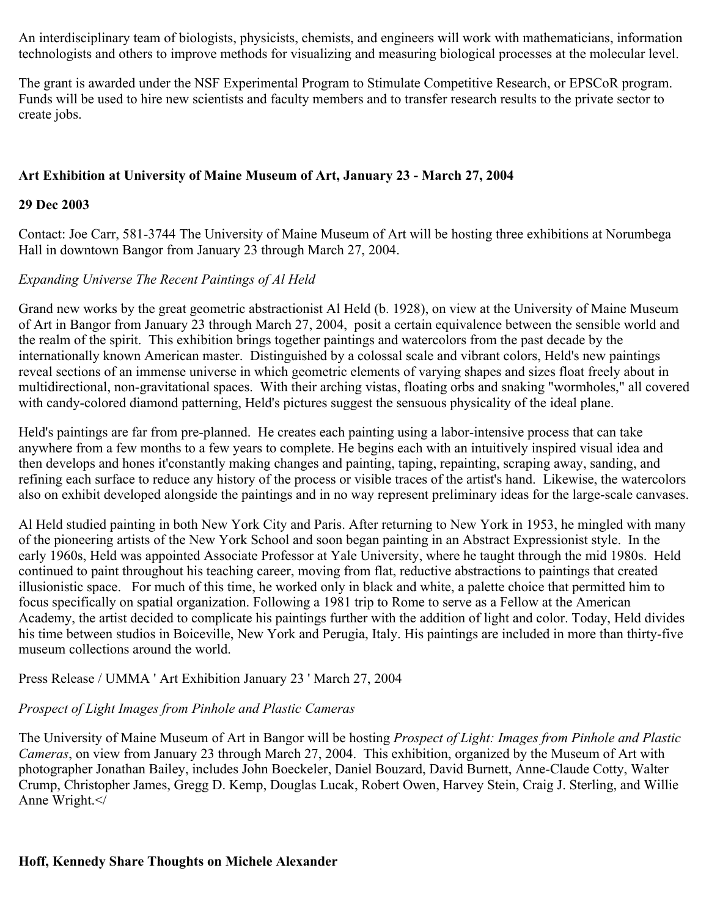An interdisciplinary team of biologists, physicists, chemists, and engineers will work with mathematicians, information technologists and others to improve methods for visualizing and measuring biological processes at the molecular level.

The grant is awarded under the NSF Experimental Program to Stimulate Competitive Research, or EPSCoR program. Funds will be used to hire new scientists and faculty members and to transfer research results to the private sector to create jobs.

**Art Exhibition at University of Maine Museum of Art, January 23 - March 27, 2004**

**29 Dec 2003**

Contact: Joe Carr, 581-3744 The University of Maine Museum of Art will be hosting three exhibitions at Norumbega Hall in downtown Bangor from January 23 through March 27, 2004.

*Expanding Universe The Recent Paintings of Al Held*

Grand new works by the great geometric abstractionist Al Held (b. 1928), on view at the University of Maine Museum of Art in Bangor from January 23 through March 27, 2004, posit a certain equivalence between the sensible world and the realm of the spirit. This exhibition brings together paintings and watercolors from the past decade by the internationally known American master. Distinguished by a colossal scale and vibrant colors, Held's new paintings reveal sections of an immense universe in which geometric elements of varying shapes and sizes float freely about in multidirectional, non-gravitational spaces. With their arching vistas, floating orbs and snaking "wormholes," all covered with candy-colored diamond patterning, Held's pictures suggest the sensuous physicality of the ideal plane.

Held's paintings are far from pre-planned. He creates each painting using a labor-intensive process that can take anywhere from a few months to a few years to complete. He begins each with an intuitively inspired visual idea and then develops and hones it'constantly making changes and painting, taping, repainting, scraping away, sanding, and refining each surface to reduce any history of the process or visible traces of the artist's hand. Likewise, the watercolors also on exhibit developed alongside the paintings and in no way represent preliminary ideas for the large-scale canvases.

Al Held studied painting in both New York City and Paris. After returning to New York in 1953, he mingled with many of the pioneering artists of the New York School and soon began painting in an Abstract Expressionist style. In the early 1960s, Held was appointed Associate Professor at Yale University, where he taught through the mid 1980s. Held continued to paint throughout his teaching career, moving from flat, reductive abstractions to paintings that created illusionistic space. For much of this time, he worked only in black and white, a palette choice that permitted him to focus specifically on spatial organization. Following a 1981 trip to Rome to serve as a Fellow at the American Academy, the artist decided to complicate his paintings further with the addition of light and color. Today, Held divides his time between studios in Boiceville, New York and Perugia, Italy. His paintings are included in more than thirty-five museum collections around the world.

Press Release / UMMA ' Art Exhibition January 23 ' March 27, 2004

*Prospect of Light Images from Pinhole and Plastic Cameras*

The University of Maine Museum of Art in Bangor will be hosting *Prospect of Light: Images from Pinhole and Plastic Cameras*, on view from January 23 through March 27, 2004. This exhibition, organized by the Museum of Art with photographer Jonathan Bailey, includes John Boeckeler, Daniel Bouzard, David Burnett, Anne-Claude Cotty, Walter Crump, Christopher James, Gregg D. Kemp, Douglas Lucak, Robert Owen, Harvey Stein, Craig J. Sterling, and Willie Anne Wright.</

**Hoff, Kennedy Share Thoughts on Michele Alexander**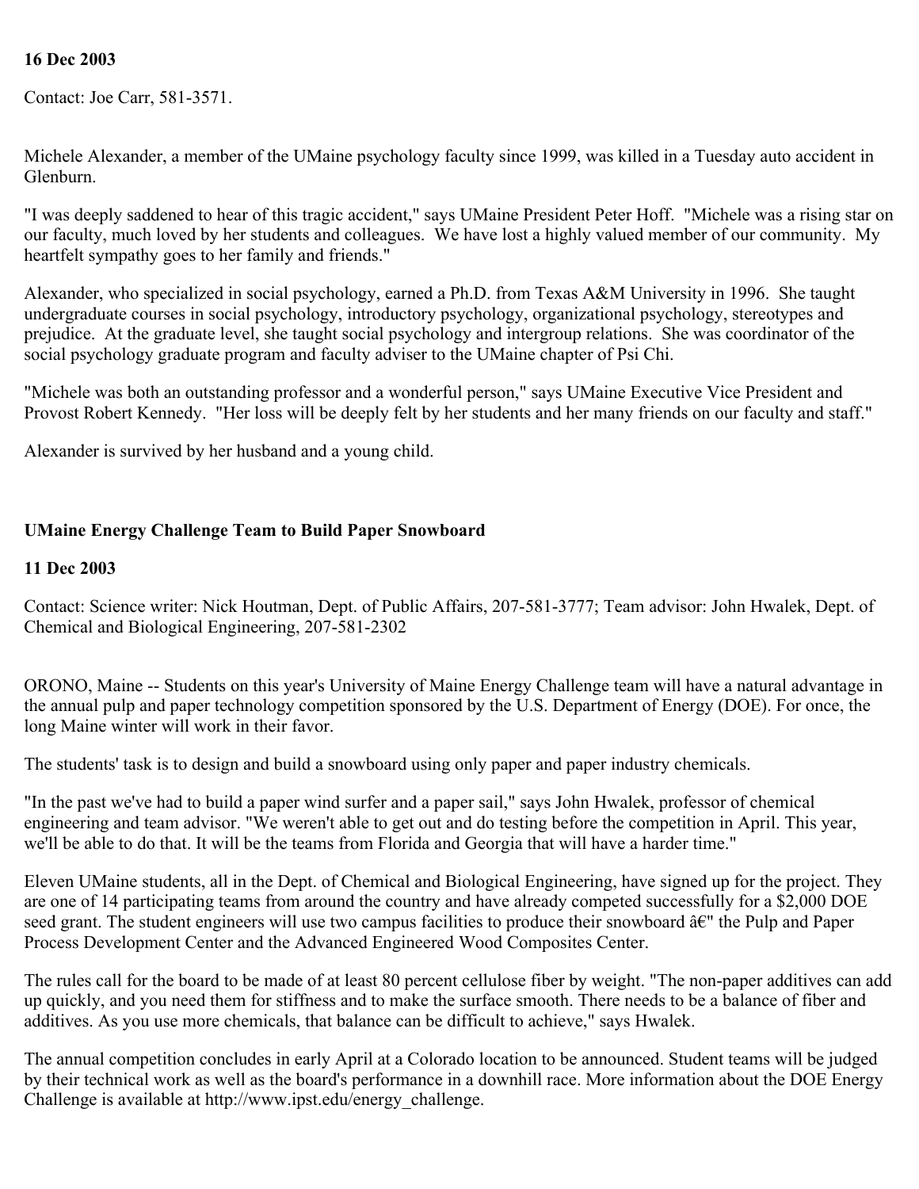**16 Dec 2003**

Contact: Joe Carr, 581-3571.

Michele Alexander, a member of the UMaine psychology faculty since 1999, was killed in a Tuesday auto accident in Glenburn.

"I was deeply saddened to hear of this tragic accident," says UMaine President Peter Hoff. "Michele was a rising star on our faculty, much loved by her students and colleagues. We have lost a highly valued member of our community. My heartfelt sympathy goes to her family and friends."

Alexander, who specialized in social psychology, earned a Ph.D. from Texas A&M University in 1996. She taught undergraduate courses in social psychology, introductory psychology, organizational psychology, stereotypes and prejudice. At the graduate level, she taught social psychology and intergroup relations. She was coordinator of the social psychology graduate program and faculty adviser to the UMaine chapter of Psi Chi.

"Michele was both an outstanding professor and a wonderful person," says UMaine Executive Vice President and Provost Robert Kennedy. "Her loss will be deeply felt by her students and her many friends on our faculty and staff."

Alexander is survived by her husband and a young child.

**UMaine Energy Challenge Team to Build Paper Snowboard**

**11 Dec 2003**

Contact: Science writer: Nick Houtman, Dept. of Public Affairs, 207-581-3777; Team advisor: John Hwalek, Dept. of Chemical and Biological Engineering, 207-581-2302

ORONO, Maine -- Students on this year's University of Maine Energy Challenge team will have a natural advantage in the annual pulp and paper technology competition sponsored by the U.S. Department of Energy (DOE). For once, the long Maine winter will work in their favor.

The students' task is to design and build a snowboard using only paper and paper industry chemicals.

"In the past we've had to build a paper wind surfer and a paper sail," says John Hwalek, professor of chemical engineering and team advisor. "We weren't able to get out and do testing before the competition in April. This year, we'll be able to do that. It will be the teams from Florida and Georgia that will have a harder time."

Eleven UMaine students, all in the Dept. of Chemical and Biological Engineering, have signed up for the project. They are one of 14 participating teams from around the country and have already competed successfully for a $2,000 DOE seed grant. The student engineers will use two campus facilities to produce their snowboard â€" the Pulp and Paper Process Development Center and the Advanced Engineered Wood Composites Center.

The rules call for the board to be made of at least 80 percent cellulose fiber by weight. "The non-paper additives can add up quickly, and you need them for stiffness and to make the surface smooth. There needs to be a balance of fiber and additives. As you use more chemicals, that balance can be difficult to achieve," says Hwalek.

The annual competition concludes in early April at a Colorado location to be announced. Student teams will be judged by their technical work as well as the board's performance in a downhill race. More information about the DOE Energy Challenge is available at http://www.ipst.edu/energy_challenge.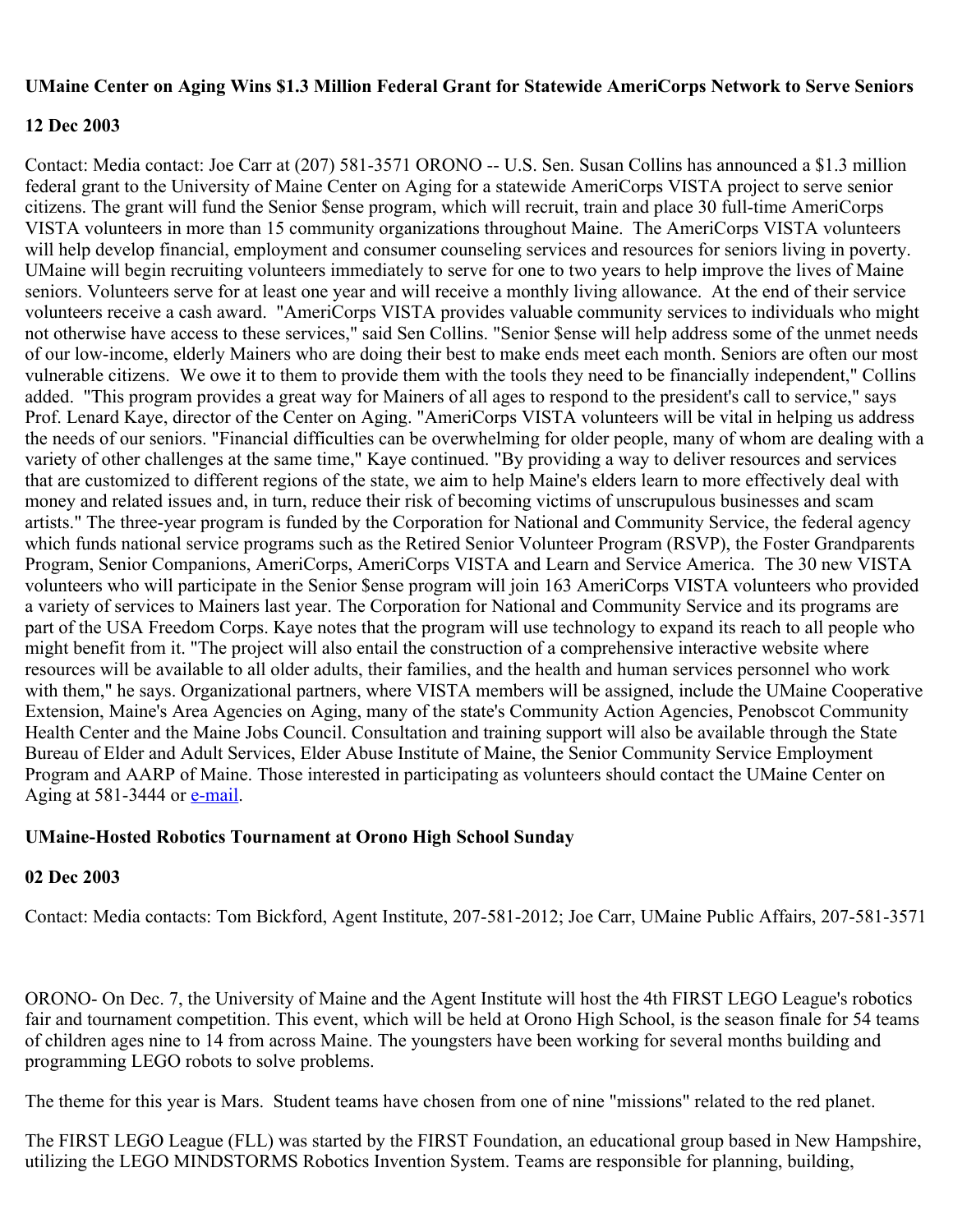**UMaine Center on Aging Wins $1.3 Million Federal Grant for Statewide AmeriCorps Network to Serve Seniors**

**12 Dec 2003**

Contact: Media contact: Joe Carr at (207) 581-3571 ORONO -- U.S. Sen. Susan Collins has announced a $1.3 million federal grant to the University of Maine Center on Aging for a statewide AmeriCorps VISTA project to serve senior citizens. The grant will fund the Senior $ense program, which will recruit, train and place 30 full-time AmeriCorps VISTA volunteers in more than 15 community organizations throughout Maine. The AmeriCorps VISTA volunteers will help develop financial, employment and consumer counseling services and resources for seniors living in poverty. UMaine will begin recruiting volunteers immediately to serve for one to two years to help improve the lives of Maine seniors. Volunteers serve for at least one year and will receive a monthly living allowance. At the end of their service volunteers receive a cash award. "AmeriCorps VISTA provides valuable community services to individuals who might not otherwise have access to these services," said Sen Collins. "Senior $ense will help address some of the unmet needs of our low-income, elderly Mainers who are doing their best to make ends meet each month. Seniors are often our most vulnerable citizens. We owe it to them to provide them with the tools they need to be financially independent," Collins added. "This program provides a great way for Mainers of all ages to respond to the president's call to service," says Prof. Lenard Kaye, director of the Center on Aging. "AmeriCorps VISTA volunteers will be vital in helping us address the needs of our seniors. "Financial difficulties can be overwhelming for older people, many of whom are dealing with a variety of other challenges at the same time," Kaye continued. "By providing a way to deliver resources and services that are customized to different regions of the state, we aim to help Maine's elders learn to more effectively deal with money and related issues and, in turn, reduce their risk of becoming victims of unscrupulous businesses and scam artists." The three-year program is funded by the Corporation for National and Community Service, the federal agency which funds national service programs such as the Retired Senior Volunteer Program (RSVP), the Foster Grandparents Program, Senior Companions, AmeriCorps, AmeriCorps VISTA and Learn and Service America. The 30 new VISTA volunteers who will participate in the Senior $ense program will join 163 AmeriCorps VISTA volunteers who provided a variety of services to Mainers last year. The Corporation for National and Community Service and its programs are part of the USA Freedom Corps. Kaye notes that the program will use technology to expand its reach to all people who might benefit from it. "The project will also entail the construction of a comprehensive interactive website where resources will be available to all older adults, their families, and the health and human services personnel who work with them," he says. Organizational partners, where VISTA members will be assigned, include the UMaine Cooperative Extension, Maine's Area Agencies on Aging, many of the state's Community Action Agencies, Penobscot Community Health Center and the Maine Jobs Council. Consultation and training support will also be available through the State Bureau of Elder and Adult Services, Elder Abuse Institute of Maine, the Senior Community Service Employment Program and AARP of Maine. Those interested in participating as volunteers should contact the UMaine Center on Aging at 581-3444 or e-mail.

**UMaine-Hosted Robotics Tournament at Orono High School Sunday**

**02 Dec 2003**

Contact: Media contacts: Tom Bickford, Agent Institute, 207-581-2012; Joe Carr, UMaine Public Affairs, 207-581-3571

ORONO- On Dec. 7, the University of Maine and the Agent Institute will host the 4th FIRST LEGO League's robotics fair and tournament competition. This event, which will be held at Orono High School, is the season finale for 54 teams of children ages nine to 14 from across Maine. The youngsters have been working for several months building and programming LEGO robots to solve problems.

The theme for this year is Mars. Student teams have chosen from one of nine "missions" related to the red planet.

The FIRST LEGO League (FLL) was started by the FIRST Foundation, an educational group based in New Hampshire, utilizing the LEGO MINDSTORMS Robotics Invention System. Teams are responsible for planning, building,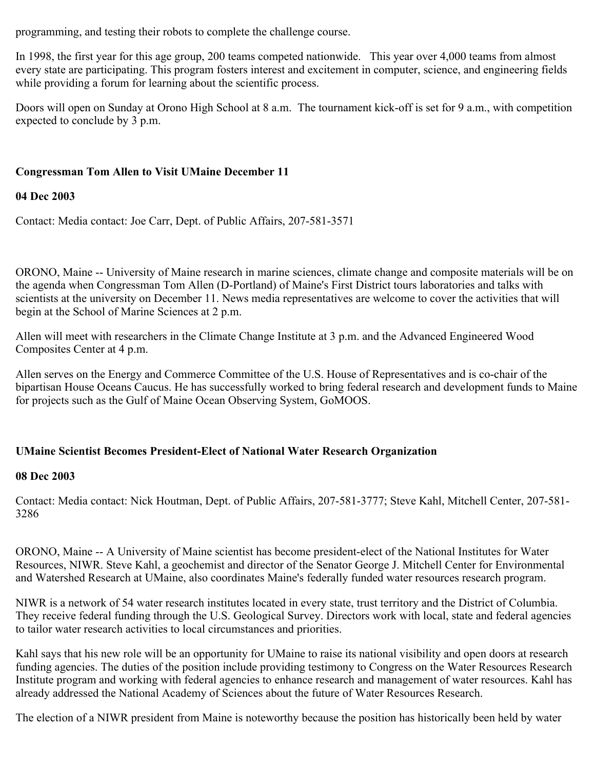programming, and testing their robots to complete the challenge course.

In 1998, the first year for this age group, 200 teams competed nationwide. This year over 4,000 teams from almost every state are participating. This program fosters interest and excitement in computer, science, and engineering fields while providing a forum for learning about the scientific process.

Doors will open on Sunday at Orono High School at 8 a.m. The tournament kick-off is set for 9 a.m., with competition expected to conclude by 3 p.m.

## Congressman Tom Allen to Visit UMaine December 11

**04 Dec 2003**

Contact: Media contact: Joe Carr, Dept. of Public Affairs, 207-581-3571

ORONO, Maine -- University of Maine research in marine sciences, climate change and composite materials will be on the agenda when Congressman Tom Allen (D-Portland) of Maine's First District tours laboratories and talks with scientists at the university on December 11. News media representatives are welcome to cover the activities that will begin at the School of Marine Sciences at 2 p.m.

Allen will meet with researchers in the Climate Change Institute at 3 p.m. and the Advanced Engineered Wood Composites Center at 4 p.m.

Allen serves on the Energy and Commerce Committee of the U.S. House of Representatives and is co-chair of the bipartisan House Oceans Caucus. He has successfully worked to bring federal research and development funds to Maine for projects such as the Gulf of Maine Ocean Observing System, GoMOOS.

## UMaine Scientist Becomes President-Elect of National Water Research Organization

**08 Dec 2003**

Contact: Media contact: Nick Houtman, Dept. of Public Affairs, 207-581-3777; Steve Kahl, Mitchell Center, 207-581-3286

ORONO, Maine -- A University of Maine scientist has become president-elect of the National Institutes for Water Resources, NIWR. Steve Kahl, a geochemist and director of the Senator George J. Mitchell Center for Environmental and Watershed Research at UMaine, also coordinates Maine's federally funded water resources research program.

NIWR is a network of 54 water research institutes located in every state, trust territory and the District of Columbia. They receive federal funding through the U.S. Geological Survey. Directors work with local, state and federal agencies to tailor water research activities to local circumstances and priorities.

Kahl says that his new role will be an opportunity for UMaine to raise its national visibility and open doors at research funding agencies. The duties of the position include providing testimony to Congress on the Water Resources Research Institute program and working with federal agencies to enhance research and management of water resources. Kahl has already addressed the National Academy of Sciences about the future of Water Resources Research.

The election of a NIWR president from Maine is noteworthy because the position has historically been held by water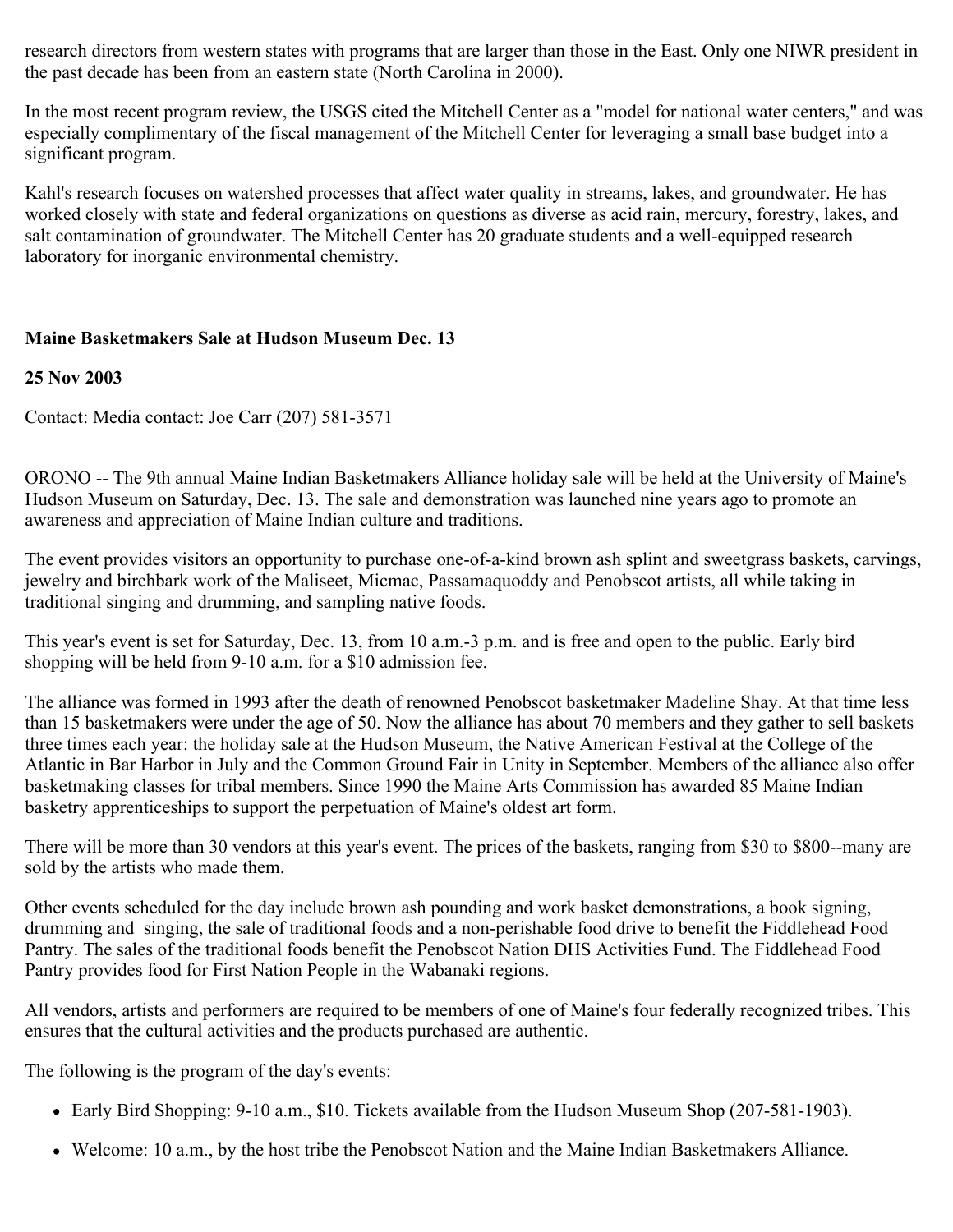research directors from western states with programs that are larger than those in the East. Only one NIWR president in the past decade has been from an eastern state (North Carolina in 2000).

In the most recent program review, the USGS cited the Mitchell Center as a "model for national water centers," and was especially complimentary of the fiscal management of the Mitchell Center for leveraging a small base budget into a significant program.

Kahl's research focuses on watershed processes that affect water quality in streams, lakes, and groundwater. He has worked closely with state and federal organizations on questions as diverse as acid rain, mercury, forestry, lakes, and salt contamination of groundwater. The Mitchell Center has 20 graduate students and a well-equipped research laboratory for inorganic environmental chemistry.

**Maine Basketmakers Sale at Hudson Museum Dec. 13**

**25 Nov 2003**

Contact: Media contact: Joe Carr (207) 581-3571

ORONO -- The 9th annual Maine Indian Basketmakers Alliance holiday sale will be held at the University of Maine's Hudson Museum on Saturday, Dec. 13. The sale and demonstration was launched nine years ago to promote an awareness and appreciation of Maine Indian culture and traditions.

The event provides visitors an opportunity to purchase one-of-a-kind brown ash splint and sweetgrass baskets, carvings, jewelry and birchbark work of the Maliseet, Micmac, Passamaquoddy and Penobscot artists, all while taking in traditional singing and drumming, and sampling native foods.

This year's event is set for Saturday, Dec. 13, from 10 a.m.-3 p.m. and is free and open to the public. Early bird shopping will be held from 9-10 a.m. for a $10 admission fee.

The alliance was formed in 1993 after the death of renowned Penobscot basketmaker Madeline Shay. At that time less than 15 basketmakers were under the age of 50. Now the alliance has about 70 members and they gather to sell baskets three times each year: the holiday sale at the Hudson Museum, the Native American Festival at the College of the Atlantic in Bar Harbor in July and the Common Ground Fair in Unity in September. Members of the alliance also offer basketmaking classes for tribal members. Since 1990 the Maine Arts Commission has awarded 85 Maine Indian basketry apprenticeships to support the perpetuation of Maine's oldest art form.

There will be more than 30 vendors at this year's event. The prices of the baskets, ranging from $30 to $800--many are sold by the artists who made them.

Other events scheduled for the day include brown ash pounding and work basket demonstrations, a book signing, drumming and singing, the sale of traditional foods and a non-perishable food drive to benefit the Fiddlehead Food Pantry. The sales of the traditional foods benefit the Penobscot Nation DHS Activities Fund. The Fiddlehead Food Pantry provides food for First Nation People in the Wabanaki regions.

All vendors, artists and performers are required to be members of one of Maine's four federally recognized tribes. This ensures that the cultural activities and the products purchased are authentic.

The following is the program of the day's events:

- Early Bird Shopping: 9-10 a.m., $10. Tickets available from the Hudson Museum Shop (207-581-1903).
- Welcome: 10 a.m., by the host tribe the Penobscot Nation and the Maine Indian Basketmakers Alliance.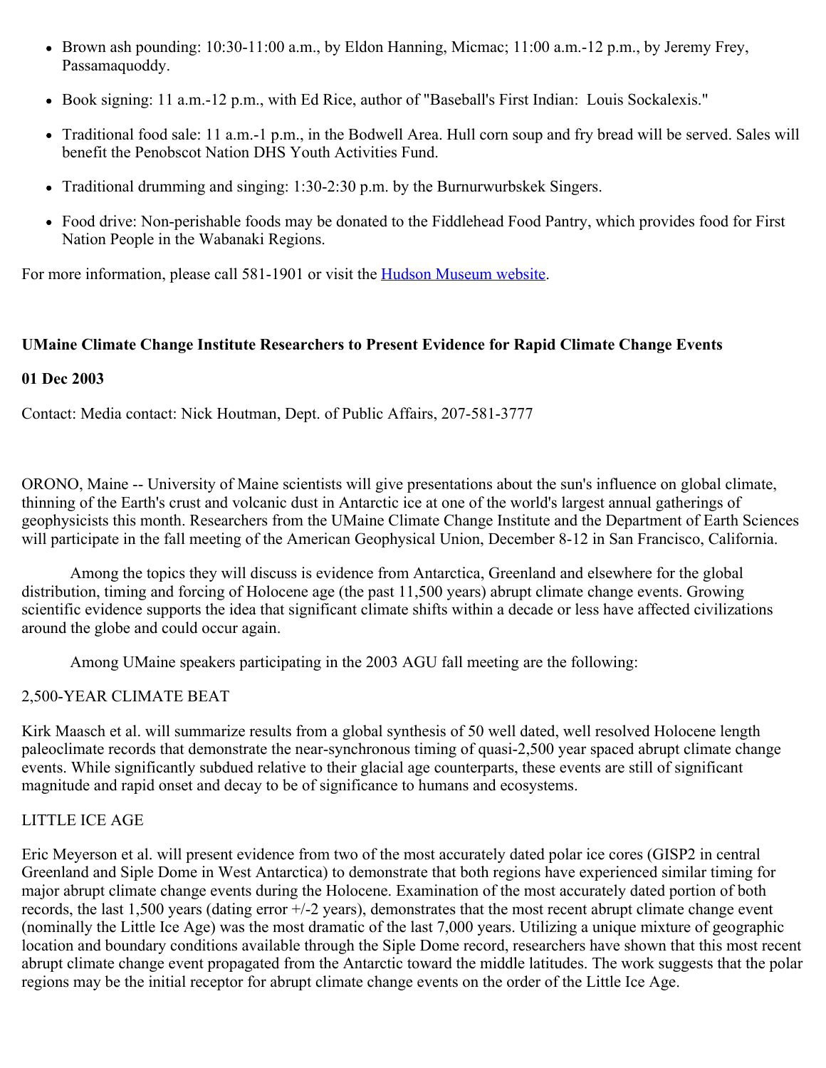- Brown ash pounding: 10:30-11:00 a.m., by Eldon Hanning, Micmac; 11:00 a.m.-12 p.m., by Jeremy Frey, Passamaquoddy.
- Book signing: 11 a.m.-12 p.m., with Ed Rice, author of "Baseball's First Indian:  Louis Sockalexis."
- Traditional food sale: 11 a.m.-1 p.m., in the Bodwell Area. Hull corn soup and fry bread will be served. Sales will benefit the Penobscot Nation DHS Youth Activities Fund.
- Traditional drumming and singing: 1:30-2:30 p.m. by the Burnurwurbskek Singers.
- Food drive: Non-perishable foods may be donated to the Fiddlehead Food Pantry, which provides food for First Nation People in the Wabanaki Regions.

For more information, please call 581-1901 or visit the Hudson Museum website.

**UMaine Climate Change Institute Researchers to Present Evidence for Rapid Climate Change Events**

**01 Dec 2003**

Contact: Media contact: Nick Houtman, Dept. of Public Affairs, 207-581-3777

ORONO, Maine -- University of Maine scientists will give presentations about the sun's influence on global climate, thinning of the Earth's crust and volcanic dust in Antarctic ice at one of the world's largest annual gatherings of geophysicists this month. Researchers from the UMaine Climate Change Institute and the Department of Earth Sciences will participate in the fall meeting of the American Geophysical Union, December 8-12 in San Francisco, California.

Among the topics they will discuss is evidence from Antarctica, Greenland and elsewhere for the global distribution, timing and forcing of Holocene age (the past 11,500 years) abrupt climate change events. Growing scientific evidence supports the idea that significant climate shifts within a decade or less have affected civilizations around the globe and could occur again.

Among UMaine speakers participating in the 2003 AGU fall meeting are the following:

2,500-YEAR CLIMATE BEAT

Kirk Maasch et al. will summarize results from a global synthesis of 50 well dated, well resolved Holocene length paleoclimate records that demonstrate the near-synchronous timing of quasi-2,500 year spaced abrupt climate change events. While significantly subdued relative to their glacial age counterparts, these events are still of significant magnitude and rapid onset and decay to be of significance to humans and ecosystems.

LITTLE ICE AGE

Eric Meyerson et al. will present evidence from two of the most accurately dated polar ice cores (GISP2 in central Greenland and Siple Dome in West Antarctica) to demonstrate that both regions have experienced similar timing for major abrupt climate change events during the Holocene. Examination of the most accurately dated portion of both records, the last 1,500 years (dating error +/-2 years), demonstrates that the most recent abrupt climate change event (nominally the Little Ice Age) was the most dramatic of the last 7,000 years. Utilizing a unique mixture of geographic location and boundary conditions available through the Siple Dome record, researchers have shown that this most recent abrupt climate change event propagated from the Antarctic toward the middle latitudes. The work suggests that the polar regions may be the initial receptor for abrupt climate change events on the order of the Little Ice Age.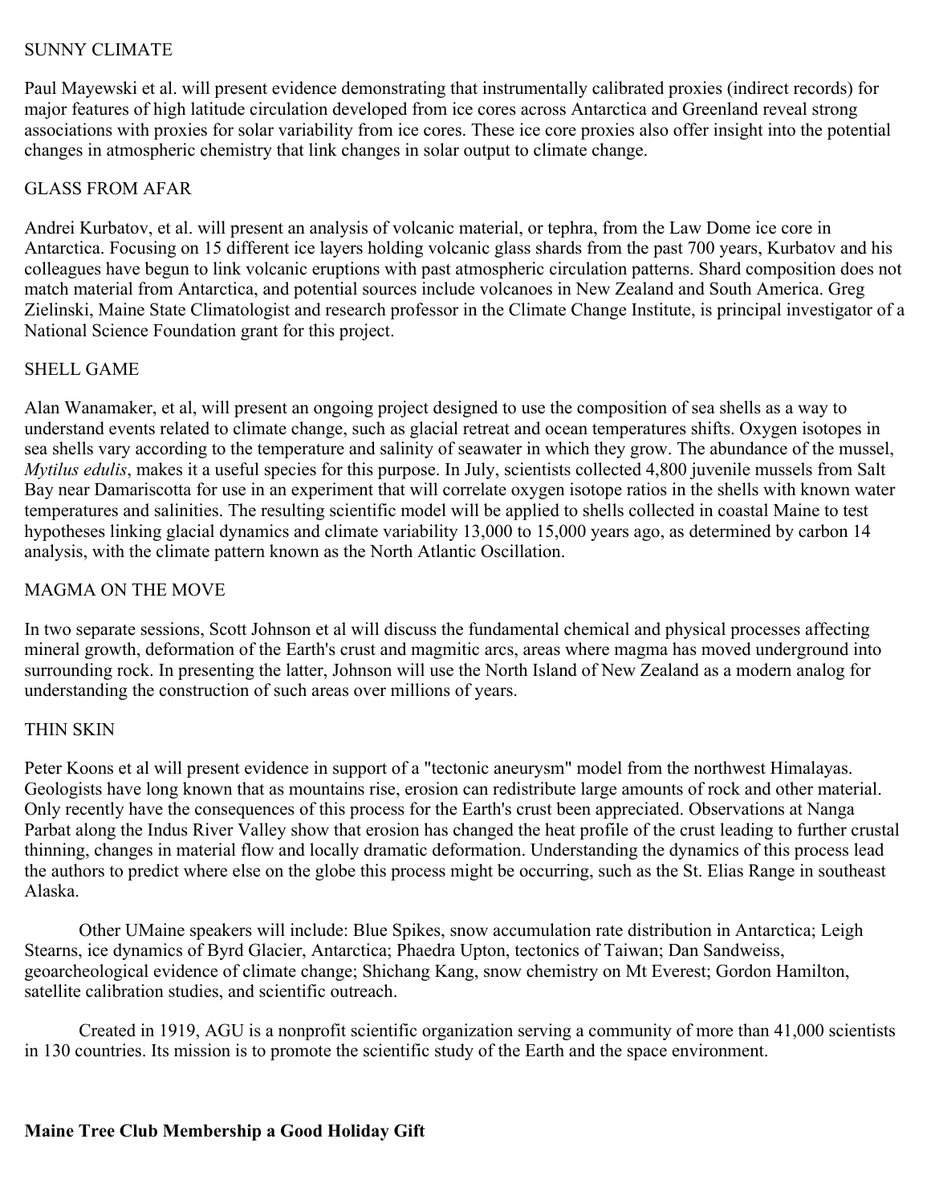SUNNY CLIMATE

Paul Mayewski et al. will present evidence demonstrating that instrumentally calibrated proxies (indirect records) for major features of high latitude circulation developed from ice cores across Antarctica and Greenland reveal strong associations with proxies for solar variability from ice cores. These ice core proxies also offer insight into the potential changes in atmospheric chemistry that link changes in solar output to climate change.

GLASS FROM AFAR

Andrei Kurbatov, et al. will present an analysis of volcanic material, or tephra, from the Law Dome ice core in Antarctica. Focusing on 15 different ice layers holding volcanic glass shards from the past 700 years, Kurbatov and his colleagues have begun to link volcanic eruptions with past atmospheric circulation patterns. Shard composition does not match material from Antarctica, and potential sources include volcanoes in New Zealand and South America. Greg Zielinski, Maine State Climatologist and research professor in the Climate Change Institute, is principal investigator of a National Science Foundation grant for this project.

SHELL GAME

Alan Wanamaker, et al, will present an ongoing project designed to use the composition of sea shells as a way to understand events related to climate change, such as glacial retreat and ocean temperatures shifts. Oxygen isotopes in sea shells vary according to the temperature and salinity of seawater in which they grow. The abundance of the mussel, *Mytilus edulis*, makes it a useful species for this purpose. In July, scientists collected 4,800 juvenile mussels from Salt Bay near Damariscotta for use in an experiment that will correlate oxygen isotope ratios in the shells with known water temperatures and salinities. The resulting scientific model will be applied to shells collected in coastal Maine to test hypotheses linking glacial dynamics and climate variability 13,000 to 15,000 years ago, as determined by carbon 14 analysis, with the climate pattern known as the North Atlantic Oscillation.

MAGMA ON THE MOVE

In two separate sessions, Scott Johnson et al will discuss the fundamental chemical and physical processes affecting mineral growth, deformation of the Earth's crust and magmitic arcs, areas where magma has moved underground into surrounding rock. In presenting the latter, Johnson will use the North Island of New Zealand as a modern analog for understanding the construction of such areas over millions of years.

THIN SKIN

Peter Koons et al will present evidence in support of a "tectonic aneurysm" model from the northwest Himalayas. Geologists have long known that as mountains rise, erosion can redistribute large amounts of rock and other material. Only recently have the consequences of this process for the Earth's crust been appreciated. Observations at Nanga Parbat along the Indus River Valley show that erosion has changed the heat profile of the crust leading to further crustal thinning, changes in material flow and locally dramatic deformation. Understanding the dynamics of this process lead the authors to predict where else on the globe this process might be occurring, such as the St. Elias Range in southeast Alaska.

Other UMaine speakers will include: Blue Spikes, snow accumulation rate distribution in Antarctica; Leigh Stearns, ice dynamics of Byrd Glacier, Antarctica; Phaedra Upton, tectonics of Taiwan; Dan Sandweiss, geoarcheological evidence of climate change; Shichang Kang, snow chemistry on Mt Everest; Gordon Hamilton, satellite calibration studies, and scientific outreach.

Created in 1919, AGU is a nonprofit scientific organization serving a community of more than 41,000 scientists in 130 countries. Its mission is to promote the scientific study of the Earth and the space environment.

**Maine Tree Club Membership a Good Holiday Gift**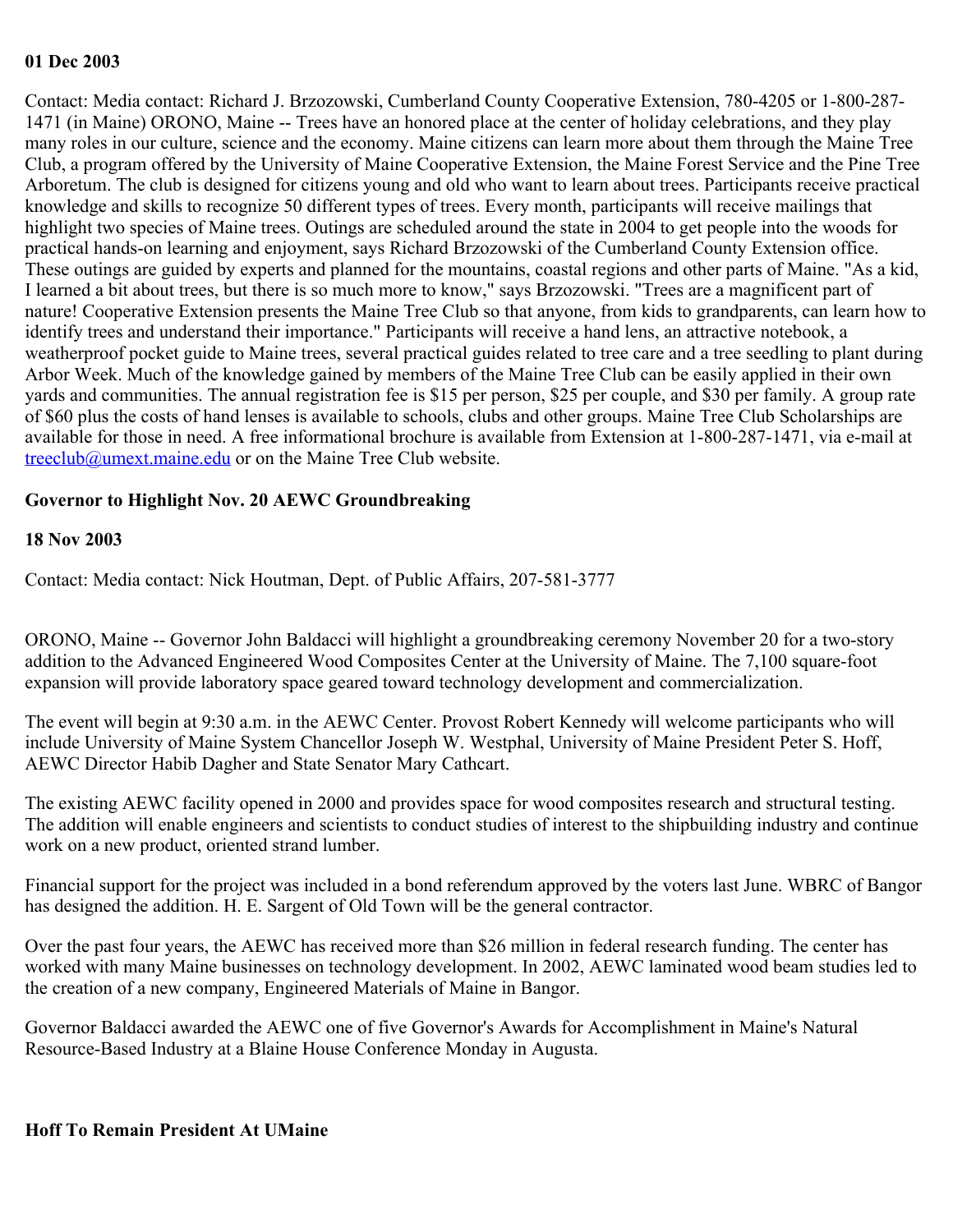**01 Dec 2003**

Contact: Media contact: Richard J. Brzozowski, Cumberland County Cooperative Extension, 780-4205 or 1-800-287-1471 (in Maine) ORONO, Maine -- Trees have an honored place at the center of holiday celebrations, and they play many roles in our culture, science and the economy. Maine citizens can learn more about them through the Maine Tree Club, a program offered by the University of Maine Cooperative Extension, the Maine Forest Service and the Pine Tree Arboretum. The club is designed for citizens young and old who want to learn about trees. Participants receive practical knowledge and skills to recognize 50 different types of trees. Every month, participants will receive mailings that highlight two species of Maine trees. Outings are scheduled around the state in 2004 to get people into the woods for practical hands-on learning and enjoyment, says Richard Brzozowski of the Cumberland County Extension office. These outings are guided by experts and planned for the mountains, coastal regions and other parts of Maine. "As a kid, I learned a bit about trees, but there is so much more to know," says Brzozowski. "Trees are a magnificent part of nature! Cooperative Extension presents the Maine Tree Club so that anyone, from kids to grandparents, can learn how to identify trees and understand their importance." Participants will receive a hand lens, an attractive notebook, a weatherproof pocket guide to Maine trees, several practical guides related to tree care and a tree seedling to plant during Arbor Week. Much of the knowledge gained by members of the Maine Tree Club can be easily applied in their own yards and communities. The annual registration fee is $15 per person, $25 per couple, and $30 per family. A group rate of $60 plus the costs of hand lenses is available to schools, clubs and other groups. Maine Tree Club Scholarships are available for those in need. A free informational brochure is available from Extension at 1-800-287-1471, via e-mail at treeclub@umext.maine.edu or on the Maine Tree Club website.

**Governor to Highlight Nov. 20 AEWC Groundbreaking**

**18 Nov 2003**

Contact: Media contact: Nick Houtman, Dept. of Public Affairs, 207-581-3777

ORONO, Maine -- Governor John Baldacci will highlight a groundbreaking ceremony November 20 for a two-story addition to the Advanced Engineered Wood Composites Center at the University of Maine. The 7,100 square-foot expansion will provide laboratory space geared toward technology development and commercialization.

The event will begin at 9:30 a.m. in the AEWC Center. Provost Robert Kennedy will welcome participants who will include University of Maine System Chancellor Joseph W. Westphal, University of Maine President Peter S. Hoff, AEWC Director Habib Dagher and State Senator Mary Cathcart.

The existing AEWC facility opened in 2000 and provides space for wood composites research and structural testing. The addition will enable engineers and scientists to conduct studies of interest to the shipbuilding industry and continue work on a new product, oriented strand lumber.

Financial support for the project was included in a bond referendum approved by the voters last June. WBRC of Bangor has designed the addition. H. E. Sargent of Old Town will be the general contractor.

Over the past four years, the AEWC has received more than $26 million in federal research funding. The center has worked with many Maine businesses on technology development. In 2002, AEWC laminated wood beam studies led to the creation of a new company, Engineered Materials of Maine in Bangor.

Governor Baldacci awarded the AEWC one of five Governor's Awards for Accomplishment in Maine's Natural Resource-Based Industry at a Blaine House Conference Monday in Augusta.

**Hoff To Remain President At UMaine**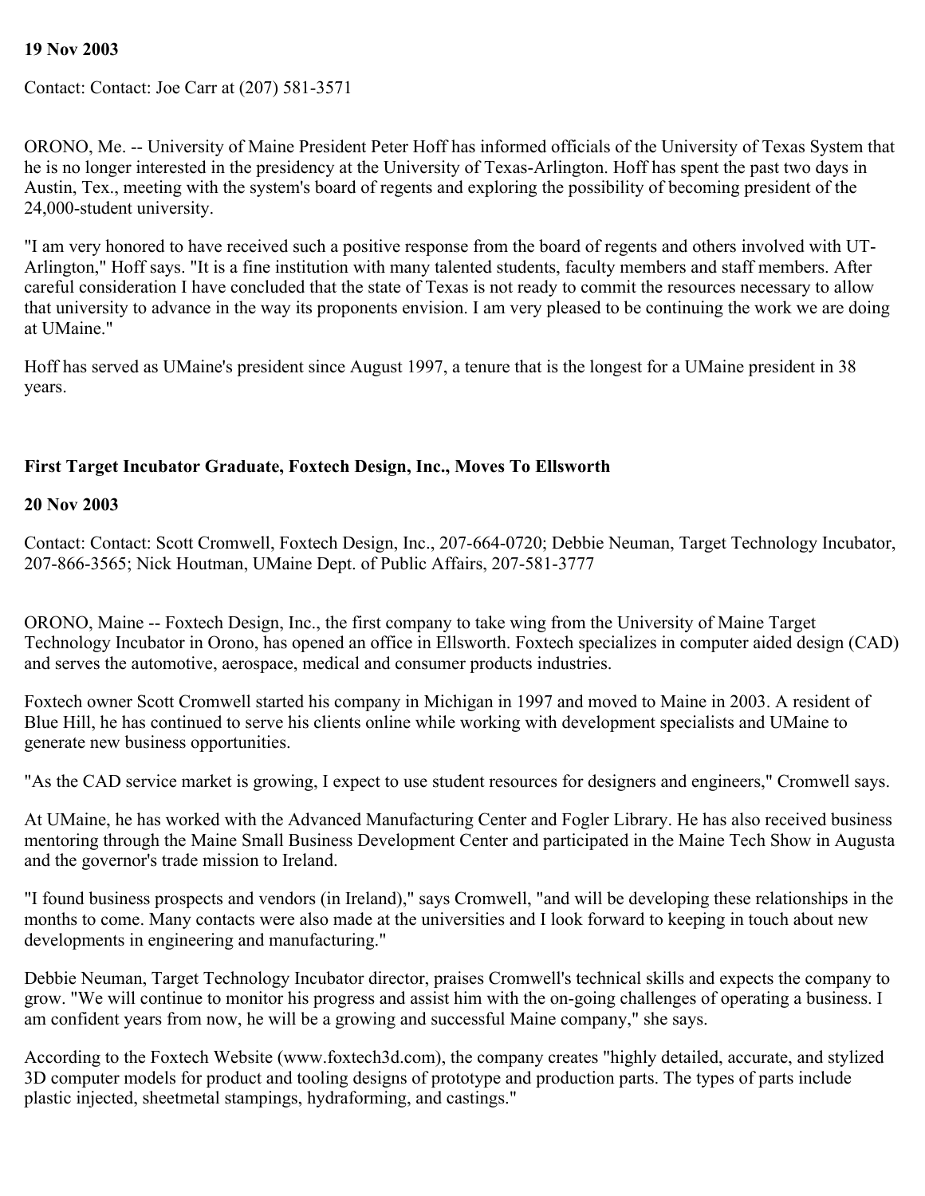**19 Nov 2003**

Contact: Contact: Joe Carr at (207) 581-3571

ORONO, Me. -- University of Maine President Peter Hoff has informed officials of the University of Texas System that he is no longer interested in the presidency at the University of Texas-Arlington. Hoff has spent the past two days in Austin, Tex., meeting with the system's board of regents and exploring the possibility of becoming president of the 24,000-student university.

"I am very honored to have received such a positive response from the board of regents and others involved with UT-Arlington," Hoff says. "It is a fine institution with many talented students, faculty members and staff members. After careful consideration I have concluded that the state of Texas is not ready to commit the resources necessary to allow that university to advance in the way its proponents envision. I am very pleased to be continuing the work we are doing at UMaine."

Hoff has served as UMaine's president since August 1997, a tenure that is the longest for a UMaine president in 38 years.

**First Target Incubator Graduate, Foxtech Design, Inc., Moves To Ellsworth**

**20 Nov 2003**

Contact: Contact: Scott Cromwell, Foxtech Design, Inc., 207-664-0720; Debbie Neuman, Target Technology Incubator, 207-866-3565; Nick Houtman, UMaine Dept. of Public Affairs, 207-581-3777

ORONO, Maine -- Foxtech Design, Inc., the first company to take wing from the University of Maine Target Technology Incubator in Orono, has opened an office in Ellsworth. Foxtech specializes in computer aided design (CAD) and serves the automotive, aerospace, medical and consumer products industries.

Foxtech owner Scott Cromwell started his company in Michigan in 1997 and moved to Maine in 2003. A resident of Blue Hill, he has continued to serve his clients online while working with development specialists and UMaine to generate new business opportunities.

"As the CAD service market is growing, I expect to use student resources for designers and engineers," Cromwell says.

At UMaine, he has worked with the Advanced Manufacturing Center and Fogler Library. He has also received business mentoring through the Maine Small Business Development Center and participated in the Maine Tech Show in Augusta and the governor's trade mission to Ireland.

"I found business prospects and vendors (in Ireland)," says Cromwell, "and will be developing these relationships in the months to come. Many contacts were also made at the universities and I look forward to keeping in touch about new developments in engineering and manufacturing."

Debbie Neuman, Target Technology Incubator director, praises Cromwell's technical skills and expects the company to grow. "We will continue to monitor his progress and assist him with the on-going challenges of operating a business. I am confident years from now, he will be a growing and successful Maine company," she says.

According to the Foxtech Website (www.foxtech3d.com), the company creates "highly detailed, accurate, and stylized 3D computer models for product and tooling designs of prototype and production parts. The types of parts include plastic injected, sheetmetal stampings, hydraforming, and castings."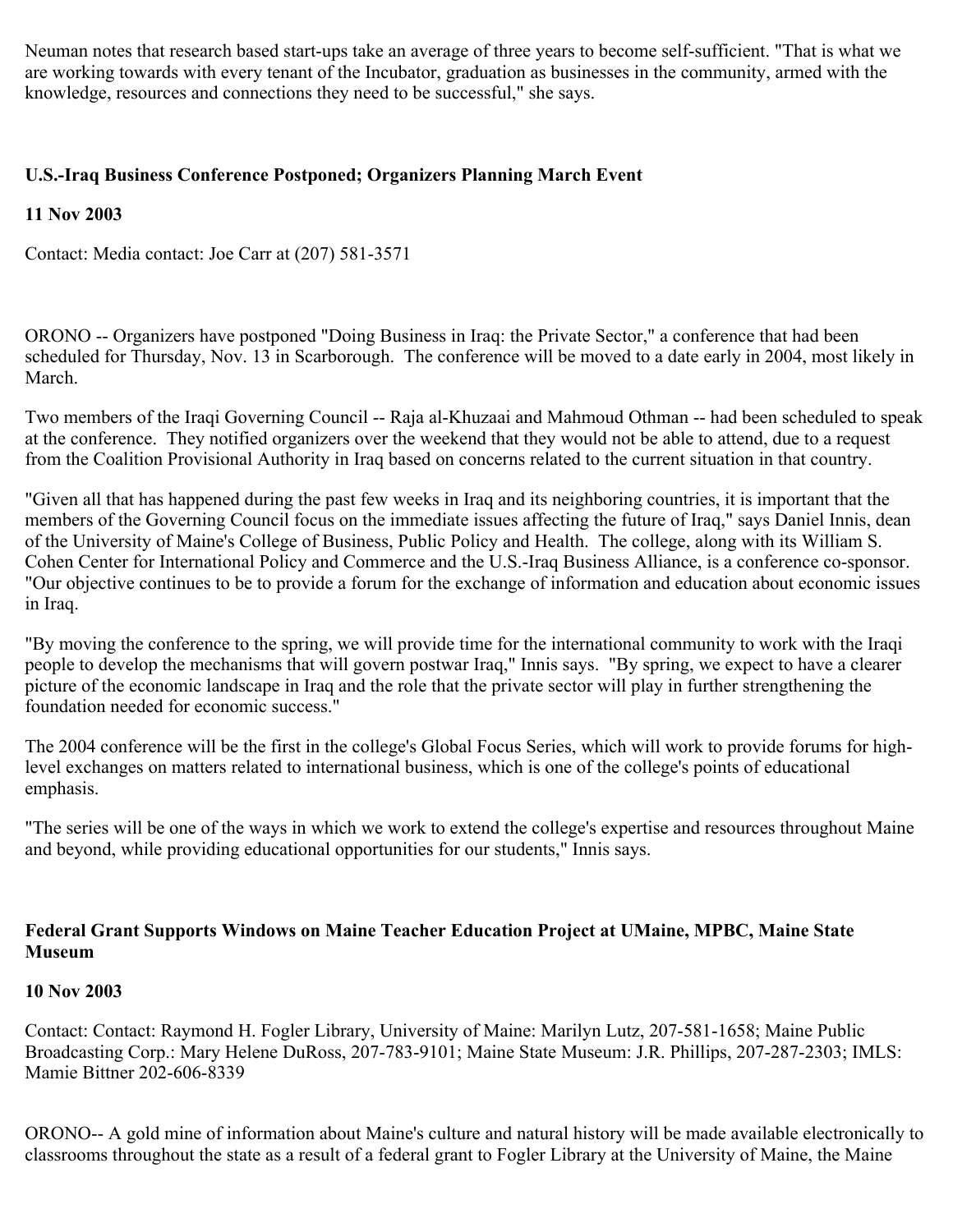Neuman notes that research based start-ups take an average of three years to become self-sufficient. "That is what we are working towards with every tenant of the Incubator, graduation as businesses in the community, armed with the knowledge, resources and connections they need to be successful," she says.

### U.S.-Iraq Business Conference Postponed; Organizers Planning March Event

**11 Nov 2003**

Contact: Media contact: Joe Carr at (207) 581-3571

ORONO -- Organizers have postponed "Doing Business in Iraq: the Private Sector," a conference that had been scheduled for Thursday, Nov. 13 in Scarborough. The conference will be moved to a date early in 2004, most likely in March.

Two members of the Iraqi Governing Council -- Raja al-Khuzaai and Mahmoud Othman -- had been scheduled to speak at the conference. They notified organizers over the weekend that they would not be able to attend, due to a request from the Coalition Provisional Authority in Iraq based on concerns related to the current situation in that country.

"Given all that has happened during the past few weeks in Iraq and its neighboring countries, it is important that the members of the Governing Council focus on the immediate issues affecting the future of Iraq," says Daniel Innis, dean of the University of Maine's College of Business, Public Policy and Health. The college, along with its William S. Cohen Center for International Policy and Commerce and the U.S.-Iraq Business Alliance, is a conference co-sponsor. "Our objective continues to be to provide a forum for the exchange of information and education about economic issues in Iraq.

"By moving the conference to the spring, we will provide time for the international community to work with the Iraqi people to develop the mechanisms that will govern postwar Iraq," Innis says. "By spring, we expect to have a clearer picture of the economic landscape in Iraq and the role that the private sector will play in further strengthening the foundation needed for economic success."

The 2004 conference will be the first in the college's Global Focus Series, which will work to provide forums for high-level exchanges on matters related to international business, which is one of the college's points of educational emphasis.

"The series will be one of the ways in which we work to extend the college's expertise and resources throughout Maine and beyond, while providing educational opportunities for our students," Innis says.

### Federal Grant Supports Windows on Maine Teacher Education Project at UMaine, MPBC, Maine State Museum

**10 Nov 2003**

Contact: Contact: Raymond H. Fogler Library, University of Maine: Marilyn Lutz, 207-581-1658; Maine Public Broadcasting Corp.: Mary Helene DuRoss, 207-783-9101; Maine State Museum: J.R. Phillips, 207-287-2303; IMLS: Mamie Bittner 202-606-8339

ORONO-- A gold mine of information about Maine's culture and natural history will be made available electronically to classrooms throughout the state as a result of a federal grant to Fogler Library at the University of Maine, the Maine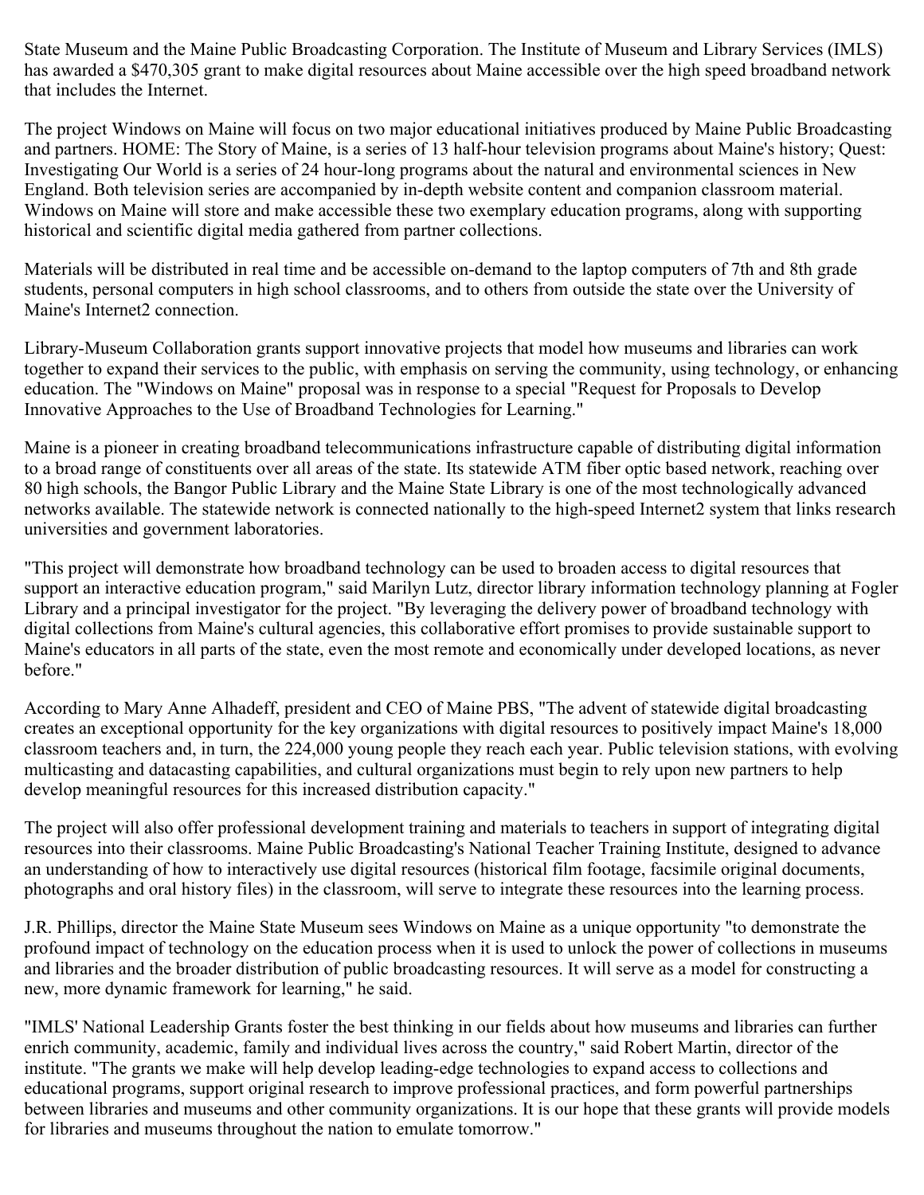State Museum and the Maine Public Broadcasting Corporation. The Institute of Museum and Library Services (IMLS) has awarded a $470,305 grant to make digital resources about Maine accessible over the high speed broadband network that includes the Internet.

The project Windows on Maine will focus on two major educational initiatives produced by Maine Public Broadcasting and partners. HOME: The Story of Maine, is a series of 13 half-hour television programs about Maine's history; Quest: Investigating Our World is a series of 24 hour-long programs about the natural and environmental sciences in New England. Both television series are accompanied by in-depth website content and companion classroom material. Windows on Maine will store and make accessible these two exemplary education programs, along with supporting historical and scientific digital media gathered from partner collections.

Materials will be distributed in real time and be accessible on-demand to the laptop computers of 7th and 8th grade students, personal computers in high school classrooms, and to others from outside the state over the University of Maine's Internet2 connection.

Library-Museum Collaboration grants support innovative projects that model how museums and libraries can work together to expand their services to the public, with emphasis on serving the community, using technology, or enhancing education. The "Windows on Maine" proposal was in response to a special "Request for Proposals to Develop Innovative Approaches to the Use of Broadband Technologies for Learning."

Maine is a pioneer in creating broadband telecommunications infrastructure capable of distributing digital information to a broad range of constituents over all areas of the state. Its statewide ATM fiber optic based network, reaching over 80 high schools, the Bangor Public Library and the Maine State Library is one of the most technologically advanced networks available. The statewide network is connected nationally to the high-speed Internet2 system that links research universities and government laboratories.

"This project will demonstrate how broadband technology can be used to broaden access to digital resources that support an interactive education program," said Marilyn Lutz, director library information technology planning at Fogler Library and a principal investigator for the project. "By leveraging the delivery power of broadband technology with digital collections from Maine's cultural agencies, this collaborative effort promises to provide sustainable support to Maine's educators in all parts of the state, even the most remote and economically under developed locations, as never before."

According to Mary Anne Alhadeff, president and CEO of Maine PBS, "The advent of statewide digital broadcasting creates an exceptional opportunity for the key organizations with digital resources to positively impact Maine's 18,000 classroom teachers and, in turn, the 224,000 young people they reach each year. Public television stations, with evolving multicasting and datacasting capabilities, and cultural organizations must begin to rely upon new partners to help develop meaningful resources for this increased distribution capacity."

The project will also offer professional development training and materials to teachers in support of integrating digital resources into their classrooms. Maine Public Broadcasting's National Teacher Training Institute, designed to advance an understanding of how to interactively use digital resources (historical film footage, facsimile original documents, photographs and oral history files) in the classroom, will serve to integrate these resources into the learning process.

J.R. Phillips, director the Maine State Museum sees Windows on Maine as a unique opportunity "to demonstrate the profound impact of technology on the education process when it is used to unlock the power of collections in museums and libraries and the broader distribution of public broadcasting resources. It will serve as a model for constructing a new, more dynamic framework for learning," he said.

"IMLS' National Leadership Grants foster the best thinking in our fields about how museums and libraries can further enrich community, academic, family and individual lives across the country," said Robert Martin, director of the institute. "The grants we make will help develop leading-edge technologies to expand access to collections and educational programs, support original research to improve professional practices, and form powerful partnerships between libraries and museums and other community organizations. It is our hope that these grants will provide models for libraries and museums throughout the nation to emulate tomorrow."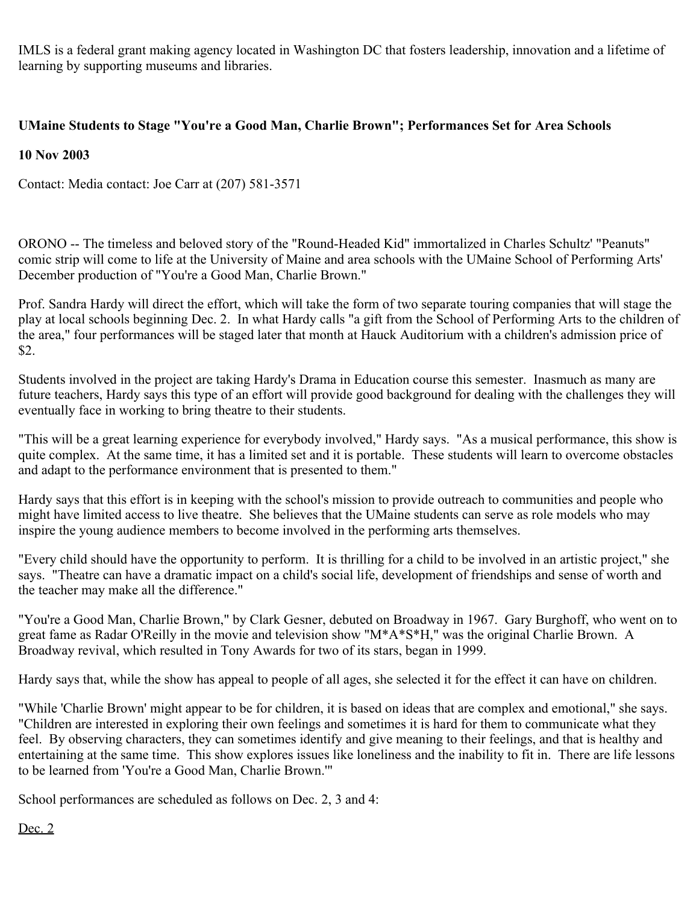IMLS is a federal grant making agency located in Washington DC that fosters leadership, innovation and a lifetime of learning by supporting museums and libraries.

**UMaine Students to Stage "You're a Good Man, Charlie Brown"; Performances Set for Area Schools**

**10 Nov 2003**

Contact: Media contact: Joe Carr at (207) 581-3571

ORONO -- The timeless and beloved story of the "Round-Headed Kid" immortalized in Charles Schultz' "Peanuts" comic strip will come to life at the University of Maine and area schools with the UMaine School of Performing Arts' December production of "You're a Good Man, Charlie Brown."

Prof. Sandra Hardy will direct the effort, which will take the form of two separate touring companies that will stage the play at local schools beginning Dec. 2. In what Hardy calls "a gift from the School of Performing Arts to the children of the area," four performances will be staged later that month at Hauck Auditorium with a children's admission price of $2.

Students involved in the project are taking Hardy's Drama in Education course this semester. Inasmuch as many are future teachers, Hardy says this type of an effort will provide good background for dealing with the challenges they will eventually face in working to bring theatre to their students.

"This will be a great learning experience for everybody involved," Hardy says. "As a musical performance, this show is quite complex. At the same time, it has a limited set and it is portable. These students will learn to overcome obstacles and adapt to the performance environment that is presented to them."

Hardy says that this effort is in keeping with the school's mission to provide outreach to communities and people who might have limited access to live theatre. She believes that the UMaine students can serve as role models who may inspire the young audience members to become involved in the performing arts themselves.

"Every child should have the opportunity to perform. It is thrilling for a child to be involved in an artistic project," she says. "Theatre can have a dramatic impact on a child's social life, development of friendships and sense of worth and the teacher may make all the difference."

"You're a Good Man, Charlie Brown," by Clark Gesner, debuted on Broadway in 1967. Gary Burghoff, who went on to great fame as Radar O'Reilly in the movie and television show "M*A*S*H," was the original Charlie Brown. A Broadway revival, which resulted in Tony Awards for two of its stars, began in 1999.

Hardy says that, while the show has appeal to people of all ages, she selected it for the effect it can have on children.

"While 'Charlie Brown' might appear to be for children, it is based on ideas that are complex and emotional," she says. "Children are interested in exploring their own feelings and sometimes it is hard for them to communicate what they feel. By observing characters, they can sometimes identify and give meaning to their feelings, and that is healthy and entertaining at the same time. This show explores issues like loneliness and the inability to fit in. There are life lessons to be learned from 'You're a Good Man, Charlie Brown.'"

School performances are scheduled as follows on Dec. 2, 3 and 4:

<u>Dec. 2</u>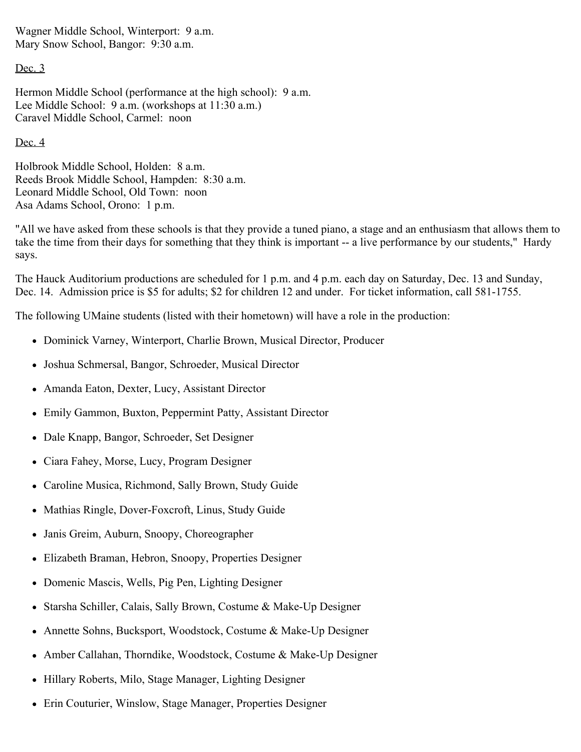Wagner Middle School, Winterport: 9 a.m.
Mary Snow School, Bangor: 9:30 a.m.

Dec. 3

Hermon Middle School (performance at the high school): 9 a.m.
Lee Middle School: 9 a.m. (workshops at 11:30 a.m.)
Caravel Middle School, Carmel: noon

Dec. 4

Holbrook Middle School, Holden: 8 a.m.
Reeds Brook Middle School, Hampden: 8:30 a.m.
Leonard Middle School, Old Town: noon
Asa Adams School, Orono: 1 p.m.

"All we have asked from these schools is that they provide a tuned piano, a stage and an enthusiasm that allows them to take the time from their days for something that they think is important -- a live performance by our students," Hardy says.

The Hauck Auditorium productions are scheduled for 1 p.m. and 4 p.m. each day on Saturday, Dec. 13 and Sunday, Dec. 14. Admission price is $5 for adults; $2 for children 12 and under. For ticket information, call 581-1755.

The following UMaine students (listed with their hometown) will have a role in the production:

- Dominick Varney, Winterport, Charlie Brown, Musical Director, Producer
- Joshua Schmersal, Bangor, Schroeder, Musical Director
- Amanda Eaton, Dexter, Lucy, Assistant Director
- Emily Gammon, Buxton, Peppermint Patty, Assistant Director
- Dale Knapp, Bangor, Schroeder, Set Designer
- Ciara Fahey, Morse, Lucy, Program Designer
- Caroline Musica, Richmond, Sally Brown, Study Guide
- Mathias Ringle, Dover-Foxcroft, Linus, Study Guide
- Janis Greim, Auburn, Snoopy, Choreographer
- Elizabeth Braman, Hebron, Snoopy, Properties Designer
- Domenic Mascis, Wells, Pig Pen, Lighting Designer
- Starsha Schiller, Calais, Sally Brown, Costume & Make-Up Designer
- Annette Sohns, Bucksport, Woodstock, Costume & Make-Up Designer
- Amber Callahan, Thorndike, Woodstock, Costume & Make-Up Designer
- Hillary Roberts, Milo, Stage Manager, Lighting Designer
- Erin Couturier, Winslow, Stage Manager, Properties Designer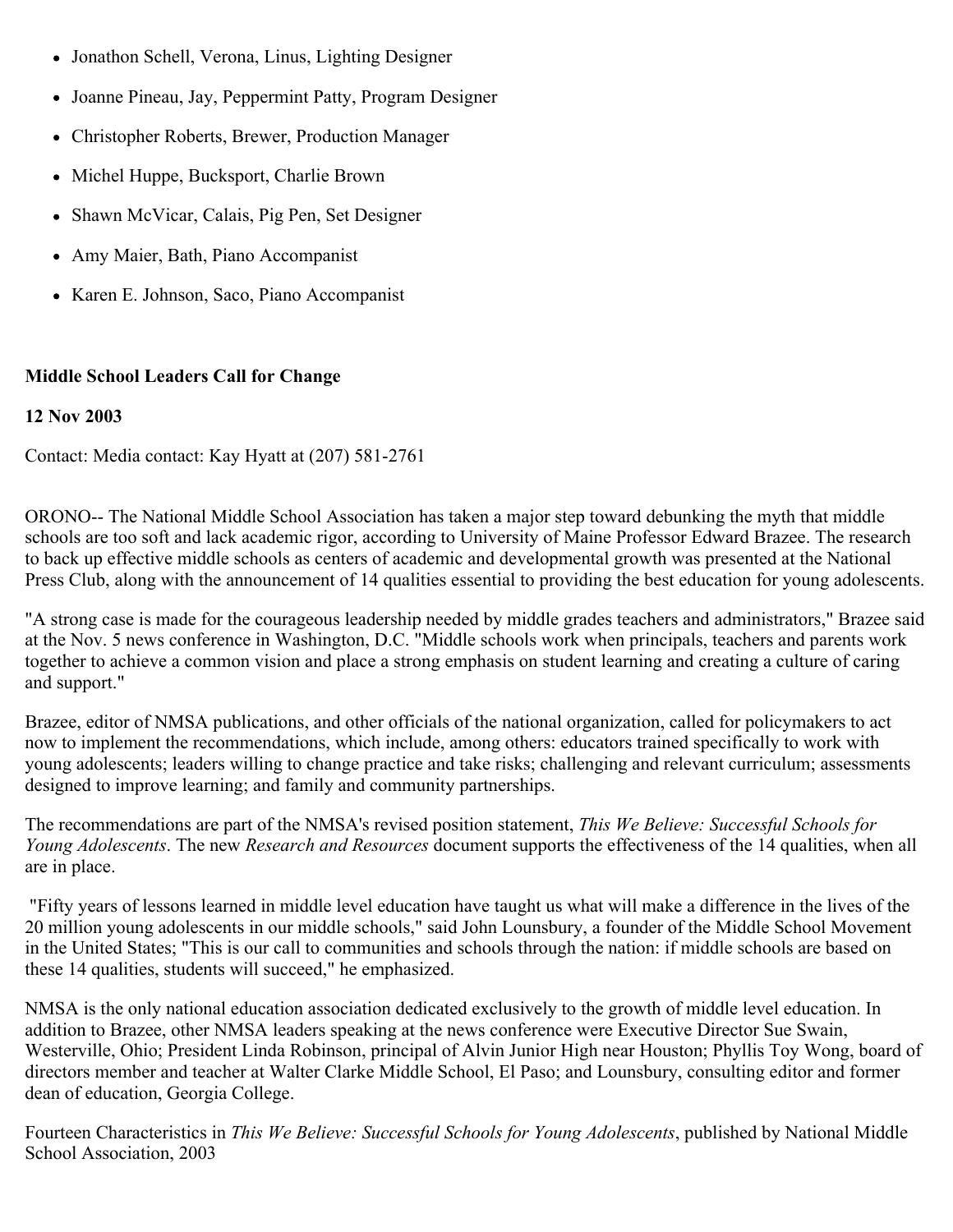- Jonathon Schell, Verona, Linus, Lighting Designer
- Joanne Pineau, Jay, Peppermint Patty, Program Designer
- Christopher Roberts, Brewer, Production Manager
- Michel Huppe, Bucksport, Charlie Brown
- Shawn McVicar, Calais, Pig Pen, Set Designer
- Amy Maier, Bath, Piano Accompanist
- Karen E. Johnson, Saco, Piano Accompanist

**Middle School Leaders Call for Change**

**12 Nov 2003**

Contact: Media contact: Kay Hyatt at (207) 581-2761

ORONO-- The National Middle School Association has taken a major step toward debunking the myth that middle schools are too soft and lack academic rigor, according to University of Maine Professor Edward Brazee. The research to back up effective middle schools as centers of academic and developmental growth was presented at the National Press Club, along with the announcement of 14 qualities essential to providing the best education for young adolescents.

"A strong case is made for the courageous leadership needed by middle grades teachers and administrators," Brazee said at the Nov. 5 news conference in Washington, D.C. "Middle schools work when principals, teachers and parents work together to achieve a common vision and place a strong emphasis on student learning and creating a culture of caring and support."

Brazee, editor of NMSA publications, and other officials of the national organization, called for policymakers to act now to implement the recommendations, which include, among others: educators trained specifically to work with young adolescents; leaders willing to change practice and take risks; challenging and relevant curriculum; assessments designed to improve learning; and family and community partnerships.

The recommendations are part of the NMSA's revised position statement, *This We Believe: Successful Schools for Young Adolescents*. The new *Research and Resources* document supports the effectiveness of the 14 qualities, when all are in place.

"Fifty years of lessons learned in middle level education have taught us what will make a difference in the lives of the 20 million young adolescents in our middle schools," said John Lounsbury, a founder of the Middle School Movement in the United States; "This is our call to communities and schools through the nation: if middle schools are based on these 14 qualities, students will succeed," he emphasized.

NMSA is the only national education association dedicated exclusively to the growth of middle level education. In addition to Brazee, other NMSA leaders speaking at the news conference were Executive Director Sue Swain, Westerville, Ohio; President Linda Robinson, principal of Alvin Junior High near Houston; Phyllis Toy Wong, board of directors member and teacher at Walter Clarke Middle School, El Paso; and Lounsbury, consulting editor and former dean of education, Georgia College.

Fourteen Characteristics in *This We Believe: Successful Schools for Young Adolescents*, published by National Middle School Association, 2003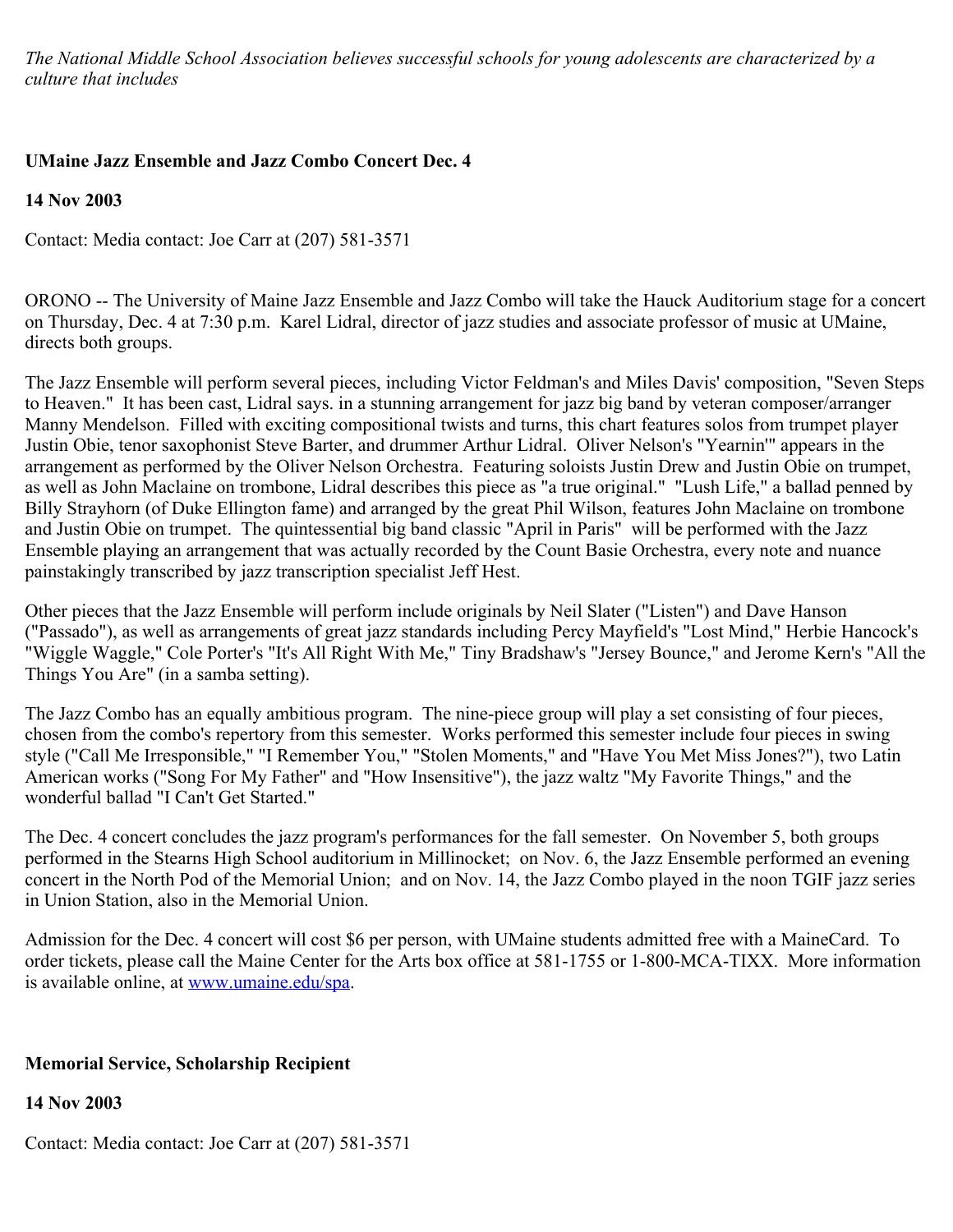*The National Middle School Association believes successful schools for young adolescents are characterized by a culture that includes*

**UMaine Jazz Ensemble and Jazz Combo Concert Dec. 4**

**14 Nov 2003**

Contact: Media contact: Joe Carr at (207) 581-3571

ORONO -- The University of Maine Jazz Ensemble and Jazz Combo will take the Hauck Auditorium stage for a concert on Thursday, Dec. 4 at 7:30 p.m. Karel Lidral, director of jazz studies and associate professor of music at UMaine, directs both groups.

The Jazz Ensemble will perform several pieces, including Victor Feldman's and Miles Davis' composition, "Seven Steps to Heaven." It has been cast, Lidral says. in a stunning arrangement for jazz big band by veteran composer/arranger Manny Mendelson. Filled with exciting compositional twists and turns, this chart features solos from trumpet player Justin Obie, tenor saxophonist Steve Barter, and drummer Arthur Lidral. Oliver Nelson's "Yearnin'" appears in the arrangement as performed by the Oliver Nelson Orchestra. Featuring soloists Justin Drew and Justin Obie on trumpet, as well as John Maclaine on trombone, Lidral describes this piece as "a true original." "Lush Life," a ballad penned by Billy Strayhorn (of Duke Ellington fame) and arranged by the great Phil Wilson, features John Maclaine on trombone and Justin Obie on trumpet. The quintessential big band classic "April in Paris" will be performed with the Jazz Ensemble playing an arrangement that was actually recorded by the Count Basie Orchestra, every note and nuance painstakingly transcribed by jazz transcription specialist Jeff Hest.

Other pieces that the Jazz Ensemble will perform include originals by Neil Slater ("Listen") and Dave Hanson ("Passado"), as well as arrangements of great jazz standards including Percy Mayfield's "Lost Mind," Herbie Hancock's "Wiggle Waggle," Cole Porter's "It's All Right With Me," Tiny Bradshaw's "Jersey Bounce," and Jerome Kern's "All the Things You Are" (in a samba setting).

The Jazz Combo has an equally ambitious program. The nine-piece group will play a set consisting of four pieces, chosen from the combo's repertory from this semester. Works performed this semester include four pieces in swing style ("Call Me Irresponsible," "I Remember You," "Stolen Moments," and "Have You Met Miss Jones?"), two Latin American works ("Song For My Father" and "How Insensitive"), the jazz waltz "My Favorite Things," and the wonderful ballad "I Can't Get Started."

The Dec. 4 concert concludes the jazz program's performances for the fall semester. On November 5, both groups performed in the Stearns High School auditorium in Millinocket; on Nov. 6, the Jazz Ensemble performed an evening concert in the North Pod of the Memorial Union; and on Nov. 14, the Jazz Combo played in the noon TGIF jazz series in Union Station, also in the Memorial Union.

Admission for the Dec. 4 concert will cost $6 per person, with UMaine students admitted free with a MaineCard. To order tickets, please call the Maine Center for the Arts box office at 581-1755 or 1-800-MCA-TIXX. More information is available online, at [www.umaine.edu/spa](http://www.umaine.edu/spa).

**Memorial Service, Scholarship Recipient**

**14 Nov 2003**

Contact: Media contact: Joe Carr at (207) 581-3571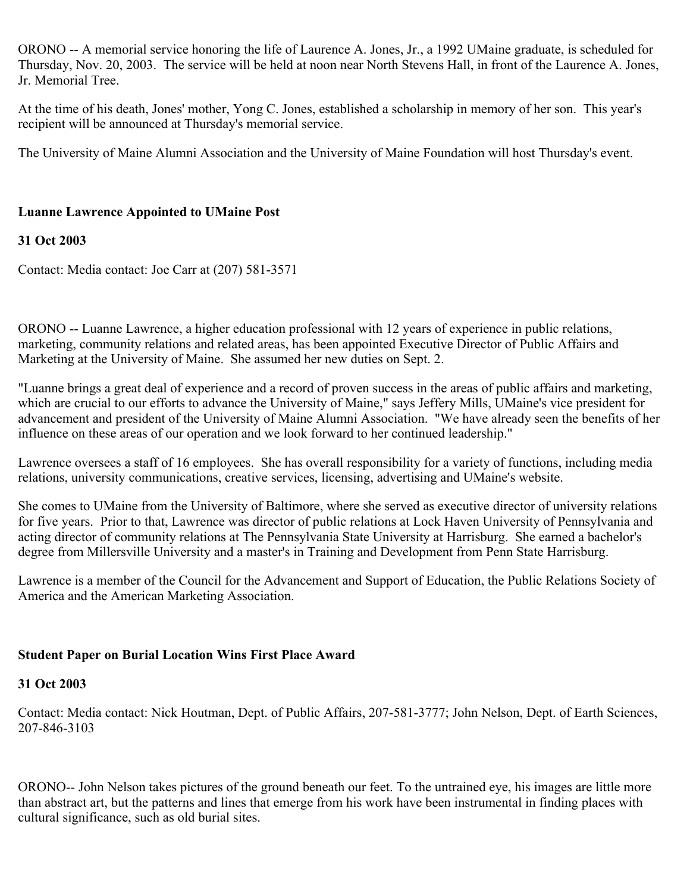ORONO -- A memorial service honoring the life of Laurence A. Jones, Jr., a 1992 UMaine graduate, is scheduled for Thursday, Nov. 20, 2003.  The service will be held at noon near North Stevens Hall, in front of the Laurence A. Jones, Jr. Memorial Tree.

At the time of his death, Jones' mother, Yong C. Jones, established a scholarship in memory of her son.  This year's recipient will be announced at Thursday's memorial service.

The University of Maine Alumni Association and the University of Maine Foundation will host Thursday's event.

**Luanne Lawrence Appointed to UMaine Post**

**31 Oct 2003**

Contact: Media contact: Joe Carr at (207) 581-3571

ORONO -- Luanne Lawrence, a higher education professional with 12 years of experience in public relations, marketing, community relations and related areas, has been appointed Executive Director of Public Affairs and Marketing at the University of Maine.  She assumed her new duties on Sept. 2.

"Luanne brings a great deal of experience and a record of proven success in the areas of public affairs and marketing, which are crucial to our efforts to advance the University of Maine," says Jeffery Mills, UMaine's vice president for advancement and president of the University of Maine Alumni Association.  "We have already seen the benefits of her influence on these areas of our operation and we look forward to her continued leadership."

Lawrence oversees a staff of 16 employees.  She has overall responsibility for a variety of functions, including media relations, university communications, creative services, licensing, advertising and UMaine's website.

She comes to UMaine from the University of Baltimore, where she served as executive director of university relations for five years.  Prior to that, Lawrence was director of public relations at Lock Haven University of Pennsylvania and acting director of community relations at The Pennsylvania State University at Harrisburg.  She earned a bachelor's degree from Millersville University and a master's in Training and Development from Penn State Harrisburg.

Lawrence is a member of the Council for the Advancement and Support of Education, the Public Relations Society of America and the American Marketing Association.

**Student Paper on Burial Location Wins First Place Award**

**31 Oct 2003**

Contact: Media contact: Nick Houtman, Dept. of Public Affairs, 207-581-3777; John Nelson, Dept. of Earth Sciences, 207-846-3103

ORONO-- John Nelson takes pictures of the ground beneath our feet. To the untrained eye, his images are little more than abstract art, but the patterns and lines that emerge from his work have been instrumental in finding places with cultural significance, such as old burial sites.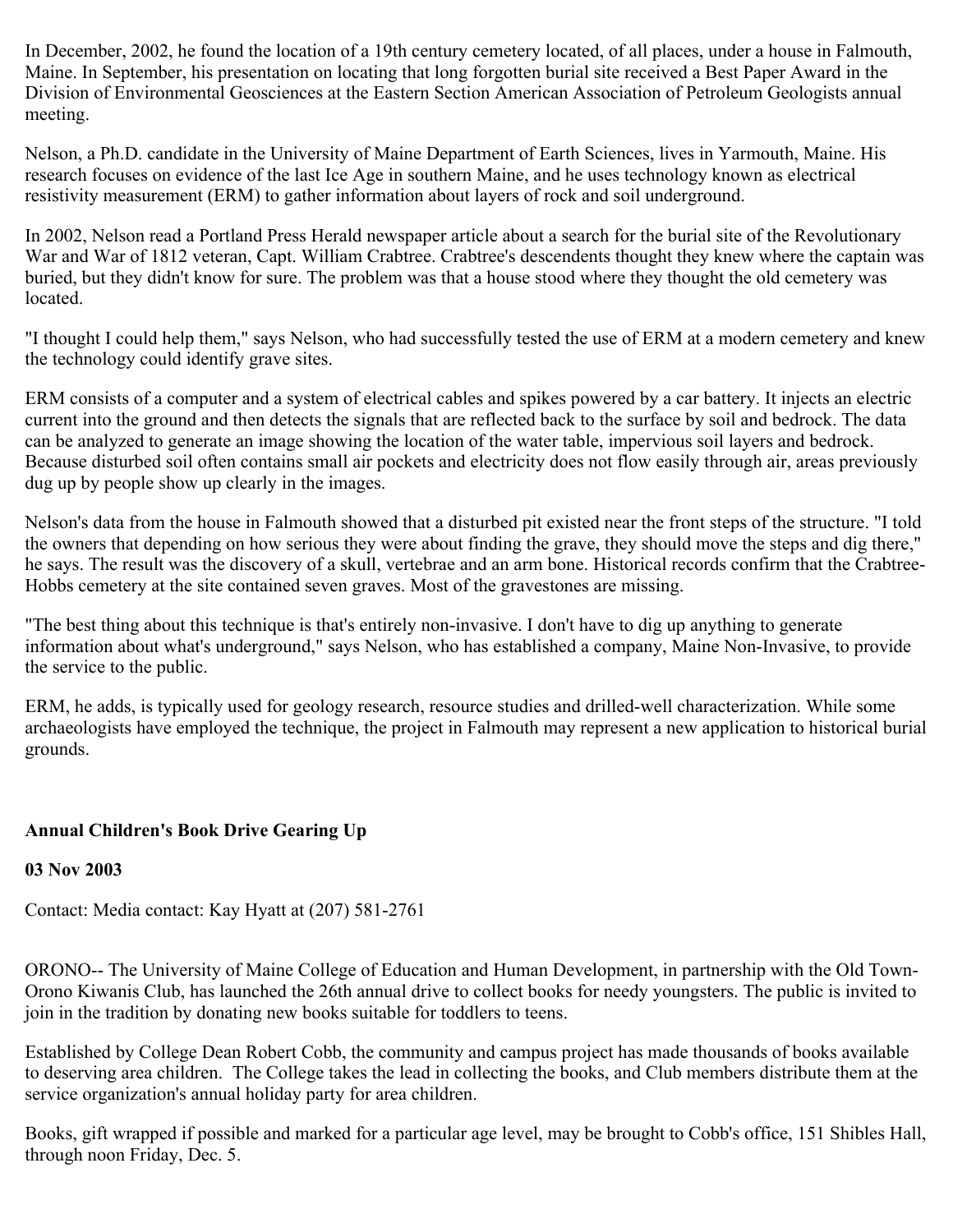In December, 2002, he found the location of a 19th century cemetery located, of all places, under a house in Falmouth, Maine. In September, his presentation on locating that long forgotten burial site received a Best Paper Award in the Division of Environmental Geosciences at the Eastern Section American Association of Petroleum Geologists annual meeting.

Nelson, a Ph.D. candidate in the University of Maine Department of Earth Sciences, lives in Yarmouth, Maine. His research focuses on evidence of the last Ice Age in southern Maine, and he uses technology known as electrical resistivity measurement (ERM) to gather information about layers of rock and soil underground.

In 2002, Nelson read a Portland Press Herald newspaper article about a search for the burial site of the Revolutionary War and War of 1812 veteran, Capt. William Crabtree. Crabtree's descendents thought they knew where the captain was buried, but they didn't know for sure. The problem was that a house stood where they thought the old cemetery was located.

"I thought I could help them," says Nelson, who had successfully tested the use of ERM at a modern cemetery and knew the technology could identify grave sites.

ERM consists of a computer and a system of electrical cables and spikes powered by a car battery. It injects an electric current into the ground and then detects the signals that are reflected back to the surface by soil and bedrock. The data can be analyzed to generate an image showing the location of the water table, impervious soil layers and bedrock. Because disturbed soil often contains small air pockets and electricity does not flow easily through air, areas previously dug up by people show up clearly in the images.

Nelson's data from the house in Falmouth showed that a disturbed pit existed near the front steps of the structure. "I told the owners that depending on how serious they were about finding the grave, they should move the steps and dig there," he says. The result was the discovery of a skull, vertebrae and an arm bone. Historical records confirm that the Crabtree-Hobbs cemetery at the site contained seven graves. Most of the gravestones are missing.

"The best thing about this technique is that's entirely non-invasive. I don't have to dig up anything to generate information about what's underground," says Nelson, who has established a company, Maine Non-Invasive, to provide the service to the public.

ERM, he adds, is typically used for geology research, resource studies and drilled-well characterization. While some archaeologists have employed the technique, the project in Falmouth may represent a new application to historical burial grounds.

**Annual Children's Book Drive Gearing Up**

**03 Nov 2003**

Contact: Media contact: Kay Hyatt at (207) 581-2761

ORONO-- The University of Maine College of Education and Human Development, in partnership with the Old Town-Orono Kiwanis Club, has launched the 26th annual drive to collect books for needy youngsters. The public is invited to join in the tradition by donating new books suitable for toddlers to teens.

Established by College Dean Robert Cobb, the community and campus project has made thousands of books available to deserving area children. The College takes the lead in collecting the books, and Club members distribute them at the service organization's annual holiday party for area children.

Books, gift wrapped if possible and marked for a particular age level, may be brought to Cobb's office, 151 Shibles Hall, through noon Friday, Dec. 5.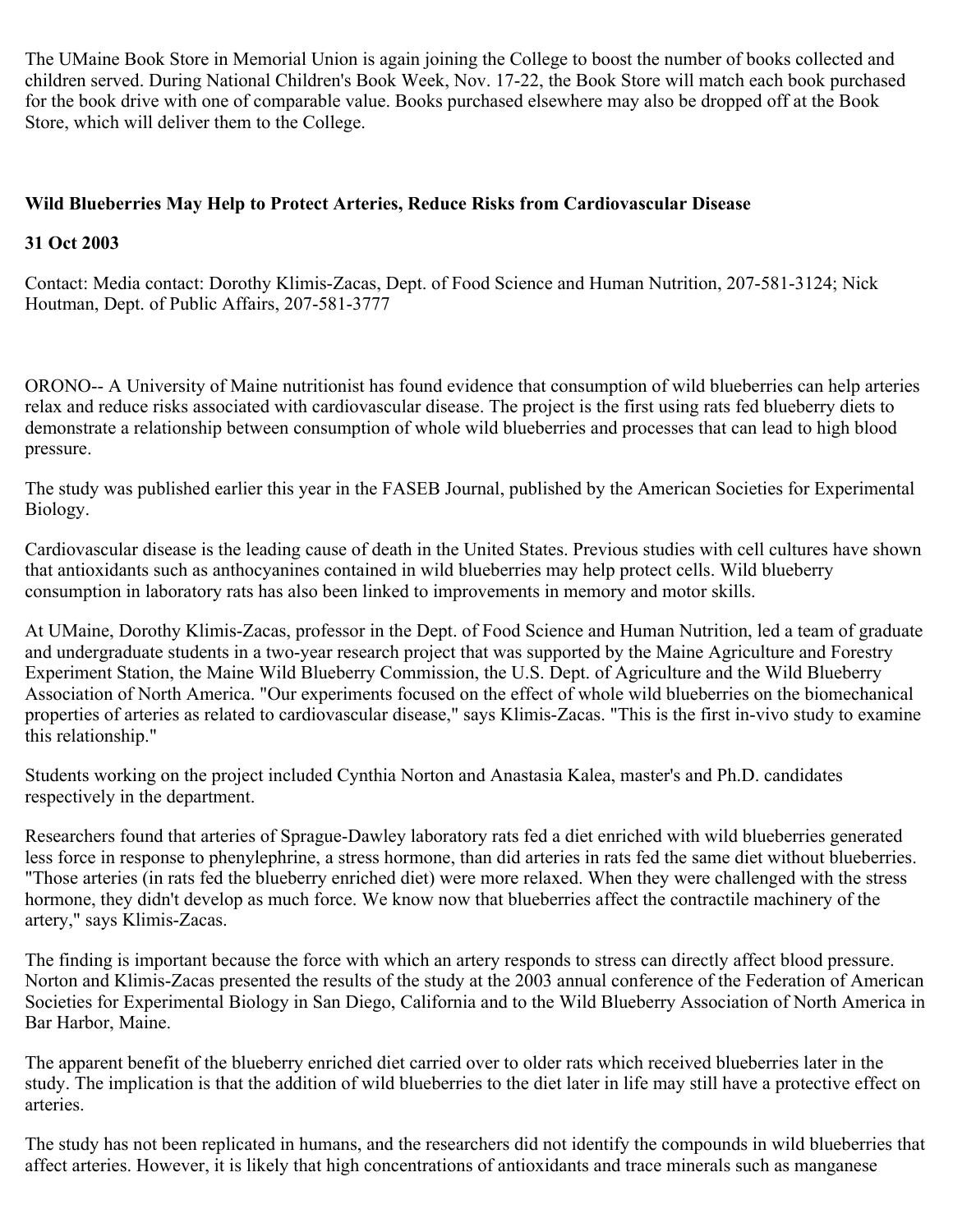The UMaine Book Store in Memorial Union is again joining the College to boost the number of books collected and children served. During National Children's Book Week, Nov. 17-22, the Book Store will match each book purchased for the book drive with one of comparable value. Books purchased elsewhere may also be dropped off at the Book Store, which will deliver them to the College.

## Wild Blueberries May Help to Protect Arteries, Reduce Risks from Cardiovascular Disease

**31 Oct 2003**

Contact: Media contact: Dorothy Klimis-Zacas, Dept. of Food Science and Human Nutrition, 207-581-3124; Nick Houtman, Dept. of Public Affairs, 207-581-3777

ORONO-- A University of Maine nutritionist has found evidence that consumption of wild blueberries can help arteries relax and reduce risks associated with cardiovascular disease. The project is the first using rats fed blueberry diets to demonstrate a relationship between consumption of whole wild blueberries and processes that can lead to high blood pressure.

The study was published earlier this year in the FASEB Journal, published by the American Societies for Experimental Biology.

Cardiovascular disease is the leading cause of death in the United States. Previous studies with cell cultures have shown that antioxidants such as anthocyanines contained in wild blueberries may help protect cells. Wild blueberry consumption in laboratory rats has also been linked to improvements in memory and motor skills.

At UMaine, Dorothy Klimis-Zacas, professor in the Dept. of Food Science and Human Nutrition, led a team of graduate and undergraduate students in a two-year research project that was supported by the Maine Agriculture and Forestry Experiment Station, the Maine Wild Blueberry Commission, the U.S. Dept. of Agriculture and the Wild Blueberry Association of North America. "Our experiments focused on the effect of whole wild blueberries on the biomechanical properties of arteries as related to cardiovascular disease," says Klimis-Zacas. "This is the first in-vivo study to examine this relationship."

Students working on the project included Cynthia Norton and Anastasia Kalea, master's and Ph.D. candidates respectively in the department.

Researchers found that arteries of Sprague-Dawley laboratory rats fed a diet enriched with wild blueberries generated less force in response to phenylephrine, a stress hormone, than did arteries in rats fed the same diet without blueberries. "Those arteries (in rats fed the blueberry enriched diet) were more relaxed. When they were challenged with the stress hormone, they didn't develop as much force. We know now that blueberries affect the contractile machinery of the artery," says Klimis-Zacas.

The finding is important because the force with which an artery responds to stress can directly affect blood pressure. Norton and Klimis-Zacas presented the results of the study at the 2003 annual conference of the Federation of American Societies for Experimental Biology in San Diego, California and to the Wild Blueberry Association of North America in Bar Harbor, Maine.

The apparent benefit of the blueberry enriched diet carried over to older rats which received blueberries later in the study. The implication is that the addition of wild blueberries to the diet later in life may still have a protective effect on arteries.

The study has not been replicated in humans, and the researchers did not identify the compounds in wild blueberries that affect arteries. However, it is likely that high concentrations of antioxidants and trace minerals such as manganese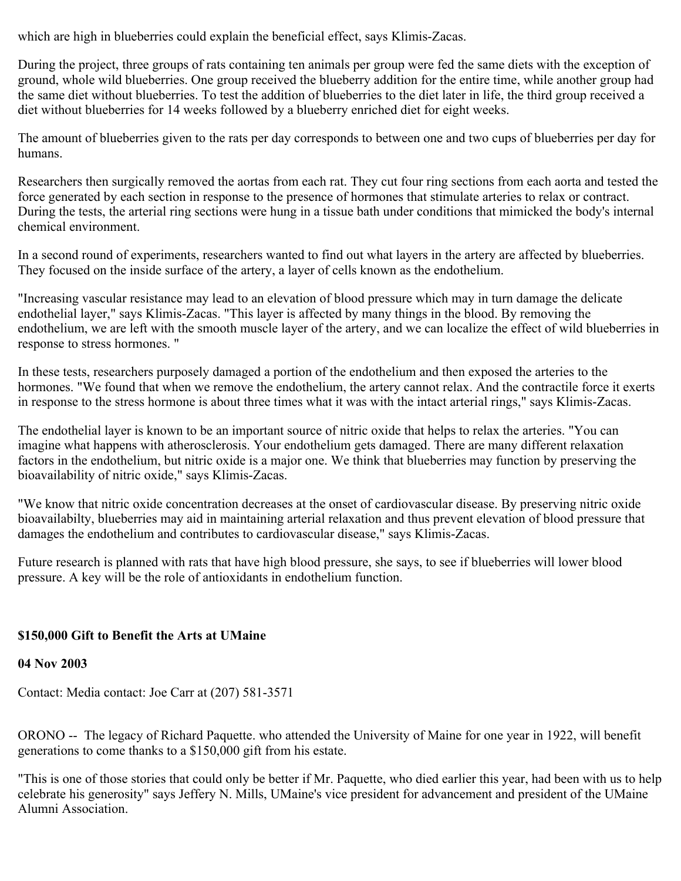which are high in blueberries could explain the beneficial effect, says Klimis-Zacas.

During the project, three groups of rats containing ten animals per group were fed the same diets with the exception of ground, whole wild blueberries. One group received the blueberry addition for the entire time, while another group had the same diet without blueberries. To test the addition of blueberries to the diet later in life, the third group received a diet without blueberries for 14 weeks followed by a blueberry enriched diet for eight weeks.

The amount of blueberries given to the rats per day corresponds to between one and two cups of blueberries per day for humans.

Researchers then surgically removed the aortas from each rat. They cut four ring sections from each aorta and tested the force generated by each section in response to the presence of hormones that stimulate arteries to relax or contract. During the tests, the arterial ring sections were hung in a tissue bath under conditions that mimicked the body's internal chemical environment.

In a second round of experiments, researchers wanted to find out what layers in the artery are affected by blueberries. They focused on the inside surface of the artery, a layer of cells known as the endothelium.

"Increasing vascular resistance may lead to an elevation of blood pressure which may in turn damage the delicate endothelial layer," says Klimis-Zacas. "This layer is affected by many things in the blood. By removing the endothelium, we are left with the smooth muscle layer of the artery, and we can localize the effect of wild blueberries in response to stress hormones. "

In these tests, researchers purposely damaged a portion of the endothelium and then exposed the arteries to the hormones. "We found that when we remove the endothelium, the artery cannot relax. And the contractile force it exerts in response to the stress hormone is about three times what it was with the intact arterial rings," says Klimis-Zacas.

The endothelial layer is known to be an important source of nitric oxide that helps to relax the arteries. "You can imagine what happens with atherosclerosis. Your endothelium gets damaged. There are many different relaxation factors in the endothelium, but nitric oxide is a major one. We think that blueberries may function by preserving the bioavailability of nitric oxide," says Klimis-Zacas.

"We know that nitric oxide concentration decreases at the onset of cardiovascular disease. By preserving nitric oxide bioavailabilty, blueberries may aid in maintaining arterial relaxation and thus prevent elevation of blood pressure that damages the endothelium and contributes to cardiovascular disease," says Klimis-Zacas.

Future research is planned with rats that have high blood pressure, she says, to see if blueberries will lower blood pressure. A key will be the role of antioxidants in endothelium function.

**$150,000 Gift to Benefit the Arts at UMaine**

**04 Nov 2003**

Contact: Media contact: Joe Carr at (207) 581-3571

ORONO -- The legacy of Richard Paquette. who attended the University of Maine for one year in 1922, will benefit generations to come thanks to a $150,000 gift from his estate.

"This is one of those stories that could only be better if Mr. Paquette, who died earlier this year, had been with us to help celebrate his generosity" says Jeffery N. Mills, UMaine's vice president for advancement and president of the UMaine Alumni Association.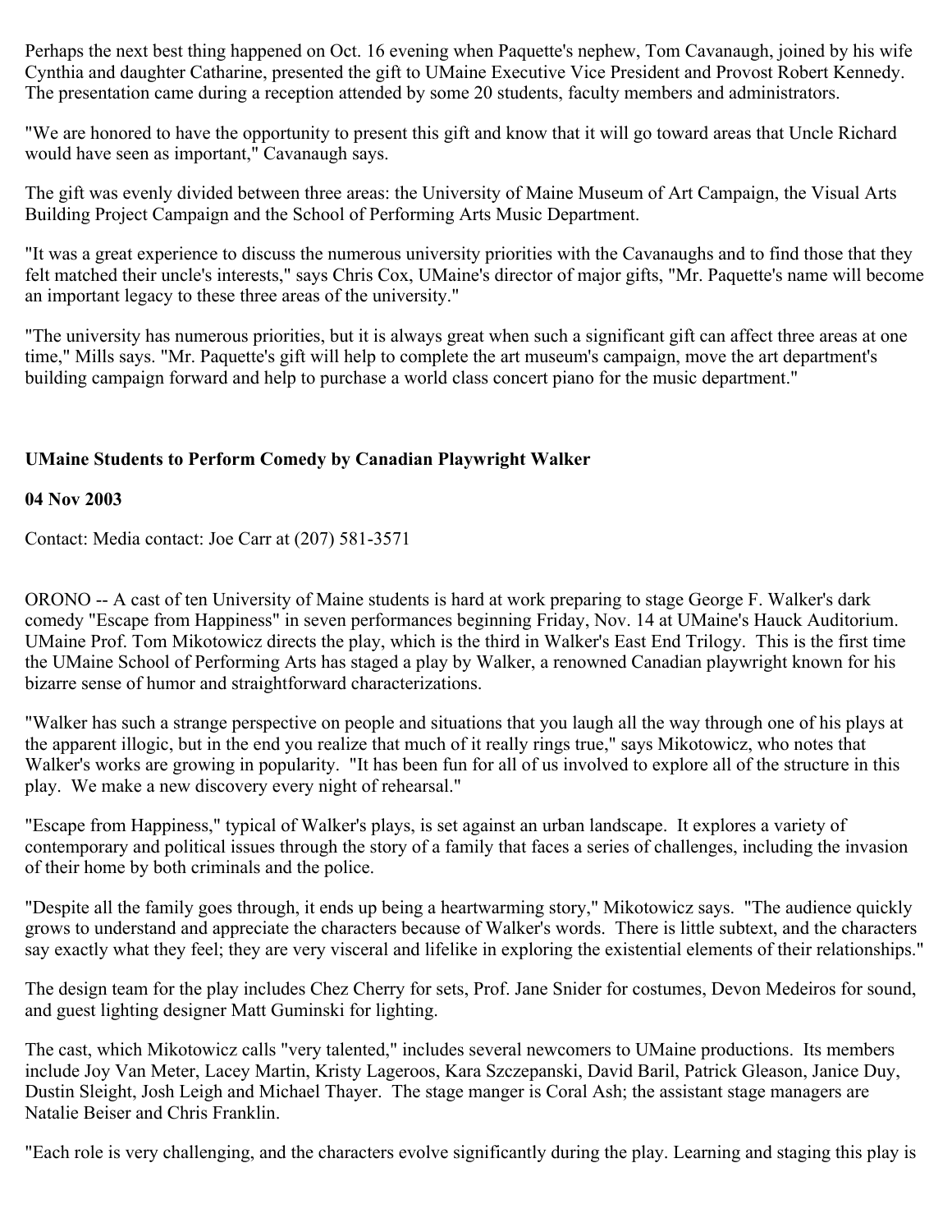Perhaps the next best thing happened on Oct. 16 evening when Paquette's nephew, Tom Cavanaugh, joined by his wife Cynthia and daughter Catharine, presented the gift to UMaine Executive Vice President and Provost Robert Kennedy. The presentation came during a reception attended by some 20 students, faculty members and administrators.

"We are honored to have the opportunity to present this gift and know that it will go toward areas that Uncle Richard would have seen as important," Cavanaugh says.

The gift was evenly divided between three areas: the University of Maine Museum of Art Campaign, the Visual Arts Building Project Campaign and the School of Performing Arts Music Department.

"It was a great experience to discuss the numerous university priorities with the Cavanaughs and to find those that they felt matched their uncle's interests," says Chris Cox, UMaine's director of major gifts, "Mr. Paquette's name will become an important legacy to these three areas of the university."

"The university has numerous priorities, but it is always great when such a significant gift can affect three areas at one time," Mills says. "Mr. Paquette's gift will help to complete the art museum's campaign, move the art department's building campaign forward and help to purchase a world class concert piano for the music department."

**UMaine Students to Perform Comedy by Canadian Playwright Walker**

**04 Nov 2003**

Contact: Media contact: Joe Carr at (207) 581-3571

ORONO -- A cast of ten University of Maine students is hard at work preparing to stage George F. Walker's dark comedy "Escape from Happiness" in seven performances beginning Friday, Nov. 14 at UMaine's Hauck Auditorium. UMaine Prof. Tom Mikotowicz directs the play, which is the third in Walker's East End Trilogy. This is the first time the UMaine School of Performing Arts has staged a play by Walker, a renowned Canadian playwright known for his bizarre sense of humor and straightforward characterizations.

"Walker has such a strange perspective on people and situations that you laugh all the way through one of his plays at the apparent illogic, but in the end you realize that much of it really rings true," says Mikotowicz, who notes that Walker's works are growing in popularity. "It has been fun for all of us involved to explore all of the structure in this play. We make a new discovery every night of rehearsal."

"Escape from Happiness," typical of Walker's plays, is set against an urban landscape. It explores a variety of contemporary and political issues through the story of a family that faces a series of challenges, including the invasion of their home by both criminals and the police.

"Despite all the family goes through, it ends up being a heartwarming story," Mikotowicz says. "The audience quickly grows to understand and appreciate the characters because of Walker's words. There is little subtext, and the characters say exactly what they feel; they are very visceral and lifelike in exploring the existential elements of their relationships."

The design team for the play includes Chez Cherry for sets, Prof. Jane Snider for costumes, Devon Medeiros for sound, and guest lighting designer Matt Guminski for lighting.

The cast, which Mikotowicz calls "very talented," includes several newcomers to UMaine productions. Its members include Joy Van Meter, Lacey Martin, Kristy Lageroos, Kara Szczepanski, David Baril, Patrick Gleason, Janice Duy, Dustin Sleight, Josh Leigh and Michael Thayer. The stage manger is Coral Ash; the assistant stage managers are Natalie Beiser and Chris Franklin.

"Each role is very challenging, and the characters evolve significantly during the play. Learning and staging this play is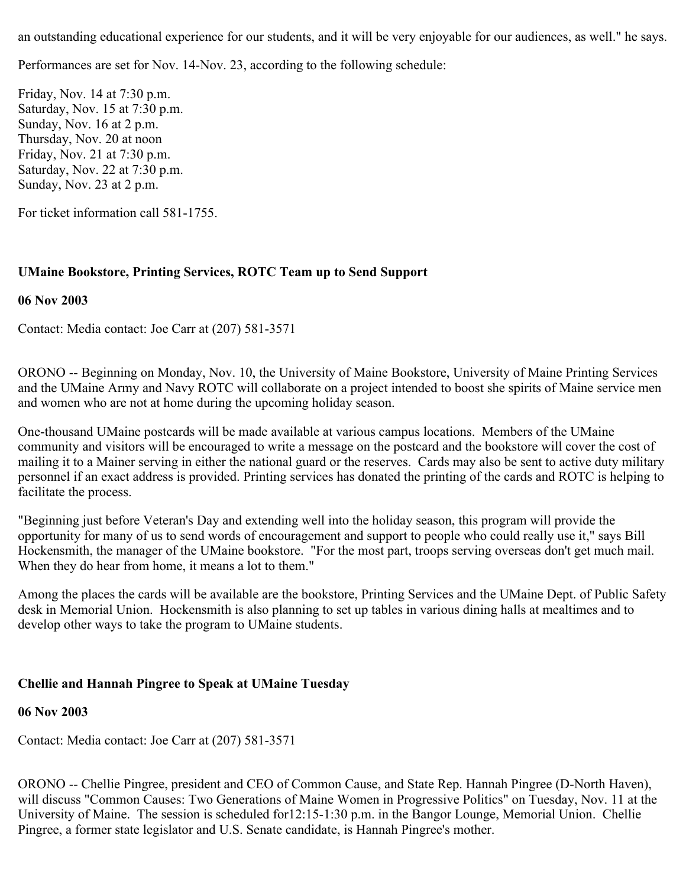an outstanding educational experience for our students, and it will be very enjoyable for our audiences, as well." he says.

Performances are set for Nov. 14-Nov. 23, according to the following schedule:

Friday, Nov. 14 at 7:30 p.m.
Saturday, Nov. 15 at 7:30 p.m.
Sunday, Nov. 16 at 2 p.m.
Thursday, Nov. 20 at noon
Friday, Nov. 21 at 7:30 p.m.
Saturday, Nov. 22 at 7:30 p.m.
Sunday, Nov. 23 at 2 p.m.

For ticket information call 581-1755.

**UMaine Bookstore, Printing Services, ROTC Team up to Send Support**

**06 Nov 2003**

Contact: Media contact: Joe Carr at (207) 581-3571

ORONO -- Beginning on Monday, Nov. 10, the University of Maine Bookstore, University of Maine Printing Services and the UMaine Army and Navy ROTC will collaborate on a project intended to boost she spirits of Maine service men and women who are not at home during the upcoming holiday season.

One-thousand UMaine postcards will be made available at various campus locations. Members of the UMaine community and visitors will be encouraged to write a message on the postcard and the bookstore will cover the cost of mailing it to a Mainer serving in either the national guard or the reserves. Cards may also be sent to active duty military personnel if an exact address is provided. Printing services has donated the printing of the cards and ROTC is helping to facilitate the process.

"Beginning just before Veteran's Day and extending well into the holiday season, this program will provide the opportunity for many of us to send words of encouragement and support to people who could really use it," says Bill Hockensmith, the manager of the UMaine bookstore. "For the most part, troops serving overseas don't get much mail. When they do hear from home, it means a lot to them."

Among the places the cards will be available are the bookstore, Printing Services and the UMaine Dept. of Public Safety desk in Memorial Union. Hockensmith is also planning to set up tables in various dining halls at mealtimes and to develop other ways to take the program to UMaine students.

**Chellie and Hannah Pingree to Speak at UMaine Tuesday**

**06 Nov 2003**

Contact: Media contact: Joe Carr at (207) 581-3571

ORONO -- Chellie Pingree, president and CEO of Common Cause, and State Rep. Hannah Pingree (D-North Haven), will discuss "Common Causes: Two Generations of Maine Women in Progressive Politics" on Tuesday, Nov. 11 at the University of Maine. The session is scheduled for12:15-1:30 p.m. in the Bangor Lounge, Memorial Union. Chellie Pingree, a former state legislator and U.S. Senate candidate, is Hannah Pingree's mother.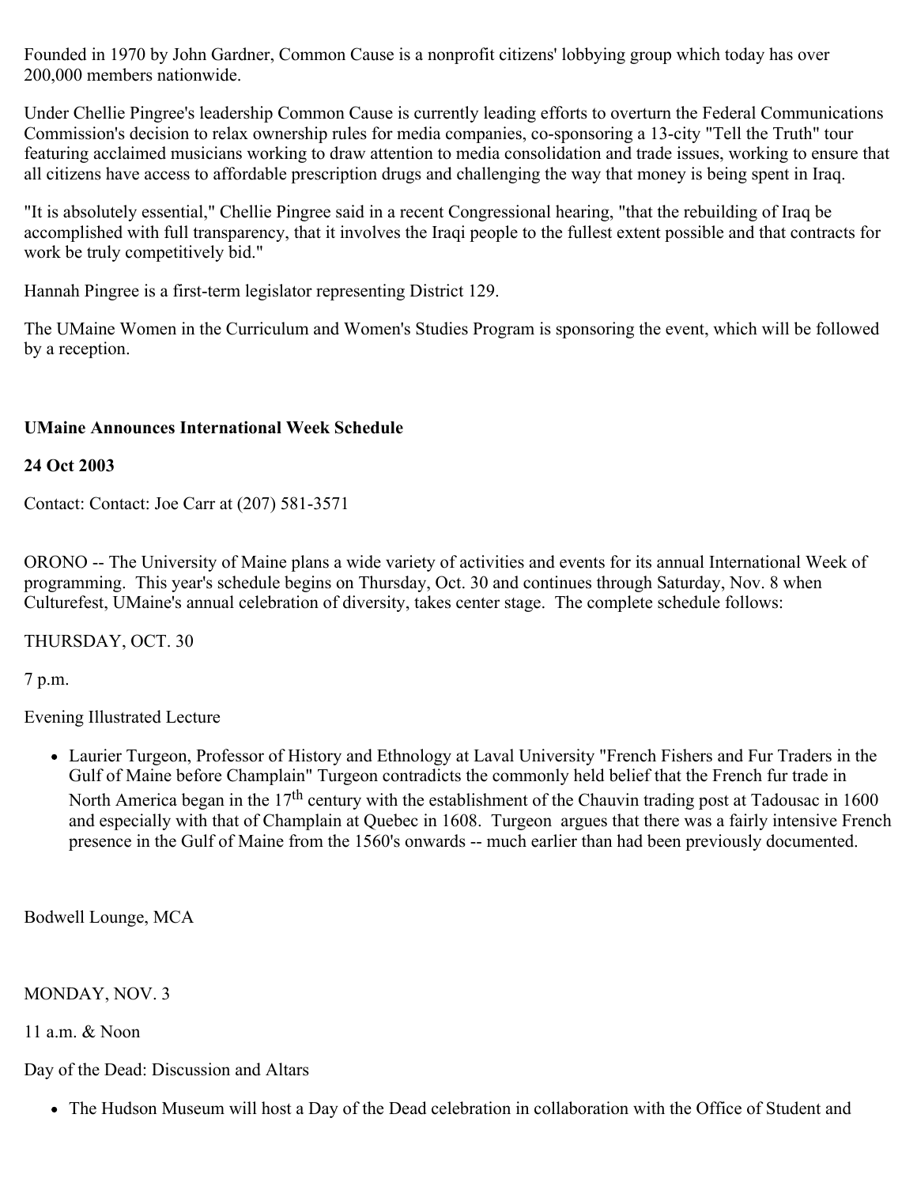Founded in 1970 by John Gardner, Common Cause is a nonprofit citizens' lobbying group which today has over 200,000 members nationwide.

Under Chellie Pingree's leadership Common Cause is currently leading efforts to overturn the Federal Communications Commission's decision to relax ownership rules for media companies, co-sponsoring a 13-city "Tell the Truth" tour featuring acclaimed musicians working to draw attention to media consolidation and trade issues, working to ensure that all citizens have access to affordable prescription drugs and challenging the way that money is being spent in Iraq.

"It is absolutely essential," Chellie Pingree said in a recent Congressional hearing, "that the rebuilding of Iraq be accomplished with full transparency, that it involves the Iraqi people to the fullest extent possible and that contracts for work be truly competitively bid."

Hannah Pingree is a first-term legislator representing District 129.

The UMaine Women in the Curriculum and Women's Studies Program is sponsoring the event, which will be followed by a reception.

**UMaine Announces International Week Schedule**

**24 Oct 2003**

Contact: Contact: Joe Carr at (207) 581-3571

ORONO -- The University of Maine plans a wide variety of activities and events for its annual International Week of programming. This year's schedule begins on Thursday, Oct. 30 and continues through Saturday, Nov. 8 when Culturefest, UMaine's annual celebration of diversity, takes center stage. The complete schedule follows:

THURSDAY, OCT. 30

7 p.m.

Evening Illustrated Lecture

- Laurier Turgeon, Professor of History and Ethnology at Laval University "French Fishers and Fur Traders in the Gulf of Maine before Champlain" Turgeon contradicts the commonly held belief that the French fur trade in North America began in the 17th century with the establishment of the Chauvin trading post at Tadousac in 1600 and especially with that of Champlain at Quebec in 1608. Turgeon argues that there was a fairly intensive French presence in the Gulf of Maine from the 1560's onwards -- much earlier than had been previously documented.

Bodwell Lounge, MCA

MONDAY, NOV. 3

11 a.m. & Noon

Day of the Dead: Discussion and Altars

- The Hudson Museum will host a Day of the Dead celebration in collaboration with the Office of Student and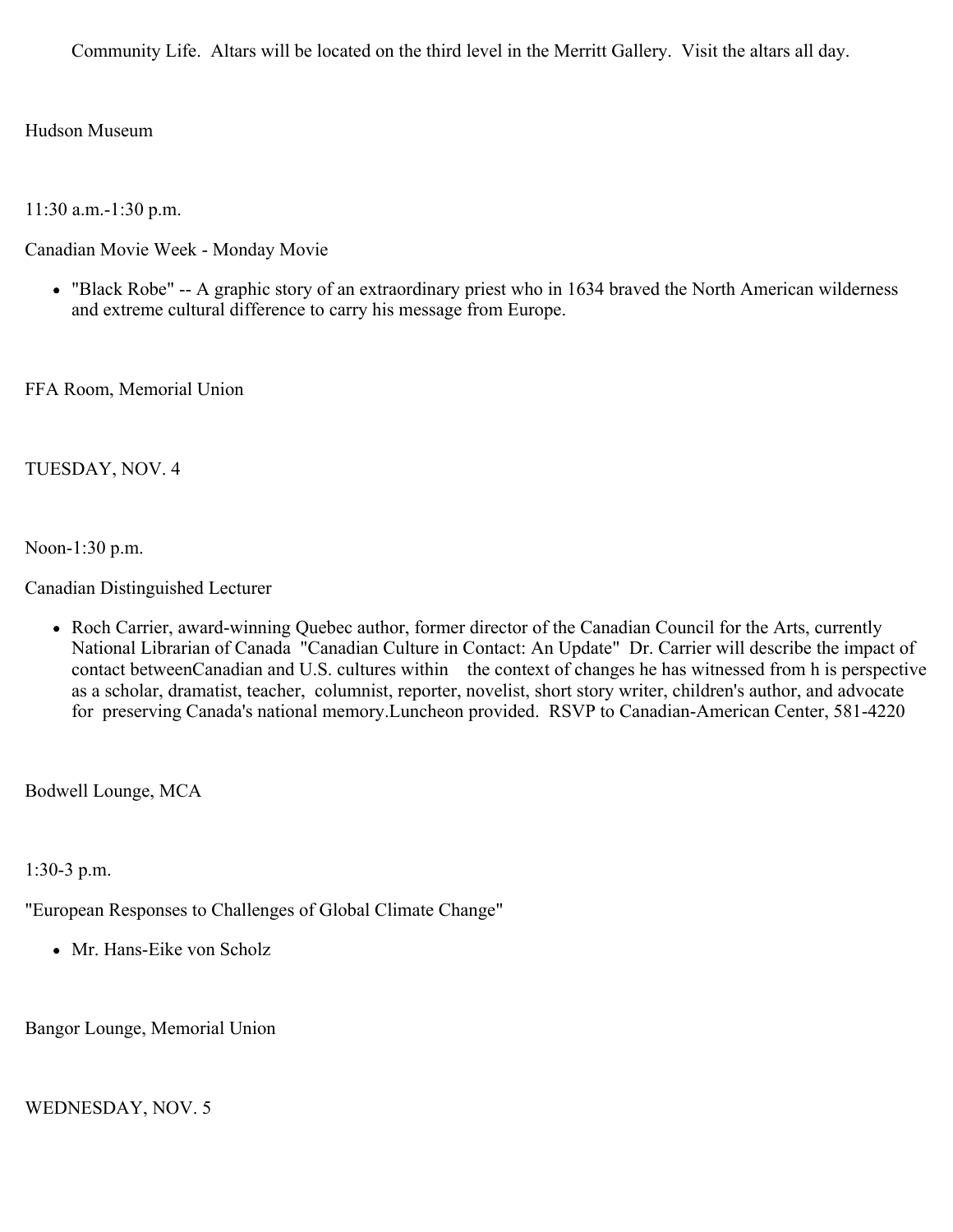- Community Life.  Altars will be located on the third level in the Merritt Gallery.  Visit the altars all day.

Hudson Museum

11:30 a.m.-1:30 p.m.

Canadian Movie Week - Monday Movie

- "Black Robe" -- A graphic story of an extraordinary priest who in 1634 braved the North American wilderness and extreme cultural difference to carry his message from Europe.

FFA Room, Memorial Union

TUESDAY, NOV. 4

Noon-1:30 p.m.

Canadian Distinguished Lecturer

- Roch Carrier, award-winning Quebec author, former director of the Canadian Council for the Arts, currently National Librarian of Canada  "Canadian Culture in Contact: An Update"  Dr. Carrier will describe the impact of contact betweenCanadian and U.S. cultures within    the context of changes he has witnessed from h is perspective as a scholar, dramatist, teacher,  columnist, reporter, novelist, short story writer, children's author, and advocate for  preserving Canada's national memory.Luncheon provided.  RSVP to Canadian-American Center, 581-4220

Bodwell Lounge, MCA

1:30-3 p.m.

"European Responses to Challenges of Global Climate Change"

- Mr. Hans-Eike von Scholz

Bangor Lounge, Memorial Union

WEDNESDAY, NOV. 5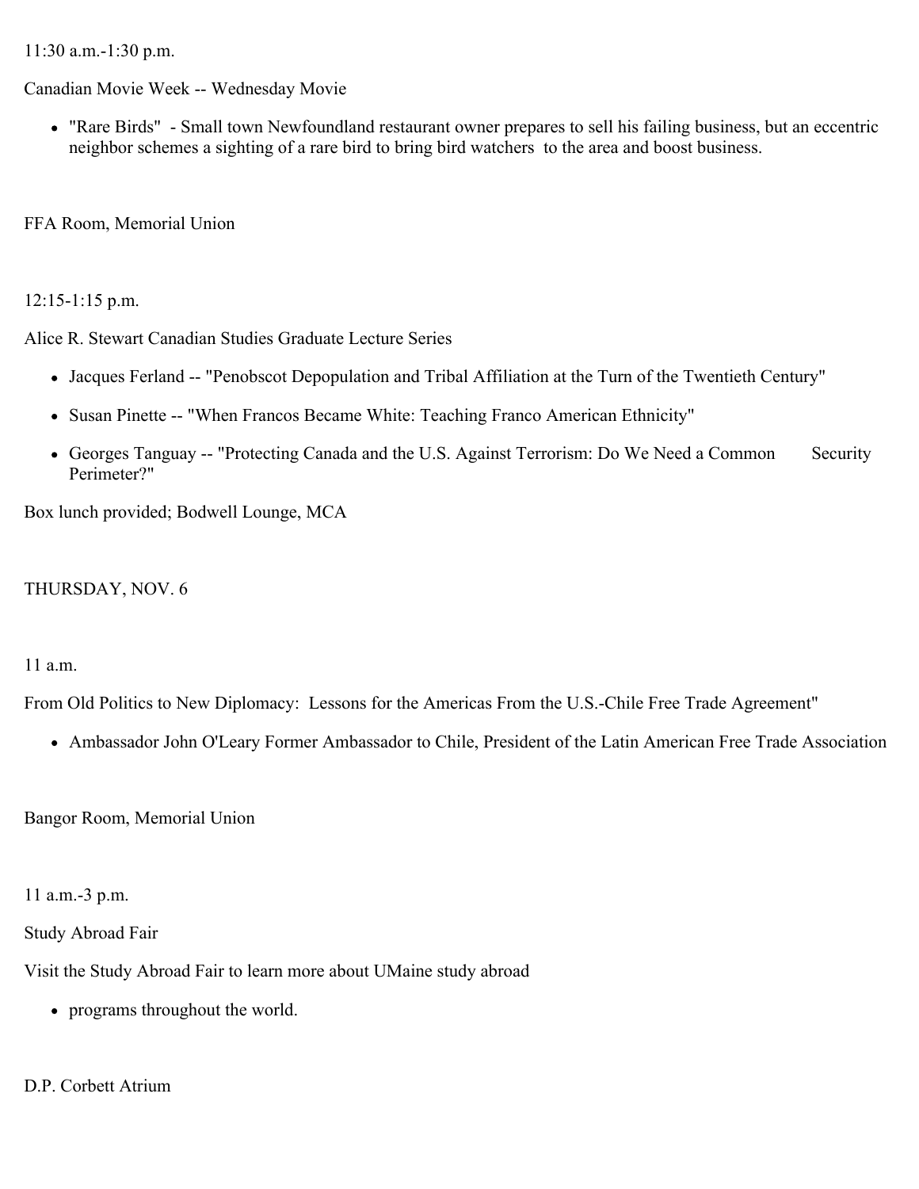11:30 a.m.-1:30 p.m.

Canadian Movie Week -- Wednesday Movie

- "Rare Birds" - Small town Newfoundland restaurant owner prepares to sell his failing business, but an eccentric neighbor schemes a sighting of a rare bird to bring bird watchers to the area and boost business.

FFA Room, Memorial Union

12:15-1:15 p.m.

Alice R. Stewart Canadian Studies Graduate Lecture Series

- Jacques Ferland -- "Penobscot Depopulation and Tribal Affiliation at the Turn of the Twentieth Century"
- Susan Pinette -- "When Francos Became White: Teaching Franco American Ethnicity"
- Georges Tanguay -- "Protecting Canada and the U.S. Against Terrorism: Do We Need a Common Security Perimeter?"

Box lunch provided; Bodwell Lounge, MCA

THURSDAY, NOV. 6

11 a.m.

From Old Politics to New Diplomacy: Lessons for the Americas From the U.S.-Chile Free Trade Agreement"

- Ambassador John O'Leary Former Ambassador to Chile, President of the Latin American Free Trade Association

Bangor Room, Memorial Union

11 a.m.-3 p.m.

Study Abroad Fair

Visit the Study Abroad Fair to learn more about UMaine study abroad

- programs throughout the world.

D.P. Corbett Atrium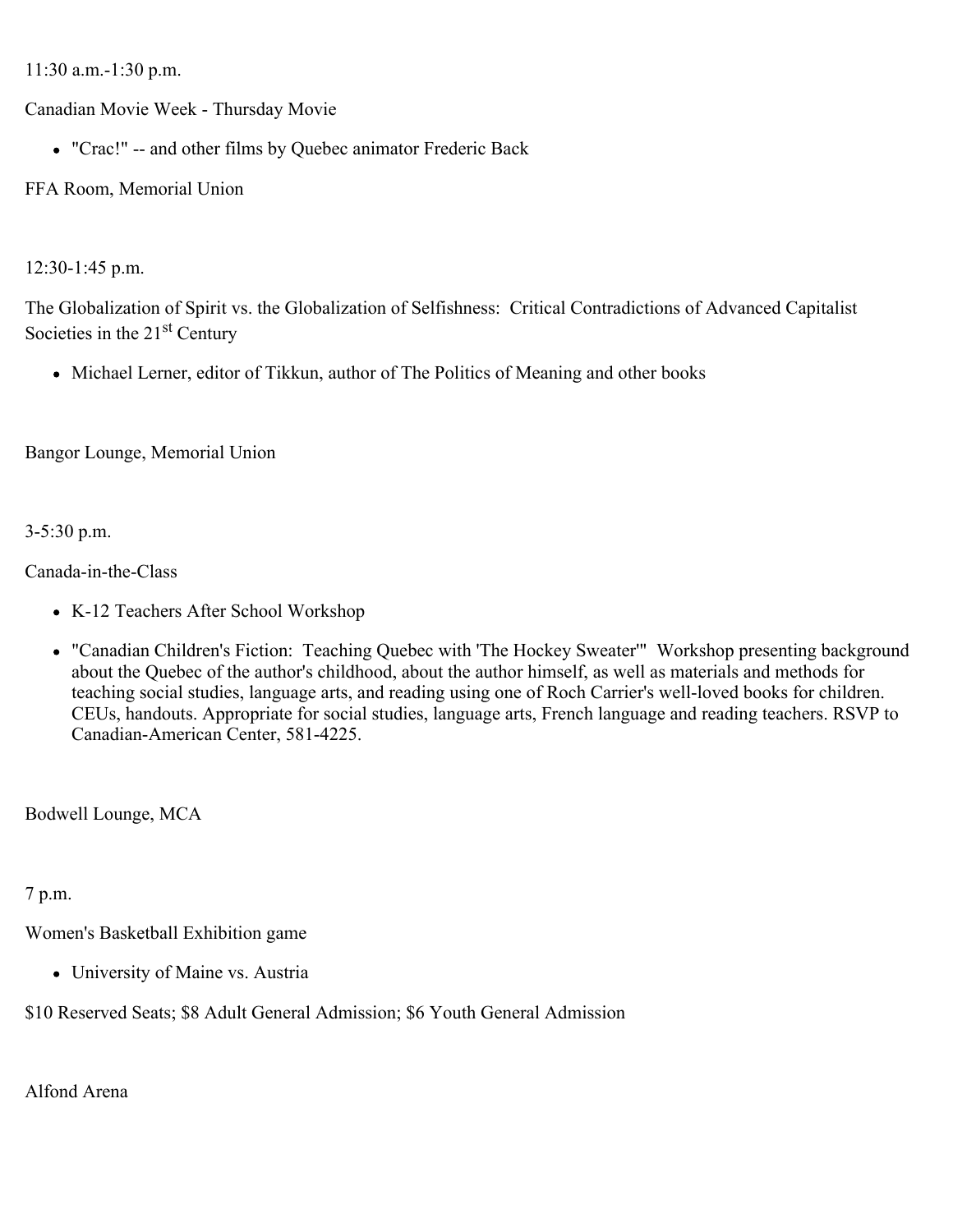11:30 a.m.-1:30 p.m.

Canadian Movie Week - Thursday Movie

- "Crac!" -- and other films by Quebec animator Frederic Back

FFA Room, Memorial Union

12:30-1:45 p.m.

The Globalization of Spirit vs. the Globalization of Selfishness:  Critical Contradictions of Advanced Capitalist Societies in the 21st Century

- Michael Lerner, editor of Tikkun, author of The Politics of Meaning and other books

Bangor Lounge, Memorial Union

3-5:30 p.m.

Canada-in-the-Class

- K-12 Teachers After School Workshop
- "Canadian Children's Fiction:  Teaching Quebec with 'The Hockey Sweater'"  Workshop presenting background about the Quebec of the author's childhood, about the author himself, as well as materials and methods for teaching social studies, language arts, and reading using one of Roch Carrier's well-loved books for children. CEUs, handouts. Appropriate for social studies, language arts, French language and reading teachers. RSVP to Canadian-American Center, 581-4225.

Bodwell Lounge, MCA

7 p.m.

Women's Basketball Exhibition game

- University of Maine vs. Austria

$10 Reserved Seats; $8 Adult General Admission; $6 Youth General Admission

Alfond Arena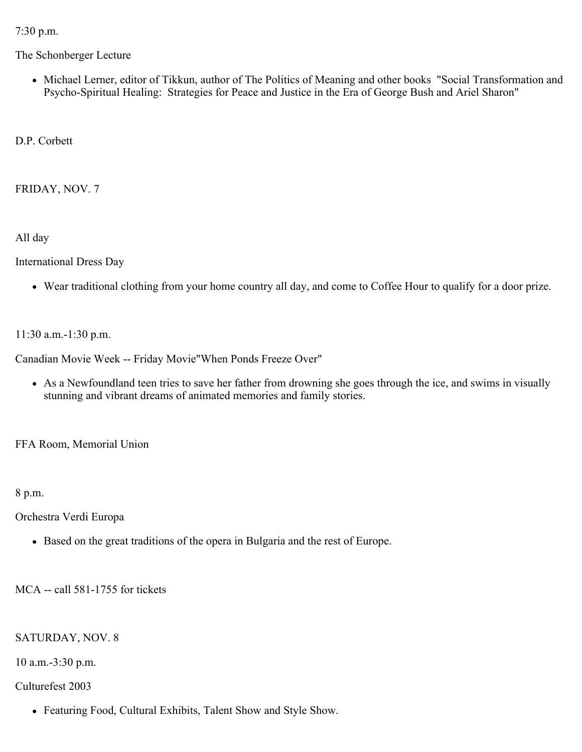7:30 p.m.

The Schonberger Lecture

- Michael Lerner, editor of Tikkun, author of The Politics of Meaning and other books "Social Transformation and Psycho-Spiritual Healing: Strategies for Peace and Justice in the Era of George Bush and Ariel Sharon"

D.P. Corbett

FRIDAY, NOV. 7

All day

International Dress Day

- Wear traditional clothing from your home country all day, and come to Coffee Hour to qualify for a door prize.

11:30 a.m.-1:30 p.m.

Canadian Movie Week -- Friday Movie"When Ponds Freeze Over"

- As a Newfoundland teen tries to save her father from drowning she goes through the ice, and swims in visually stunning and vibrant dreams of animated memories and family stories.

FFA Room, Memorial Union

8 p.m.

Orchestra Verdi Europa

- Based on the great traditions of the opera in Bulgaria and the rest of Europe.

MCA -- call 581-1755 for tickets

SATURDAY, NOV. 8

10 a.m.-3:30 p.m.

Culturefest 2003

- Featuring Food, Cultural Exhibits, Talent Show and Style Show.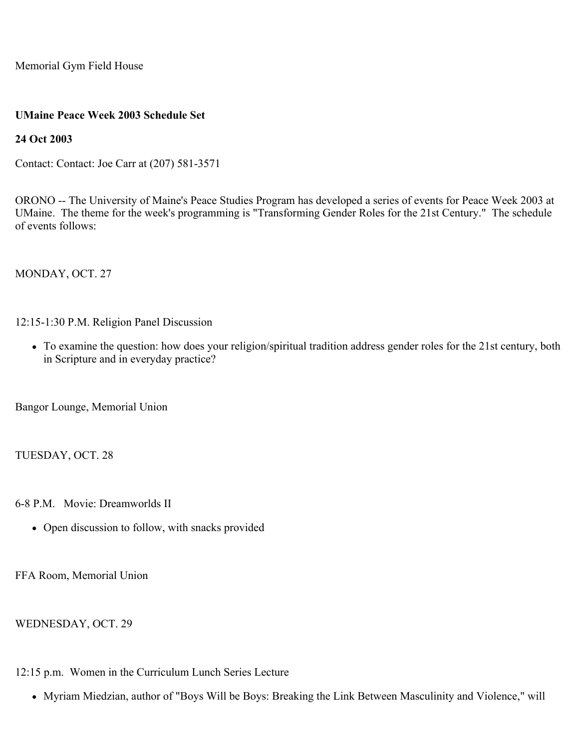Memorial Gym Field House

**UMaine Peace Week 2003 Schedule Set**

**24 Oct 2003**

Contact: Contact: Joe Carr at (207) 581-3571

ORONO -- The University of Maine's Peace Studies Program has developed a series of events for Peace Week 2003 at UMaine. The theme for the week's programming is "Transforming Gender Roles for the 21st Century." The schedule of events follows:

MONDAY, OCT. 27

12:15-1:30 P.M. Religion Panel Discussion

- To examine the question: how does your religion/spiritual tradition address gender roles for the 21st century, both in Scripture and in everyday practice?

Bangor Lounge, Memorial Union

TUESDAY, OCT. 28

6-8 P.M. Movie: Dreamworlds II

- Open discussion to follow, with snacks provided

FFA Room, Memorial Union

WEDNESDAY, OCT. 29

12:15 p.m. Women in the Curriculum Lunch Series Lecture

- Myriam Miedzian, author of "Boys Will be Boys: Breaking the Link Between Masculinity and Violence," will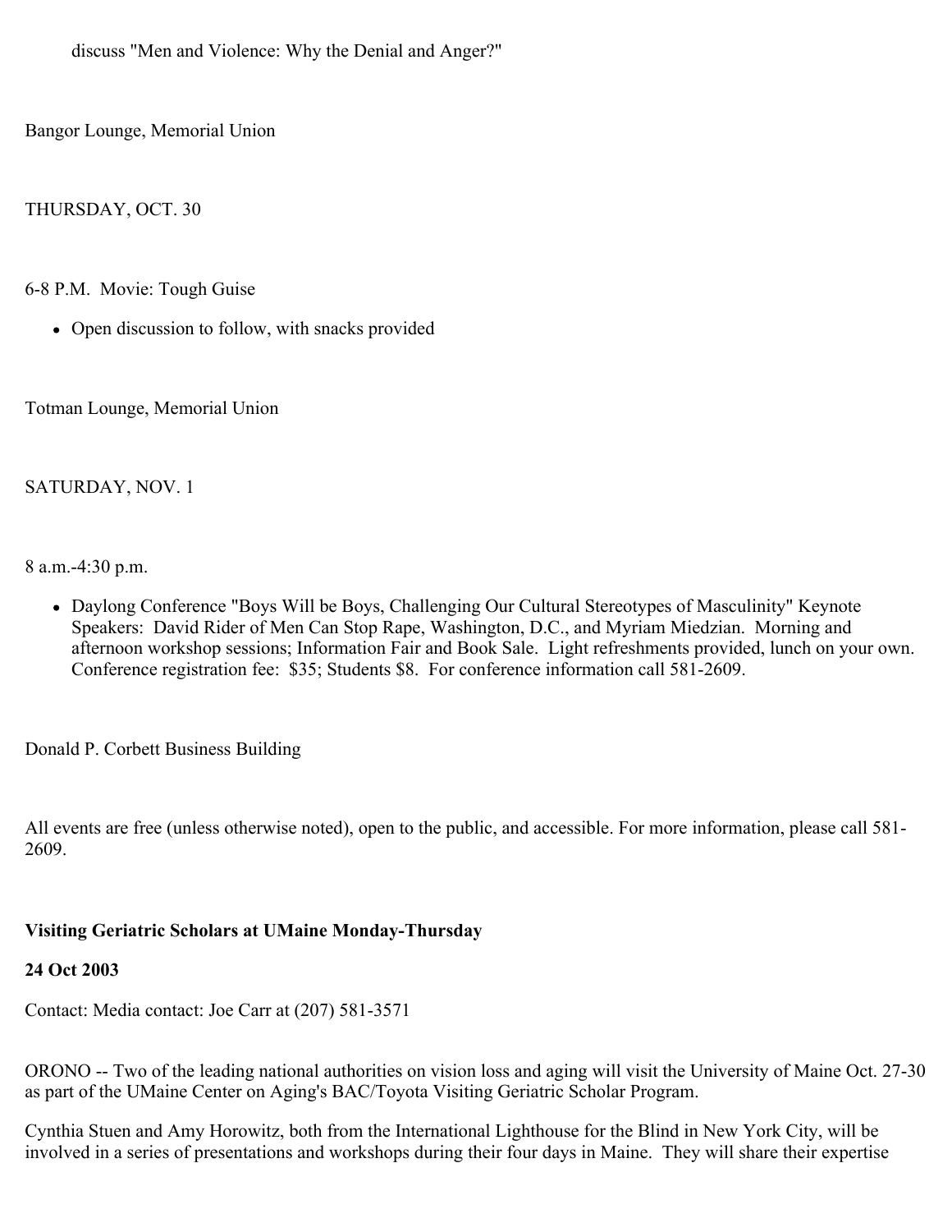discuss "Men and Violence: Why the Denial and Anger?"

Bangor Lounge, Memorial Union

THURSDAY, OCT. 30

6-8 P.M.  Movie: Tough Guise

- Open discussion to follow, with snacks provided

Totman Lounge, Memorial Union

SATURDAY, NOV. 1

8 a.m.-4:30 p.m.

- Daylong Conference "Boys Will be Boys, Challenging Our Cultural Stereotypes of Masculinity" Keynote Speakers:  David Rider of Men Can Stop Rape, Washington, D.C., and Myriam Miedzian.  Morning and afternoon workshop sessions; Information Fair and Book Sale.  Light refreshments provided, lunch on your own.  Conference registration fee:  $35; Students $8.  For conference information call 581-2609.

Donald P. Corbett Business Building

All events are free (unless otherwise noted), open to the public, and accessible. For more information, please call 581-2609.

**Visiting Geriatric Scholars at UMaine Monday-Thursday**

**24 Oct 2003**

Contact: Media contact: Joe Carr at (207) 581-3571

ORONO -- Two of the leading national authorities on vision loss and aging will visit the University of Maine Oct. 27-30 as part of the UMaine Center on Aging's BAC/Toyota Visiting Geriatric Scholar Program.

Cynthia Stuen and Amy Horowitz, both from the International Lighthouse for the Blind in New York City, will be involved in a series of presentations and workshops during their four days in Maine.  They will share their expertise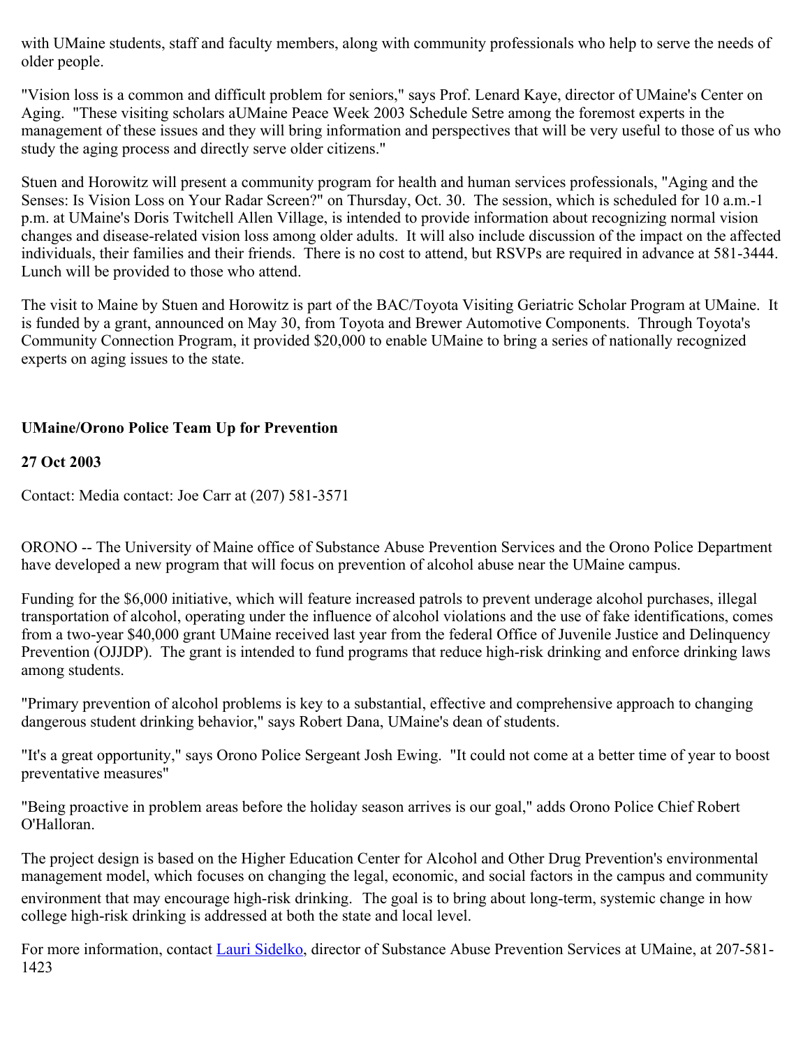with UMaine students, staff and faculty members, along with community professionals who help to serve the needs of older people.

"Vision loss is a common and difficult problem for seniors," says Prof. Lenard Kaye, director of UMaine's Center on Aging. "These visiting scholars aUMaine Peace Week 2003 Schedule Setre among the foremost experts in the management of these issues and they will bring information and perspectives that will be very useful to those of us who study the aging process and directly serve older citizens."

Stuen and Horowitz will present a community program for health and human services professionals, "Aging and the Senses: Is Vision Loss on Your Radar Screen?" on Thursday, Oct. 30. The session, which is scheduled for 10 a.m.-1 p.m. at UMaine's Doris Twitchell Allen Village, is intended to provide information about recognizing normal vision changes and disease-related vision loss among older adults. It will also include discussion of the impact on the affected individuals, their families and their friends. There is no cost to attend, but RSVPs are required in advance at 581-3444. Lunch will be provided to those who attend.

The visit to Maine by Stuen and Horowitz is part of the BAC/Toyota Visiting Geriatric Scholar Program at UMaine. It is funded by a grant, announced on May 30, from Toyota and Brewer Automotive Components. Through Toyota's Community Connection Program, it provided $20,000 to enable UMaine to bring a series of nationally recognized experts on aging issues to the state.

**UMaine/Orono Police Team Up for Prevention**

**27 Oct 2003**

Contact: Media contact: Joe Carr at (207) 581-3571

ORONO -- The University of Maine office of Substance Abuse Prevention Services and the Orono Police Department have developed a new program that will focus on prevention of alcohol abuse near the UMaine campus.

Funding for the $6,000 initiative, which will feature increased patrols to prevent underage alcohol purchases, illegal transportation of alcohol, operating under the influence of alcohol violations and the use of fake identifications, comes from a two-year $40,000 grant UMaine received last year from the federal Office of Juvenile Justice and Delinquency Prevention (OJJDP). The grant is intended to fund programs that reduce high-risk drinking and enforce drinking laws among students.

"Primary prevention of alcohol problems is key to a substantial, effective and comprehensive approach to changing dangerous student drinking behavior," says Robert Dana, UMaine's dean of students.

"It's a great opportunity," says Orono Police Sergeant Josh Ewing. "It could not come at a better time of year to boost preventative measures"

"Being proactive in problem areas before the holiday season arrives is our goal," adds Orono Police Chief Robert O'Halloran.

The project design is based on the Higher Education Center for Alcohol and Other Drug Prevention's environmental management model, which focuses on changing the legal, economic, and social factors in the campus and community environment that may encourage high-risk drinking. The goal is to bring about long-term, systemic change in how college high-risk drinking is addressed at both the state and local level.

For more information, contact Lauri Sidelko, director of Substance Abuse Prevention Services at UMaine, at 207-581-1423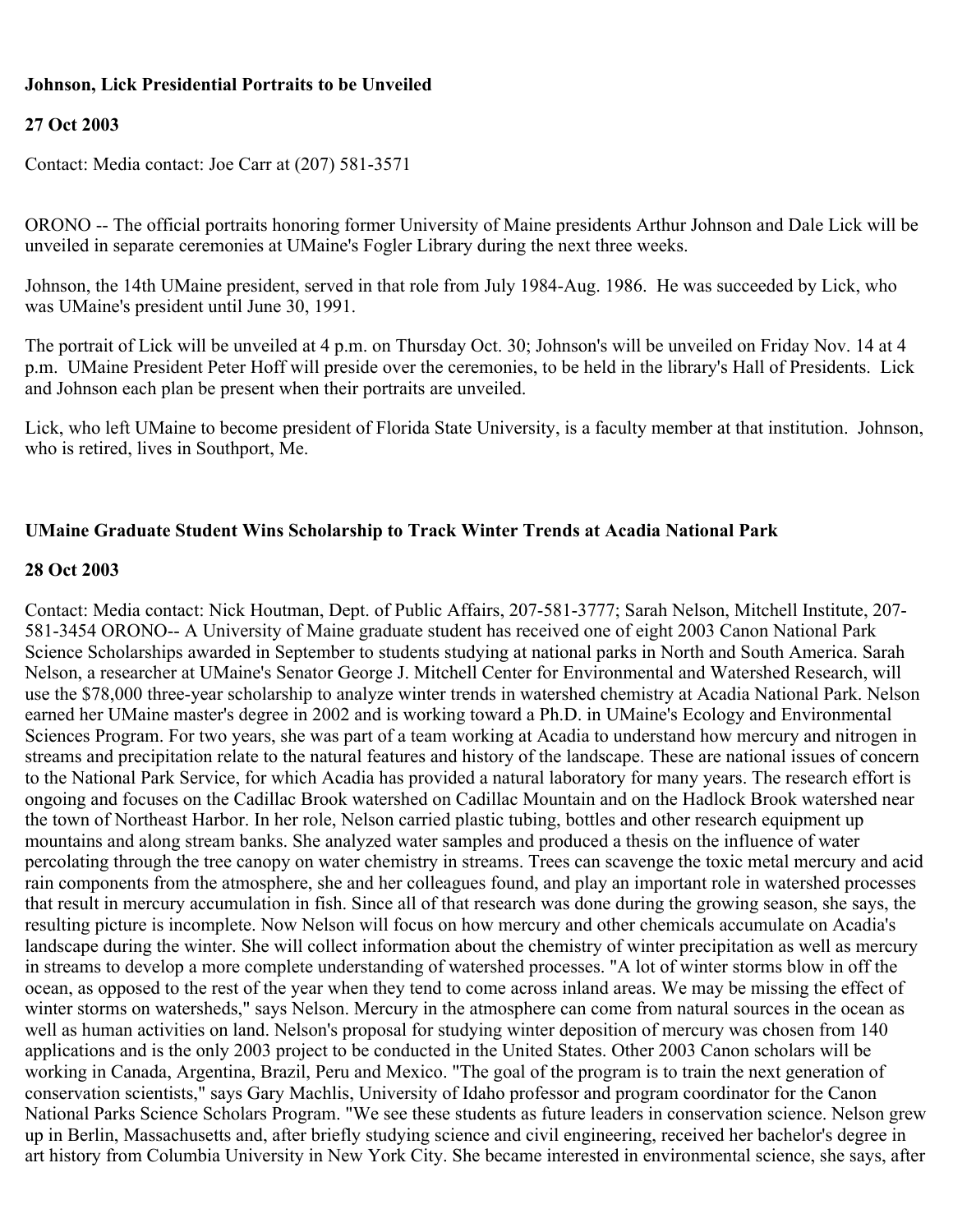**Johnson, Lick Presidential Portraits to be Unveiled**

**27 Oct 2003**

Contact: Media contact: Joe Carr at (207) 581-3571

ORONO -- The official portraits honoring former University of Maine presidents Arthur Johnson and Dale Lick will be unveiled in separate ceremonies at UMaine's Fogler Library during the next three weeks.

Johnson, the 14th UMaine president, served in that role from July 1984-Aug. 1986. He was succeeded by Lick, who was UMaine's president until June 30, 1991.

The portrait of Lick will be unveiled at 4 p.m. on Thursday Oct. 30; Johnson's will be unveiled on Friday Nov. 14 at 4 p.m. UMaine President Peter Hoff will preside over the ceremonies, to be held in the library's Hall of Presidents. Lick and Johnson each plan be present when their portraits are unveiled.

Lick, who left UMaine to become president of Florida State University, is a faculty member at that institution. Johnson, who is retired, lives in Southport, Me.

**UMaine Graduate Student Wins Scholarship to Track Winter Trends at Acadia National Park**

**28 Oct 2003**

Contact: Media contact: Nick Houtman, Dept. of Public Affairs, 207-581-3777; Sarah Nelson, Mitchell Institute, 207-581-3454 ORONO-- A University of Maine graduate student has received one of eight 2003 Canon National Park Science Scholarships awarded in September to students studying at national parks in North and South America. Sarah Nelson, a researcher at UMaine's Senator George J. Mitchell Center for Environmental and Watershed Research, will use the $78,000 three-year scholarship to analyze winter trends in watershed chemistry at Acadia National Park. Nelson earned her UMaine master's degree in 2002 and is working toward a Ph.D. in UMaine's Ecology and Environmental Sciences Program. For two years, she was part of a team working at Acadia to understand how mercury and nitrogen in streams and precipitation relate to the natural features and history of the landscape. These are national issues of concern to the National Park Service, for which Acadia has provided a natural laboratory for many years. The research effort is ongoing and focuses on the Cadillac Brook watershed on Cadillac Mountain and on the Hadlock Brook watershed near the town of Northeast Harbor. In her role, Nelson carried plastic tubing, bottles and other research equipment up mountains and along stream banks. She analyzed water samples and produced a thesis on the influence of water percolating through the tree canopy on water chemistry in streams. Trees can scavenge the toxic metal mercury and acid rain components from the atmosphere, she and her colleagues found, and play an important role in watershed processes that result in mercury accumulation in fish. Since all of that research was done during the growing season, she says, the resulting picture is incomplete. Now Nelson will focus on how mercury and other chemicals accumulate on Acadia's landscape during the winter. She will collect information about the chemistry of winter precipitation as well as mercury in streams to develop a more complete understanding of watershed processes. "A lot of winter storms blow in off the ocean, as opposed to the rest of the year when they tend to come across inland areas. We may be missing the effect of winter storms on watersheds," says Nelson. Mercury in the atmosphere can come from natural sources in the ocean as well as human activities on land. Nelson's proposal for studying winter deposition of mercury was chosen from 140 applications and is the only 2003 project to be conducted in the United States. Other 2003 Canon scholars will be working in Canada, Argentina, Brazil, Peru and Mexico. "The goal of the program is to train the next generation of conservation scientists," says Gary Machlis, University of Idaho professor and program coordinator for the Canon National Parks Science Scholars Program. "We see these students as future leaders in conservation science. Nelson grew up in Berlin, Massachusetts and, after briefly studying science and civil engineering, received her bachelor's degree in art history from Columbia University in New York City. She became interested in environmental science, she says, after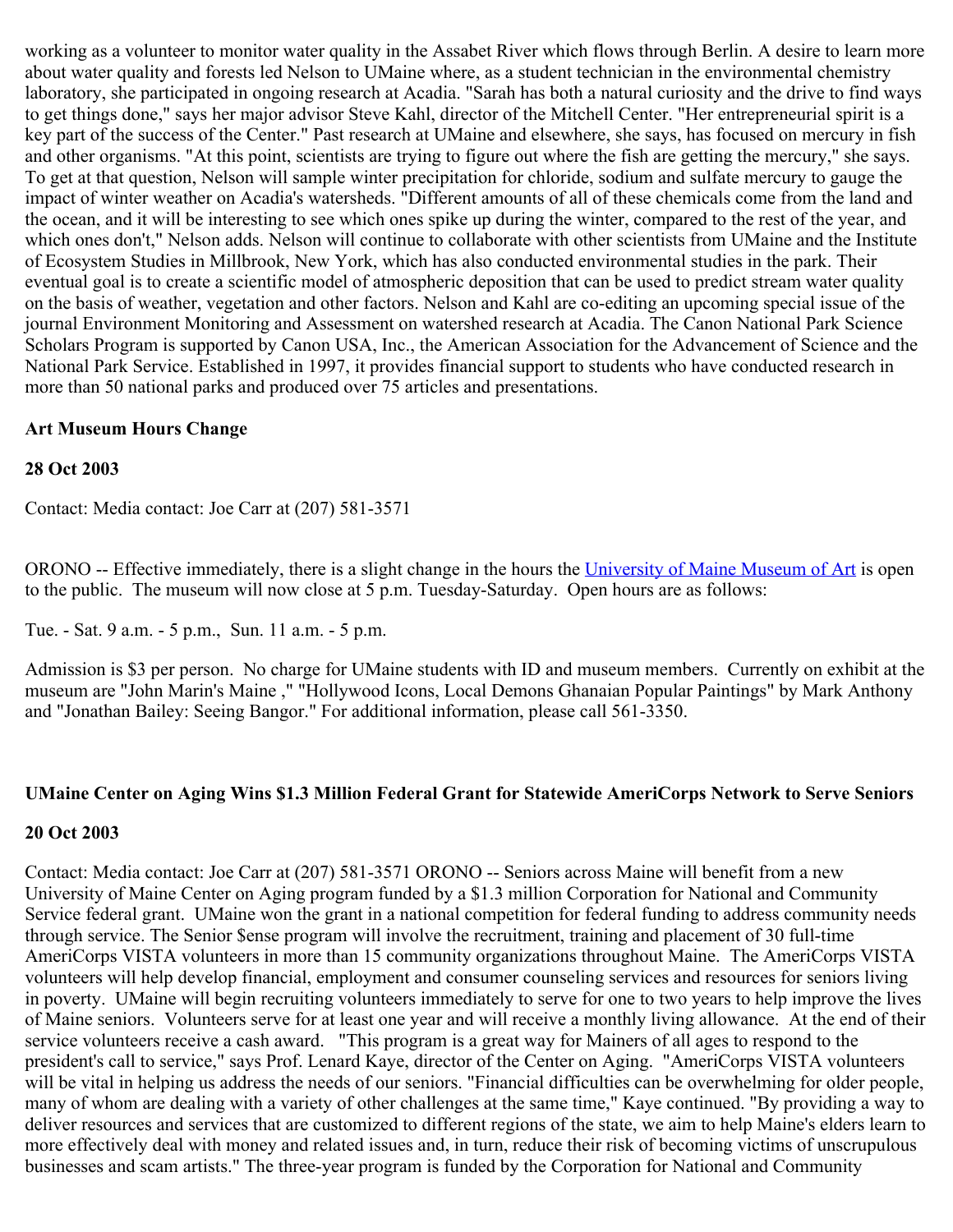working as a volunteer to monitor water quality in the Assabet River which flows through Berlin. A desire to learn more about water quality and forests led Nelson to UMaine where, as a student technician in the environmental chemistry laboratory, she participated in ongoing research at Acadia. "Sarah has both a natural curiosity and the drive to find ways to get things done," says her major advisor Steve Kahl, director of the Mitchell Center. "Her entrepreneurial spirit is a key part of the success of the Center." Past research at UMaine and elsewhere, she says, has focused on mercury in fish and other organisms. "At this point, scientists are trying to figure out where the fish are getting the mercury," she says. To get at that question, Nelson will sample winter precipitation for chloride, sodium and sulfate mercury to gauge the impact of winter weather on Acadia's watersheds. "Different amounts of all of these chemicals come from the land and the ocean, and it will be interesting to see which ones spike up during the winter, compared to the rest of the year, and which ones don't," Nelson adds. Nelson will continue to collaborate with other scientists from UMaine and the Institute of Ecosystem Studies in Millbrook, New York, which has also conducted environmental studies in the park. Their eventual goal is to create a scientific model of atmospheric deposition that can be used to predict stream water quality on the basis of weather, vegetation and other factors. Nelson and Kahl are co-editing an upcoming special issue of the journal Environment Monitoring and Assessment on watershed research at Acadia. The Canon National Park Science Scholars Program is supported by Canon USA, Inc., the American Association for the Advancement of Science and the National Park Service. Established in 1997, it provides financial support to students who have conducted research in more than 50 national parks and produced over 75 articles and presentations.

**Art Museum Hours Change**

**28 Oct 2003**

Contact: Media contact: Joe Carr at (207) 581-3571

ORONO -- Effective immediately, there is a slight change in the hours the University of Maine Museum of Art is open to the public. The museum will now close at 5 p.m. Tuesday-Saturday. Open hours are as follows:

Tue. - Sat. 9 a.m. - 5 p.m., Sun. 11 a.m. - 5 p.m.

Admission is $3 per person. No charge for UMaine students with ID and museum members. Currently on exhibit at the museum are "John Marin's Maine ," "Hollywood Icons, Local Demons Ghanaian Popular Paintings" by Mark Anthony and "Jonathan Bailey: Seeing Bangor." For additional information, please call 561-3350.

**UMaine Center on Aging Wins $1.3 Million Federal Grant for Statewide AmeriCorps Network to Serve Seniors**

**20 Oct 2003**

Contact: Media contact: Joe Carr at (207) 581-3571 ORONO -- Seniors across Maine will benefit from a new University of Maine Center on Aging program funded by a $1.3 million Corporation for National and Community Service federal grant. UMaine won the grant in a national competition for federal funding to address community needs through service. The Senior $ense program will involve the recruitment, training and placement of 30 full-time AmeriCorps VISTA volunteers in more than 15 community organizations throughout Maine. The AmeriCorps VISTA volunteers will help develop financial, employment and consumer counseling services and resources for seniors living in poverty. UMaine will begin recruiting volunteers immediately to serve for one to two years to help improve the lives of Maine seniors. Volunteers serve for at least one year and will receive a monthly living allowance. At the end of their service volunteers receive a cash award. "This program is a great way for Mainers of all ages to respond to the president's call to service," says Prof. Lenard Kaye, director of the Center on Aging. "AmeriCorps VISTA volunteers will be vital in helping us address the needs of our seniors. "Financial difficulties can be overwhelming for older people, many of whom are dealing with a variety of other challenges at the same time," Kaye continued. "By providing a way to deliver resources and services that are customized to different regions of the state, we aim to help Maine's elders learn to more effectively deal with money and related issues and, in turn, reduce their risk of becoming victims of unscrupulous businesses and scam artists." The three-year program is funded by the Corporation for National and Community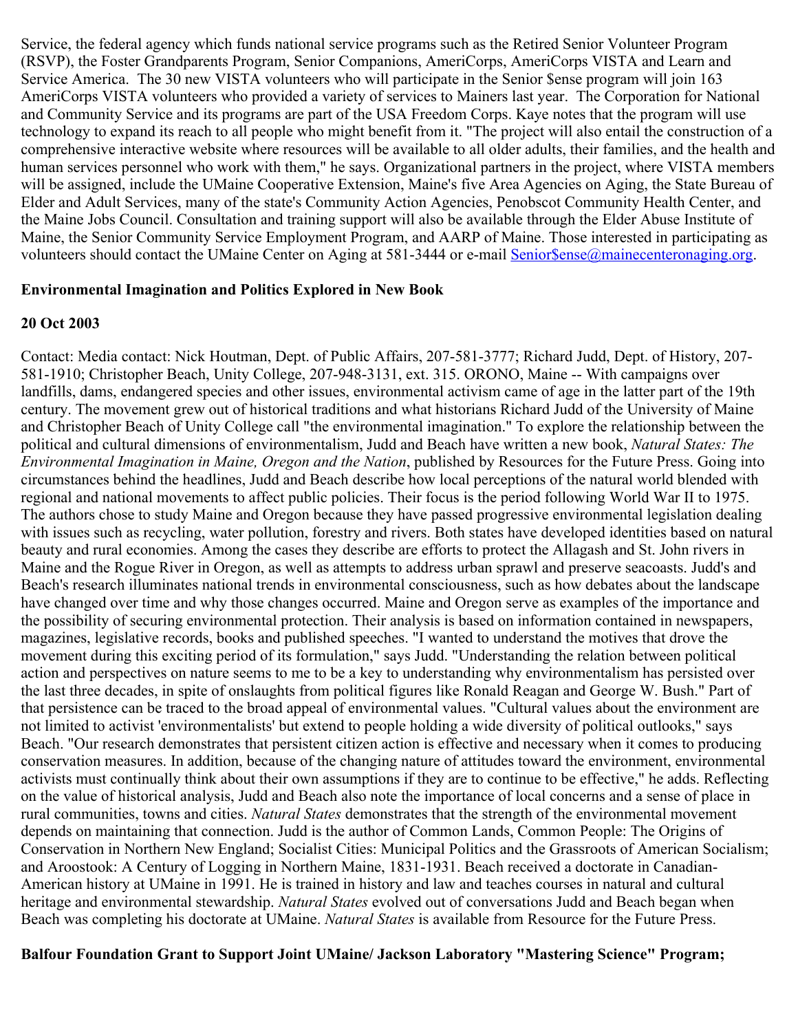Service, the federal agency which funds national service programs such as the Retired Senior Volunteer Program (RSVP), the Foster Grandparents Program, Senior Companions, AmeriCorps, AmeriCorps VISTA and Learn and Service America. The 30 new VISTA volunteers who will participate in the Senior $ense program will join 163 AmeriCorps VISTA volunteers who provided a variety of services to Mainers last year. The Corporation for National and Community Service and its programs are part of the USA Freedom Corps. Kaye notes that the program will use technology to expand its reach to all people who might benefit from it. "The project will also entail the construction of a comprehensive interactive website where resources will be available to all older adults, their families, and the health and human services personnel who work with them," he says. Organizational partners in the project, where VISTA members will be assigned, include the UMaine Cooperative Extension, Maine's five Area Agencies on Aging, the State Bureau of Elder and Adult Services, many of the state's Community Action Agencies, Penobscot Community Health Center, and the Maine Jobs Council. Consultation and training support will also be available through the Elder Abuse Institute of Maine, the Senior Community Service Employment Program, and AARP of Maine. Those interested in participating as volunteers should contact the UMaine Center on Aging at 581-3444 or e-mail Senior$ense@mainecenteronaging.org.

**Environmental Imagination and Politics Explored in New Book**

**20 Oct 2003**

Contact: Media contact: Nick Houtman, Dept. of Public Affairs, 207-581-3777; Richard Judd, Dept. of History, 207-581-1910; Christopher Beach, Unity College, 207-948-3131, ext. 315. ORONO, Maine -- With campaigns over landfills, dams, endangered species and other issues, environmental activism came of age in the latter part of the 19th century. The movement grew out of historical traditions and what historians Richard Judd of the University of Maine and Christopher Beach of Unity College call "the environmental imagination." To explore the relationship between the political and cultural dimensions of environmentalism, Judd and Beach have written a new book, *Natural States: The Environmental Imagination in Maine, Oregon and the Nation*, published by Resources for the Future Press. Going into circumstances behind the headlines, Judd and Beach describe how local perceptions of the natural world blended with regional and national movements to affect public policies. Their focus is the period following World War II to 1975. The authors chose to study Maine and Oregon because they have passed progressive environmental legislation dealing with issues such as recycling, water pollution, forestry and rivers. Both states have developed identities based on natural beauty and rural economies. Among the cases they describe are efforts to protect the Allagash and St. John rivers in Maine and the Rogue River in Oregon, as well as attempts to address urban sprawl and preserve seacoasts. Judd's and Beach's research illuminates national trends in environmental consciousness, such as how debates about the landscape have changed over time and why those changes occurred. Maine and Oregon serve as examples of the importance and the possibility of securing environmental protection. Their analysis is based on information contained in newspapers, magazines, legislative records, books and published speeches. "I wanted to understand the motives that drove the movement during this exciting period of its formulation," says Judd. "Understanding the relation between political action and perspectives on nature seems to me to be a key to understanding why environmentalism has persisted over the last three decades, in spite of onslaughts from political figures like Ronald Reagan and George W. Bush." Part of that persistence can be traced to the broad appeal of environmental values. "Cultural values about the environment are not limited to activist 'environmentalists' but extend to people holding a wide diversity of political outlooks," says Beach. "Our research demonstrates that persistent citizen action is effective and necessary when it comes to producing conservation measures. In addition, because of the changing nature of attitudes toward the environment, environmental activists must continually think about their own assumptions if they are to continue to be effective," he adds. Reflecting on the value of historical analysis, Judd and Beach also note the importance of local concerns and a sense of place in rural communities, towns and cities. *Natural States* demonstrates that the strength of the environmental movement depends on maintaining that connection. Judd is the author of Common Lands, Common People: The Origins of Conservation in Northern New England; Socialist Cities: Municipal Politics and the Grassroots of American Socialism; and Aroostook: A Century of Logging in Northern Maine, 1831-1931. Beach received a doctorate in Canadian-American history at UMaine in 1991. He is trained in history and law and teaches courses in natural and cultural heritage and environmental stewardship. *Natural States* evolved out of conversations Judd and Beach began when Beach was completing his doctorate at UMaine. *Natural States* is available from Resource for the Future Press.

**Balfour Foundation Grant to Support Joint UMaine/ Jackson Laboratory "Mastering Science" Program;**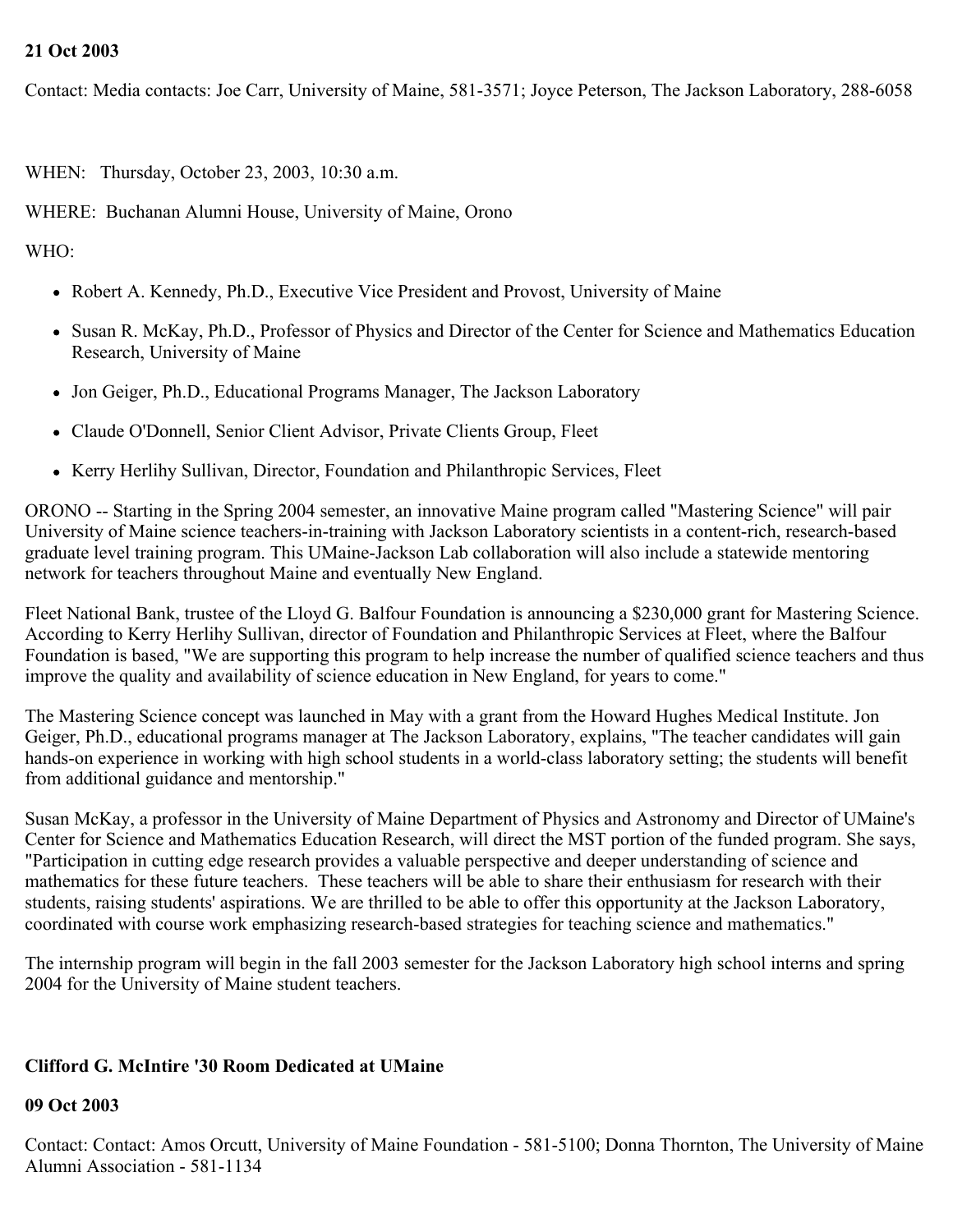**21 Oct 2003**

Contact: Media contacts: Joe Carr, University of Maine, 581-3571; Joyce Peterson, The Jackson Laboratory, 288-6058

WHEN: Thursday, October 23, 2003, 10:30 a.m.

WHERE: Buchanan Alumni House, University of Maine, Orono

WHO:

- Robert A. Kennedy, Ph.D., Executive Vice President and Provost, University of Maine
- Susan R. McKay, Ph.D., Professor of Physics and Director of the Center for Science and Mathematics Education Research, University of Maine
- Jon Geiger, Ph.D., Educational Programs Manager, The Jackson Laboratory
- Claude O'Donnell, Senior Client Advisor, Private Clients Group, Fleet
- Kerry Herlihy Sullivan, Director, Foundation and Philanthropic Services, Fleet

ORONO -- Starting in the Spring 2004 semester, an innovative Maine program called "Mastering Science" will pair University of Maine science teachers-in-training with Jackson Laboratory scientists in a content-rich, research-based graduate level training program. This UMaine-Jackson Lab collaboration will also include a statewide mentoring network for teachers throughout Maine and eventually New England.

Fleet National Bank, trustee of the Lloyd G. Balfour Foundation is announcing a $230,000 grant for Mastering Science. According to Kerry Herlihy Sullivan, director of Foundation and Philanthropic Services at Fleet, where the Balfour Foundation is based, "We are supporting this program to help increase the number of qualified science teachers and thus improve the quality and availability of science education in New England, for years to come."

The Mastering Science concept was launched in May with a grant from the Howard Hughes Medical Institute. Jon Geiger, Ph.D., educational programs manager at The Jackson Laboratory, explains, "The teacher candidates will gain hands-on experience in working with high school students in a world-class laboratory setting; the students will benefit from additional guidance and mentorship."

Susan McKay, a professor in the University of Maine Department of Physics and Astronomy and Director of UMaine's Center for Science and Mathematics Education Research, will direct the MST portion of the funded program. She says, "Participation in cutting edge research provides a valuable perspective and deeper understanding of science and mathematics for these future teachers. These teachers will be able to share their enthusiasm for research with their students, raising students' aspirations. We are thrilled to be able to offer this opportunity at the Jackson Laboratory, coordinated with course work emphasizing research-based strategies for teaching science and mathematics."

The internship program will begin in the fall 2003 semester for the Jackson Laboratory high school interns and spring 2004 for the University of Maine student teachers.

**Clifford G. McIntire '30 Room Dedicated at UMaine**

**09 Oct 2003**

Contact: Contact: Amos Orcutt, University of Maine Foundation - 581-5100; Donna Thornton, The University of Maine Alumni Association - 581-1134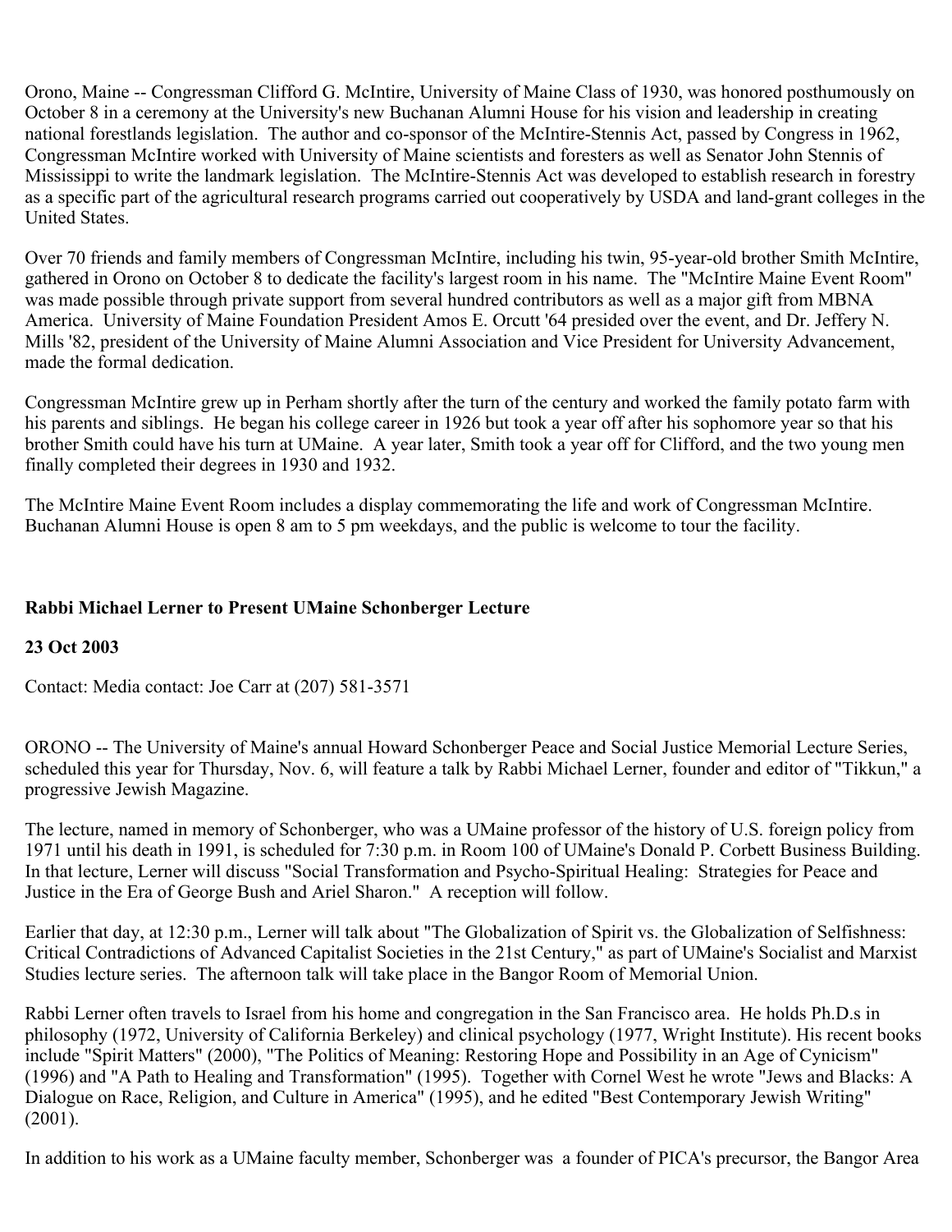Orono, Maine -- Congressman Clifford G. McIntire, University of Maine Class of 1930, was honored posthumously on October 8 in a ceremony at the University's new Buchanan Alumni House for his vision and leadership in creating national forestlands legislation. The author and co-sponsor of the McIntire-Stennis Act, passed by Congress in 1962, Congressman McIntire worked with University of Maine scientists and foresters as well as Senator John Stennis of Mississippi to write the landmark legislation. The McIntire-Stennis Act was developed to establish research in forestry as a specific part of the agricultural research programs carried out cooperatively by USDA and land-grant colleges in the United States.

Over 70 friends and family members of Congressman McIntire, including his twin, 95-year-old brother Smith McIntire, gathered in Orono on October 8 to dedicate the facility's largest room in his name. The "McIntire Maine Event Room" was made possible through private support from several hundred contributors as well as a major gift from MBNA America. University of Maine Foundation President Amos E. Orcutt '64 presided over the event, and Dr. Jeffery N. Mills '82, president of the University of Maine Alumni Association and Vice President for University Advancement, made the formal dedication.

Congressman McIntire grew up in Perham shortly after the turn of the century and worked the family potato farm with his parents and siblings. He began his college career in 1926 but took a year off after his sophomore year so that his brother Smith could have his turn at UMaine. A year later, Smith took a year off for Clifford, and the two young men finally completed their degrees in 1930 and 1932.

The McIntire Maine Event Room includes a display commemorating the life and work of Congressman McIntire. Buchanan Alumni House is open 8 am to 5 pm weekdays, and the public is welcome to tour the facility.

**Rabbi Michael Lerner to Present UMaine Schonberger Lecture**

**23 Oct 2003**

Contact: Media contact: Joe Carr at (207) 581-3571

ORONO -- The University of Maine's annual Howard Schonberger Peace and Social Justice Memorial Lecture Series, scheduled this year for Thursday, Nov. 6, will feature a talk by Rabbi Michael Lerner, founder and editor of "Tikkun," a progressive Jewish Magazine.

The lecture, named in memory of Schonberger, who was a UMaine professor of the history of U.S. foreign policy from 1971 until his death in 1991, is scheduled for 7:30 p.m. in Room 100 of UMaine's Donald P. Corbett Business Building. In that lecture, Lerner will discuss "Social Transformation and Psycho-Spiritual Healing: Strategies for Peace and Justice in the Era of George Bush and Ariel Sharon." A reception will follow.

Earlier that day, at 12:30 p.m., Lerner will talk about "The Globalization of Spirit vs. the Globalization of Selfishness: Critical Contradictions of Advanced Capitalist Societies in the 21st Century," as part of UMaine's Socialist and Marxist Studies lecture series. The afternoon talk will take place in the Bangor Room of Memorial Union.

Rabbi Lerner often travels to Israel from his home and congregation in the San Francisco area. He holds Ph.D.s in philosophy (1972, University of California Berkeley) and clinical psychology (1977, Wright Institute). His recent books include "Spirit Matters" (2000), "The Politics of Meaning: Restoring Hope and Possibility in an Age of Cynicism" (1996) and "A Path to Healing and Transformation" (1995). Together with Cornel West he wrote "Jews and Blacks: A Dialogue on Race, Religion, and Culture in America" (1995), and he edited "Best Contemporary Jewish Writing" (2001).

In addition to his work as a UMaine faculty member, Schonberger was a founder of PICA's precursor, the Bangor Area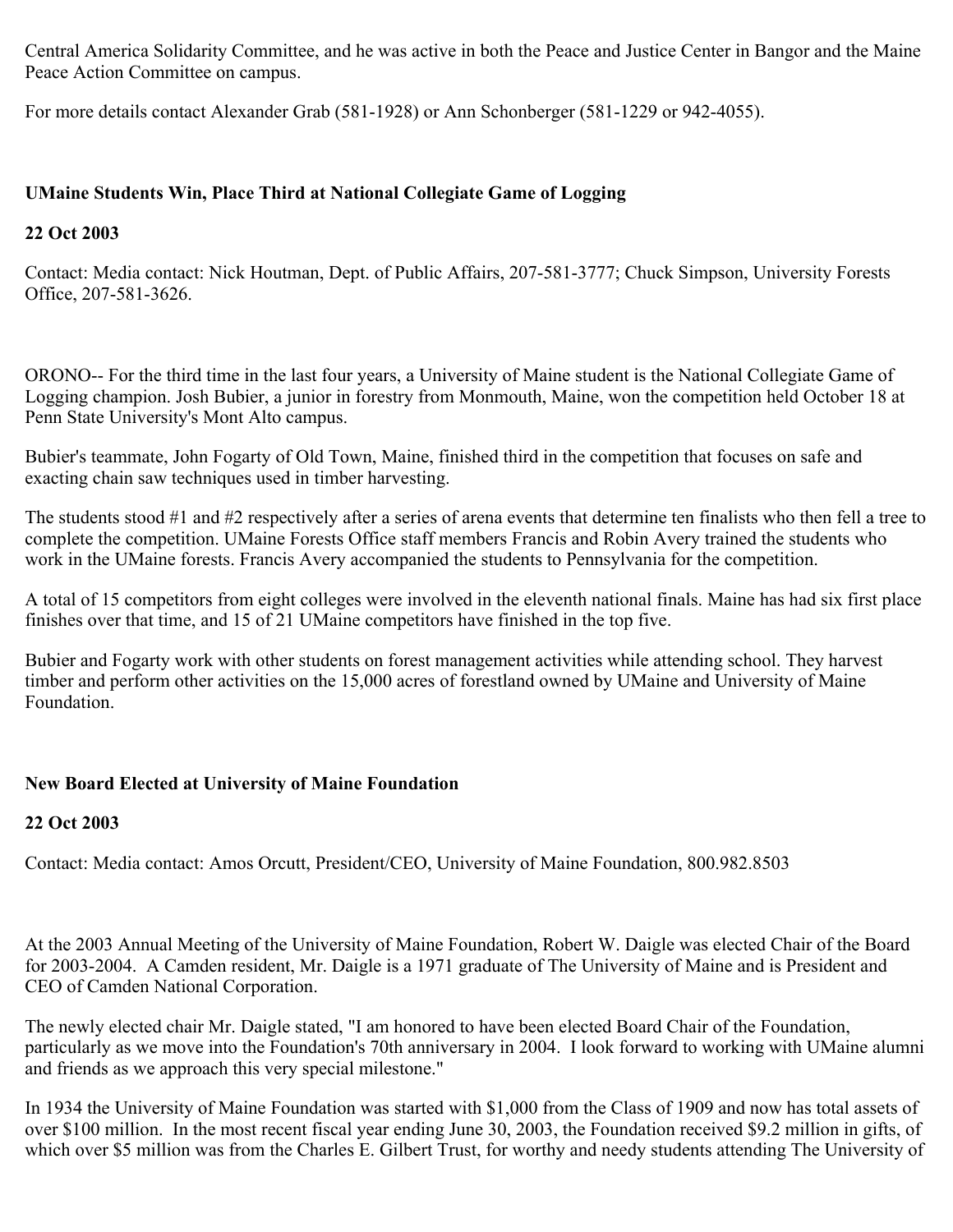Central America Solidarity Committee, and he was active in both the Peace and Justice Center in Bangor and the Maine Peace Action Committee on campus.

For more details contact Alexander Grab (581-1928) or Ann Schonberger (581-1229 or 942-4055).

**UMaine Students Win, Place Third at National Collegiate Game of Logging**

**22 Oct 2003**

Contact: Media contact: Nick Houtman, Dept. of Public Affairs, 207-581-3777; Chuck Simpson, University Forests Office, 207-581-3626.

ORONO-- For the third time in the last four years, a University of Maine student is the National Collegiate Game of Logging champion. Josh Bubier, a junior in forestry from Monmouth, Maine, won the competition held October 18 at Penn State University's Mont Alto campus.

Bubier's teammate, John Fogarty of Old Town, Maine, finished third in the competition that focuses on safe and exacting chain saw techniques used in timber harvesting.

The students stood #1 and #2 respectively after a series of arena events that determine ten finalists who then fell a tree to complete the competition. UMaine Forests Office staff members Francis and Robin Avery trained the students who work in the UMaine forests. Francis Avery accompanied the students to Pennsylvania for the competition.

A total of 15 competitors from eight colleges were involved in the eleventh national finals. Maine has had six first place finishes over that time, and 15 of 21 UMaine competitors have finished in the top five.

Bubier and Fogarty work with other students on forest management activities while attending school. They harvest timber and perform other activities on the 15,000 acres of forestland owned by UMaine and University of Maine Foundation.

**New Board Elected at University of Maine Foundation**

**22 Oct 2003**

Contact: Media contact: Amos Orcutt, President/CEO, University of Maine Foundation, 800.982.8503

At the 2003 Annual Meeting of the University of Maine Foundation, Robert W. Daigle was elected Chair of the Board for 2003-2004. A Camden resident, Mr. Daigle is a 1971 graduate of The University of Maine and is President and CEO of Camden National Corporation.

The newly elected chair Mr. Daigle stated, "I am honored to have been elected Board Chair of the Foundation, particularly as we move into the Foundation's 70th anniversary in 2004. I look forward to working with UMaine alumni and friends as we approach this very special milestone."

In 1934 the University of Maine Foundation was started with $1,000 from the Class of 1909 and now has total assets of over $100 million. In the most recent fiscal year ending June 30, 2003, the Foundation received $9.2 million in gifts, of which over $5 million was from the Charles E. Gilbert Trust, for worthy and needy students attending The University of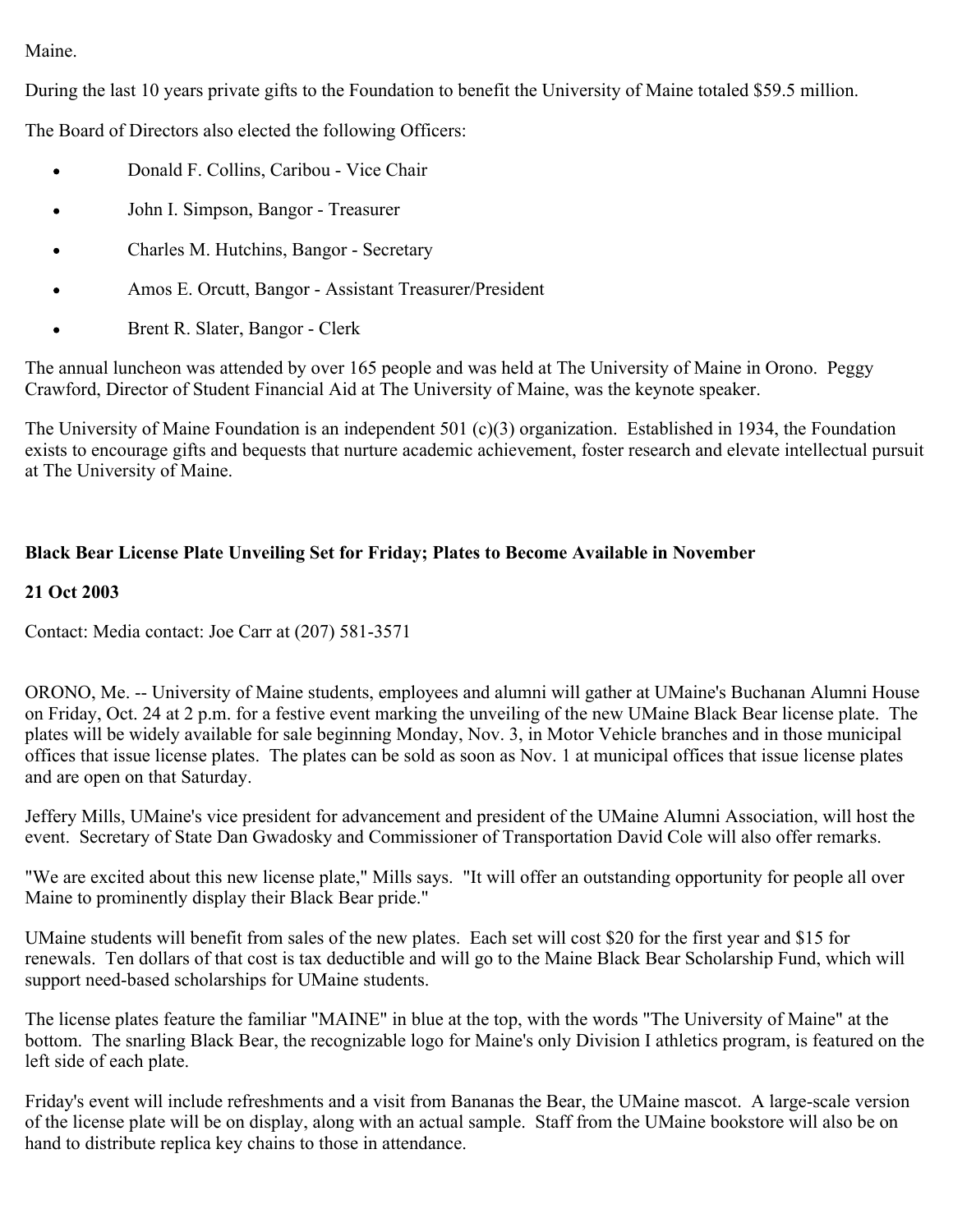Maine.

During the last 10 years private gifts to the Foundation to benefit the University of Maine totaled $59.5 million.

The Board of Directors also elected the following Officers:

- Donald F. Collins, Caribou - Vice Chair
- John I. Simpson, Bangor - Treasurer
- Charles M. Hutchins, Bangor - Secretary
- Amos E. Orcutt, Bangor - Assistant Treasurer/President
- Brent R. Slater, Bangor - Clerk

The annual luncheon was attended by over 165 people and was held at The University of Maine in Orono. Peggy Crawford, Director of Student Financial Aid at The University of Maine, was the keynote speaker.

The University of Maine Foundation is an independent 501 (c)(3) organization. Established in 1934, the Foundation exists to encourage gifts and bequests that nurture academic achievement, foster research and elevate intellectual pursuit at The University of Maine.

**Black Bear License Plate Unveiling Set for Friday; Plates to Become Available in November**

**21 Oct 2003**

Contact: Media contact: Joe Carr at (207) 581-3571

ORONO, Me. -- University of Maine students, employees and alumni will gather at UMaine's Buchanan Alumni House on Friday, Oct. 24 at 2 p.m. for a festive event marking the unveiling of the new UMaine Black Bear license plate. The plates will be widely available for sale beginning Monday, Nov. 3, in Motor Vehicle branches and in those municipal offices that issue license plates. The plates can be sold as soon as Nov. 1 at municipal offices that issue license plates and are open on that Saturday.

Jeffery Mills, UMaine's vice president for advancement and president of the UMaine Alumni Association, will host the event. Secretary of State Dan Gwadosky and Commissioner of Transportation David Cole will also offer remarks.

"We are excited about this new license plate," Mills says. "It will offer an outstanding opportunity for people all over Maine to prominently display their Black Bear pride."

UMaine students will benefit from sales of the new plates. Each set will cost $20 for the first year and $15 for renewals. Ten dollars of that cost is tax deductible and will go to the Maine Black Bear Scholarship Fund, which will support need-based scholarships for UMaine students.

The license plates feature the familiar "MAINE" in blue at the top, with the words "The University of Maine" at the bottom. The snarling Black Bear, the recognizable logo for Maine's only Division I athletics program, is featured on the left side of each plate.

Friday's event will include refreshments and a visit from Bananas the Bear, the UMaine mascot. A large-scale version of the license plate will be on display, along with an actual sample. Staff from the UMaine bookstore will also be on hand to distribute replica key chains to those in attendance.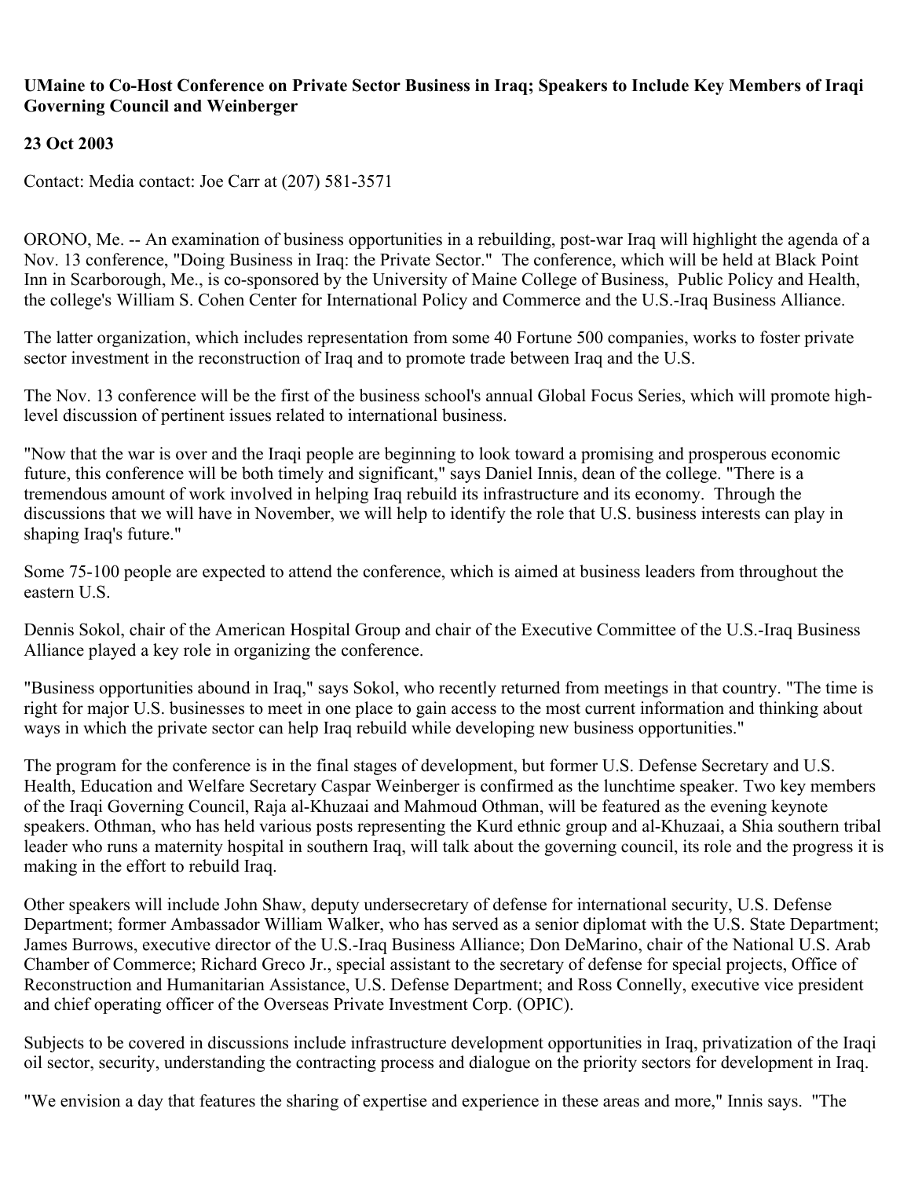**UMaine to Co-Host Conference on Private Sector Business in Iraq; Speakers to Include Key Members of Iraqi Governing Council and Weinberger**

**23 Oct 2003**

Contact: Media contact: Joe Carr at (207) 581-3571

ORONO, Me. -- An examination of business opportunities in a rebuilding, post-war Iraq will highlight the agenda of a Nov. 13 conference, "Doing Business in Iraq: the Private Sector." The conference, which will be held at Black Point Inn in Scarborough, Me., is co-sponsored by the University of Maine College of Business, Public Policy and Health, the college's William S. Cohen Center for International Policy and Commerce and the U.S.-Iraq Business Alliance.

The latter organization, which includes representation from some 40 Fortune 500 companies, works to foster private sector investment in the reconstruction of Iraq and to promote trade between Iraq and the U.S.

The Nov. 13 conference will be the first of the business school's annual Global Focus Series, which will promote high-level discussion of pertinent issues related to international business.

"Now that the war is over and the Iraqi people are beginning to look toward a promising and prosperous economic future, this conference will be both timely and significant," says Daniel Innis, dean of the college. "There is a tremendous amount of work involved in helping Iraq rebuild its infrastructure and its economy. Through the discussions that we will have in November, we will help to identify the role that U.S. business interests can play in shaping Iraq's future."

Some 75-100 people are expected to attend the conference, which is aimed at business leaders from throughout the eastern U.S.

Dennis Sokol, chair of the American Hospital Group and chair of the Executive Committee of the U.S.-Iraq Business Alliance played a key role in organizing the conference.

"Business opportunities abound in Iraq," says Sokol, who recently returned from meetings in that country. "The time is right for major U.S. businesses to meet in one place to gain access to the most current information and thinking about ways in which the private sector can help Iraq rebuild while developing new business opportunities."

The program for the conference is in the final stages of development, but former U.S. Defense Secretary and U.S. Health, Education and Welfare Secretary Caspar Weinberger is confirmed as the lunchtime speaker. Two key members of the Iraqi Governing Council, Raja al-Khuzaai and Mahmoud Othman, will be featured as the evening keynote speakers. Othman, who has held various posts representing the Kurd ethnic group and al-Khuzaai, a Shia southern tribal leader who runs a maternity hospital in southern Iraq, will talk about the governing council, its role and the progress it is making in the effort to rebuild Iraq.

Other speakers will include John Shaw, deputy undersecretary of defense for international security, U.S. Defense Department; former Ambassador William Walker, who has served as a senior diplomat with the U.S. State Department; James Burrows, executive director of the U.S.-Iraq Business Alliance; Don DeMarino, chair of the National U.S. Arab Chamber of Commerce; Richard Greco Jr., special assistant to the secretary of defense for special projects, Office of Reconstruction and Humanitarian Assistance, U.S. Defense Department; and Ross Connelly, executive vice president and chief operating officer of the Overseas Private Investment Corp. (OPIC).

Subjects to be covered in discussions include infrastructure development opportunities in Iraq, privatization of the Iraqi oil sector, security, understanding the contracting process and dialogue on the priority sectors for development in Iraq.

"We envision a day that features the sharing of expertise and experience in these areas and more," Innis says. "The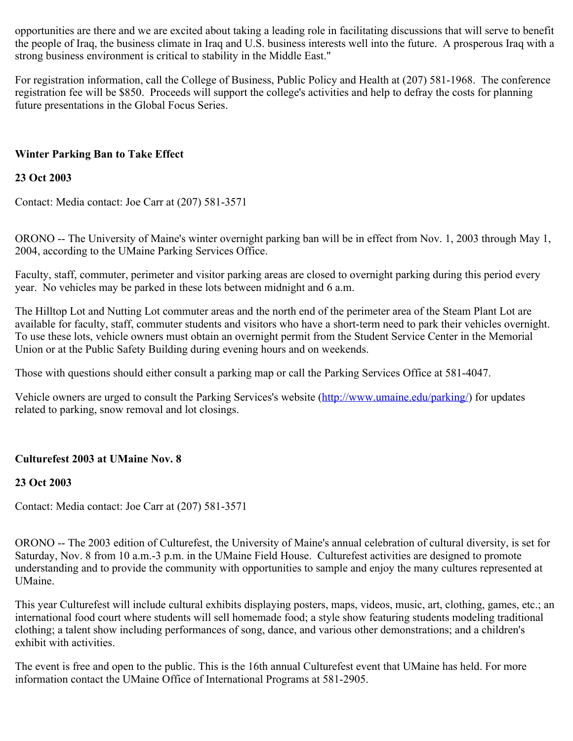opportunities are there and we are excited about taking a leading role in facilitating discussions that will serve to benefit the people of Iraq, the business climate in Iraq and U.S. business interests well into the future.  A prosperous Iraq with a strong business environment is critical to stability in the Middle East."

For registration information, call the College of Business, Public Policy and Health at (207) 581-1968.  The conference registration fee will be $850.  Proceeds will support the college's activities and help to defray the costs for planning future presentations in the Global Focus Series.

**Winter Parking Ban to Take Effect**

**23 Oct 2003**

Contact: Media contact: Joe Carr at (207) 581-3571

ORONO -- The University of Maine's winter overnight parking ban will be in effect from Nov. 1, 2003 through May 1, 2004, according to the UMaine Parking Services Office.

Faculty, staff, commuter, perimeter and visitor parking areas are closed to overnight parking during this period every year.  No vehicles may be parked in these lots between midnight and 6 a.m.

The Hilltop Lot and Nutting Lot commuter areas and the north end of the perimeter area of the Steam Plant Lot are available for faculty, staff, commuter students and visitors who have a short-term need to park their vehicles overnight.  To use these lots, vehicle owners must obtain an overnight permit from the Student Service Center in the Memorial Union or at the Public Safety Building during evening hours and on weekends.

Those with questions should either consult a parking map or call the Parking Services Office at 581-4047.

Vehicle owners are urged to consult the Parking Services's website (http://www.umaine.edu/parking/) for updates related to parking, snow removal and lot closings.

**Culturefest 2003 at UMaine Nov. 8**

**23 Oct 2003**

Contact: Media contact: Joe Carr at (207) 581-3571

ORONO -- The 2003 edition of Culturefest, the University of Maine's annual celebration of cultural diversity, is set for Saturday, Nov. 8 from 10 a.m.-3 p.m. in the UMaine Field House.  Culturefest activities are designed to promote understanding and to provide the community with opportunities to sample and enjoy the many cultures represented at UMaine.

This year Culturefest will include cultural exhibits displaying posters, maps, videos, music, art, clothing, games, etc.; an international food court where students will sell homemade food; a style show featuring students modeling traditional clothing; a talent show including performances of song, dance, and various other demonstrations; and a children's exhibit with activities.

The event is free and open to the public. This is the 16th annual Culturefest event that UMaine has held. For more information contact the UMaine Office of International Programs at 581-2905.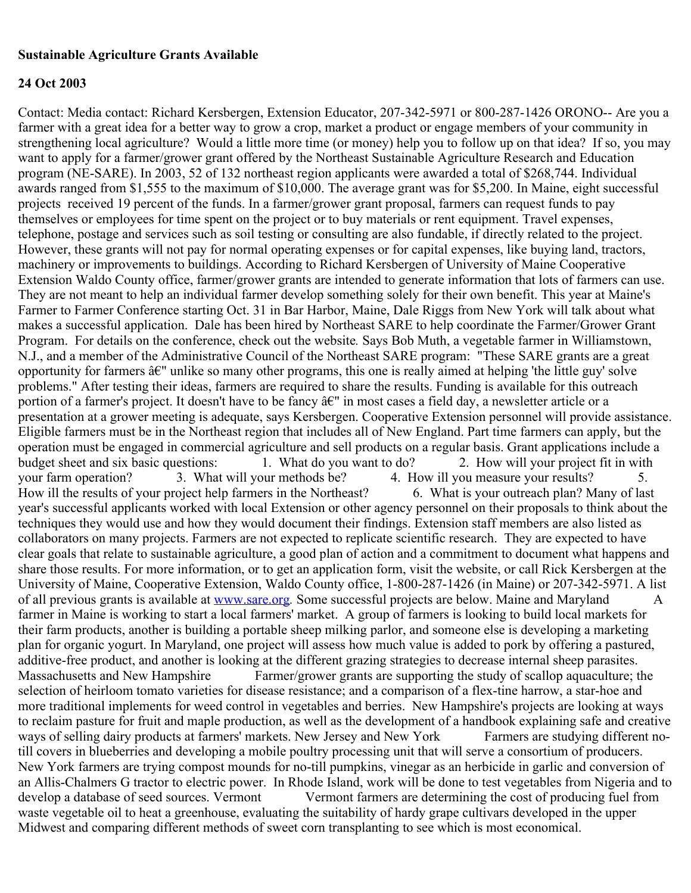**Sustainable Agriculture Grants Available**

**24 Oct 2003**

Contact: Media contact: Richard Kersbergen, Extension Educator, 207-342-5971 or 800-287-1426 ORONO-- Are you a farmer with a great idea for a better way to grow a crop, market a product or engage members of your community in strengthening local agriculture? Would a little more time (or money) help you to follow up on that idea? If so, you may want to apply for a farmer/grower grant offered by the Northeast Sustainable Agriculture Research and Education program (NE-SARE). In 2003, 52 of 132 northeast region applicants were awarded a total of $268,744. Individual awards ranged from $1,555 to the maximum of $10,000. The average grant was for $5,200. In Maine, eight successful projects received 19 percent of the funds. In a farmer/grower grant proposal, farmers can request funds to pay themselves or employees for time spent on the project or to buy materials or rent equipment. Travel expenses, telephone, postage and services such as soil testing or consulting are also fundable, if directly related to the project. However, these grants will not pay for normal operating expenses or for capital expenses, like buying land, tractors, machinery or improvements to buildings. According to Richard Kersbergen of University of Maine Cooperative Extension Waldo County office, farmer/grower grants are intended to generate information that lots of farmers can use. They are not meant to help an individual farmer develop something solely for their own benefit. This year at Maine's Farmer to Farmer Conference starting Oct. 31 in Bar Harbor, Maine, Dale Riggs from New York will talk about what makes a successful application. Dale has been hired by Northeast SARE to help coordinate the Farmer/Grower Grant Program. For details on the conference, check out the website. Says Bob Muth, a vegetable farmer in Williamstown, N.J., and a member of the Administrative Council of the Northeast SARE program: "These SARE grants are a great opportunity for farmers â€" unlike so many other programs, this one is really aimed at helping 'the little guy' solve problems." After testing their ideas, farmers are required to share the results. Funding is available for this outreach portion of a farmer's project. It doesn't have to be fancy â€" in most cases a field day, a newsletter article or a presentation at a grower meeting is adequate, says Kersbergen. Cooperative Extension personnel will provide assistance. Eligible farmers must be in the Northeast region that includes all of New England. Part time farmers can apply, but the operation must be engaged in commercial agriculture and sell products on a regular basis. Grant applications include a budget sheet and six basic questions: 1. What do you want to do? 2. How will your project fit in with your farm operation? 3. What will your methods be? 4. How ill you measure your results? 5. How ill the results of your project help farmers in the Northeast? 6. What is your outreach plan? Many of last year's successful applicants worked with local Extension or other agency personnel on their proposals to think about the techniques they would use and how they would document their findings. Extension staff members are also listed as collaborators on many projects. Farmers are not expected to replicate scientific research. They are expected to have clear goals that relate to sustainable agriculture, a good plan of action and a commitment to document what happens and share those results. For more information, or to get an application form, visit the website, or call Rick Kersbergen at the University of Maine, Cooperative Extension, Waldo County office, 1-800-287-1426 (in Maine) or 207-342-5971. A list of all previous grants is available at [www.sare.org](http://www.sare.org). Some successful projects are below. Maine and Maryland A farmer in Maine is working to start a local farmers' market. A group of farmers is looking to build local markets for their farm products, another is building a portable sheep milking parlor, and someone else is developing a marketing plan for organic yogurt. In Maryland, one project will assess how much value is added to pork by offering a pastured, additive-free product, and another is looking at the different grazing strategies to decrease internal sheep parasites. Massachusetts and New Hampshire Farmer/grower grants are supporting the study of scallop aquaculture; the selection of heirloom tomato varieties for disease resistance; and a comparison of a flex-tine harrow, a star-hoe and more traditional implements for weed control in vegetables and berries. New Hampshire's projects are looking at ways to reclaim pasture for fruit and maple production, as well as the development of a handbook explaining safe and creative ways of selling dairy products at farmers' markets. New Jersey and New York Farmers are studying different no-till covers in blueberries and developing a mobile poultry processing unit that will serve a consortium of producers. New York farmers are trying compost mounds for no-till pumpkins, vinegar as an herbicide in garlic and conversion of an Allis-Chalmers G tractor to electric power. In Rhode Island, work will be done to test vegetables from Nigeria and to develop a database of seed sources. Vermont Vermont farmers are determining the cost of producing fuel from waste vegetable oil to heat a greenhouse, evaluating the suitability of hardy grape cultivars developed in the upper Midwest and comparing different methods of sweet corn transplanting to see which is most economical.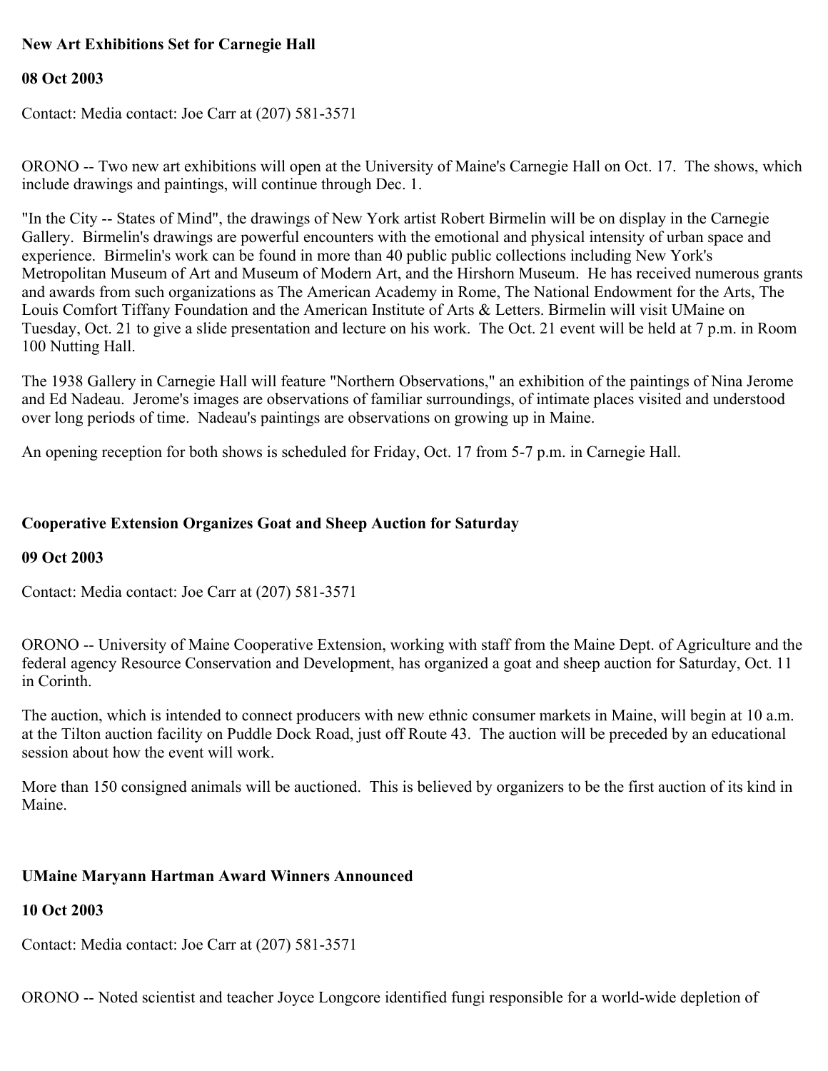**New Art Exhibitions Set for Carnegie Hall**

**08 Oct 2003**

Contact: Media contact: Joe Carr at (207) 581-3571

ORONO -- Two new art exhibitions will open at the University of Maine's Carnegie Hall on Oct. 17. The shows, which include drawings and paintings, will continue through Dec. 1.

"In the City -- States of Mind", the drawings of New York artist Robert Birmelin will be on display in the Carnegie Gallery. Birmelin's drawings are powerful encounters with the emotional and physical intensity of urban space and experience. Birmelin's work can be found in more than 40 public public collections including New York's Metropolitan Museum of Art and Museum of Modern Art, and the Hirshorn Museum. He has received numerous grants and awards from such organizations as The American Academy in Rome, The National Endowment for the Arts, The Louis Comfort Tiffany Foundation and the American Institute of Arts & Letters. Birmelin will visit UMaine on Tuesday, Oct. 21 to give a slide presentation and lecture on his work. The Oct. 21 event will be held at 7 p.m. in Room 100 Nutting Hall.

The 1938 Gallery in Carnegie Hall will feature "Northern Observations," an exhibition of the paintings of Nina Jerome and Ed Nadeau. Jerome's images are observations of familiar surroundings, of intimate places visited and understood over long periods of time. Nadeau's paintings are observations on growing up in Maine.

An opening reception for both shows is scheduled for Friday, Oct. 17 from 5-7 p.m. in Carnegie Hall.

**Cooperative Extension Organizes Goat and Sheep Auction for Saturday**

**09 Oct 2003**

Contact: Media contact: Joe Carr at (207) 581-3571

ORONO -- University of Maine Cooperative Extension, working with staff from the Maine Dept. of Agriculture and the federal agency Resource Conservation and Development, has organized a goat and sheep auction for Saturday, Oct. 11 in Corinth.

The auction, which is intended to connect producers with new ethnic consumer markets in Maine, will begin at 10 a.m. at the Tilton auction facility on Puddle Dock Road, just off Route 43. The auction will be preceded by an educational session about how the event will work.

More than 150 consigned animals will be auctioned. This is believed by organizers to be the first auction of its kind in Maine.

**UMaine Maryann Hartman Award Winners Announced**

**10 Oct 2003**

Contact: Media contact: Joe Carr at (207) 581-3571

ORONO -- Noted scientist and teacher Joyce Longcore identified fungi responsible for a world-wide depletion of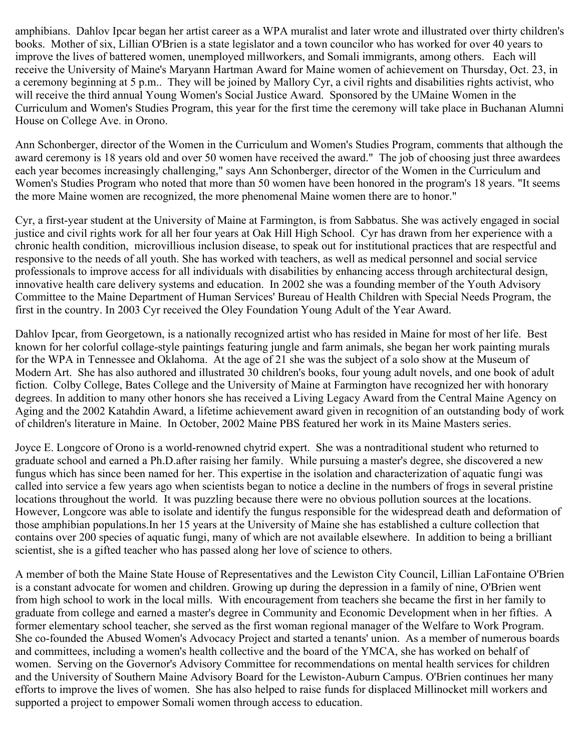amphibians. Dahlov Ipcar began her artist career as a WPA muralist and later wrote and illustrated over thirty children's books. Mother of six, Lillian O'Brien is a state legislator and a town councilor who has worked for over 40 years to improve the lives of battered women, unemployed millworkers, and Somali immigrants, among others. Each will receive the University of Maine's Maryann Hartman Award for Maine women of achievement on Thursday, Oct. 23, in a ceremony beginning at 5 p.m.. They will be joined by Mallory Cyr, a civil rights and disabilities rights activist, who will receive the third annual Young Women's Social Justice Award. Sponsored by the UMaine Women in the Curriculum and Women's Studies Program, this year for the first time the ceremony will take place in Buchanan Alumni House on College Ave. in Orono.

Ann Schonberger, director of the Women in the Curriculum and Women's Studies Program, comments that although the award ceremony is 18 years old and over 50 women have received the award." The job of choosing just three awardees each year becomes increasingly challenging," says Ann Schonberger, director of the Women in the Curriculum and Women's Studies Program who noted that more than 50 women have been honored in the program's 18 years. "It seems the more Maine women are recognized, the more phenomenal Maine women there are to honor."

Cyr, a first-year student at the University of Maine at Farmington, is from Sabbatus. She was actively engaged in social justice and civil rights work for all her four years at Oak Hill High School. Cyr has drawn from her experience with a chronic health condition, microvillious inclusion disease, to speak out for institutional practices that are respectful and responsive to the needs of all youth. She has worked with teachers, as well as medical personnel and social service professionals to improve access for all individuals with disabilities by enhancing access through architectural design, innovative health care delivery systems and education. In 2002 she was a founding member of the Youth Advisory Committee to the Maine Department of Human Services' Bureau of Health Children with Special Needs Program, the first in the country. In 2003 Cyr received the Oley Foundation Young Adult of the Year Award.

Dahlov Ipcar, from Georgetown, is a nationally recognized artist who has resided in Maine for most of her life. Best known for her colorful collage-style paintings featuring jungle and farm animals, she began her work painting murals for the WPA in Tennessee and Oklahoma. At the age of 21 she was the subject of a solo show at the Museum of Modern Art. She has also authored and illustrated 30 children's books, four young adult novels, and one book of adult fiction. Colby College, Bates College and the University of Maine at Farmington have recognized her with honorary degrees. In addition to many other honors she has received a Living Legacy Award from the Central Maine Agency on Aging and the 2002 Katahdin Award, a lifetime achievement award given in recognition of an outstanding body of work of children's literature in Maine. In October, 2002 Maine PBS featured her work in its Maine Masters series.

Joyce E. Longcore of Orono is a world-renowned chytrid expert. She was a nontraditional student who returned to graduate school and earned a Ph.D.after raising her family. While pursuing a master's degree, she discovered a new fungus which has since been named for her. This expertise in the isolation and characterization of aquatic fungi was called into service a few years ago when scientists began to notice a decline in the numbers of frogs in several pristine locations throughout the world. It was puzzling because there were no obvious pollution sources at the locations. However, Longcore was able to isolate and identify the fungus responsible for the widespread death and deformation of those amphibian populations.In her 15 years at the University of Maine she has established a culture collection that contains over 200 species of aquatic fungi, many of which are not available elsewhere. In addition to being a brilliant scientist, she is a gifted teacher who has passed along her love of science to others.

A member of both the Maine State House of Representatives and the Lewiston City Council, Lillian LaFontaine O'Brien is a constant advocate for women and children. Growing up during the depression in a family of nine, O'Brien went from high school to work in the local mills. With encouragement from teachers she became the first in her family to graduate from college and earned a master's degree in Community and Economic Development when in her fifties. A former elementary school teacher, she served as the first woman regional manager of the Welfare to Work Program. She co-founded the Abused Women's Advocacy Project and started a tenants' union. As a member of numerous boards and committees, including a women's health collective and the board of the YMCA, she has worked on behalf of women. Serving on the Governor's Advisory Committee for recommendations on mental health services for children and the University of Southern Maine Advisory Board for the Lewiston-Auburn Campus. O'Brien continues her many efforts to improve the lives of women. She has also helped to raise funds for displaced Millinocket mill workers and supported a project to empower Somali women through access to education.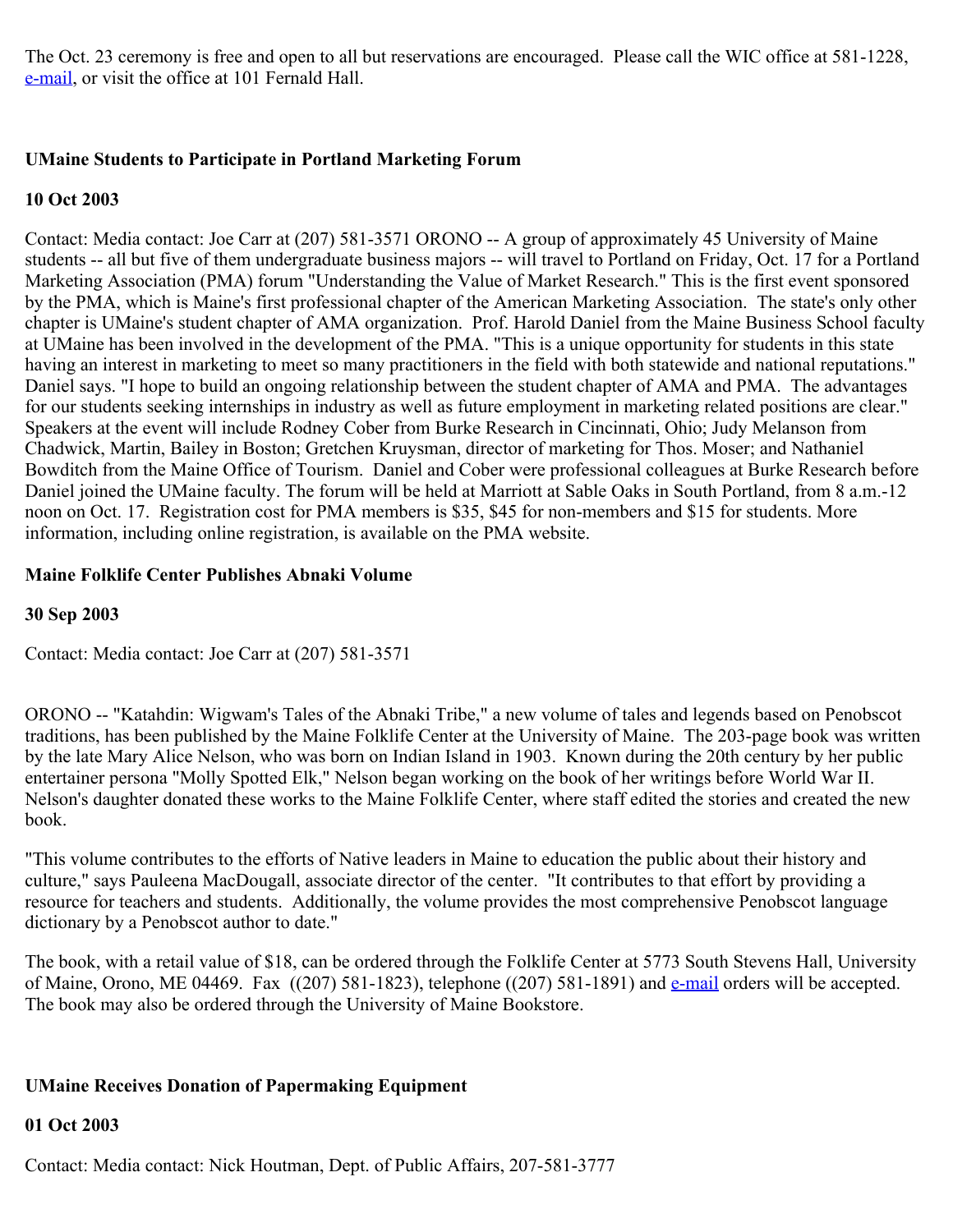The Oct. 23 ceremony is free and open to all but reservations are encouraged. Please call the WIC office at 581-1228, e-mail, or visit the office at 101 Fernald Hall.

### UMaine Students to Participate in Portland Marketing Forum

**10 Oct 2003**

Contact: Media contact: Joe Carr at (207) 581-3571 ORONO -- A group of approximately 45 University of Maine students -- all but five of them undergraduate business majors -- will travel to Portland on Friday, Oct. 17 for a Portland Marketing Association (PMA) forum "Understanding the Value of Market Research." This is the first event sponsored by the PMA, which is Maine's first professional chapter of the American Marketing Association. The state's only other chapter is UMaine's student chapter of AMA organization. Prof. Harold Daniel from the Maine Business School faculty at UMaine has been involved in the development of the PMA. "This is a unique opportunity for students in this state having an interest in marketing to meet so many practitioners in the field with both statewide and national reputations." Daniel says. "I hope to build an ongoing relationship between the student chapter of AMA and PMA. The advantages for our students seeking internships in industry as well as future employment in marketing related positions are clear." Speakers at the event will include Rodney Cober from Burke Research in Cincinnati, Ohio; Judy Melanson from Chadwick, Martin, Bailey in Boston; Gretchen Kruysman, director of marketing for Thos. Moser; and Nathaniel Bowditch from the Maine Office of Tourism. Daniel and Cober were professional colleagues at Burke Research before Daniel joined the UMaine faculty. The forum will be held at Marriott at Sable Oaks in South Portland, from 8 a.m.-12 noon on Oct. 17. Registration cost for PMA members is $35, $45 for non-members and $15 for students. More information, including online registration, is available on the PMA website.

### Maine Folklife Center Publishes Abnaki Volume

**30 Sep 2003**

Contact: Media contact: Joe Carr at (207) 581-3571

ORONO -- "Katahdin: Wigwam's Tales of the Abnaki Tribe," a new volume of tales and legends based on Penobscot traditions, has been published by the Maine Folklife Center at the University of Maine. The 203-page book was written by the late Mary Alice Nelson, who was born on Indian Island in 1903. Known during the 20th century by her public entertainer persona "Molly Spotted Elk," Nelson began working on the book of her writings before World War II. Nelson's daughter donated these works to the Maine Folklife Center, where staff edited the stories and created the new book.

"This volume contributes to the efforts of Native leaders in Maine to education the public about their history and culture," says Pauleena MacDougall, associate director of the center. "It contributes to that effort by providing a resource for teachers and students. Additionally, the volume provides the most comprehensive Penobscot language dictionary by a Penobscot author to date."

The book, with a retail value of $18, can be ordered through the Folklife Center at 5773 South Stevens Hall, University of Maine, Orono, ME 04469. Fax ((207) 581-1823), telephone ((207) 581-1891) and e-mail orders will be accepted. The book may also be ordered through the University of Maine Bookstore.

### UMaine Receives Donation of Papermaking Equipment

**01 Oct 2003**

Contact: Media contact: Nick Houtman, Dept. of Public Affairs, 207-581-3777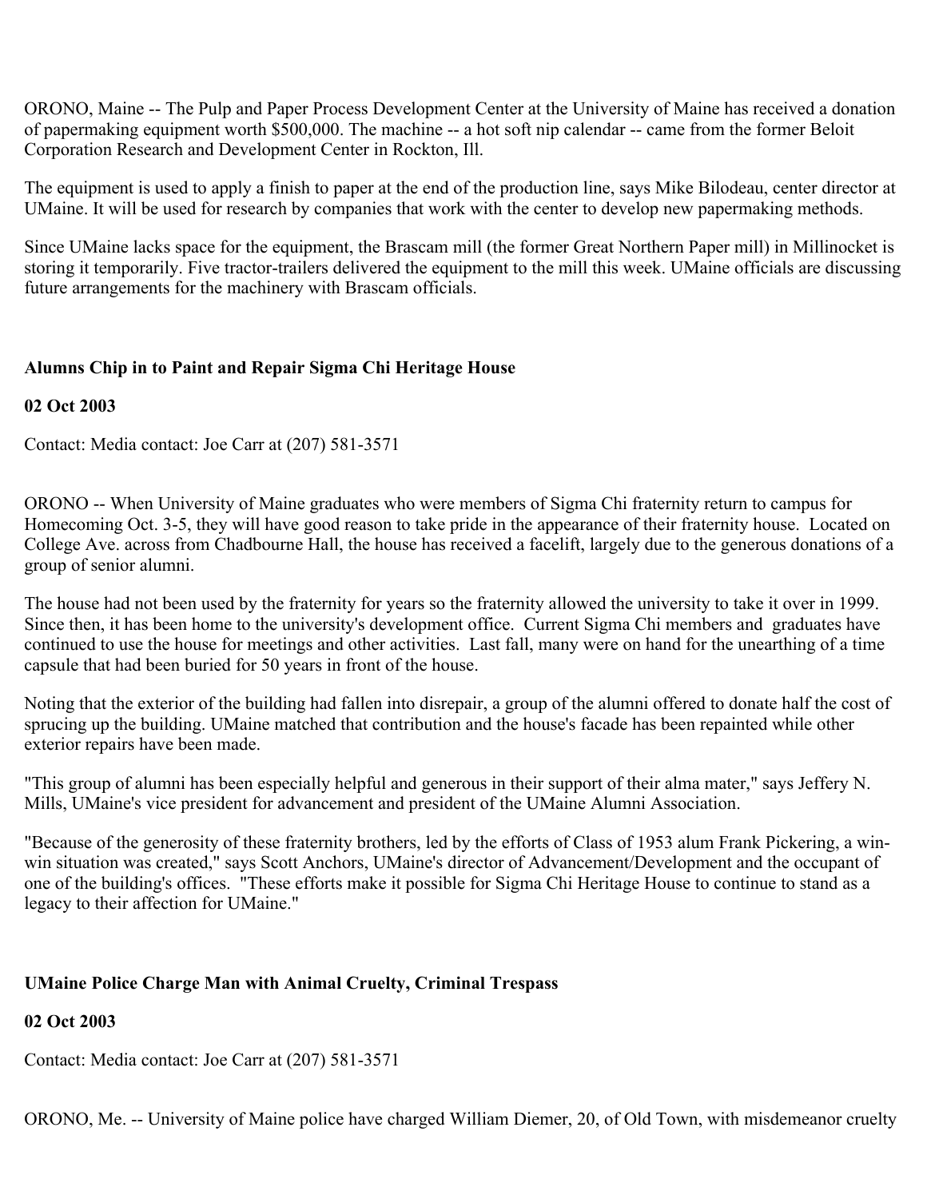ORONO, Maine -- The Pulp and Paper Process Development Center at the University of Maine has received a donation of papermaking equipment worth $500,000. The machine -- a hot soft nip calendar -- came from the former Beloit Corporation Research and Development Center in Rockton, Ill.

The equipment is used to apply a finish to paper at the end of the production line, says Mike Bilodeau, center director at UMaine. It will be used for research by companies that work with the center to develop new papermaking methods.

Since UMaine lacks space for the equipment, the Brascam mill (the former Great Northern Paper mill) in Millinocket is storing it temporarily. Five tractor-trailers delivered the equipment to the mill this week. UMaine officials are discussing future arrangements for the machinery with Brascam officials.

**Alumns Chip in to Paint and Repair Sigma Chi Heritage House**

**02 Oct 2003**

Contact: Media contact: Joe Carr at (207) 581-3571

ORONO -- When University of Maine graduates who were members of Sigma Chi fraternity return to campus for Homecoming Oct. 3-5, they will have good reason to take pride in the appearance of their fraternity house. Located on College Ave. across from Chadbourne Hall, the house has received a facelift, largely due to the generous donations of a group of senior alumni.

The house had not been used by the fraternity for years so the fraternity allowed the university to take it over in 1999. Since then, it has been home to the university's development office. Current Sigma Chi members and graduates have continued to use the house for meetings and other activities. Last fall, many were on hand for the unearthing of a time capsule that had been buried for 50 years in front of the house.

Noting that the exterior of the building had fallen into disrepair, a group of the alumni offered to donate half the cost of sprucing up the building. UMaine matched that contribution and the house's facade has been repainted while other exterior repairs have been made.

"This group of alumni has been especially helpful and generous in their support of their alma mater," says Jeffery N. Mills, UMaine's vice president for advancement and president of the UMaine Alumni Association.

"Because of the generosity of these fraternity brothers, led by the efforts of Class of 1953 alum Frank Pickering, a win-win situation was created," says Scott Anchors, UMaine's director of Advancement/Development and the occupant of one of the building's offices. "These efforts make it possible for Sigma Chi Heritage House to continue to stand as a legacy to their affection for UMaine."

**UMaine Police Charge Man with Animal Cruelty, Criminal Trespass**

**02 Oct 2003**

Contact: Media contact: Joe Carr at (207) 581-3571

ORONO, Me. -- University of Maine police have charged William Diemer, 20, of Old Town, with misdemeanor cruelty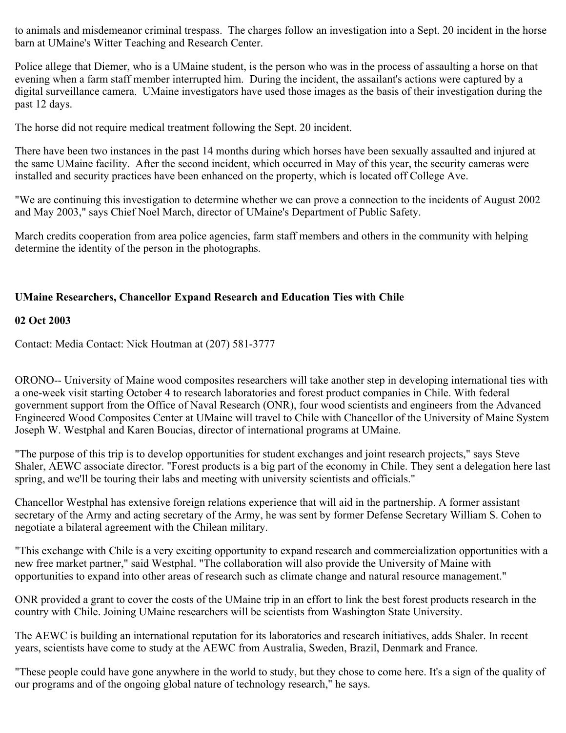to animals and misdemeanor criminal trespass. The charges follow an investigation into a Sept. 20 incident in the horse barn at UMaine's Witter Teaching and Research Center.

Police allege that Diemer, who is a UMaine student, is the person who was in the process of assaulting a horse on that evening when a farm staff member interrupted him. During the incident, the assailant's actions were captured by a digital surveillance camera. UMaine investigators have used those images as the basis of their investigation during the past 12 days.

The horse did not require medical treatment following the Sept. 20 incident.

There have been two instances in the past 14 months during which horses have been sexually assaulted and injured at the same UMaine facility. After the second incident, which occurred in May of this year, the security cameras were installed and security practices have been enhanced on the property, which is located off College Ave.

"We are continuing this investigation to determine whether we can prove a connection to the incidents of August 2002 and May 2003," says Chief Noel March, director of UMaine's Department of Public Safety.

March credits cooperation from area police agencies, farm staff members and others in the community with helping determine the identity of the person in the photographs.

**UMaine Researchers, Chancellor Expand Research and Education Ties with Chile**

**02 Oct 2003**

Contact: Media Contact: Nick Houtman at (207) 581-3777

ORONO-- University of Maine wood composites researchers will take another step in developing international ties with a one-week visit starting October 4 to research laboratories and forest product companies in Chile. With federal government support from the Office of Naval Research (ONR), four wood scientists and engineers from the Advanced Engineered Wood Composites Center at UMaine will travel to Chile with Chancellor of the University of Maine System Joseph W. Westphal and Karen Boucias, director of international programs at UMaine.

"The purpose of this trip is to develop opportunities for student exchanges and joint research projects," says Steve Shaler, AEWC associate director. "Forest products is a big part of the economy in Chile. They sent a delegation here last spring, and we'll be touring their labs and meeting with university scientists and officials."

Chancellor Westphal has extensive foreign relations experience that will aid in the partnership. A former assistant secretary of the Army and acting secretary of the Army, he was sent by former Defense Secretary William S. Cohen to negotiate a bilateral agreement with the Chilean military.

"This exchange with Chile is a very exciting opportunity to expand research and commercialization opportunities with a new free market partner," said Westphal. "The collaboration will also provide the University of Maine with opportunities to expand into other areas of research such as climate change and natural resource management."

ONR provided a grant to cover the costs of the UMaine trip in an effort to link the best forest products research in the country with Chile. Joining UMaine researchers will be scientists from Washington State University.

The AEWC is building an international reputation for its laboratories and research initiatives, adds Shaler. In recent years, scientists have come to study at the AEWC from Australia, Sweden, Brazil, Denmark and France.

"These people could have gone anywhere in the world to study, but they chose to come here. It's a sign of the quality of our programs and of the ongoing global nature of technology research," he says.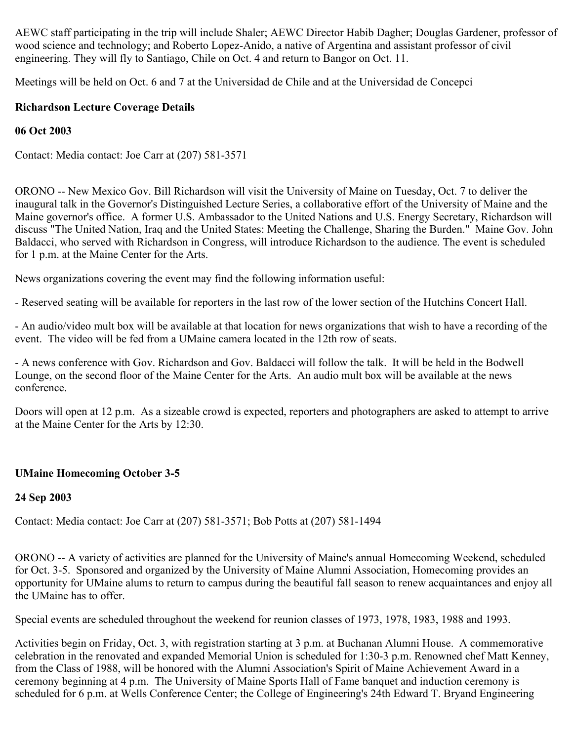AEWC staff participating in the trip will include Shaler; AEWC Director Habib Dagher; Douglas Gardener, professor of wood science and technology; and Roberto Lopez-Anido, a native of Argentina and assistant professor of civil engineering. They will fly to Santiago, Chile on Oct. 4 and return to Bangor on Oct. 11.

Meetings will be held on Oct. 6 and 7 at the Universidad de Chile and at the Universidad de Concepci

**Richardson Lecture Coverage Details**

**06 Oct 2003**

Contact: Media contact: Joe Carr at (207) 581-3571

ORONO -- New Mexico Gov. Bill Richardson will visit the University of Maine on Tuesday, Oct. 7 to deliver the inaugural talk in the Governor's Distinguished Lecture Series, a collaborative effort of the University of Maine and the Maine governor's office. A former U.S. Ambassador to the United Nations and U.S. Energy Secretary, Richardson will discuss "The United Nation, Iraq and the United States: Meeting the Challenge, Sharing the Burden." Maine Gov. John Baldacci, who served with Richardson in Congress, will introduce Richardson to the audience. The event is scheduled for 1 p.m. at the Maine Center for the Arts.

News organizations covering the event may find the following information useful:

- Reserved seating will be available for reporters in the last row of the lower section of the Hutchins Concert Hall.

- An audio/video mult box will be available at that location for news organizations that wish to have a recording of the event. The video will be fed from a UMaine camera located in the 12th row of seats.

- A news conference with Gov. Richardson and Gov. Baldacci will follow the talk. It will be held in the Bodwell Lounge, on the second floor of the Maine Center for the Arts. An audio mult box will be available at the news conference.

Doors will open at 12 p.m. As a sizeable crowd is expected, reporters and photographers are asked to attempt to arrive at the Maine Center for the Arts by 12:30.

**UMaine Homecoming October 3-5**

**24 Sep 2003**

Contact: Media contact: Joe Carr at (207) 581-3571; Bob Potts at (207) 581-1494

ORONO -- A variety of activities are planned for the University of Maine's annual Homecoming Weekend, scheduled for Oct. 3-5. Sponsored and organized by the University of Maine Alumni Association, Homecoming provides an opportunity for UMaine alums to return to campus during the beautiful fall season to renew acquaintances and enjoy all the UMaine has to offer.

Special events are scheduled throughout the weekend for reunion classes of 1973, 1978, 1983, 1988 and 1993.

Activities begin on Friday, Oct. 3, with registration starting at 3 p.m. at Buchanan Alumni House. A commemorative celebration in the renovated and expanded Memorial Union is scheduled for 1:30-3 p.m. Renowned chef Matt Kenney, from the Class of 1988, will be honored with the Alumni Association's Spirit of Maine Achievement Award in a ceremony beginning at 4 p.m. The University of Maine Sports Hall of Fame banquet and induction ceremony is scheduled for 6 p.m. at Wells Conference Center; the College of Engineering's 24th Edward T. Bryand Engineering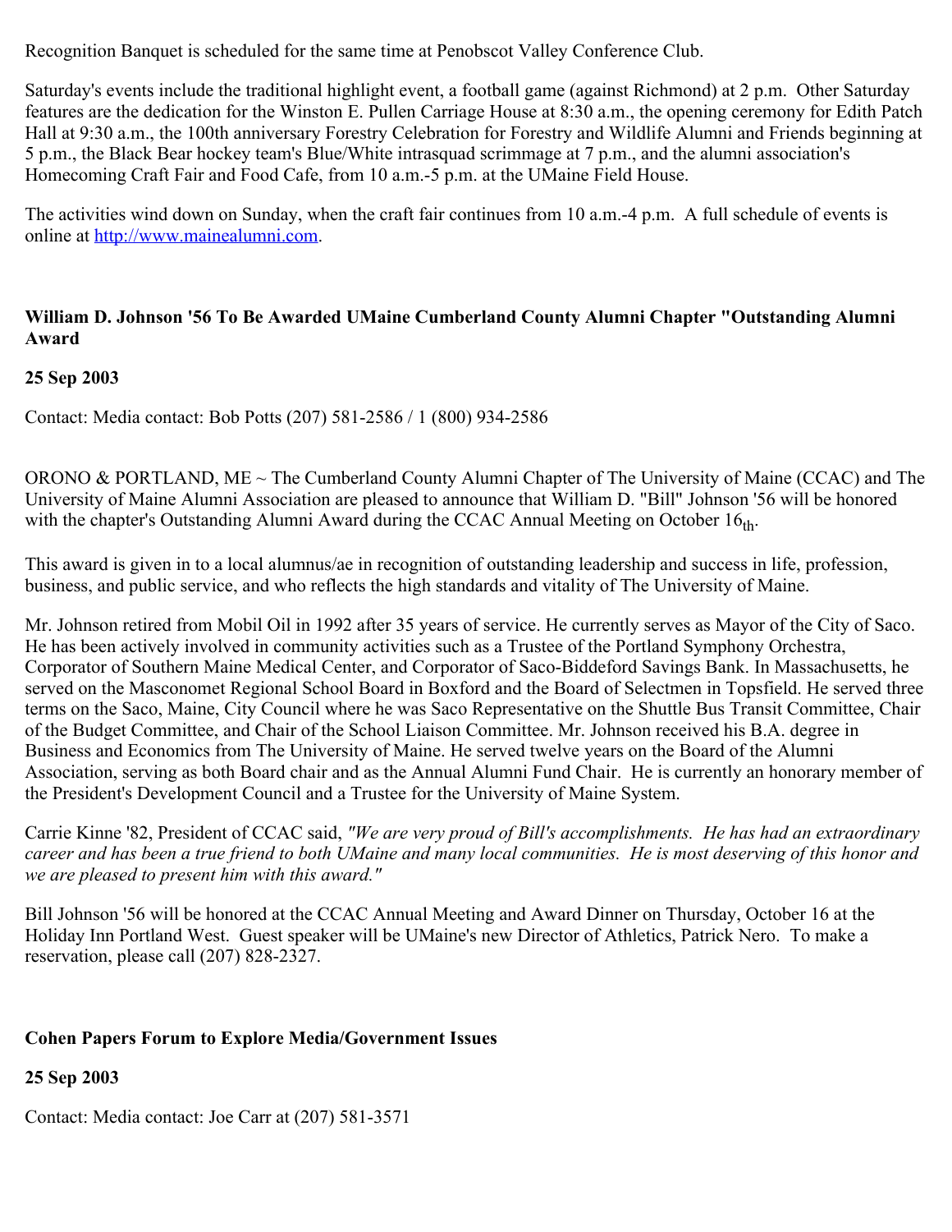Recognition Banquet is scheduled for the same time at Penobscot Valley Conference Club.

Saturday's events include the traditional highlight event, a football game (against Richmond) at 2 p.m. Other Saturday features are the dedication for the Winston E. Pullen Carriage House at 8:30 a.m., the opening ceremony for Edith Patch Hall at 9:30 a.m., the 100th anniversary Forestry Celebration for Forestry and Wildlife Alumni and Friends beginning at 5 p.m., the Black Bear hockey team's Blue/White intrasquad scrimmage at 7 p.m., and the alumni association's Homecoming Craft Fair and Food Cafe, from 10 a.m.-5 p.m. at the UMaine Field House.

The activities wind down on Sunday, when the craft fair continues from 10 a.m.-4 p.m. A full schedule of events is online at http://www.mainealumni.com.

**William D. Johnson '56 To Be Awarded UMaine Cumberland County Alumni Chapter "Outstanding Alumni Award**

**25 Sep 2003**

Contact: Media contact: Bob Potts (207) 581-2586 / 1 (800) 934-2586

ORONO & PORTLAND, ME ~ The Cumberland County Alumni Chapter of The University of Maine (CCAC) and The University of Maine Alumni Association are pleased to announce that William D. "Bill" Johnson '56 will be honored with the chapter's Outstanding Alumni Award during the CCAC Annual Meeting on October $16_{th}$.

This award is given in to a local alumnus/ae in recognition of outstanding leadership and success in life, profession, business, and public service, and who reflects the high standards and vitality of The University of Maine.

Mr. Johnson retired from Mobil Oil in 1992 after 35 years of service. He currently serves as Mayor of the City of Saco. He has been actively involved in community activities such as a Trustee of the Portland Symphony Orchestra, Corporator of Southern Maine Medical Center, and Corporator of Saco-Biddeford Savings Bank. In Massachusetts, he served on the Masconomet Regional School Board in Boxford and the Board of Selectmen in Topsfield. He served three terms on the Saco, Maine, City Council where he was Saco Representative on the Shuttle Bus Transit Committee, Chair of the Budget Committee, and Chair of the School Liaison Committee. Mr. Johnson received his B.A. degree in Business and Economics from The University of Maine. He served twelve years on the Board of the Alumni Association, serving as both Board chair and as the Annual Alumni Fund Chair. He is currently an honorary member of the President's Development Council and a Trustee for the University of Maine System.

Carrie Kinne '82, President of CCAC said, *"We are very proud of Bill's accomplishments. He has had an extraordinary career and has been a true friend to both UMaine and many local communities. He is most deserving of this honor and we are pleased to present him with this award."*

Bill Johnson '56 will be honored at the CCAC Annual Meeting and Award Dinner on Thursday, October 16 at the Holiday Inn Portland West. Guest speaker will be UMaine's new Director of Athletics, Patrick Nero. To make a reservation, please call (207) 828-2327.

**Cohen Papers Forum to Explore Media/Government Issues**

**25 Sep 2003**

Contact: Media contact: Joe Carr at (207) 581-3571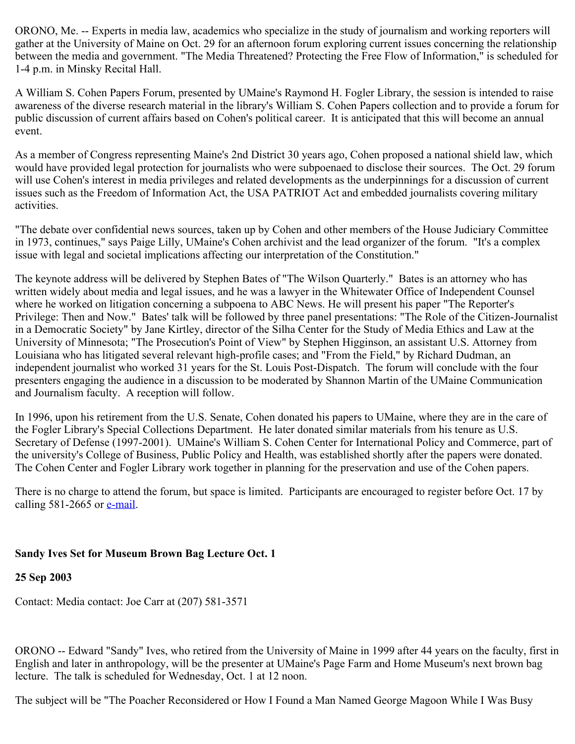ORONO, Me. -- Experts in media law, academics who specialize in the study of journalism and working reporters will gather at the University of Maine on Oct. 29 for an afternoon forum exploring current issues concerning the relationship between the media and government. "The Media Threatened? Protecting the Free Flow of Information," is scheduled for 1-4 p.m. in Minsky Recital Hall.

A William S. Cohen Papers Forum, presented by UMaine's Raymond H. Fogler Library, the session is intended to raise awareness of the diverse research material in the library's William S. Cohen Papers collection and to provide a forum for public discussion of current affairs based on Cohen's political career. It is anticipated that this will become an annual event.

As a member of Congress representing Maine's 2nd District 30 years ago, Cohen proposed a national shield law, which would have provided legal protection for journalists who were subpoenaed to disclose their sources. The Oct. 29 forum will use Cohen's interest in media privileges and related developments as the underpinnings for a discussion of current issues such as the Freedom of Information Act, the USA PATRIOT Act and embedded journalists covering military activities.

"The debate over confidential news sources, taken up by Cohen and other members of the House Judiciary Committee in 1973, continues," says Paige Lilly, UMaine's Cohen archivist and the lead organizer of the forum. "It's a complex issue with legal and societal implications affecting our interpretation of the Constitution."

The keynote address will be delivered by Stephen Bates of "The Wilson Quarterly." Bates is an attorney who has written widely about media and legal issues, and he was a lawyer in the Whitewater Office of Independent Counsel where he worked on litigation concerning a subpoena to ABC News. He will present his paper "The Reporter's Privilege: Then and Now." Bates' talk will be followed by three panel presentations: "The Role of the Citizen-Journalist in a Democratic Society" by Jane Kirtley, director of the Silha Center for the Study of Media Ethics and Law at the University of Minnesota; "The Prosecution's Point of View" by Stephen Higginson, an assistant U.S. Attorney from Louisiana who has litigated several relevant high-profile cases; and "From the Field," by Richard Dudman, an independent journalist who worked 31 years for the St. Louis Post-Dispatch. The forum will conclude with the four presenters engaging the audience in a discussion to be moderated by Shannon Martin of the UMaine Communication and Journalism faculty. A reception will follow.

In 1996, upon his retirement from the U.S. Senate, Cohen donated his papers to UMaine, where they are in the care of the Fogler Library's Special Collections Department. He later donated similar materials from his tenure as U.S. Secretary of Defense (1997-2001). UMaine's William S. Cohen Center for International Policy and Commerce, part of the university's College of Business, Public Policy and Health, was established shortly after the papers were donated. The Cohen Center and Fogler Library work together in planning for the preservation and use of the Cohen papers.

There is no charge to attend the forum, but space is limited. Participants are encouraged to register before Oct. 17 by calling 581-2665 or e-mail.

**Sandy Ives Set for Museum Brown Bag Lecture Oct. 1**

**25 Sep 2003**

Contact: Media contact: Joe Carr at (207) 581-3571

ORONO -- Edward "Sandy" Ives, who retired from the University of Maine in 1999 after 44 years on the faculty, first in English and later in anthropology, will be the presenter at UMaine's Page Farm and Home Museum's next brown bag lecture. The talk is scheduled for Wednesday, Oct. 1 at 12 noon.

The subject will be "The Poacher Reconsidered or How I Found a Man Named George Magoon While I Was Busy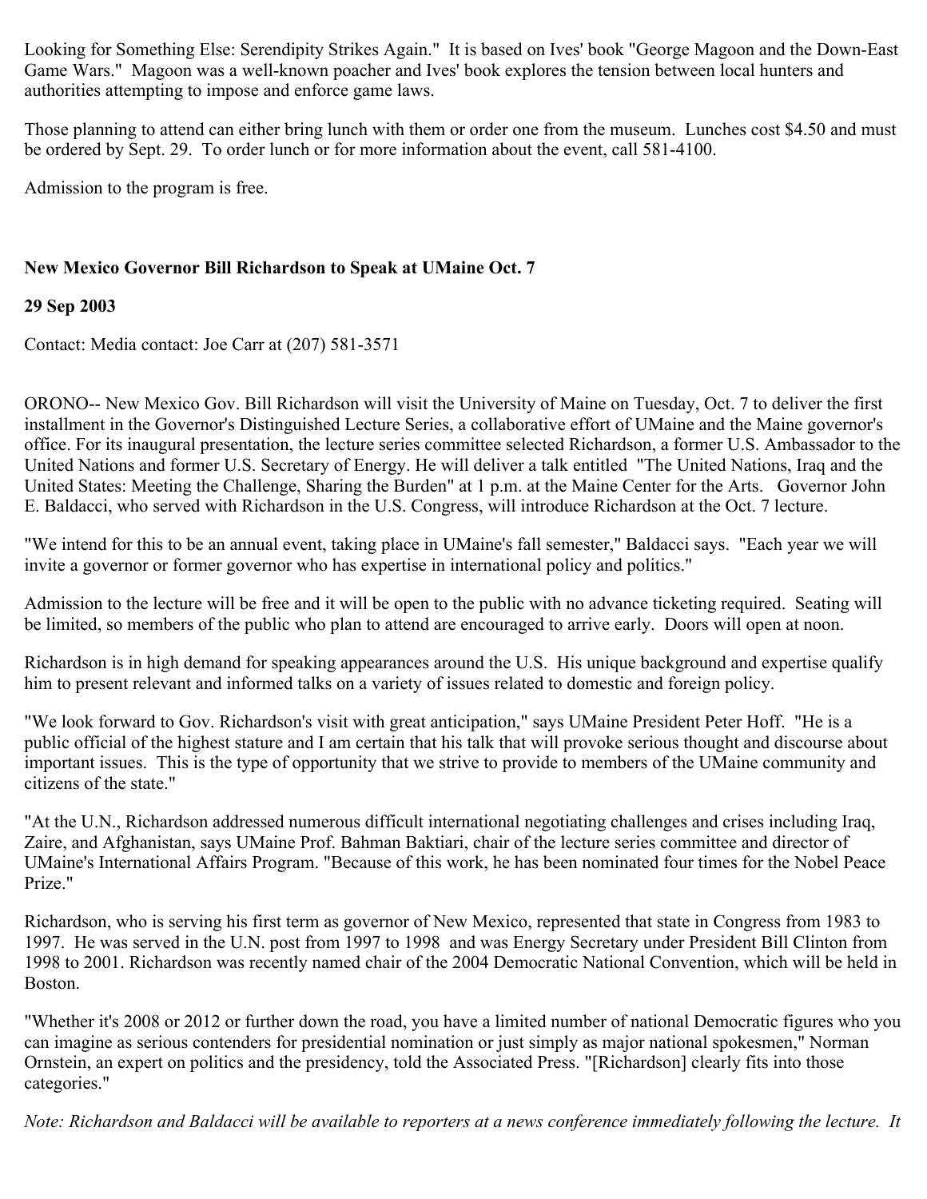Looking for Something Else: Serendipity Strikes Again." It is based on Ives' book "George Magoon and the Down-East Game Wars." Magoon was a well-known poacher and Ives' book explores the tension between local hunters and authorities attempting to impose and enforce game laws.

Those planning to attend can either bring lunch with them or order one from the museum. Lunches cost $4.50 and must be ordered by Sept. 29. To order lunch or for more information about the event, call 581-4100.

Admission to the program is free.

**New Mexico Governor Bill Richardson to Speak at UMaine Oct. 7**

**29 Sep 2003**

Contact: Media contact: Joe Carr at (207) 581-3571

ORONO-- New Mexico Gov. Bill Richardson will visit the University of Maine on Tuesday, Oct. 7 to deliver the first installment in the Governor's Distinguished Lecture Series, a collaborative effort of UMaine and the Maine governor's office. For its inaugural presentation, the lecture series committee selected Richardson, a former U.S. Ambassador to the United Nations and former U.S. Secretary of Energy. He will deliver a talk entitled "The United Nations, Iraq and the United States: Meeting the Challenge, Sharing the Burden" at 1 p.m. at the Maine Center for the Arts. Governor John E. Baldacci, who served with Richardson in the U.S. Congress, will introduce Richardson at the Oct. 7 lecture.

"We intend for this to be an annual event, taking place in UMaine's fall semester," Baldacci says. "Each year we will invite a governor or former governor who has expertise in international policy and politics."

Admission to the lecture will be free and it will be open to the public with no advance ticketing required. Seating will be limited, so members of the public who plan to attend are encouraged to arrive early. Doors will open at noon.

Richardson is in high demand for speaking appearances around the U.S. His unique background and expertise qualify him to present relevant and informed talks on a variety of issues related to domestic and foreign policy.

"We look forward to Gov. Richardson's visit with great anticipation," says UMaine President Peter Hoff. "He is a public official of the highest stature and I am certain that his talk that will provoke serious thought and discourse about important issues. This is the type of opportunity that we strive to provide to members of the UMaine community and citizens of the state."

"At the U.N., Richardson addressed numerous difficult international negotiating challenges and crises including Iraq, Zaire, and Afghanistan, says UMaine Prof. Bahman Baktiari, chair of the lecture series committee and director of UMaine's International Affairs Program. "Because of this work, he has been nominated four times for the Nobel Peace Prize."

Richardson, who is serving his first term as governor of New Mexico, represented that state in Congress from 1983 to 1997. He was served in the U.N. post from 1997 to 1998 and was Energy Secretary under President Bill Clinton from 1998 to 2001. Richardson was recently named chair of the 2004 Democratic National Convention, which will be held in Boston.

"Whether it's 2008 or 2012 or further down the road, you have a limited number of national Democratic figures who you can imagine as serious contenders for presidential nomination or just simply as major national spokesmen," Norman Ornstein, an expert on politics and the presidency, told the Associated Press. "[Richardson] clearly fits into those categories."

*Note: Richardson and Baldacci will be available to reporters at a news conference immediately following the lecture. It*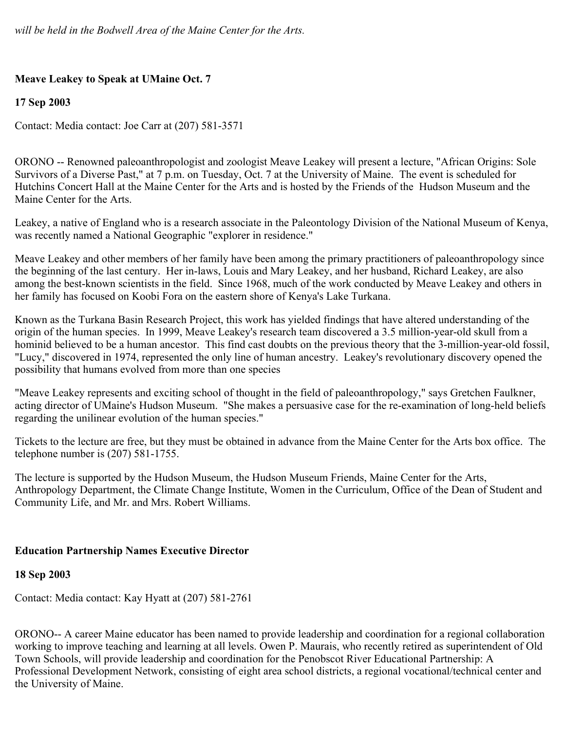*will be held in the Bodwell Area of the Maine Center for the Arts.*

**Meave Leakey to Speak at UMaine Oct. 7**

**17 Sep 2003**

Contact: Media contact: Joe Carr at (207) 581-3571

ORONO -- Renowned paleoanthropologist and zoologist Meave Leakey will present a lecture, "African Origins: Sole Survivors of a Diverse Past," at 7 p.m. on Tuesday, Oct. 7 at the University of Maine. The event is scheduled for Hutchins Concert Hall at the Maine Center for the Arts and is hosted by the Friends of the Hudson Museum and the Maine Center for the Arts.

Leakey, a native of England who is a research associate in the Paleontology Division of the National Museum of Kenya, was recently named a National Geographic "explorer in residence."

Meave Leakey and other members of her family have been among the primary practitioners of paleoanthropology since the beginning of the last century. Her in-laws, Louis and Mary Leakey, and her husband, Richard Leakey, are also among the best-known scientists in the field. Since 1968, much of the work conducted by Meave Leakey and others in her family has focused on Koobi Fora on the eastern shore of Kenya's Lake Turkana.

Known as the Turkana Basin Research Project, this work has yielded findings that have altered understanding of the origin of the human species. In 1999, Meave Leakey's research team discovered a 3.5 million-year-old skull from a hominid believed to be a human ancestor. This find cast doubts on the previous theory that the 3-million-year-old fossil, "Lucy," discovered in 1974, represented the only line of human ancestry. Leakey's revolutionary discovery opened the possibility that humans evolved from more than one species

"Meave Leakey represents and exciting school of thought in the field of paleoanthropology," says Gretchen Faulkner, acting director of UMaine's Hudson Museum. "She makes a persuasive case for the re-examination of long-held beliefs regarding the unilinear evolution of the human species."

Tickets to the lecture are free, but they must be obtained in advance from the Maine Center for the Arts box office. The telephone number is (207) 581-1755.

The lecture is supported by the Hudson Museum, the Hudson Museum Friends, Maine Center for the Arts, Anthropology Department, the Climate Change Institute, Women in the Curriculum, Office of the Dean of Student and Community Life, and Mr. and Mrs. Robert Williams.

**Education Partnership Names Executive Director**

**18 Sep 2003**

Contact: Media contact: Kay Hyatt at (207) 581-2761

ORONO-- A career Maine educator has been named to provide leadership and coordination for a regional collaboration working to improve teaching and learning at all levels. Owen P. Maurais, who recently retired as superintendent of Old Town Schools, will provide leadership and coordination for the Penobscot River Educational Partnership: A Professional Development Network, consisting of eight area school districts, a regional vocational/technical center and the University of Maine.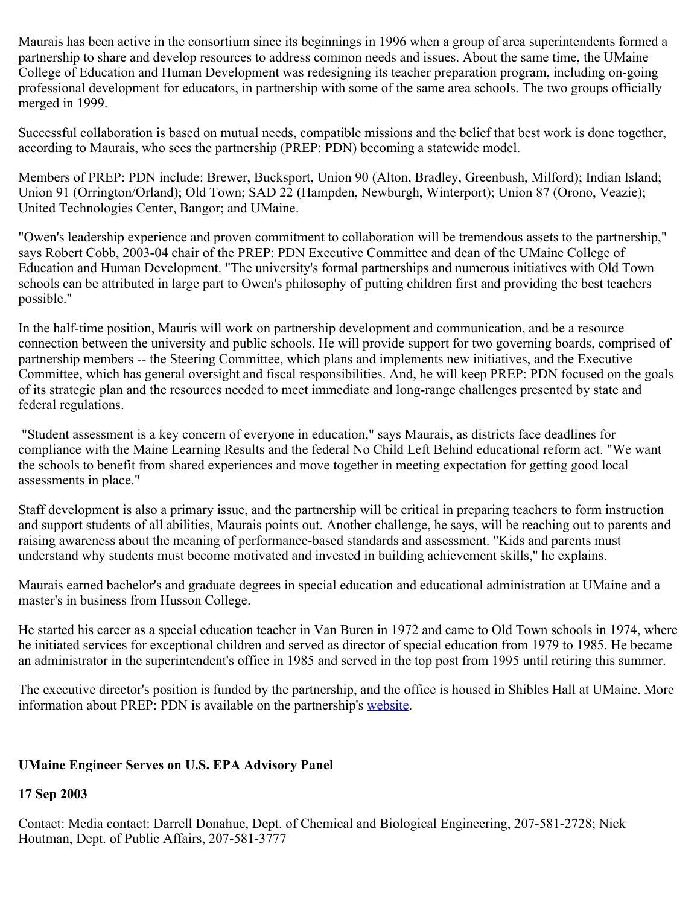Maurais has been active in the consortium since its beginnings in 1996 when a group of area superintendents formed a partnership to share and develop resources to address common needs and issues. About the same time, the UMaine College of Education and Human Development was redesigning its teacher preparation program, including on-going professional development for educators, in partnership with some of the same area schools. The two groups officially merged in 1999.

Successful collaboration is based on mutual needs, compatible missions and the belief that best work is done together, according to Maurais, who sees the partnership (PREP: PDN) becoming a statewide model.

Members of PREP: PDN include: Brewer, Bucksport, Union 90 (Alton, Bradley, Greenbush, Milford); Indian Island; Union 91 (Orrington/Orland); Old Town; SAD 22 (Hampden, Newburgh, Winterport); Union 87 (Orono, Veazie); United Technologies Center, Bangor; and UMaine.

"Owen's leadership experience and proven commitment to collaboration will be tremendous assets to the partnership," says Robert Cobb, 2003-04 chair of the PREP: PDN Executive Committee and dean of the UMaine College of Education and Human Development. "The university's formal partnerships and numerous initiatives with Old Town schools can be attributed in large part to Owen's philosophy of putting children first and providing the best teachers possible."

In the half-time position, Mauris will work on partnership development and communication, and be a resource connection between the university and public schools. He will provide support for two governing boards, comprised of partnership members -- the Steering Committee, which plans and implements new initiatives, and the Executive Committee, which has general oversight and fiscal responsibilities. And, he will keep PREP: PDN focused on the goals of its strategic plan and the resources needed to meet immediate and long-range challenges presented by state and federal regulations.

"Student assessment is a key concern of everyone in education," says Maurais, as districts face deadlines for compliance with the Maine Learning Results and the federal No Child Left Behind educational reform act. "We want the schools to benefit from shared experiences and move together in meeting expectation for getting good local assessments in place."

Staff development is also a primary issue, and the partnership will be critical in preparing teachers to form instruction and support students of all abilities, Maurais points out. Another challenge, he says, will be reaching out to parents and raising awareness about the meaning of performance-based standards and assessment. "Kids and parents must understand why students must become motivated and invested in building achievement skills," he explains.

Maurais earned bachelor's and graduate degrees in special education and educational administration at UMaine and a master's in business from Husson College.

He started his career as a special education teacher in Van Buren in 1972 and came to Old Town schools in 1974, where he initiated services for exceptional children and served as director of special education from 1979 to 1985. He became an administrator in the superintendent's office in 1985 and served in the top post from 1995 until retiring this summer.

The executive director's position is funded by the partnership, and the office is housed in Shibles Hall at UMaine. More information about PREP: PDN is available on the partnership's website.

**UMaine Engineer Serves on U.S. EPA Advisory Panel**

**17 Sep 2003**

Contact: Media contact: Darrell Donahue, Dept. of Chemical and Biological Engineering, 207-581-2728; Nick Houtman, Dept. of Public Affairs, 207-581-3777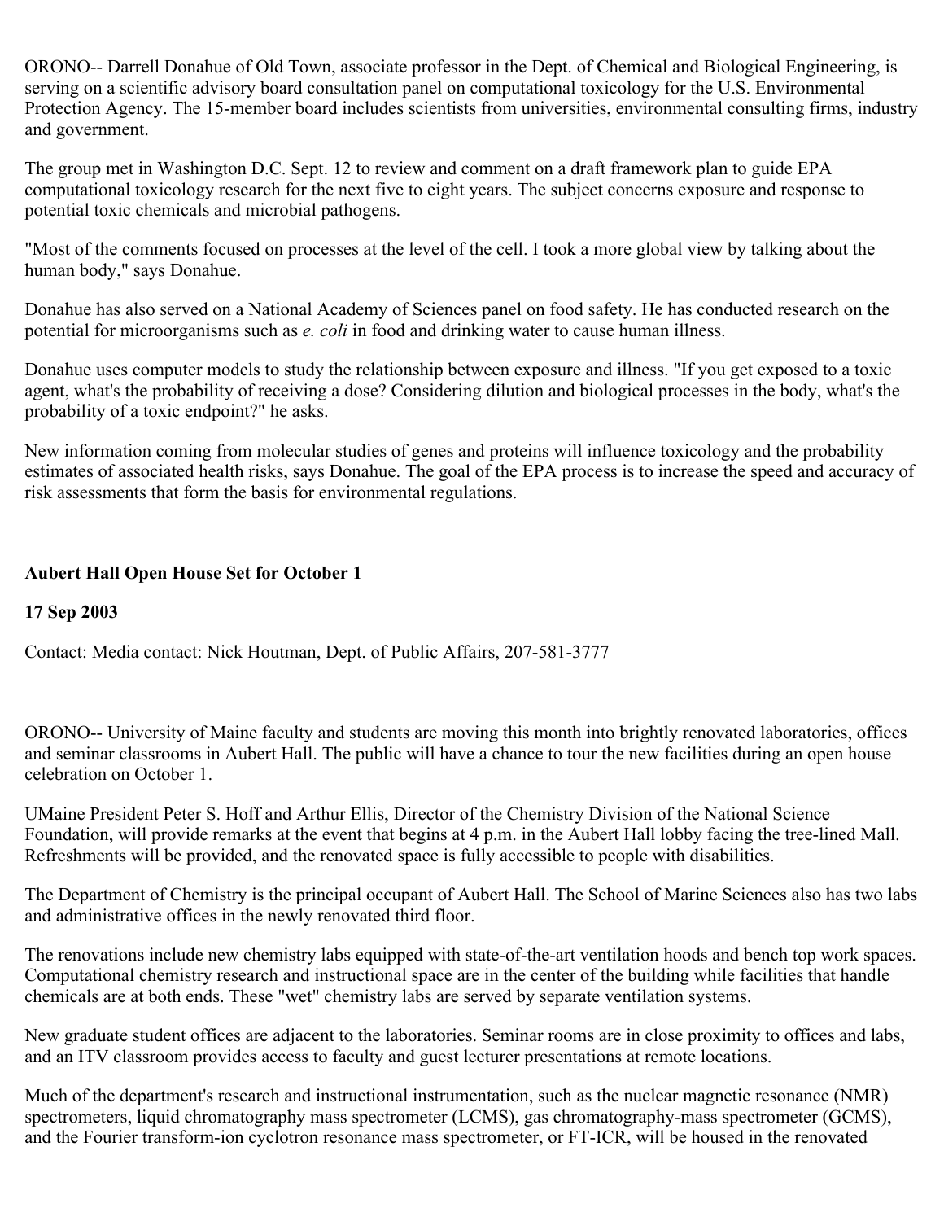ORONO-- Darrell Donahue of Old Town, associate professor in the Dept. of Chemical and Biological Engineering, is serving on a scientific advisory board consultation panel on computational toxicology for the U.S. Environmental Protection Agency. The 15-member board includes scientists from universities, environmental consulting firms, industry and government.

The group met in Washington D.C. Sept. 12 to review and comment on a draft framework plan to guide EPA computational toxicology research for the next five to eight years. The subject concerns exposure and response to potential toxic chemicals and microbial pathogens.

"Most of the comments focused on processes at the level of the cell. I took a more global view by talking about the human body," says Donahue.

Donahue has also served on a National Academy of Sciences panel on food safety. He has conducted research on the potential for microorganisms such as *e. coli* in food and drinking water to cause human illness.

Donahue uses computer models to study the relationship between exposure and illness. "If you get exposed to a toxic agent, what's the probability of receiving a dose? Considering dilution and biological processes in the body, what's the probability of a toxic endpoint?" he asks.

New information coming from molecular studies of genes and proteins will influence toxicology and the probability estimates of associated health risks, says Donahue. The goal of the EPA process is to increase the speed and accuracy of risk assessments that form the basis for environmental regulations.

**Aubert Hall Open House Set for October 1**

**17 Sep 2003**

Contact: Media contact: Nick Houtman, Dept. of Public Affairs, 207-581-3777

ORONO-- University of Maine faculty and students are moving this month into brightly renovated laboratories, offices and seminar classrooms in Aubert Hall. The public will have a chance to tour the new facilities during an open house celebration on October 1.

UMaine President Peter S. Hoff and Arthur Ellis, Director of the Chemistry Division of the National Science Foundation, will provide remarks at the event that begins at 4 p.m. in the Aubert Hall lobby facing the tree-lined Mall. Refreshments will be provided, and the renovated space is fully accessible to people with disabilities.

The Department of Chemistry is the principal occupant of Aubert Hall. The School of Marine Sciences also has two labs and administrative offices in the newly renovated third floor.

The renovations include new chemistry labs equipped with state-of-the-art ventilation hoods and bench top work spaces. Computational chemistry research and instructional space are in the center of the building while facilities that handle chemicals are at both ends. These "wet" chemistry labs are served by separate ventilation systems.

New graduate student offices are adjacent to the laboratories. Seminar rooms are in close proximity to offices and labs, and an ITV classroom provides access to faculty and guest lecturer presentations at remote locations.

Much of the department's research and instructional instrumentation, such as the nuclear magnetic resonance (NMR) spectrometers, liquid chromatography mass spectrometer (LCMS), gas chromatography-mass spectrometer (GCMS), and the Fourier transform-ion cyclotron resonance mass spectrometer, or FT-ICR, will be housed in the renovated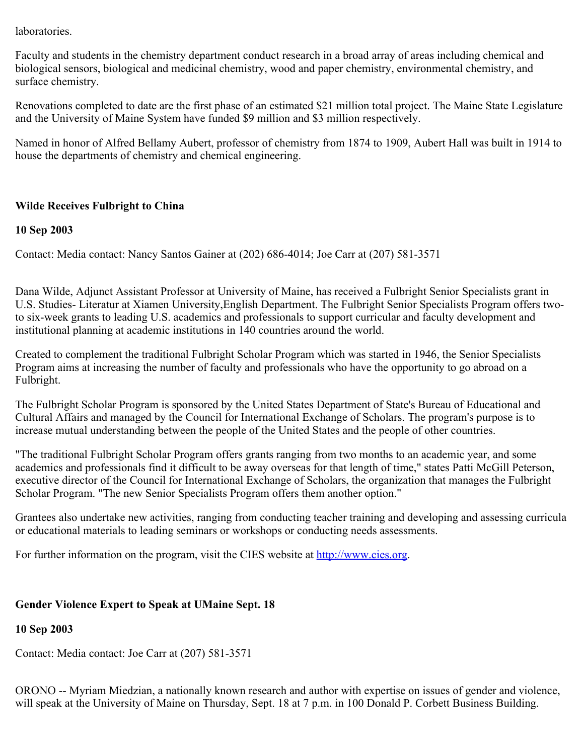laboratories.

Faculty and students in the chemistry department conduct research in a broad array of areas including chemical and biological sensors, biological and medicinal chemistry, wood and paper chemistry, environmental chemistry, and surface chemistry.

Renovations completed to date are the first phase of an estimated $21 million total project. The Maine State Legislature and the University of Maine System have funded $9 million and $3 million respectively.

Named in honor of Alfred Bellamy Aubert, professor of chemistry from 1874 to 1909, Aubert Hall was built in 1914 to house the departments of chemistry and chemical engineering.

**Wilde Receives Fulbright to China**

**10 Sep 2003**

Contact: Media contact: Nancy Santos Gainer at (202) 686-4014; Joe Carr at (207) 581-3571

Dana Wilde, Adjunct Assistant Professor at University of Maine, has received a Fulbright Senior Specialists grant in U.S. Studies- Literatur at Xiamen University,English Department. The Fulbright Senior Specialists Program offers two- to six-week grants to leading U.S. academics and professionals to support curricular and faculty development and institutional planning at academic institutions in 140 countries around the world.

Created to complement the traditional Fulbright Scholar Program which was started in 1946, the Senior Specialists Program aims at increasing the number of faculty and professionals who have the opportunity to go abroad on a Fulbright.

The Fulbright Scholar Program is sponsored by the United States Department of State's Bureau of Educational and Cultural Affairs and managed by the Council for International Exchange of Scholars. The program's purpose is to increase mutual understanding between the people of the United States and the people of other countries.

"The traditional Fulbright Scholar Program offers grants ranging from two months to an academic year, and some academics and professionals find it difficult to be away overseas for that length of time," states Patti McGill Peterson, executive director of the Council for International Exchange of Scholars, the organization that manages the Fulbright Scholar Program. "The new Senior Specialists Program offers them another option."

Grantees also undertake new activities, ranging from conducting teacher training and developing and assessing curricula or educational materials to leading seminars or workshops or conducting needs assessments.

For further information on the program, visit the CIES website at http://www.cies.org.

**Gender Violence Expert to Speak at UMaine Sept. 18**

**10 Sep 2003**

Contact: Media contact: Joe Carr at (207) 581-3571

ORONO -- Myriam Miedzian, a nationally known research and author with expertise on issues of gender and violence, will speak at the University of Maine on Thursday, Sept. 18 at 7 p.m. in 100 Donald P. Corbett Business Building.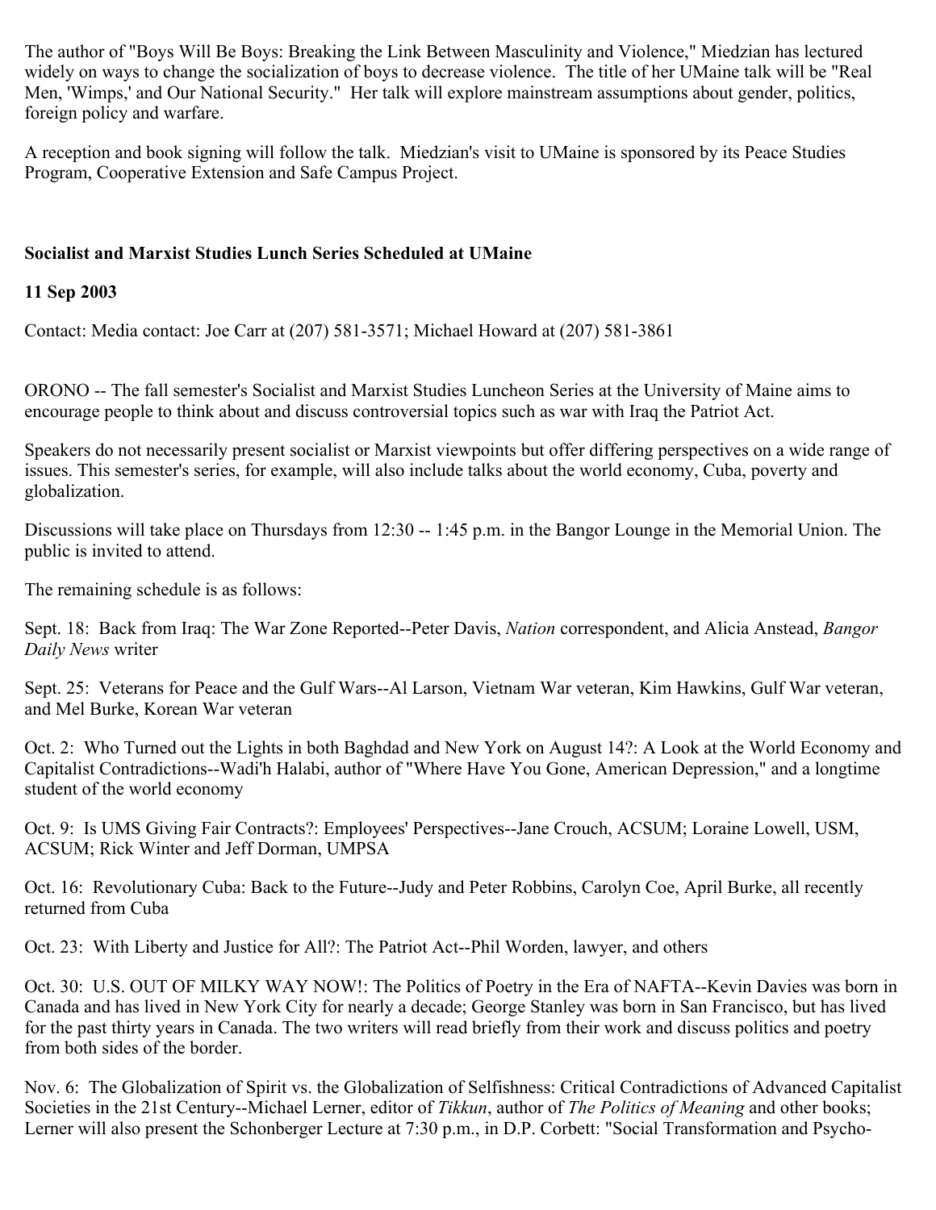The author of "Boys Will Be Boys: Breaking the Link Between Masculinity and Violence," Miedzian has lectured widely on ways to change the socialization of boys to decrease violence. The title of her UMaine talk will be "Real Men, 'Wimps,' and Our National Security." Her talk will explore mainstream assumptions about gender, politics, foreign policy and warfare.

A reception and book signing will follow the talk. Miedzian's visit to UMaine is sponsored by its Peace Studies Program, Cooperative Extension and Safe Campus Project.

**Socialist and Marxist Studies Lunch Series Scheduled at UMaine**

**11 Sep 2003**

Contact: Media contact: Joe Carr at (207) 581-3571; Michael Howard at (207) 581-3861

ORONO -- The fall semester's Socialist and Marxist Studies Luncheon Series at the University of Maine aims to encourage people to think about and discuss controversial topics such as war with Iraq the Patriot Act.

Speakers do not necessarily present socialist or Marxist viewpoints but offer differing perspectives on a wide range of issues. This semester's series, for example, will also include talks about the world economy, Cuba, poverty and globalization.

Discussions will take place on Thursdays from 12:30 -- 1:45 p.m. in the Bangor Lounge in the Memorial Union. The public is invited to attend.

The remaining schedule is as follows:

Sept. 18: Back from Iraq: The War Zone Reported--Peter Davis, *Nation* correspondent, and Alicia Anstead, *Bangor Daily News* writer

Sept. 25: Veterans for Peace and the Gulf Wars--Al Larson, Vietnam War veteran, Kim Hawkins, Gulf War veteran, and Mel Burke, Korean War veteran

Oct. 2: Who Turned out the Lights in both Baghdad and New York on August 14?: A Look at the World Economy and Capitalist Contradictions--Wadi'h Halabi, author of "Where Have You Gone, American Depression," and a longtime student of the world economy

Oct. 9: Is UMS Giving Fair Contracts?: Employees' Perspectives--Jane Crouch, ACSUM; Loraine Lowell, USM, ACSUM; Rick Winter and Jeff Dorman, UMPSA

Oct. 16: Revolutionary Cuba: Back to the Future--Judy and Peter Robbins, Carolyn Coe, April Burke, all recently returned from Cuba

Oct. 23: With Liberty and Justice for All?: The Patriot Act--Phil Worden, lawyer, and others

Oct. 30: U.S. OUT OF MILKY WAY NOW!: The Politics of Poetry in the Era of NAFTA--Kevin Davies was born in Canada and has lived in New York City for nearly a decade; George Stanley was born in San Francisco, but has lived for the past thirty years in Canada. The two writers will read briefly from their work and discuss politics and poetry from both sides of the border.

Nov. 6: The Globalization of Spirit vs. the Globalization of Selfishness: Critical Contradictions of Advanced Capitalist Societies in the 21st Century--Michael Lerner, editor of *Tikkun*, author of *The Politics of Meaning* and other books; Lerner will also present the Schonberger Lecture at 7:30 p.m., in D.P. Corbett: "Social Transformation and Psycho-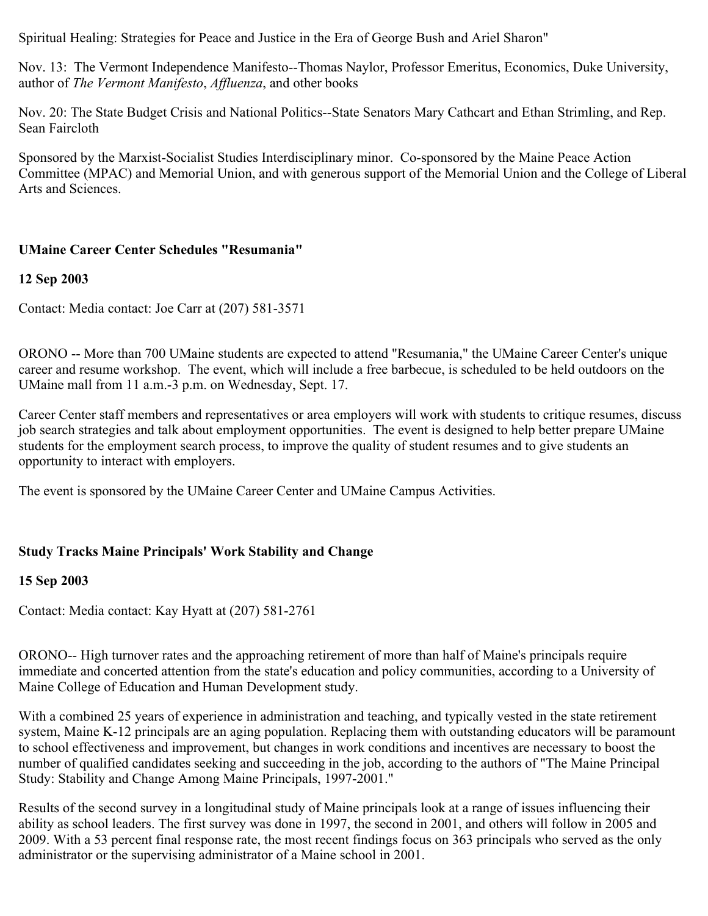Spiritual Healing: Strategies for Peace and Justice in the Era of George Bush and Ariel Sharon"

Nov. 13: The Vermont Independence Manifesto--Thomas Naylor, Professor Emeritus, Economics, Duke University, author of *The Vermont Manifesto*, *Affluenza*, and other books

Nov. 20: The State Budget Crisis and National Politics--State Senators Mary Cathcart and Ethan Strimling, and Rep. Sean Faircloth

Sponsored by the Marxist-Socialist Studies Interdisciplinary minor. Co-sponsored by the Maine Peace Action Committee (MPAC) and Memorial Union, and with generous support of the Memorial Union and the College of Liberal Arts and Sciences.

**UMaine Career Center Schedules "Resumania"**

**12 Sep 2003**

Contact: Media contact: Joe Carr at (207) 581-3571

ORONO -- More than 700 UMaine students are expected to attend "Resumania," the UMaine Career Center's unique career and resume workshop. The event, which will include a free barbecue, is scheduled to be held outdoors on the UMaine mall from 11 a.m.-3 p.m. on Wednesday, Sept. 17.

Career Center staff members and representatives or area employers will work with students to critique resumes, discuss job search strategies and talk about employment opportunities. The event is designed to help better prepare UMaine students for the employment search process, to improve the quality of student resumes and to give students an opportunity to interact with employers.

The event is sponsored by the UMaine Career Center and UMaine Campus Activities.

**Study Tracks Maine Principals' Work Stability and Change**

**15 Sep 2003**

Contact: Media contact: Kay Hyatt at (207) 581-2761

ORONO-- High turnover rates and the approaching retirement of more than half of Maine's principals require immediate and concerted attention from the state's education and policy communities, according to a University of Maine College of Education and Human Development study.

With a combined 25 years of experience in administration and teaching, and typically vested in the state retirement system, Maine K-12 principals are an aging population. Replacing them with outstanding educators will be paramount to school effectiveness and improvement, but changes in work conditions and incentives are necessary to boost the number of qualified candidates seeking and succeeding in the job, according to the authors of "The Maine Principal Study: Stability and Change Among Maine Principals, 1997-2001."

Results of the second survey in a longitudinal study of Maine principals look at a range of issues influencing their ability as school leaders. The first survey was done in 1997, the second in 2001, and others will follow in 2005 and 2009. With a 53 percent final response rate, the most recent findings focus on 363 principals who served as the only administrator or the supervising administrator of a Maine school in 2001.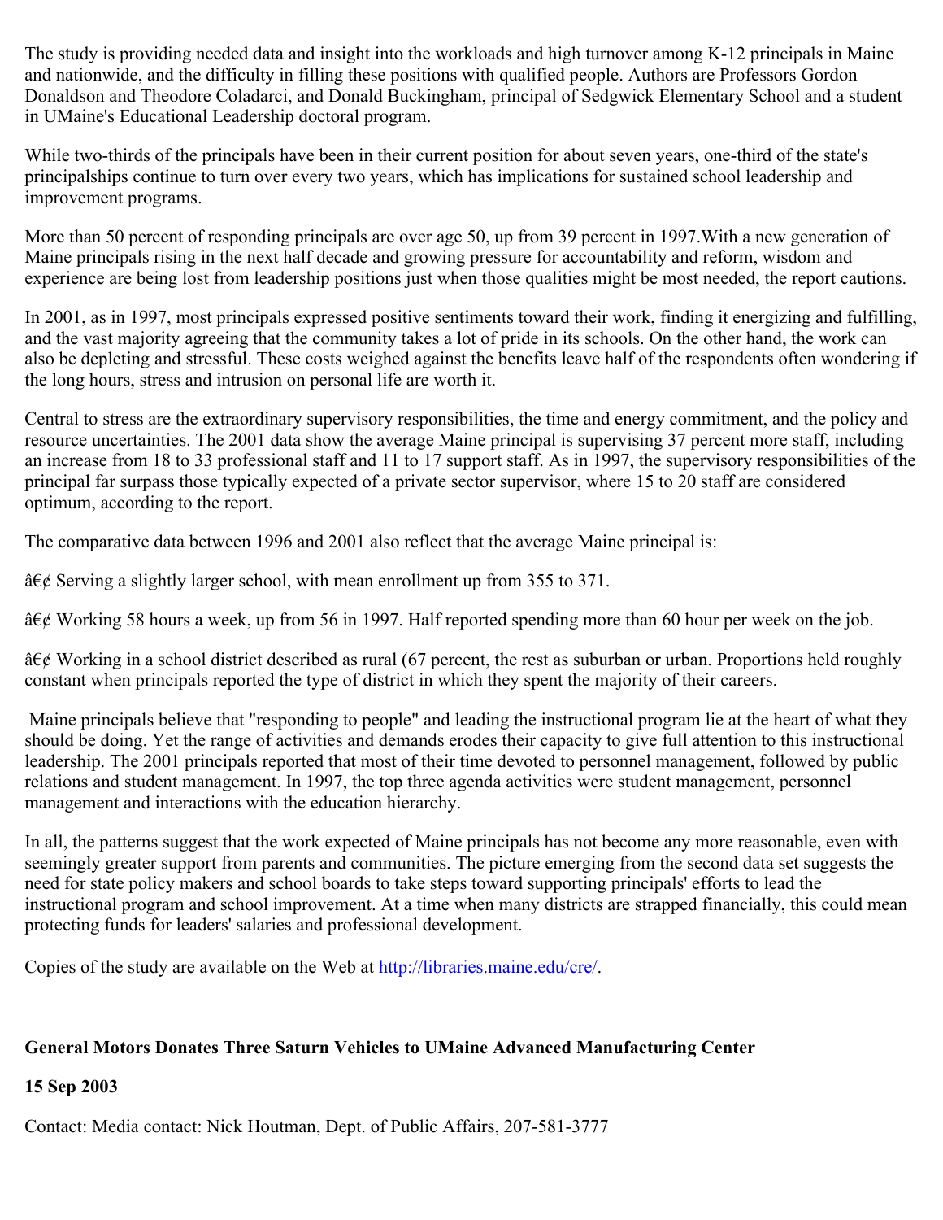The study is providing needed data and insight into the workloads and high turnover among K-12 principals in Maine and nationwide, and the difficulty in filling these positions with qualified people. Authors are Professors Gordon Donaldson and Theodore Coladarci, and Donald Buckingham, principal of Sedgwick Elementary School and a student in UMaine's Educational Leadership doctoral program.

While two-thirds of the principals have been in their current position for about seven years, one-third of the state's principalships continue to turn over every two years, which has implications for sustained school leadership and improvement programs.

More than 50 percent of responding principals are over age 50, up from 39 percent in 1997.With a new generation of Maine principals rising in the next half decade and growing pressure for accountability and reform, wisdom and experience are being lost from leadership positions just when those qualities might be most needed, the report cautions.

In 2001, as in 1997, most principals expressed positive sentiments toward their work, finding it energizing and fulfilling, and the vast majority agreeing that the community takes a lot of pride in its schools. On the other hand, the work can also be depleting and stressful. These costs weighed against the benefits leave half of the respondents often wondering if the long hours, stress and intrusion on personal life are worth it.

Central to stress are the extraordinary supervisory responsibilities, the time and energy commitment, and the policy and resource uncertainties. The 2001 data show the average Maine principal is supervising 37 percent more staff, including an increase from 18 to 33 professional staff and 11 to 17 support staff. As in 1997, the supervisory responsibilities of the principal far surpass those typically expected of a private sector supervisor, where 15 to 20 staff are considered optimum, according to the report.

The comparative data between 1996 and 2001 also reflect that the average Maine principal is:

â€¢ Serving a slightly larger school, with mean enrollment up from 355 to 371.

â€¢ Working 58 hours a week, up from 56 in 1997. Half reported spending more than 60 hour per week on the job.

â€¢ Working in a school district described as rural (67 percent, the rest as suburban or urban. Proportions held roughly constant when principals reported the type of district in which they spent the majority of their careers.

Maine principals believe that "responding to people" and leading the instructional program lie at the heart of what they should be doing. Yet the range of activities and demands erodes their capacity to give full attention to this instructional leadership. The 2001 principals reported that most of their time devoted to personnel management, followed by public relations and student management. In 1997, the top three agenda activities were student management, personnel management and interactions with the education hierarchy.

In all, the patterns suggest that the work expected of Maine principals has not become any more reasonable, even with seemingly greater support from parents and communities. The picture emerging from the second data set suggests the need for state policy makers and school boards to take steps toward supporting principals' efforts to lead the instructional program and school improvement. At a time when many districts are strapped financially, this could mean protecting funds for leaders' salaries and professional development.

Copies of the study are available on the Web at http://libraries.maine.edu/cre/.

**General Motors Donates Three Saturn Vehicles to UMaine Advanced Manufacturing Center**

**15 Sep 2003**

Contact: Media contact: Nick Houtman, Dept. of Public Affairs, 207-581-3777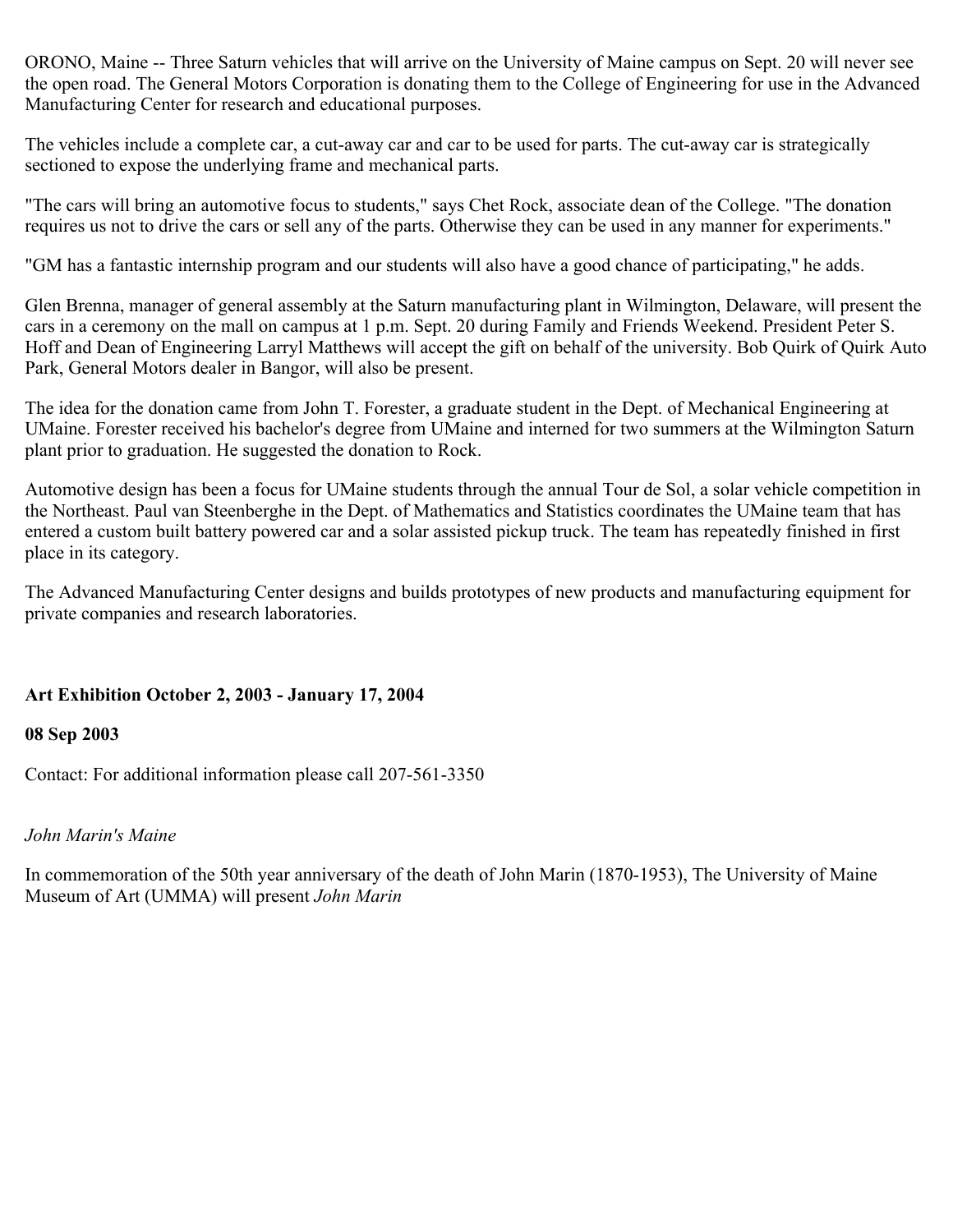ORONO, Maine -- Three Saturn vehicles that will arrive on the University of Maine campus on Sept. 20 will never see the open road. The General Motors Corporation is donating them to the College of Engineering for use in the Advanced Manufacturing Center for research and educational purposes.

The vehicles include a complete car, a cut-away car and car to be used for parts. The cut-away car is strategically sectioned to expose the underlying frame and mechanical parts.

"The cars will bring an automotive focus to students," says Chet Rock, associate dean of the College. "The donation requires us not to drive the cars or sell any of the parts. Otherwise they can be used in any manner for experiments."

"GM has a fantastic internship program and our students will also have a good chance of participating," he adds.

Glen Brenna, manager of general assembly at the Saturn manufacturing plant in Wilmington, Delaware, will present the cars in a ceremony on the mall on campus at 1 p.m. Sept. 20 during Family and Friends Weekend. President Peter S. Hoff and Dean of Engineering Larryl Matthews will accept the gift on behalf of the university. Bob Quirk of Quirk Auto Park, General Motors dealer in Bangor, will also be present.

The idea for the donation came from John T. Forester, a graduate student in the Dept. of Mechanical Engineering at UMaine. Forester received his bachelor's degree from UMaine and interned for two summers at the Wilmington Saturn plant prior to graduation. He suggested the donation to Rock.

Automotive design has been a focus for UMaine students through the annual Tour de Sol, a solar vehicle competition in the Northeast. Paul van Steenberghe in the Dept. of Mathematics and Statistics coordinates the UMaine team that has entered a custom built battery powered car and a solar assisted pickup truck. The team has repeatedly finished in first place in its category.

The Advanced Manufacturing Center designs and builds prototypes of new products and manufacturing equipment for private companies and research laboratories.

**Art Exhibition October 2, 2003 - January 17, 2004**

**08 Sep 2003**

Contact: For additional information please call 207-561-3350

*John Marin's Maine*

In commemoration of the 50th year anniversary of the death of John Marin (1870-1953), The University of Maine Museum of Art (UMMA) will present *John Marin*